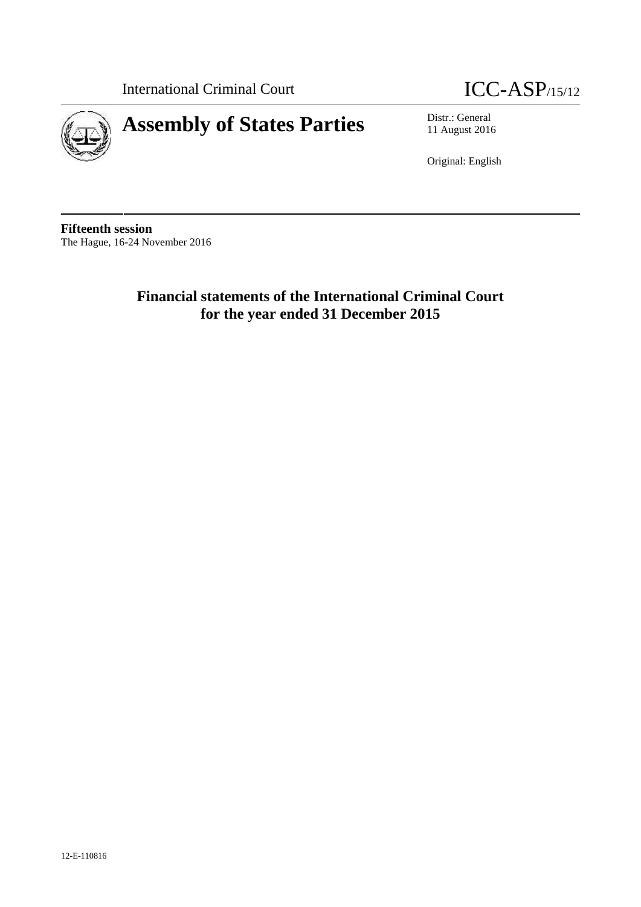International Criminal Court ICC-ASP/15/12

# Assembly of States Parties

Distr.: General
11 August 2016

Original: English

**Fifteenth session**
The Hague, 16-24 November 2016

## Financial statements of the International Criminal Court for the year ended 31 December 2015

12-E-110816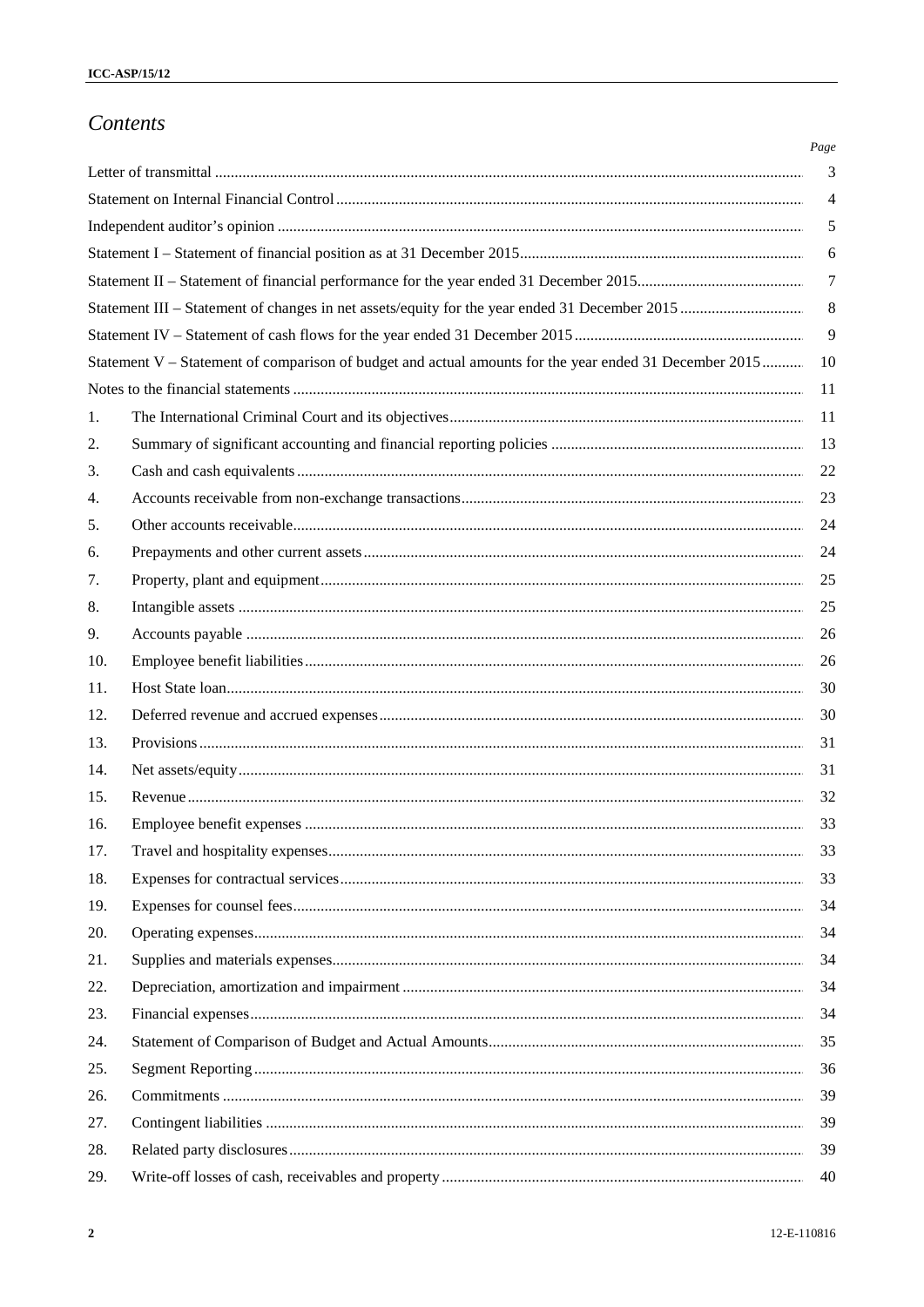# *Contents*

| | | Page |
|---|---|---|
| Letter of transmittal | | 3 |
| Statement on Internal Financial Control | | 4 |
| Independent auditor's opinion | | 5 |
| Statement I – Statement of financial position as at 31 December 2015 | | 6 |
| Statement II – Statement of financial performance for the year ended 31 December 2015 | | 7 |
| Statement III – Statement of changes in net assets/equity for the year ended 31 December 2015 | | 8 |
| Statement IV – Statement of cash flows for the year ended 31 December 2015 | | 9 |
| Statement V – Statement of comparison of budget and actual amounts for the year ended 31 December 2015 | | 10 |
| Notes to the financial statements | | 11 |
| 1. | The International Criminal Court and its objectives | 11 |
| 2. | Summary of significant accounting and financial reporting policies | 13 |
| 3. | Cash and cash equivalents | 22 |
| 4. | Accounts receivable from non-exchange transactions | 23 |
| 5. | Other accounts receivable | 24 |
| 6. | Prepayments and other current assets | 24 |
| 7. | Property, plant and equipment | 25 |
| 8. | Intangible assets | 25 |
| 9. | Accounts payable | 26 |
| 10. | Employee benefit liabilities | 26 |
| 11. | Host State loan | 30 |
| 12. | Deferred revenue and accrued expenses | 30 |
| 13. | Provisions | 31 |
| 14. | Net assets/equity | 31 |
| 15. | Revenue | 32 |
| 16. | Employee benefit expenses | 33 |
| 17. | Travel and hospitality expenses | 33 |
| 18. | Expenses for contractual services | 33 |
| 19. | Expenses for counsel fees | 34 |
| 20. | Operating expenses | 34 |
| 21. | Supplies and materials expenses | 34 |
| 22. | Depreciation, amortization and impairment | 34 |
| 23. | Financial expenses | 34 |
| 24. | Statement of Comparison of Budget and Actual Amounts | 35 |
| 25. | Segment Reporting | 36 |
| 26. | Commitments | 39 |
| 27. | Contingent liabilities | 39 |
| 28. | Related party disclosures | 39 |
| 29. | Write-off losses of cash, receivables and property | 40 |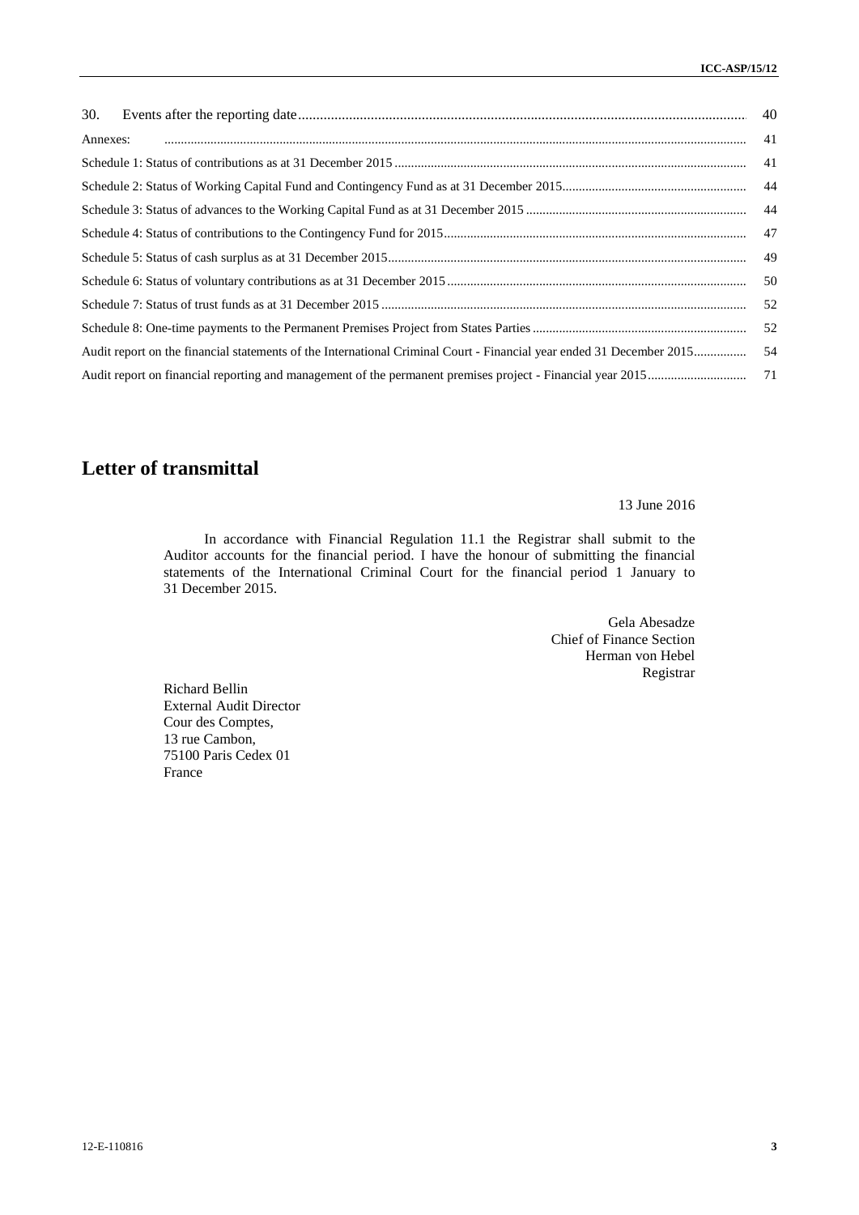| | |
|---|---|
| 30. Events after the reporting date | 40 |
| Annexes: | 41 |
| Schedule 1: Status of contributions as at 31 December 2015 | 41 |
| Schedule 2: Status of Working Capital Fund and Contingency Fund as at 31 December 2015 | 44 |
| Schedule 3: Status of advances to the Working Capital Fund as at 31 December 2015 | 44 |
| Schedule 4: Status of contributions to the Contingency Fund for 2015 | 47 |
| Schedule 5: Status of cash surplus as at 31 December 2015 | 49 |
| Schedule 6: Status of voluntary contributions as at 31 December 2015 | 50 |
| Schedule 7: Status of trust funds as at 31 December 2015 | 52 |
| Schedule 8: One-time payments to the Permanent Premises Project from States Parties | 52 |
| Audit report on the financial statements of the International Criminal Court - Financial year ended 31 December 2015 | 54 |
| Audit report on financial reporting and management of the permanent premises project - Financial year 2015 | 71 |

# Letter of transmittal

13 June 2016

In accordance with Financial Regulation 11.1 the Registrar shall submit to the Auditor accounts for the financial period. I have the honour of submitting the financial statements of the International Criminal Court for the financial period 1 January to 31 December 2015.

Gela Abesadze
Chief of Finance Section
Herman von Hebel
Registrar

Richard Bellin
External Audit Director
Cour des Comptes,
13 rue Cambon,
75100 Paris Cedex 01
France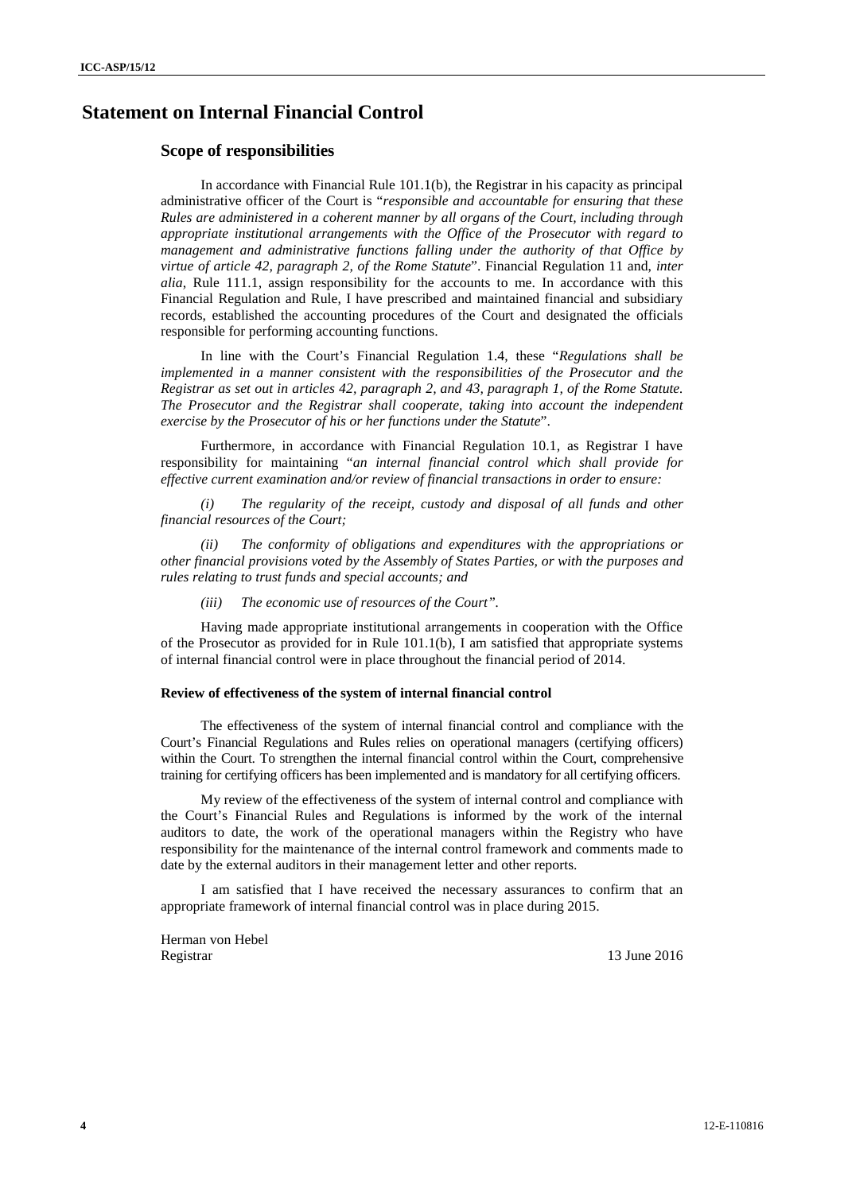# Statement on Internal Financial Control

## Scope of responsibilities

In accordance with Financial Rule 101.1(b), the Registrar in his capacity as principal administrative officer of the Court is "*responsible and accountable for ensuring that these Rules are administered in a coherent manner by all organs of the Court, including through appropriate institutional arrangements with the Office of the Prosecutor with regard to management and administrative functions falling under the authority of that Office by virtue of article 42, paragraph 2, of the Rome Statute*". Financial Regulation 11 and, *inter alia*, Rule 111.1, assign responsibility for the accounts to me. In accordance with this Financial Regulation and Rule, I have prescribed and maintained financial and subsidiary records, established the accounting procedures of the Court and designated the officials responsible for performing accounting functions.

In line with the Court's Financial Regulation 1.4, these "*Regulations shall be implemented in a manner consistent with the responsibilities of the Prosecutor and the Registrar as set out in articles 42, paragraph 2, and 43, paragraph 1, of the Rome Statute. The Prosecutor and the Registrar shall cooperate, taking into account the independent exercise by the Prosecutor of his or her functions under the Statute*".

Furthermore, in accordance with Financial Regulation 10.1, as Registrar I have responsibility for maintaining "*an internal financial control which shall provide for effective current examination and/or review of financial transactions in order to ensure:*

*(i) The regularity of the receipt, custody and disposal of all funds and other financial resources of the Court;*

*(ii) The conformity of obligations and expenditures with the appropriations or other financial provisions voted by the Assembly of States Parties, or with the purposes and rules relating to trust funds and special accounts; and*

*(iii) The economic use of resources of the Court".*

Having made appropriate institutional arrangements in cooperation with the Office of the Prosecutor as provided for in Rule 101.1(b), I am satisfied that appropriate systems of internal financial control were in place throughout the financial period of 2014.

#### Review of effectiveness of the system of internal financial control

The effectiveness of the system of internal financial control and compliance with the Court's Financial Regulations and Rules relies on operational managers (certifying officers) within the Court. To strengthen the internal financial control within the Court, comprehensive training for certifying officers has been implemented and is mandatory for all certifying officers.

My review of the effectiveness of the system of internal control and compliance with the Court's Financial Rules and Regulations is informed by the work of the internal auditors to date, the work of the operational managers within the Registry who have responsibility for the maintenance of the internal control framework and comments made to date by the external auditors in their management letter and other reports.

I am satisfied that I have received the necessary assurances to confirm that an appropriate framework of internal financial control was in place during 2015.

Herman von Hebel
Registrar

13 June 2016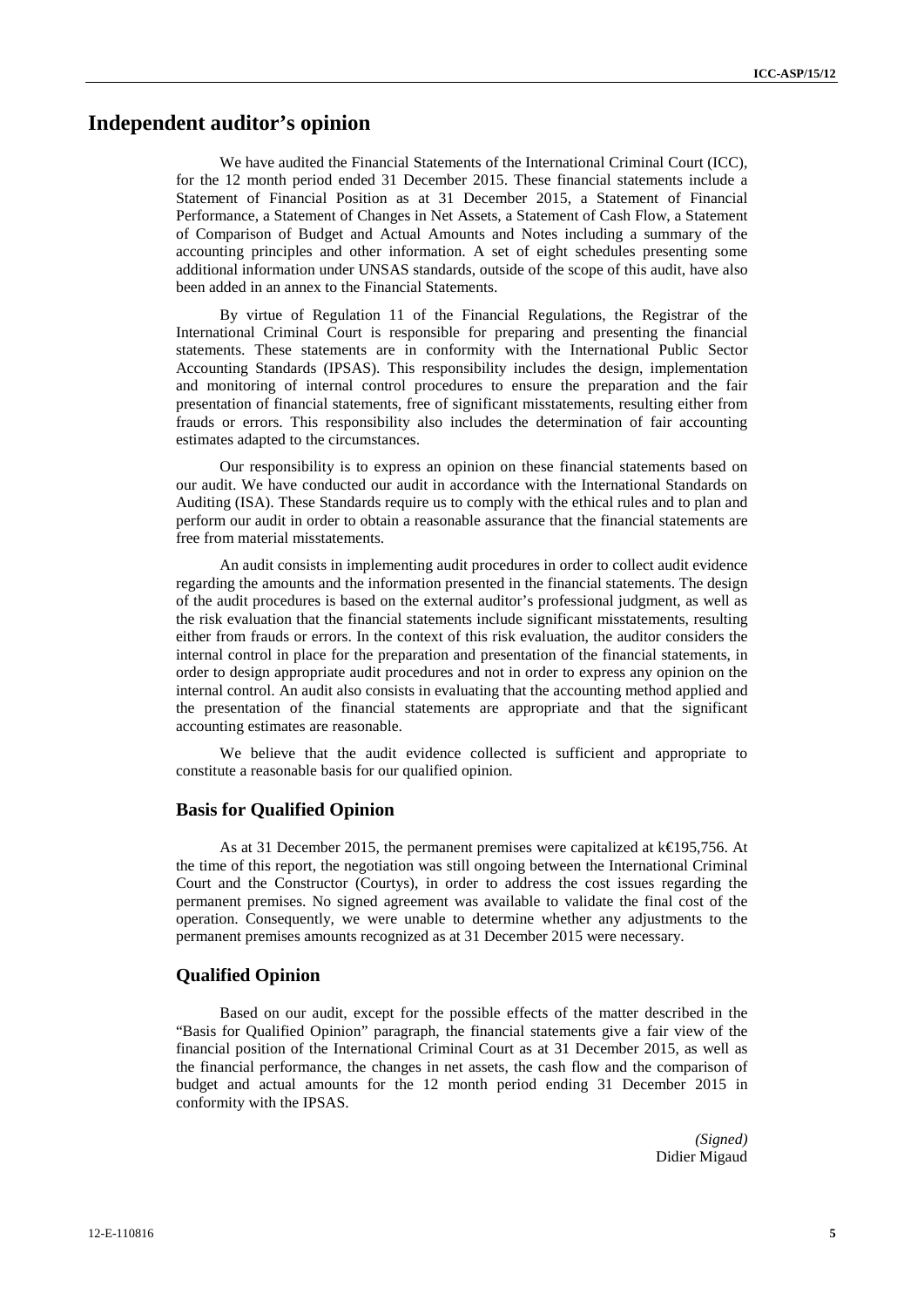# Independent auditor's opinion

We have audited the Financial Statements of the International Criminal Court (ICC), for the 12 month period ended 31 December 2015. These financial statements include a Statement of Financial Position as at 31 December 2015, a Statement of Financial Performance, a Statement of Changes in Net Assets, a Statement of Cash Flow, a Statement of Comparison of Budget and Actual Amounts and Notes including a summary of the accounting principles and other information. A set of eight schedules presenting some additional information under UNSAS standards, outside of the scope of this audit, have also been added in an annex to the Financial Statements.

By virtue of Regulation 11 of the Financial Regulations, the Registrar of the International Criminal Court is responsible for preparing and presenting the financial statements. These statements are in conformity with the International Public Sector Accounting Standards (IPSAS). This responsibility includes the design, implementation and monitoring of internal control procedures to ensure the preparation and the fair presentation of financial statements, free of significant misstatements, resulting either from frauds or errors. This responsibility also includes the determination of fair accounting estimates adapted to the circumstances.

Our responsibility is to express an opinion on these financial statements based on our audit. We have conducted our audit in accordance with the International Standards on Auditing (ISA). These Standards require us to comply with the ethical rules and to plan and perform our audit in order to obtain a reasonable assurance that the financial statements are free from material misstatements.

An audit consists in implementing audit procedures in order to collect audit evidence regarding the amounts and the information presented in the financial statements. The design of the audit procedures is based on the external auditor's professional judgment, as well as the risk evaluation that the financial statements include significant misstatements, resulting either from frauds or errors. In the context of this risk evaluation, the auditor considers the internal control in place for the preparation and presentation of the financial statements, in order to design appropriate audit procedures and not in order to express any opinion on the internal control. An audit also consists in evaluating that the accounting method applied and the presentation of the financial statements are appropriate and that the significant accounting estimates are reasonable.

We believe that the audit evidence collected is sufficient and appropriate to constitute a reasonable basis for our qualified opinion.

## Basis for Qualified Opinion

As at 31 December 2015, the permanent premises were capitalized at k€195,756. At the time of this report, the negotiation was still ongoing between the International Criminal Court and the Constructor (Courtys), in order to address the cost issues regarding the permanent premises. No signed agreement was available to validate the final cost of the operation. Consequently, we were unable to determine whether any adjustments to the permanent premises amounts recognized as at 31 December 2015 were necessary.

## Qualified Opinion

Based on our audit, except for the possible effects of the matter described in the "Basis for Qualified Opinion" paragraph, the financial statements give a fair view of the financial position of the International Criminal Court as at 31 December 2015, as well as the financial performance, the changes in net assets, the cash flow and the comparison of budget and actual amounts for the 12 month period ending 31 December 2015 in conformity with the IPSAS.

*(Signed)*
Didier Migaud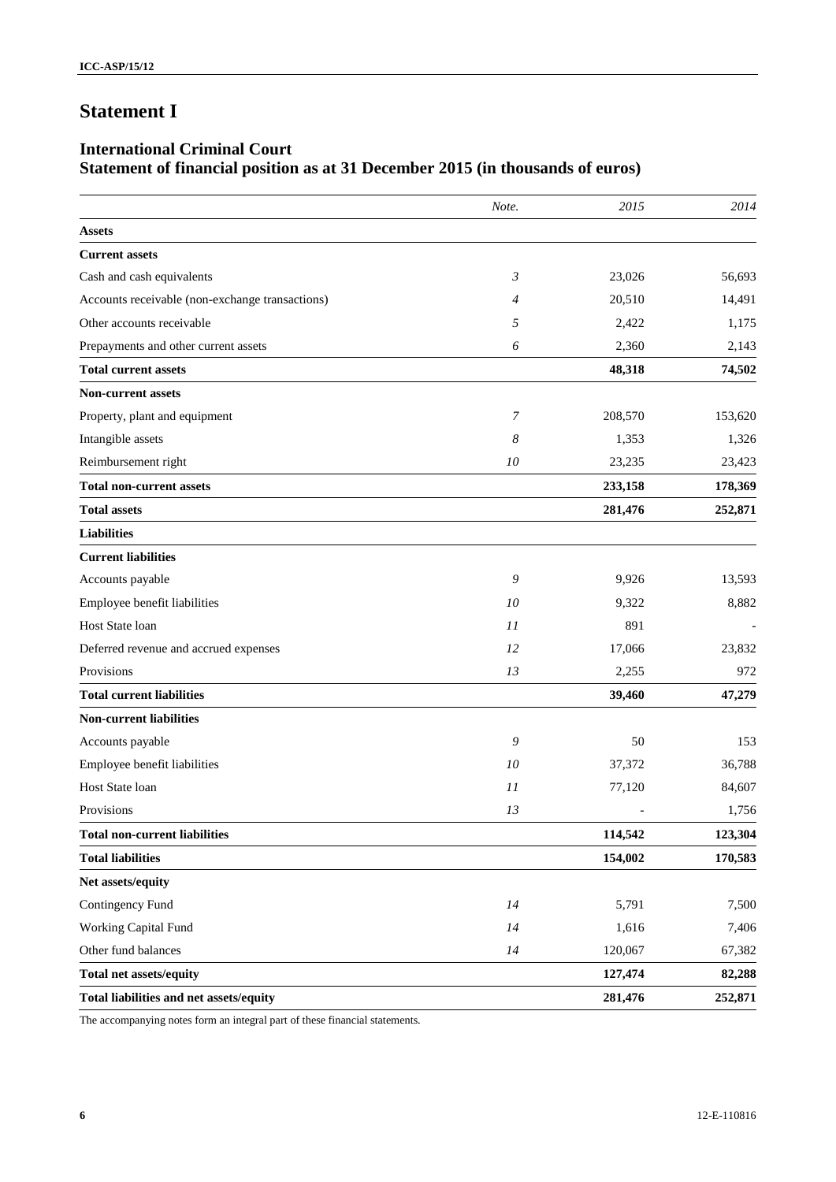# Statement I

## International Criminal Court
## Statement of financial position as at 31 December 2015 (in thousands of euros)

| | *Note.* | *2015* | *2014* |
|---|---|---|---|
| **Assets** | | | |
| **Current assets** | | | |
| Cash and cash equivalents | *3* | 23,026 | 56,693 |
| Accounts receivable (non-exchange transactions) | *4* | 20,510 | 14,491 |
| Other accounts receivable | *5* | 2,422 | 1,175 |
| Prepayments and other current assets | *6* | 2,360 | 2,143 |
| **Total current assets** | | **48,318** | **74,502** |
| **Non-current assets** | | | |
| Property, plant and equipment | *7* | 208,570 | 153,620 |
| Intangible assets | *8* | 1,353 | 1,326 |
| Reimbursement right | *10* | 23,235 | 23,423 |
| **Total non-current assets** | | **233,158** | **178,369** |
| **Total assets** | | **281,476** | **252,871** |
| **Liabilities** | | | |
| **Current liabilities** | | | |
| Accounts payable | *9* | 9,926 | 13,593 |
| Employee benefit liabilities | *10* | 9,322 | 8,882 |
| Host State loan | *11* | 891 | - |
| Deferred revenue and accrued expenses | *12* | 17,066 | 23,832 |
| Provisions | *13* | 2,255 | 972 |
| **Total current liabilities** | | **39,460** | **47,279** |
| **Non-current liabilities** | | | |
| Accounts payable | *9* | 50 | 153 |
| Employee benefit liabilities | *10* | 37,372 | 36,788 |
| Host State loan | *11* | 77,120 | 84,607 |
| Provisions | *13* | - | 1,756 |
| **Total non-current liabilities** | | **114,542** | **123,304** |
| **Total liabilities** | | **154,002** | **170,583** |
| **Net assets/equity** | | | |
| Contingency Fund | *14* | 5,791 | 7,500 |
| Working Capital Fund | *14* | 1,616 | 7,406 |
| Other fund balances | *14* | 120,067 | 67,382 |
| **Total net assets/equity** | | **127,474** | **82,288** |
| **Total liabilities and net assets/equity** | | **281,476** | **252,871** |

The accompanying notes form an integral part of these financial statements.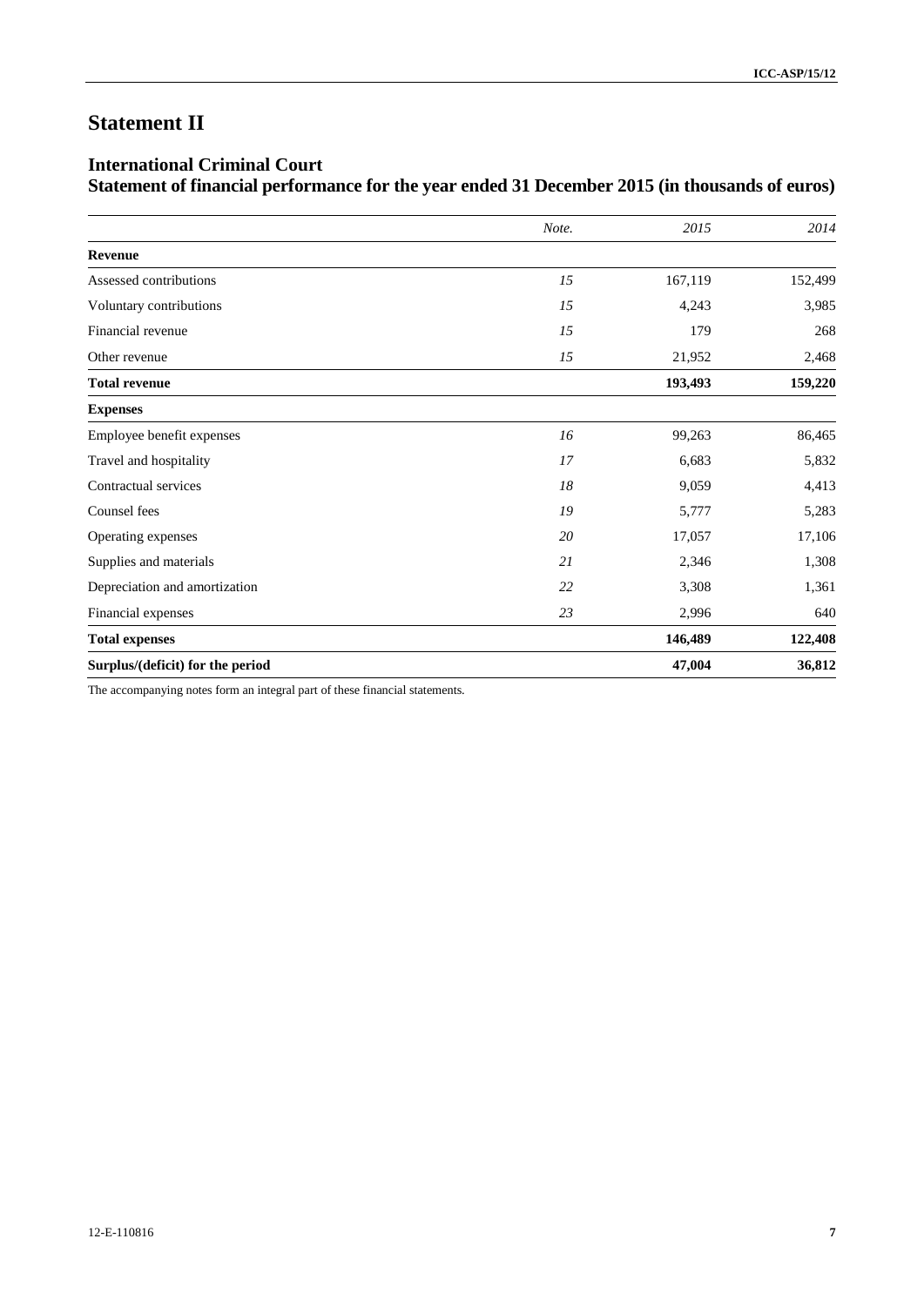# Statement II

## International Criminal Court
## Statement of financial performance for the year ended 31 December 2015 (in thousands of euros)

| | *Note.* | *2015* | *2014* |
|---|---|---|---|
| **Revenue** | | | |
| Assessed contributions | *15* | 167,119 | 152,499 |
| Voluntary contributions | *15* | 4,243 | 3,985 |
| Financial revenue | *15* | 179 | 268 |
| Other revenue | *15* | 21,952 | 2,468 |
| **Total revenue** | | **193,493** | **159,220** |
| **Expenses** | | | |
| Employee benefit expenses | *16* | 99,263 | 86,465 |
| Travel and hospitality | *17* | 6,683 | 5,832 |
| Contractual services | *18* | 9,059 | 4,413 |
| Counsel fees | *19* | 5,777 | 5,283 |
| Operating expenses | *20* | 17,057 | 17,106 |
| Supplies and materials | *21* | 2,346 | 1,308 |
| Depreciation and amortization | *22* | 3,308 | 1,361 |
| Financial expenses | *23* | 2,996 | 640 |
| **Total expenses** | | **146,489** | **122,408** |
| **Surplus/(deficit) for the period** | | **47,004** | **36,812** |

The accompanying notes form an integral part of these financial statements.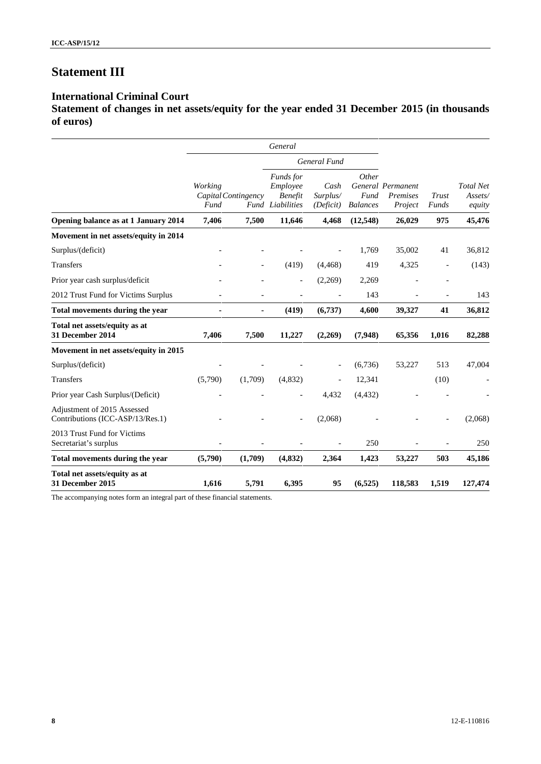# Statement III

## International Criminal Court

## Statement of changes in net assets/equity for the year ended 31 December 2015 (in thousands of euros)

| | *General* | | | | | | | |
|---|---|---|---|---|---|---|---|---|
| | | | *General Fund* | | | | | |
| | *Working Capital Fund* | *Contingency Fund* | *Funds for Employee Benefit Liabilities* | *Cash Surplus/ (Deficit)* | *Other General Fund Balances* | *Permanent Premises Project* | *Trust Funds* | *Total Net Assets/ equity* |
| **Opening balance as at 1 January 2014** | **7,406** | **7,500** | **11,646** | **4,468** | **(12,548)** | **26,029** | **975** | **45,476** |
| **Movement in net assets/equity in 2014** | | | | | | | | |
| Surplus/(deficit) | - | - | - | - | 1,769 | 35,002 | 41 | 36,812 |
| Transfers | - | - | (419) | (4,468) | 419 | 4,325 | - | (143) |
| Prior year cash surplus/deficit | - | - | - | (2,269) | 2,269 | - | - | |
| 2012 Trust Fund for Victims Surplus | - | - | - | - | 143 | - | - | 143 |
| **Total movements during the year** | **-** | **-** | **(419)** | **(6,737)** | **4,600** | **39,327** | **41** | **36,812** |
| **Total net assets/equity as at 31 December 2014** | **7,406** | **7,500** | **11,227** | **(2,269)** | **(7,948)** | **65,356** | **1,016** | **82,288** |
| **Movement in net assets/equity in 2015** | | | | | | | | |
| Surplus/(deficit) | - | - | - | - | (6,736) | 53,227 | 513 | 47,004 |
| Transfers | (5,790) | (1,709) | (4,832) | - | 12,341 | | (10) | - |
| Prior year Cash Surplus/(Deficit) | - | - | - | 4,432 | (4,432) | - | - | - |
| Adjustment of 2015 Assessed Contributions (ICC-ASP/13/Res.1) | - | - | - | (2,068) | - | - | - | (2,068) |
| 2013 Trust Fund for Victims Secretariat's surplus | - | - | - | - | 250 | - | - | 250 |
| **Total movements during the year** | **(5,790)** | **(1,709)** | **(4,832)** | **2,364** | **1,423** | **53,227** | **503** | **45,186** |
| **Total net assets/equity as at 31 December 2015** | **1,616** | **5,791** | **6,395** | **95** | **(6,525)** | **118,583** | **1,519** | **127,474** |

The accompanying notes form an integral part of these financial statements.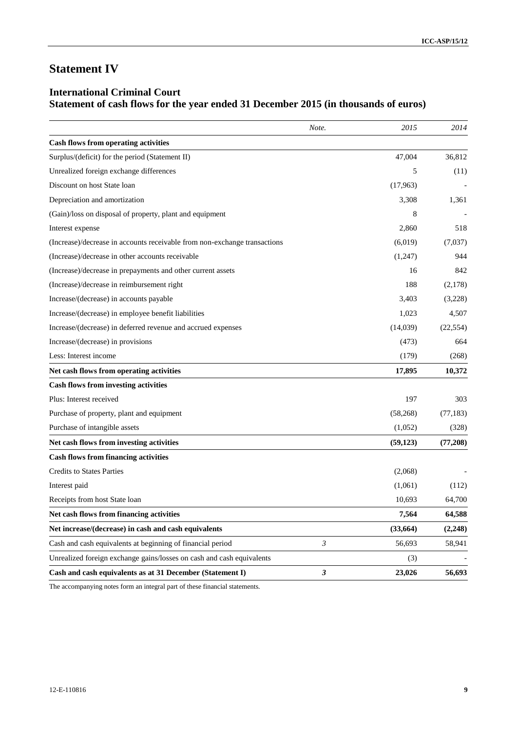# Statement IV

## International Criminal Court
## Statement of cash flows for the year ended 31 December 2015 (in thousands of euros)

| | *Note.* | *2015* | *2014* |
|---|---|---|---|
| **Cash flows from operating activities** | | | |
| Surplus/(deficit) for the period (Statement II) | | 47,004 | 36,812 |
| Unrealized foreign exchange differences | | 5 | (11) |
| Discount on host State loan | | (17,963) | - |
| Depreciation and amortization | | 3,308 | 1,361 |
| (Gain)/loss on disposal of property, plant and equipment | | 8 | - |
| Interest expense | | 2,860 | 518 |
| (Increase)/decrease in accounts receivable from non-exchange transactions | | (6,019) | (7,037) |
| (Increase)/decrease in other accounts receivable | | (1,247) | 944 |
| (Increase)/decrease in prepayments and other current assets | | 16 | 842 |
| (Increase)/decrease in reimbursement right | | 188 | (2,178) |
| Increase/(decrease) in accounts payable | | 3,403 | (3,228) |
| Increase/(decrease) in employee benefit liabilities | | 1,023 | 4,507 |
| Increase/(decrease) in deferred revenue and accrued expenses | | (14,039) | (22,554) |
| Increase/(decrease) in provisions | | (473) | 664 |
| Less: Interest income | | (179) | (268) |
| **Net cash flows from operating activities** | | **17,895** | **10,372** |
| **Cash flows from investing activities** | | | |
| Plus: Interest received | | 197 | 303 |
| Purchase of property, plant and equipment | | (58,268) | (77,183) |
| Purchase of intangible assets | | (1,052) | (328) |
| **Net cash flows from investing activities** | | **(59,123)** | **(77,208)** |
| **Cash flows from financing activities** | | | |
| Credits to States Parties | | (2,068) | - |
| Interest paid | | (1,061) | (112) |
| Receipts from host State loan | | 10,693 | 64,700 |
| **Net cash flows from financing activities** | | **7,564** | **64,588** |
| **Net increase/(decrease) in cash and cash equivalents** | | **(33,664)** | **(2,248)** |
| Cash and cash equivalents at beginning of financial period | *3* | 56,693 | 58,941 |
| Unrealized foreign exchange gains/losses on cash and cash equivalents | | (3) | - |
| **Cash and cash equivalents as at 31 December (Statement I)** | ***3*** | **23,026** | **56,693** |

The accompanying notes form an integral part of these financial statements.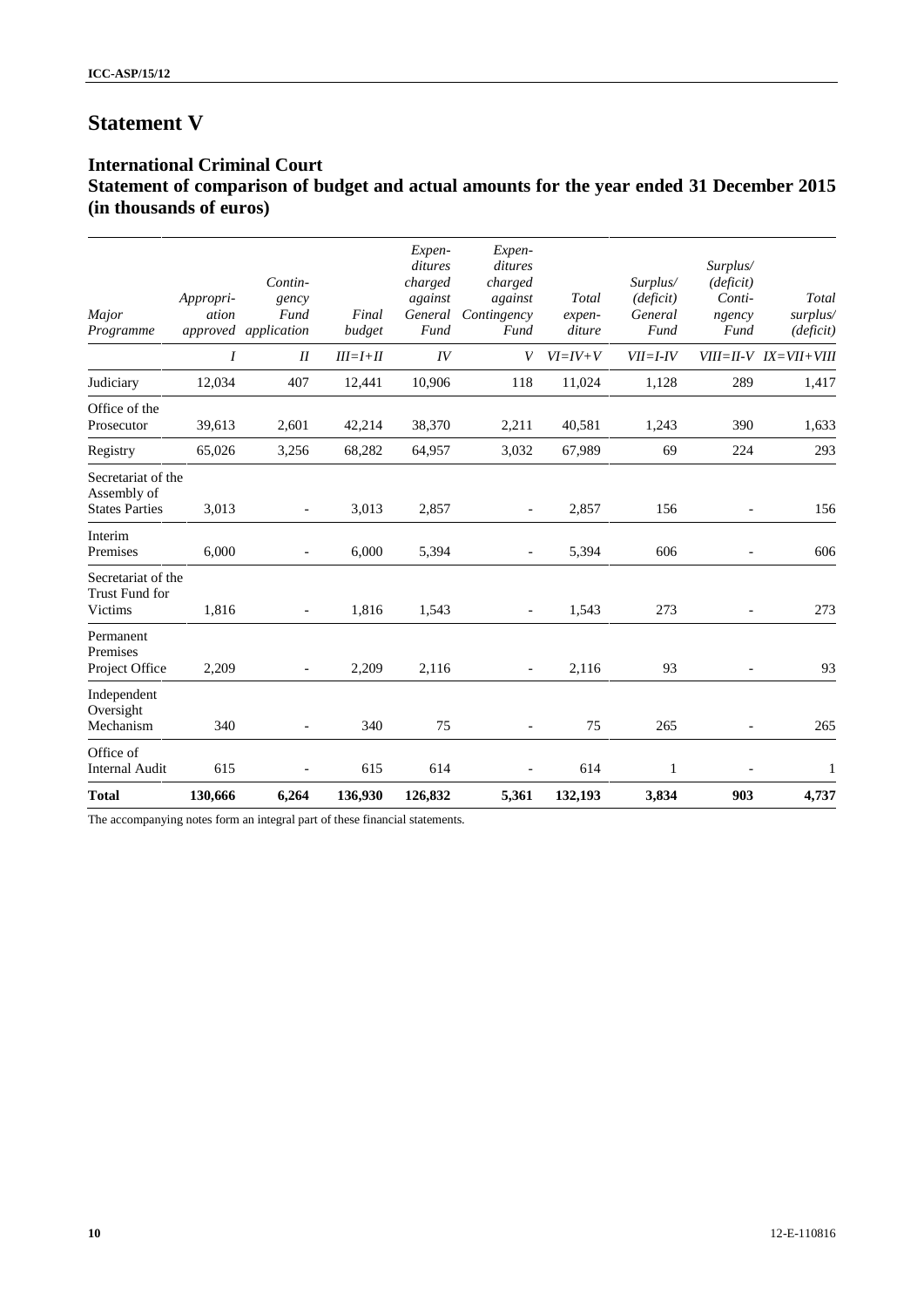# Statement V

## International Criminal Court

## Statement of comparison of budget and actual amounts for the year ended 31 December 2015 (in thousands of euros)

| *Major Programme* | *Appropriation approved* | *Contingency Fund application* | *Final budget* | *Expenditures charged against General Fund* | *Expenditures charged against Contingency Fund* | *Total expenditure* | *Surplus/ (deficit) General Fund* | *Surplus/ (deficit) Contingency Fund* | *Total surplus/ (deficit)* |
|---|---|---|---|---|---|---|---|---|---|
| | *I* | *II* | *III=I+II* | *IV* | *V* | *VI=IV+V* | *VII=I-IV* | *VIII=II-V* | *IX=VII+VIII* |
| Judiciary | 12,034 | 407 | 12,441 | 10,906 | 118 | 11,024 | 1,128 | 289 | 1,417 |
| Office of the Prosecutor | 39,613 | 2,601 | 42,214 | 38,370 | 2,211 | 40,581 | 1,243 | 390 | 1,633 |
| Registry | 65,026 | 3,256 | 68,282 | 64,957 | 3,032 | 67,989 | 69 | 224 | 293 |
| Secretariat of the Assembly of States Parties | 3,013 | - | 3,013 | 2,857 | - | 2,857 | 156 | - | 156 |
| Interim Premises | 6,000 | - | 6,000 | 5,394 | - | 5,394 | 606 | - | 606 |
| Secretariat of the Trust Fund for Victims | 1,816 | - | 1,816 | 1,543 | - | 1,543 | 273 | - | 273 |
| Permanent Premises Project Office | 2,209 | - | 2,209 | 2,116 | - | 2,116 | 93 | - | 93 |
| Independent Oversight Mechanism | 340 | - | 340 | 75 | - | 75 | 265 | - | 265 |
| Office of Internal Audit | 615 | - | 615 | 614 | - | 614 | 1 | - | 1 |
| **Total** | **130,666** | **6,264** | **136,930** | **126,832** | **5,361** | **132,193** | **3,834** | **903** | **4,737** |

The accompanying notes form an integral part of these financial statements.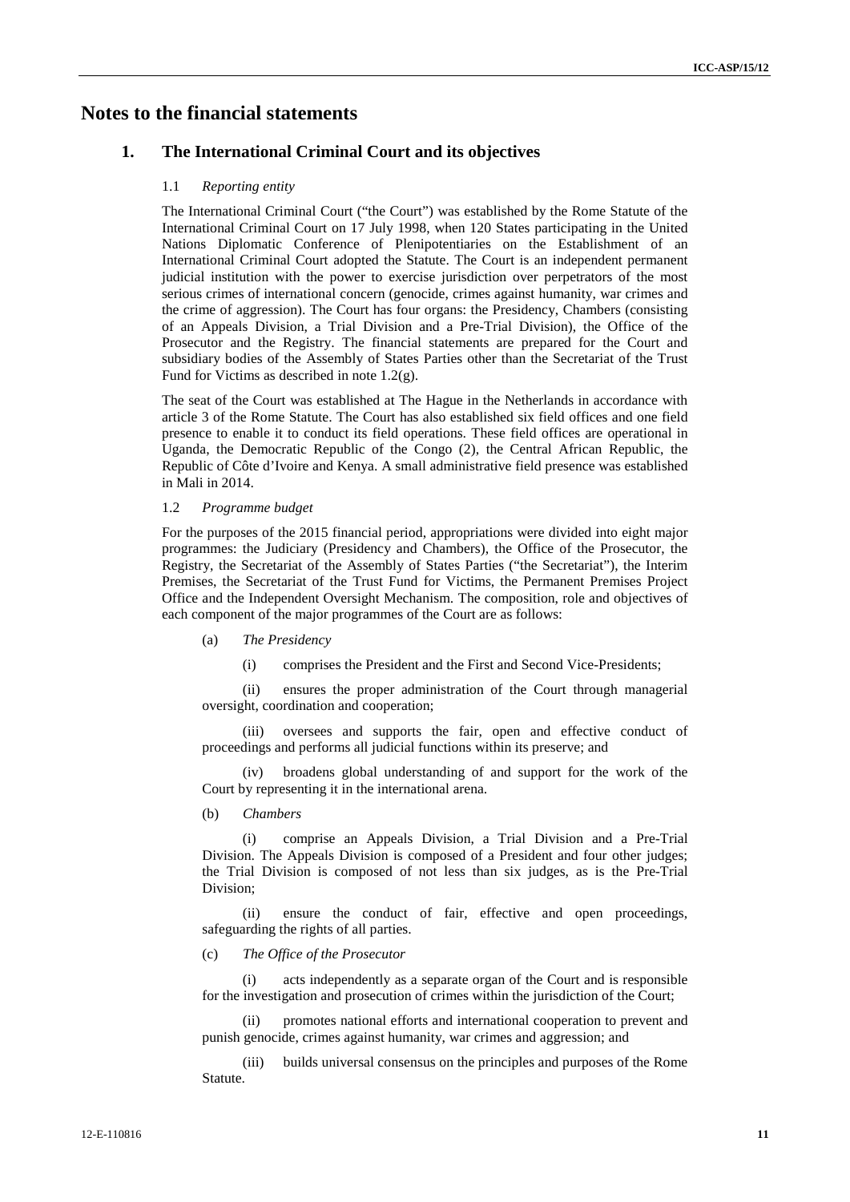# Notes to the financial statements

## 1. The International Criminal Court and its objectives

### 1.1 *Reporting entity*

The International Criminal Court ("the Court") was established by the Rome Statute of the International Criminal Court on 17 July 1998, when 120 States participating in the United Nations Diplomatic Conference of Plenipotentiaries on the Establishment of an International Criminal Court adopted the Statute. The Court is an independent permanent judicial institution with the power to exercise jurisdiction over perpetrators of the most serious crimes of international concern (genocide, crimes against humanity, war crimes and the crime of aggression). The Court has four organs: the Presidency, Chambers (consisting of an Appeals Division, a Trial Division and a Pre-Trial Division), the Office of the Prosecutor and the Registry. The financial statements are prepared for the Court and subsidiary bodies of the Assembly of States Parties other than the Secretariat of the Trust Fund for Victims as described in note 1.2(g).

The seat of the Court was established at The Hague in the Netherlands in accordance with article 3 of the Rome Statute. The Court has also established six field offices and one field presence to enable it to conduct its field operations. These field offices are operational in Uganda, the Democratic Republic of the Congo (2), the Central African Republic, the Republic of Côte d'Ivoire and Kenya. A small administrative field presence was established in Mali in 2014.

### 1.2 *Programme budget*

For the purposes of the 2015 financial period, appropriations were divided into eight major programmes: the Judiciary (Presidency and Chambers), the Office of the Prosecutor, the Registry, the Secretariat of the Assembly of States Parties ("the Secretariat"), the Interim Premises, the Secretariat of the Trust Fund for Victims, the Permanent Premises Project Office and the Independent Oversight Mechanism. The composition, role and objectives of each component of the major programmes of the Court are as follows:

(a) *The Presidency*

(i) comprises the President and the First and Second Vice-Presidents;

(ii) ensures the proper administration of the Court through managerial oversight, coordination and cooperation;

(iii) oversees and supports the fair, open and effective conduct of proceedings and performs all judicial functions within its preserve; and

(iv) broadens global understanding of and support for the work of the Court by representing it in the international arena.

(b) *Chambers*

(i) comprise an Appeals Division, a Trial Division and a Pre-Trial Division. The Appeals Division is composed of a President and four other judges; the Trial Division is composed of not less than six judges, as is the Pre-Trial Division;

(ii) ensure the conduct of fair, effective and open proceedings, safeguarding the rights of all parties.

(c) *The Office of the Prosecutor*

(i) acts independently as a separate organ of the Court and is responsible for the investigation and prosecution of crimes within the jurisdiction of the Court;

(ii) promotes national efforts and international cooperation to prevent and punish genocide, crimes against humanity, war crimes and aggression; and

(iii) builds universal consensus on the principles and purposes of the Rome Statute.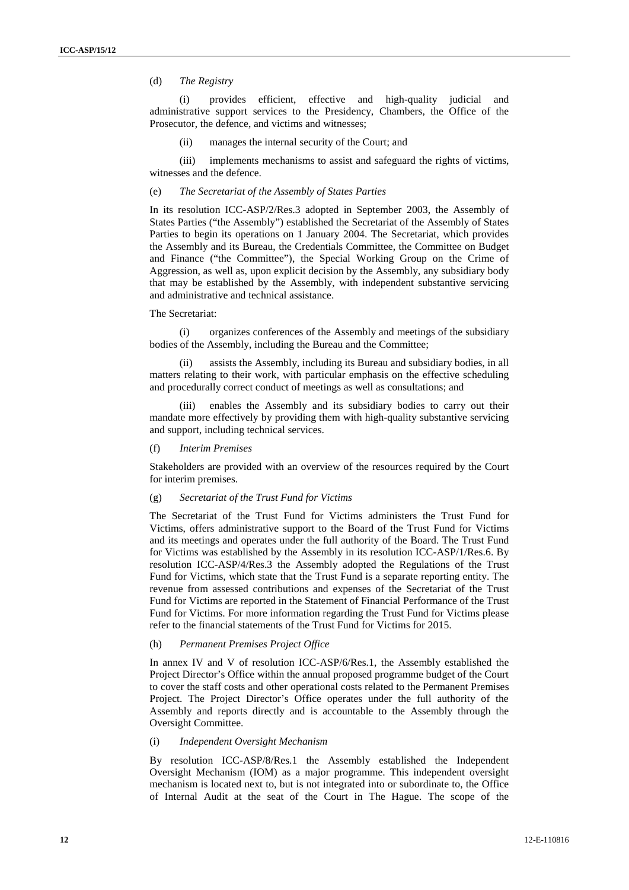(d) *The Registry*

(i) provides efficient, effective and high-quality judicial and administrative support services to the Presidency, Chambers, the Office of the Prosecutor, the defence, and victims and witnesses;

(ii) manages the internal security of the Court; and

(iii) implements mechanisms to assist and safeguard the rights of victims, witnesses and the defence.

(e) *The Secretariat of the Assembly of States Parties*

In its resolution ICC-ASP/2/Res.3 adopted in September 2003, the Assembly of States Parties ("the Assembly") established the Secretariat of the Assembly of States Parties to begin its operations on 1 January 2004. The Secretariat, which provides the Assembly and its Bureau, the Credentials Committee, the Committee on Budget and Finance ("the Committee"), the Special Working Group on the Crime of Aggression, as well as, upon explicit decision by the Assembly, any subsidiary body that may be established by the Assembly, with independent substantive servicing and administrative and technical assistance.

The Secretariat:

(i) organizes conferences of the Assembly and meetings of the subsidiary bodies of the Assembly, including the Bureau and the Committee;

(ii) assists the Assembly, including its Bureau and subsidiary bodies, in all matters relating to their work, with particular emphasis on the effective scheduling and procedurally correct conduct of meetings as well as consultations; and

(iii) enables the Assembly and its subsidiary bodies to carry out their mandate more effectively by providing them with high-quality substantive servicing and support, including technical services.

(f) *Interim Premises*

Stakeholders are provided with an overview of the resources required by the Court for interim premises.

(g) *Secretariat of the Trust Fund for Victims*

The Secretariat of the Trust Fund for Victims administers the Trust Fund for Victims, offers administrative support to the Board of the Trust Fund for Victims and its meetings and operates under the full authority of the Board. The Trust Fund for Victims was established by the Assembly in its resolution ICC-ASP/1/Res.6. By resolution ICC-ASP/4/Res.3 the Assembly adopted the Regulations of the Trust Fund for Victims, which state that the Trust Fund is a separate reporting entity. The revenue from assessed contributions and expenses of the Secretariat of the Trust Fund for Victims are reported in the Statement of Financial Performance of the Trust Fund for Victims. For more information regarding the Trust Fund for Victims please refer to the financial statements of the Trust Fund for Victims for 2015.

(h) *Permanent Premises Project Office*

In annex IV and V of resolution ICC-ASP/6/Res.1, the Assembly established the Project Director's Office within the annual proposed programme budget of the Court to cover the staff costs and other operational costs related to the Permanent Premises Project. The Project Director's Office operates under the full authority of the Assembly and reports directly and is accountable to the Assembly through the Oversight Committee.

(i) *Independent Oversight Mechanism*

By resolution ICC-ASP/8/Res.1 the Assembly established the Independent Oversight Mechanism (IOM) as a major programme. This independent oversight mechanism is located next to, but is not integrated into or subordinate to, the Office of Internal Audit at the seat of the Court in The Hague. The scope of the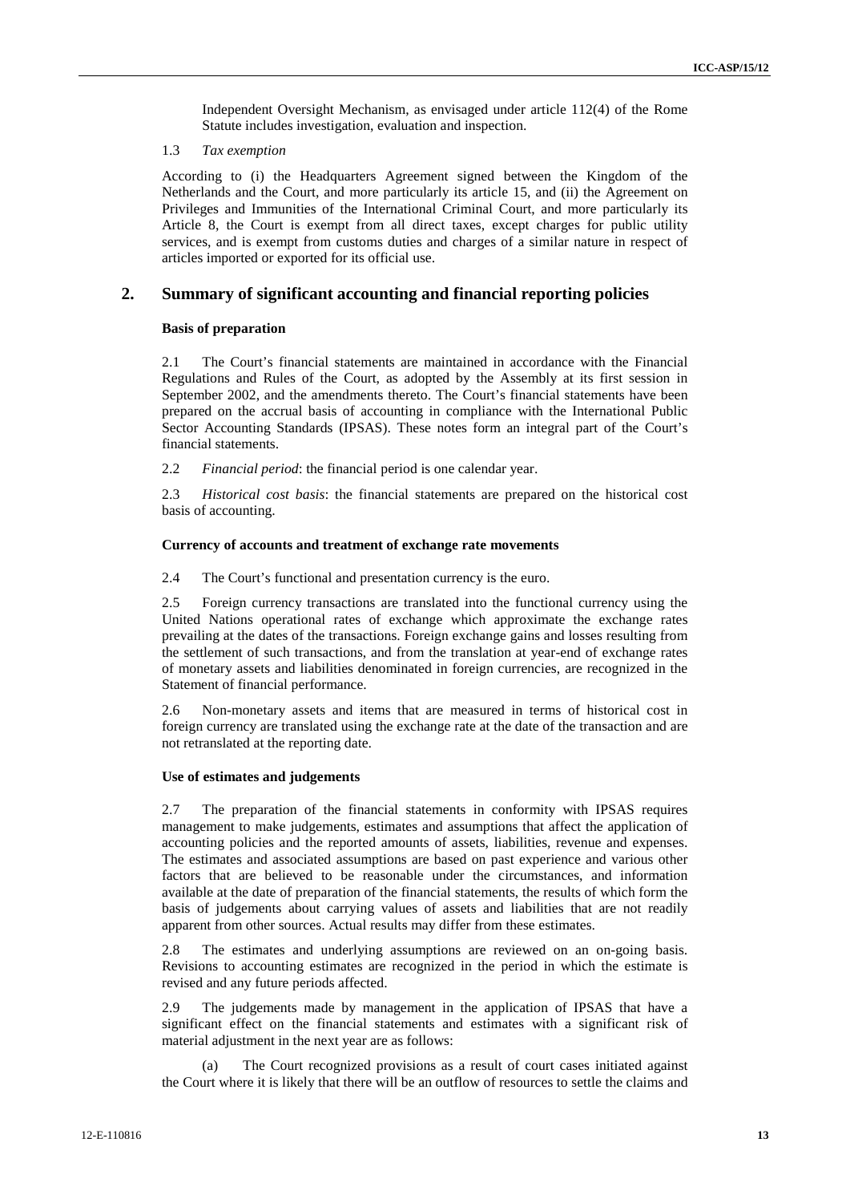Independent Oversight Mechanism, as envisaged under article 112(4) of the Rome Statute includes investigation, evaluation and inspection.

1.3 *Tax exemption*

According to (i) the Headquarters Agreement signed between the Kingdom of the Netherlands and the Court, and more particularly its article 15, and (ii) the Agreement on Privileges and Immunities of the International Criminal Court, and more particularly its Article 8, the Court is exempt from all direct taxes, except charges for public utility services, and is exempt from customs duties and charges of a similar nature in respect of articles imported or exported for its official use.

## 2. Summary of significant accounting and financial reporting policies

### Basis of preparation

2.1 The Court's financial statements are maintained in accordance with the Financial Regulations and Rules of the Court, as adopted by the Assembly at its first session in September 2002, and the amendments thereto. The Court's financial statements have been prepared on the accrual basis of accounting in compliance with the International Public Sector Accounting Standards (IPSAS). These notes form an integral part of the Court's financial statements.

2.2 *Financial period*: the financial period is one calendar year.

2.3 *Historical cost basis*: the financial statements are prepared on the historical cost basis of accounting.

### Currency of accounts and treatment of exchange rate movements

2.4 The Court's functional and presentation currency is the euro.

2.5 Foreign currency transactions are translated into the functional currency using the United Nations operational rates of exchange which approximate the exchange rates prevailing at the dates of the transactions. Foreign exchange gains and losses resulting from the settlement of such transactions, and from the translation at year-end of exchange rates of monetary assets and liabilities denominated in foreign currencies, are recognized in the Statement of financial performance.

2.6 Non-monetary assets and items that are measured in terms of historical cost in foreign currency are translated using the exchange rate at the date of the transaction and are not retranslated at the reporting date.

### Use of estimates and judgements

2.7 The preparation of the financial statements in conformity with IPSAS requires management to make judgements, estimates and assumptions that affect the application of accounting policies and the reported amounts of assets, liabilities, revenue and expenses. The estimates and associated assumptions are based on past experience and various other factors that are believed to be reasonable under the circumstances, and information available at the date of preparation of the financial statements, the results of which form the basis of judgements about carrying values of assets and liabilities that are not readily apparent from other sources. Actual results may differ from these estimates.

2.8 The estimates and underlying assumptions are reviewed on an on-going basis. Revisions to accounting estimates are recognized in the period in which the estimate is revised and any future periods affected.

2.9 The judgements made by management in the application of IPSAS that have a significant effect on the financial statements and estimates with a significant risk of material adjustment in the next year are as follows:

(a) The Court recognized provisions as a result of court cases initiated against the Court where it is likely that there will be an outflow of resources to settle the claims and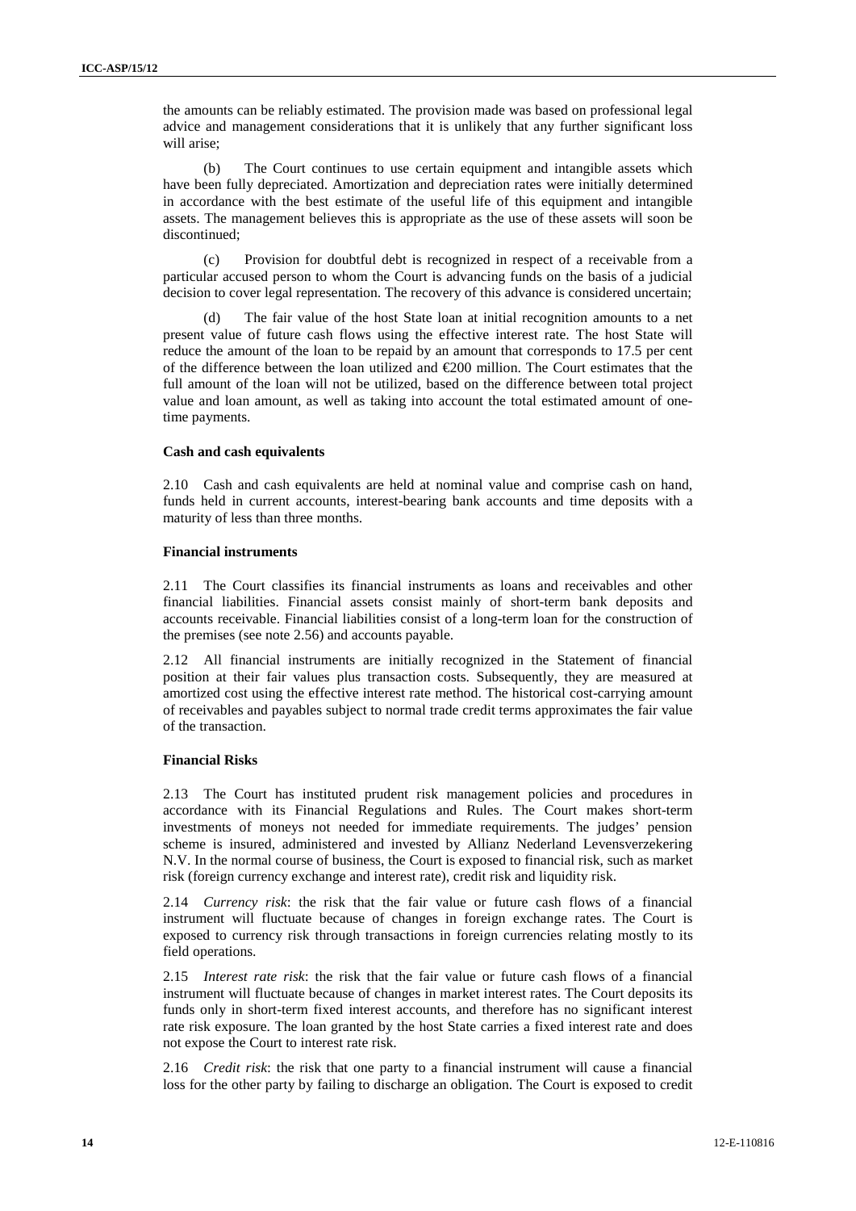the amounts can be reliably estimated. The provision made was based on professional legal advice and management considerations that it is unlikely that any further significant loss will arise;

(b) The Court continues to use certain equipment and intangible assets which have been fully depreciated. Amortization and depreciation rates were initially determined in accordance with the best estimate of the useful life of this equipment and intangible assets. The management believes this is appropriate as the use of these assets will soon be discontinued;

(c) Provision for doubtful debt is recognized in respect of a receivable from a particular accused person to whom the Court is advancing funds on the basis of a judicial decision to cover legal representation. The recovery of this advance is considered uncertain;

(d) The fair value of the host State loan at initial recognition amounts to a net present value of future cash flows using the effective interest rate. The host State will reduce the amount of the loan to be repaid by an amount that corresponds to 17.5 per cent of the difference between the loan utilized and €200 million. The Court estimates that the full amount of the loan will not be utilized, based on the difference between total project value and loan amount, as well as taking into account the total estimated amount of one-time payments.

#### Cash and cash equivalents

2.10 Cash and cash equivalents are held at nominal value and comprise cash on hand, funds held in current accounts, interest-bearing bank accounts and time deposits with a maturity of less than three months.

#### Financial instruments

2.11 The Court classifies its financial instruments as loans and receivables and other financial liabilities. Financial assets consist mainly of short-term bank deposits and accounts receivable. Financial liabilities consist of a long-term loan for the construction of the premises (see note 2.56) and accounts payable.

2.12 All financial instruments are initially recognized in the Statement of financial position at their fair values plus transaction costs. Subsequently, they are measured at amortized cost using the effective interest rate method. The historical cost-carrying amount of receivables and payables subject to normal trade credit terms approximates the fair value of the transaction.

#### Financial Risks

2.13 The Court has instituted prudent risk management policies and procedures in accordance with its Financial Regulations and Rules. The Court makes short-term investments of moneys not needed for immediate requirements. The judges' pension scheme is insured, administered and invested by Allianz Nederland Levensverzekering N.V. In the normal course of business, the Court is exposed to financial risk, such as market risk (foreign currency exchange and interest rate), credit risk and liquidity risk.

2.14 *Currency risk*: the risk that the fair value or future cash flows of a financial instrument will fluctuate because of changes in foreign exchange rates. The Court is exposed to currency risk through transactions in foreign currencies relating mostly to its field operations.

2.15 *Interest rate risk*: the risk that the fair value or future cash flows of a financial instrument will fluctuate because of changes in market interest rates. The Court deposits its funds only in short-term fixed interest accounts, and therefore has no significant interest rate risk exposure. The loan granted by the host State carries a fixed interest rate and does not expose the Court to interest rate risk.

2.16 *Credit risk*: the risk that one party to a financial instrument will cause a financial loss for the other party by failing to discharge an obligation. The Court is exposed to credit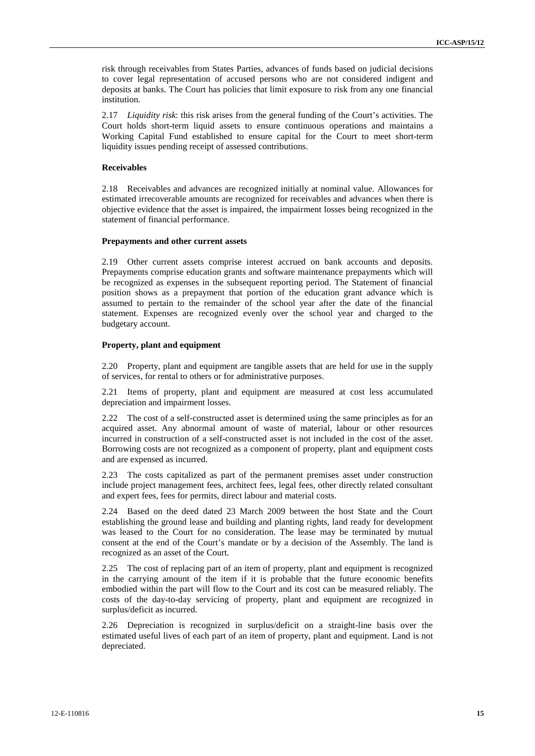risk through receivables from States Parties, advances of funds based on judicial decisions to cover legal representation of accused persons who are not considered indigent and deposits at banks. The Court has policies that limit exposure to risk from any one financial institution.

2.17 *Liquidity risk*: this risk arises from the general funding of the Court's activities. The Court holds short-term liquid assets to ensure continuous operations and maintains a Working Capital Fund established to ensure capital for the Court to meet short-term liquidity issues pending receipt of assessed contributions.

**Receivables**

2.18 Receivables and advances are recognized initially at nominal value. Allowances for estimated irrecoverable amounts are recognized for receivables and advances when there is objective evidence that the asset is impaired, the impairment losses being recognized in the statement of financial performance.

**Prepayments and other current assets**

2.19 Other current assets comprise interest accrued on bank accounts and deposits. Prepayments comprise education grants and software maintenance prepayments which will be recognized as expenses in the subsequent reporting period. The Statement of financial position shows as a prepayment that portion of the education grant advance which is assumed to pertain to the remainder of the school year after the date of the financial statement. Expenses are recognized evenly over the school year and charged to the budgetary account.

**Property, plant and equipment**

2.20 Property, plant and equipment are tangible assets that are held for use in the supply of services, for rental to others or for administrative purposes.

2.21 Items of property, plant and equipment are measured at cost less accumulated depreciation and impairment losses.

2.22 The cost of a self-constructed asset is determined using the same principles as for an acquired asset. Any abnormal amount of waste of material, labour or other resources incurred in construction of a self-constructed asset is not included in the cost of the asset. Borrowing costs are not recognized as a component of property, plant and equipment costs and are expensed as incurred.

2.23 The costs capitalized as part of the permanent premises asset under construction include project management fees, architect fees, legal fees, other directly related consultant and expert fees, fees for permits, direct labour and material costs.

2.24 Based on the deed dated 23 March 2009 between the host State and the Court establishing the ground lease and building and planting rights, land ready for development was leased to the Court for no consideration. The lease may be terminated by mutual consent at the end of the Court's mandate or by a decision of the Assembly. The land is recognized as an asset of the Court.

2.25 The cost of replacing part of an item of property, plant and equipment is recognized in the carrying amount of the item if it is probable that the future economic benefits embodied within the part will flow to the Court and its cost can be measured reliably. The costs of the day-to-day servicing of property, plant and equipment are recognized in surplus/deficit as incurred.

2.26 Depreciation is recognized in surplus/deficit on a straight-line basis over the estimated useful lives of each part of an item of property, plant and equipment. Land is not depreciated.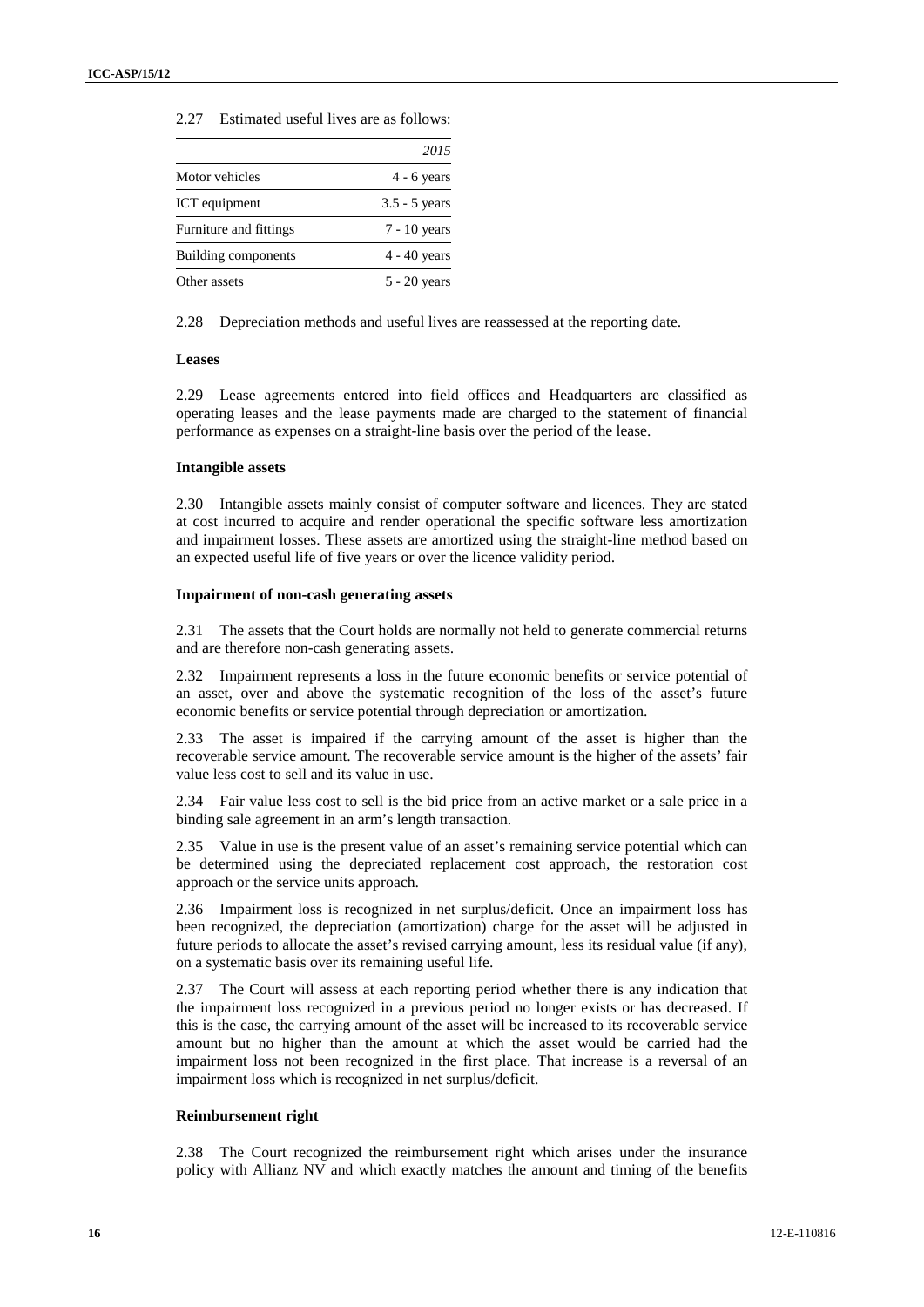2.27 Estimated useful lives are as follows:

| | *2015* |
|---|---|
| Motor vehicles | 4 - 6 years |
| ICT equipment | 3.5 - 5 years |
| Furniture and fittings | 7 - 10 years |
| Building components | 4 - 40 years |
| Other assets | 5 - 20 years |

2.28 Depreciation methods and useful lives are reassessed at the reporting date.

**Leases**

2.29 Lease agreements entered into field offices and Headquarters are classified as operating leases and the lease payments made are charged to the statement of financial performance as expenses on a straight-line basis over the period of the lease.

**Intangible assets**

2.30 Intangible assets mainly consist of computer software and licences. They are stated at cost incurred to acquire and render operational the specific software less amortization and impairment losses. These assets are amortized using the straight-line method based on an expected useful life of five years or over the licence validity period.

**Impairment of non-cash generating assets**

2.31 The assets that the Court holds are normally not held to generate commercial returns and are therefore non-cash generating assets.

2.32 Impairment represents a loss in the future economic benefits or service potential of an asset, over and above the systematic recognition of the loss of the asset's future economic benefits or service potential through depreciation or amortization.

2.33 The asset is impaired if the carrying amount of the asset is higher than the recoverable service amount. The recoverable service amount is the higher of the assets' fair value less cost to sell and its value in use.

2.34 Fair value less cost to sell is the bid price from an active market or a sale price in a binding sale agreement in an arm's length transaction.

2.35 Value in use is the present value of an asset's remaining service potential which can be determined using the depreciated replacement cost approach, the restoration cost approach or the service units approach.

2.36 Impairment loss is recognized in net surplus/deficit. Once an impairment loss has been recognized, the depreciation (amortization) charge for the asset will be adjusted in future periods to allocate the asset's revised carrying amount, less its residual value (if any), on a systematic basis over its remaining useful life.

2.37 The Court will assess at each reporting period whether there is any indication that the impairment loss recognized in a previous period no longer exists or has decreased. If this is the case, the carrying amount of the asset will be increased to its recoverable service amount but no higher than the amount at which the asset would be carried had the impairment loss not been recognized in the first place. That increase is a reversal of an impairment loss which is recognized in net surplus/deficit.

**Reimbursement right**

2.38 The Court recognized the reimbursement right which arises under the insurance policy with Allianz NV and which exactly matches the amount and timing of the benefits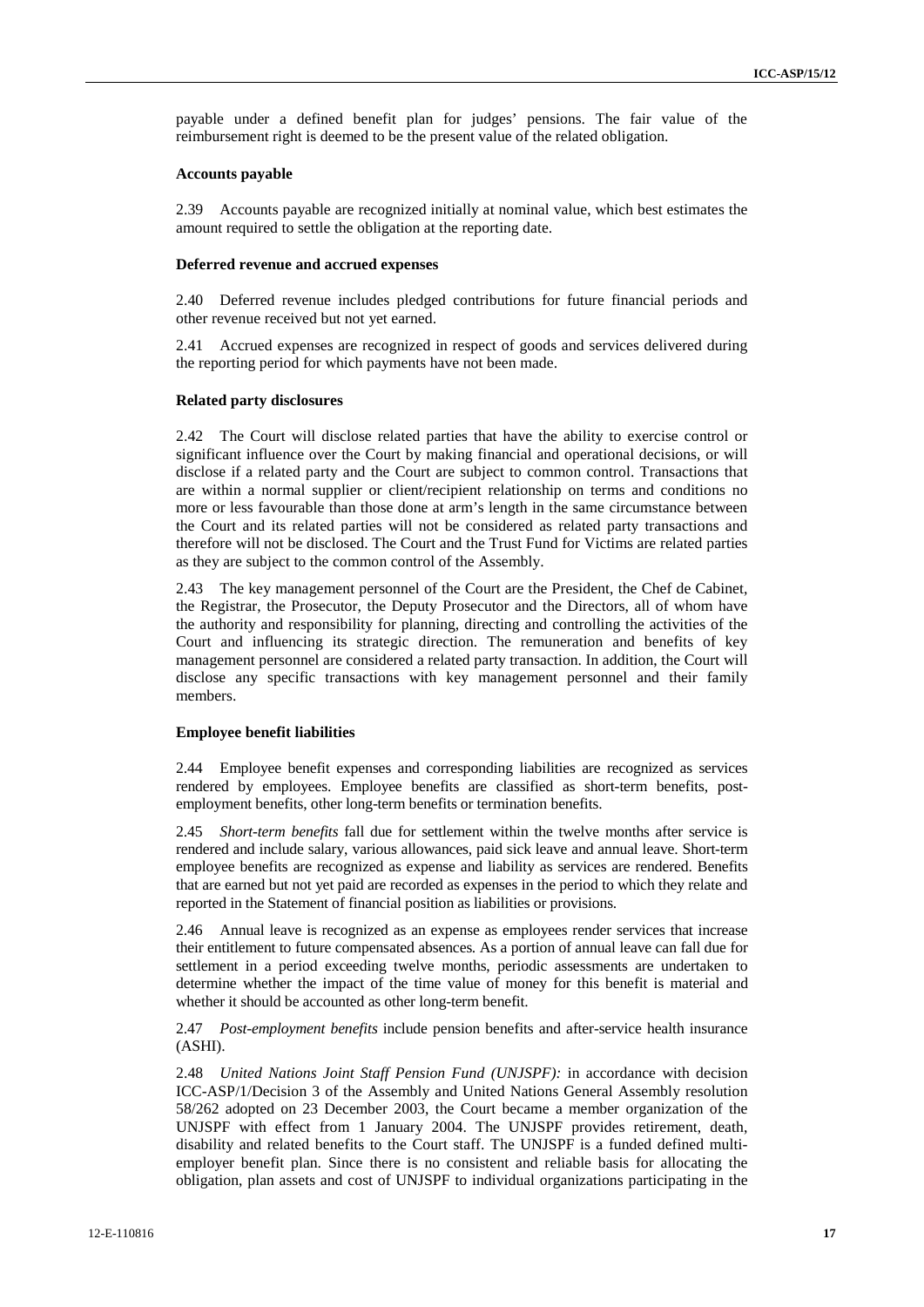payable under a defined benefit plan for judges' pensions. The fair value of the reimbursement right is deemed to be the present value of the related obligation.

### Accounts payable

2.39 Accounts payable are recognized initially at nominal value, which best estimates the amount required to settle the obligation at the reporting date.

### Deferred revenue and accrued expenses

2.40 Deferred revenue includes pledged contributions for future financial periods and other revenue received but not yet earned.

2.41 Accrued expenses are recognized in respect of goods and services delivered during the reporting period for which payments have not been made.

### Related party disclosures

2.42 The Court will disclose related parties that have the ability to exercise control or significant influence over the Court by making financial and operational decisions, or will disclose if a related party and the Court are subject to common control. Transactions that are within a normal supplier or client/recipient relationship on terms and conditions no more or less favourable than those done at arm's length in the same circumstance between the Court and its related parties will not be considered as related party transactions and therefore will not be disclosed. The Court and the Trust Fund for Victims are related parties as they are subject to the common control of the Assembly.

2.43 The key management personnel of the Court are the President, the Chef de Cabinet, the Registrar, the Prosecutor, the Deputy Prosecutor and the Directors, all of whom have the authority and responsibility for planning, directing and controlling the activities of the Court and influencing its strategic direction. The remuneration and benefits of key management personnel are considered a related party transaction. In addition, the Court will disclose any specific transactions with key management personnel and their family members.

### Employee benefit liabilities

2.44 Employee benefit expenses and corresponding liabilities are recognized as services rendered by employees. Employee benefits are classified as short-term benefits, post-employment benefits, other long-term benefits or termination benefits.

2.45 *Short-term benefits* fall due for settlement within the twelve months after service is rendered and include salary, various allowances, paid sick leave and annual leave. Short-term employee benefits are recognized as expense and liability as services are rendered. Benefits that are earned but not yet paid are recorded as expenses in the period to which they relate and reported in the Statement of financial position as liabilities or provisions.

2.46 Annual leave is recognized as an expense as employees render services that increase their entitlement to future compensated absences. As a portion of annual leave can fall due for settlement in a period exceeding twelve months, periodic assessments are undertaken to determine whether the impact of the time value of money for this benefit is material and whether it should be accounted as other long-term benefit.

2.47 *Post-employment benefits* include pension benefits and after-service health insurance (ASHI).

2.48 *United Nations Joint Staff Pension Fund (UNJSPF):* in accordance with decision ICC-ASP/1/Decision 3 of the Assembly and United Nations General Assembly resolution 58/262 adopted on 23 December 2003, the Court became a member organization of the UNJSPF with effect from 1 January 2004. The UNJSPF provides retirement, death, disability and related benefits to the Court staff. The UNJSPF is a funded defined multi-employer benefit plan. Since there is no consistent and reliable basis for allocating the obligation, plan assets and cost of UNJSPF to individual organizations participating in the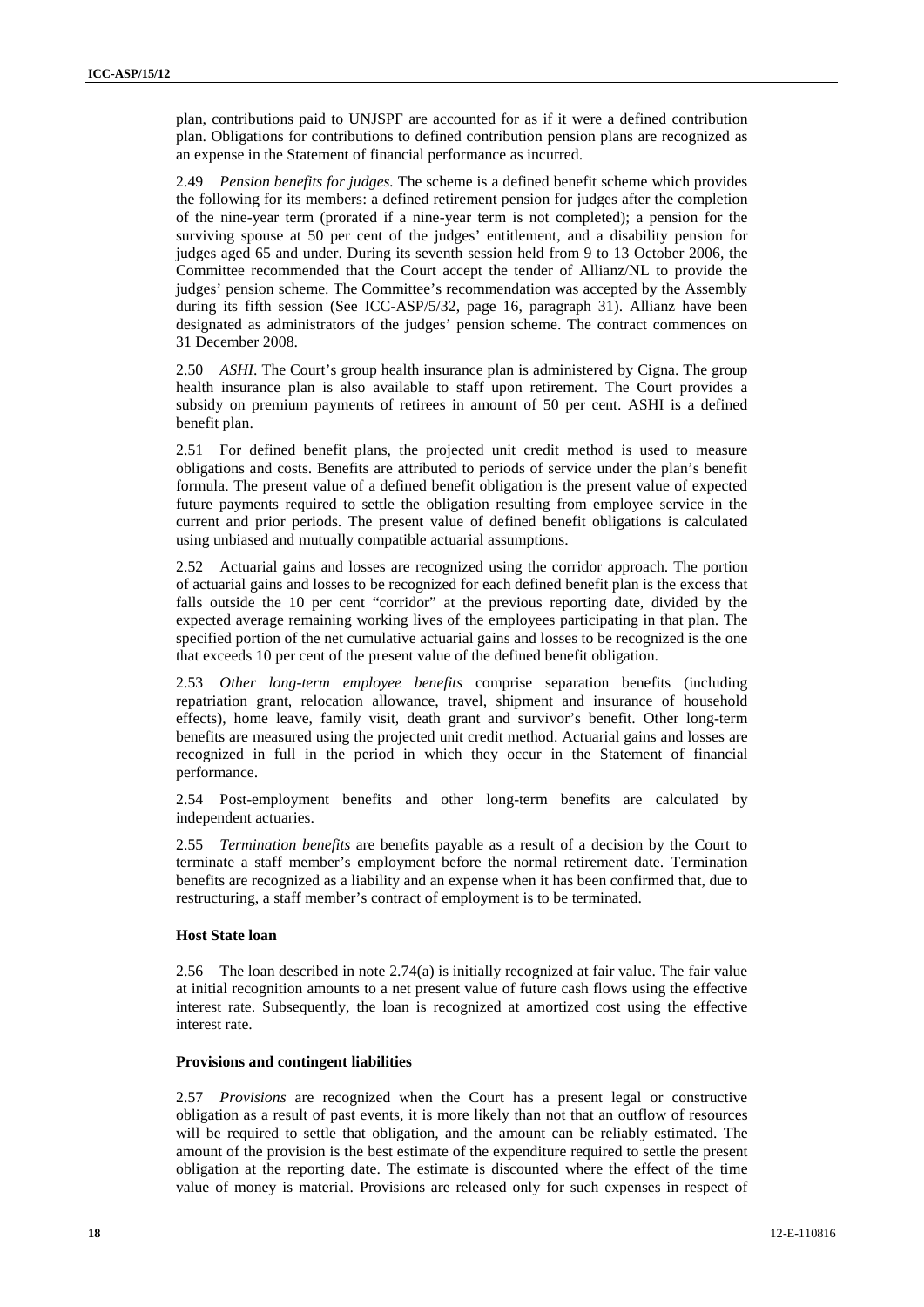plan, contributions paid to UNJSPF are accounted for as if it were a defined contribution plan. Obligations for contributions to defined contribution pension plans are recognized as an expense in the Statement of financial performance as incurred.

2.49 *Pension benefits for judges.* The scheme is a defined benefit scheme which provides the following for its members: a defined retirement pension for judges after the completion of the nine-year term (prorated if a nine-year term is not completed); a pension for the surviving spouse at 50 per cent of the judges' entitlement, and a disability pension for judges aged 65 and under. During its seventh session held from 9 to 13 October 2006, the Committee recommended that the Court accept the tender of Allianz/NL to provide the judges' pension scheme. The Committee's recommendation was accepted by the Assembly during its fifth session (See ICC-ASP/5/32, page 16, paragraph 31). Allianz have been designated as administrators of the judges' pension scheme. The contract commences on 31 December 2008.

2.50 *ASHI*. The Court's group health insurance plan is administered by Cigna. The group health insurance plan is also available to staff upon retirement. The Court provides a subsidy on premium payments of retirees in amount of 50 per cent. ASHI is a defined benefit plan.

2.51 For defined benefit plans, the projected unit credit method is used to measure obligations and costs. Benefits are attributed to periods of service under the plan's benefit formula. The present value of a defined benefit obligation is the present value of expected future payments required to settle the obligation resulting from employee service in the current and prior periods. The present value of defined benefit obligations is calculated using unbiased and mutually compatible actuarial assumptions.

2.52 Actuarial gains and losses are recognized using the corridor approach. The portion of actuarial gains and losses to be recognized for each defined benefit plan is the excess that falls outside the 10 per cent "corridor" at the previous reporting date, divided by the expected average remaining working lives of the employees participating in that plan. The specified portion of the net cumulative actuarial gains and losses to be recognized is the one that exceeds 10 per cent of the present value of the defined benefit obligation.

2.53 *Other long-term employee benefits* comprise separation benefits (including repatriation grant, relocation allowance, travel, shipment and insurance of household effects), home leave, family visit, death grant and survivor's benefit. Other long-term benefits are measured using the projected unit credit method. Actuarial gains and losses are recognized in full in the period in which they occur in the Statement of financial performance.

2.54 Post-employment benefits and other long-term benefits are calculated by independent actuaries.

2.55 *Termination benefits* are benefits payable as a result of a decision by the Court to terminate a staff member's employment before the normal retirement date. Termination benefits are recognized as a liability and an expense when it has been confirmed that, due to restructuring, a staff member's contract of employment is to be terminated.

#### Host State loan

2.56 The loan described in note 2.74(a) is initially recognized at fair value. The fair value at initial recognition amounts to a net present value of future cash flows using the effective interest rate. Subsequently, the loan is recognized at amortized cost using the effective interest rate.

#### Provisions and contingent liabilities

2.57 *Provisions* are recognized when the Court has a present legal or constructive obligation as a result of past events, it is more likely than not that an outflow of resources will be required to settle that obligation, and the amount can be reliably estimated. The amount of the provision is the best estimate of the expenditure required to settle the present obligation at the reporting date. The estimate is discounted where the effect of the time value of money is material. Provisions are released only for such expenses in respect of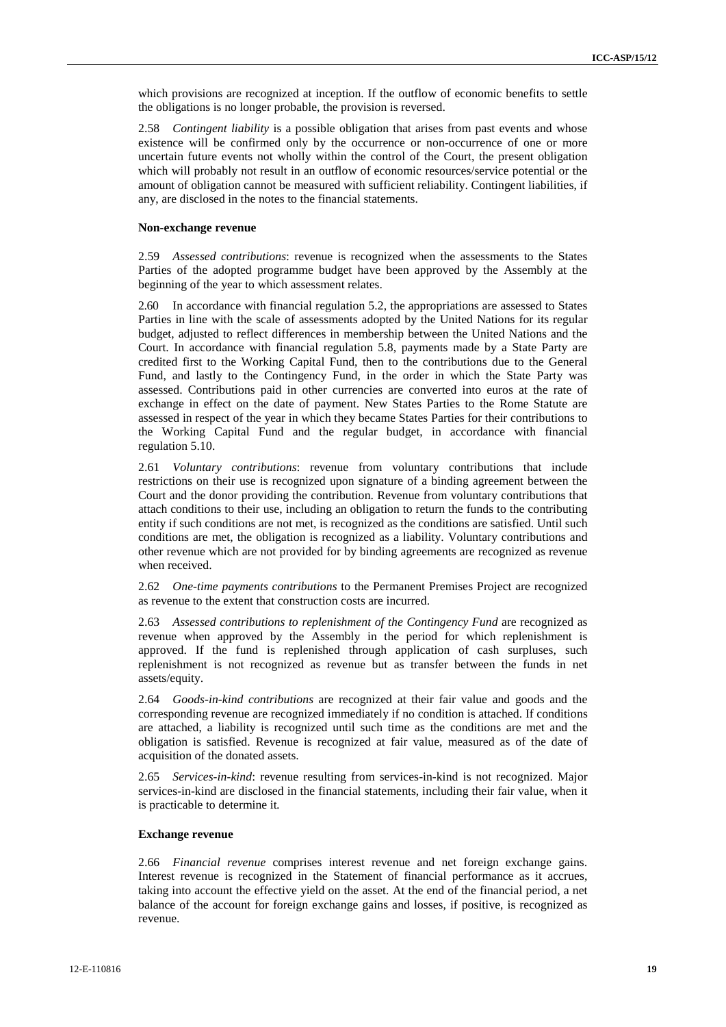which provisions are recognized at inception. If the outflow of economic benefits to settle the obligations is no longer probable, the provision is reversed.

2.58 *Contingent liability* is a possible obligation that arises from past events and whose existence will be confirmed only by the occurrence or non-occurrence of one or more uncertain future events not wholly within the control of the Court, the present obligation which will probably not result in an outflow of economic resources/service potential or the amount of obligation cannot be measured with sufficient reliability. Contingent liabilities, if any, are disclosed in the notes to the financial statements.

**Non-exchange revenue**

2.59 *Assessed contributions*: revenue is recognized when the assessments to the States Parties of the adopted programme budget have been approved by the Assembly at the beginning of the year to which assessment relates.

2.60 In accordance with financial regulation 5.2, the appropriations are assessed to States Parties in line with the scale of assessments adopted by the United Nations for its regular budget, adjusted to reflect differences in membership between the United Nations and the Court. In accordance with financial regulation 5.8, payments made by a State Party are credited first to the Working Capital Fund, then to the contributions due to the General Fund, and lastly to the Contingency Fund, in the order in which the State Party was assessed. Contributions paid in other currencies are converted into euros at the rate of exchange in effect on the date of payment. New States Parties to the Rome Statute are assessed in respect of the year in which they became States Parties for their contributions to the Working Capital Fund and the regular budget, in accordance with financial regulation 5.10.

2.61 *Voluntary contributions*: revenue from voluntary contributions that include restrictions on their use is recognized upon signature of a binding agreement between the Court and the donor providing the contribution. Revenue from voluntary contributions that attach conditions to their use, including an obligation to return the funds to the contributing entity if such conditions are not met, is recognized as the conditions are satisfied. Until such conditions are met, the obligation is recognized as a liability. Voluntary contributions and other revenue which are not provided for by binding agreements are recognized as revenue when received.

2.62 *One-time payments contributions* to the Permanent Premises Project are recognized as revenue to the extent that construction costs are incurred.

2.63 *Assessed contributions to replenishment of the Contingency Fund* are recognized as revenue when approved by the Assembly in the period for which replenishment is approved. If the fund is replenished through application of cash surpluses, such replenishment is not recognized as revenue but as transfer between the funds in net assets/equity.

2.64 *Goods-in-kind contributions* are recognized at their fair value and goods and the corresponding revenue are recognized immediately if no condition is attached. If conditions are attached, a liability is recognized until such time as the conditions are met and the obligation is satisfied. Revenue is recognized at fair value, measured as of the date of acquisition of the donated assets.

2.65 *Services-in-kind*: revenue resulting from services-in-kind is not recognized. Major services-in-kind are disclosed in the financial statements, including their fair value, when it is practicable to determine it.

**Exchange revenue**

2.66 *Financial revenue* comprises interest revenue and net foreign exchange gains. Interest revenue is recognized in the Statement of financial performance as it accrues, taking into account the effective yield on the asset. At the end of the financial period, a net balance of the account for foreign exchange gains and losses, if positive, is recognized as revenue.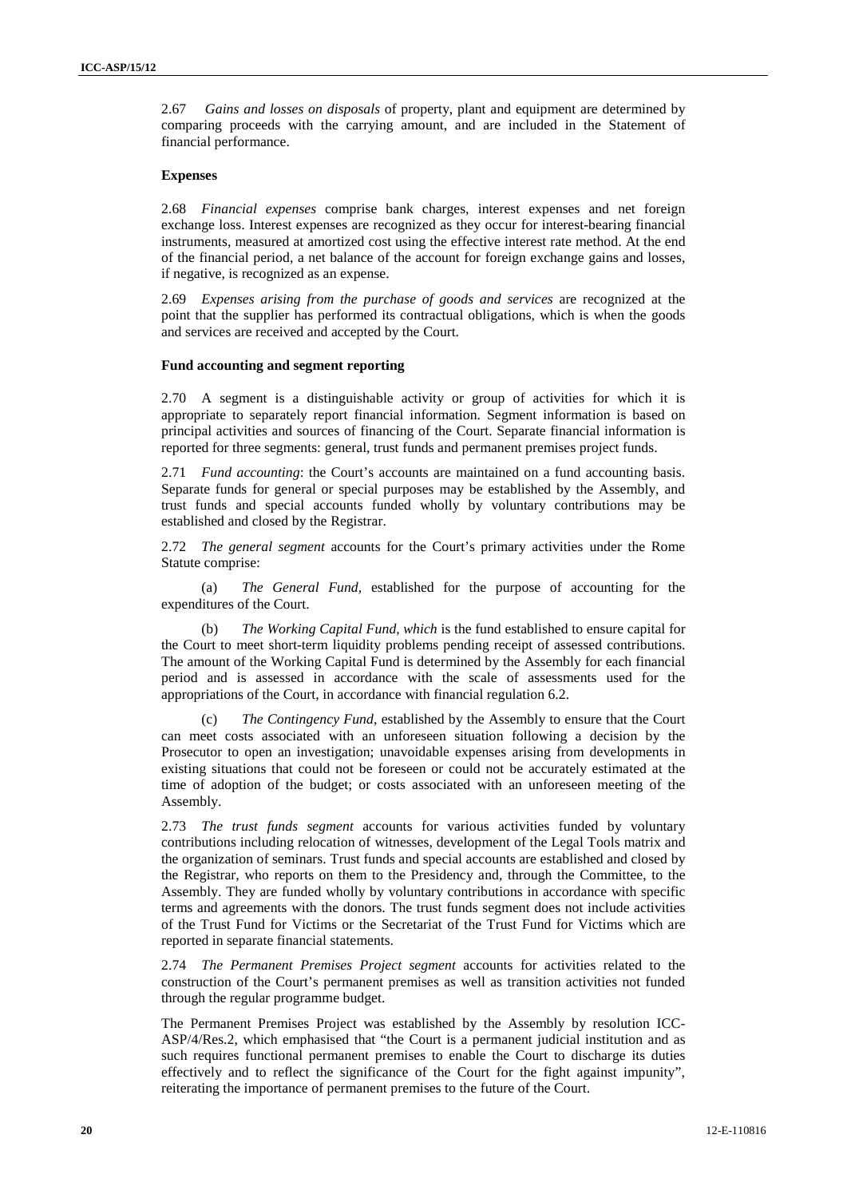2.67 *Gains and losses on disposals* of property, plant and equipment are determined by comparing proceeds with the carrying amount, and are included in the Statement of financial performance.

### Expenses

2.68 *Financial expenses* comprise bank charges, interest expenses and net foreign exchange loss. Interest expenses are recognized as they occur for interest-bearing financial instruments, measured at amortized cost using the effective interest rate method. At the end of the financial period, a net balance of the account for foreign exchange gains and losses, if negative, is recognized as an expense.

2.69 *Expenses arising from the purchase of goods and services* are recognized at the point that the supplier has performed its contractual obligations, which is when the goods and services are received and accepted by the Court.

### Fund accounting and segment reporting

2.70 A segment is a distinguishable activity or group of activities for which it is appropriate to separately report financial information. Segment information is based on principal activities and sources of financing of the Court. Separate financial information is reported for three segments: general, trust funds and permanent premises project funds.

2.71 *Fund accounting*: the Court's accounts are maintained on a fund accounting basis. Separate funds for general or special purposes may be established by the Assembly, and trust funds and special accounts funded wholly by voluntary contributions may be established and closed by the Registrar.

2.72 *The general segment* accounts for the Court's primary activities under the Rome Statute comprise:

(a) *The General Fund,* established for the purpose of accounting for the expenditures of the Court.

(b) *The Working Capital Fund, which* is the fund established to ensure capital for the Court to meet short-term liquidity problems pending receipt of assessed contributions. The amount of the Working Capital Fund is determined by the Assembly for each financial period and is assessed in accordance with the scale of assessments used for the appropriations of the Court, in accordance with financial regulation 6.2.

(c) *The Contingency Fund,* established by the Assembly to ensure that the Court can meet costs associated with an unforeseen situation following a decision by the Prosecutor to open an investigation; unavoidable expenses arising from developments in existing situations that could not be foreseen or could not be accurately estimated at the time of adoption of the budget; or costs associated with an unforeseen meeting of the Assembly.

2.73 *The trust funds segment* accounts for various activities funded by voluntary contributions including relocation of witnesses, development of the Legal Tools matrix and the organization of seminars. Trust funds and special accounts are established and closed by the Registrar, who reports on them to the Presidency and, through the Committee, to the Assembly. They are funded wholly by voluntary contributions in accordance with specific terms and agreements with the donors. The trust funds segment does not include activities of the Trust Fund for Victims or the Secretariat of the Trust Fund for Victims which are reported in separate financial statements.

2.74 *The Permanent Premises Project segment* accounts for activities related to the construction of the Court's permanent premises as well as transition activities not funded through the regular programme budget.

The Permanent Premises Project was established by the Assembly by resolution ICC-ASP/4/Res.2, which emphasised that "the Court is a permanent judicial institution and as such requires functional permanent premises to enable the Court to discharge its duties effectively and to reflect the significance of the Court for the fight against impunity", reiterating the importance of permanent premises to the future of the Court.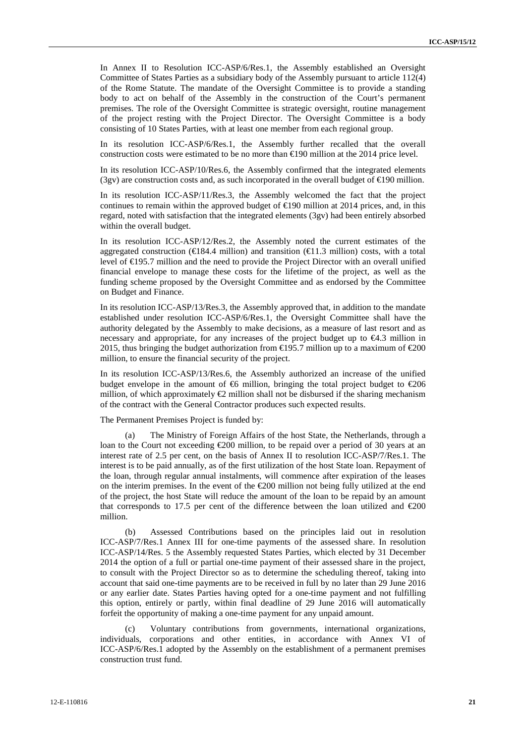In Annex II to Resolution ICC-ASP/6/Res.1, the Assembly established an Oversight Committee of States Parties as a subsidiary body of the Assembly pursuant to article 112(4) of the Rome Statute. The mandate of the Oversight Committee is to provide a standing body to act on behalf of the Assembly in the construction of the Court's permanent premises. The role of the Oversight Committee is strategic oversight, routine management of the project resting with the Project Director. The Oversight Committee is a body consisting of 10 States Parties, with at least one member from each regional group.

In its resolution ICC-ASP/6/Res.1, the Assembly further recalled that the overall construction costs were estimated to be no more than €190 million at the 2014 price level.

In its resolution ICC-ASP/10/Res.6, the Assembly confirmed that the integrated elements (3gv) are construction costs and, as such incorporated in the overall budget of €190 million.

In its resolution ICC-ASP/11/Res.3, the Assembly welcomed the fact that the project continues to remain within the approved budget of €190 million at 2014 prices, and, in this regard, noted with satisfaction that the integrated elements (3gv) had been entirely absorbed within the overall budget.

In its resolution ICC-ASP/12/Res.2, the Assembly noted the current estimates of the aggregated construction (€184.4 million) and transition (€11.3 million) costs, with a total level of €195.7 million and the need to provide the Project Director with an overall unified financial envelope to manage these costs for the lifetime of the project, as well as the funding scheme proposed by the Oversight Committee and as endorsed by the Committee on Budget and Finance.

In its resolution ICC-ASP/13/Res.3, the Assembly approved that, in addition to the mandate established under resolution ICC-ASP/6/Res.1, the Oversight Committee shall have the authority delegated by the Assembly to make decisions, as a measure of last resort and as necessary and appropriate, for any increases of the project budget up to €4.3 million in 2015, thus bringing the budget authorization from €195.7 million up to a maximum of €200 million, to ensure the financial security of the project.

In its resolution ICC-ASP/13/Res.6, the Assembly authorized an increase of the unified budget envelope in the amount of €6 million, bringing the total project budget to €206 million, of which approximately €2 million shall not be disbursed if the sharing mechanism of the contract with the General Contractor produces such expected results.

The Permanent Premises Project is funded by:

(a) The Ministry of Foreign Affairs of the host State, the Netherlands, through a loan to the Court not exceeding €200 million, to be repaid over a period of 30 years at an interest rate of 2.5 per cent, on the basis of Annex II to resolution ICC-ASP/7/Res.1. The interest is to be paid annually, as of the first utilization of the host State loan. Repayment of the loan, through regular annual instalments, will commence after expiration of the leases on the interim premises. In the event of the €200 million not being fully utilized at the end of the project, the host State will reduce the amount of the loan to be repaid by an amount that corresponds to 17.5 per cent of the difference between the loan utilized and €200 million.

(b) Assessed Contributions based on the principles laid out in resolution ICC-ASP/7/Res.1 Annex III for one-time payments of the assessed share. In resolution ICC-ASP/14/Res. 5 the Assembly requested States Parties, which elected by 31 December 2014 the option of a full or partial one-time payment of their assessed share in the project, to consult with the Project Director so as to determine the scheduling thereof, taking into account that said one-time payments are to be received in full by no later than 29 June 2016 or any earlier date. States Parties having opted for a one-time payment and not fulfilling this option, entirely or partly, within final deadline of 29 June 2016 will automatically forfeit the opportunity of making a one-time payment for any unpaid amount.

(c) Voluntary contributions from governments, international organizations, individuals, corporations and other entities, in accordance with Annex VI of ICC-ASP/6/Res.1 adopted by the Assembly on the establishment of a permanent premises construction trust fund.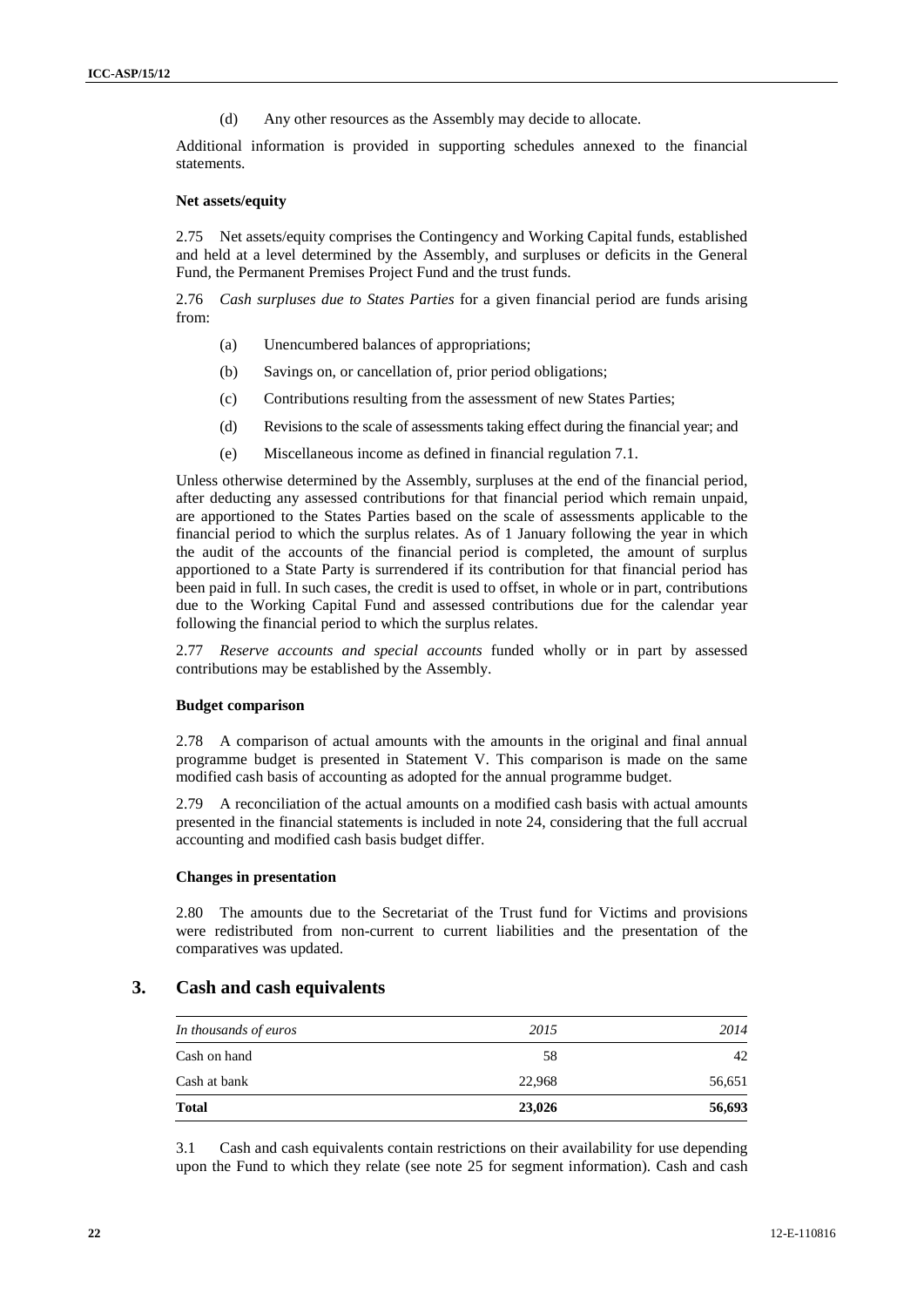(d) Any other resources as the Assembly may decide to allocate.

Additional information is provided in supporting schedules annexed to the financial statements.

**Net assets/equity**

2.75 Net assets/equity comprises the Contingency and Working Capital funds, established and held at a level determined by the Assembly, and surpluses or deficits in the General Fund, the Permanent Premises Project Fund and the trust funds.

2.76 *Cash surpluses due to States Parties* for a given financial period are funds arising from:

(a) Unencumbered balances of appropriations;

(b) Savings on, or cancellation of, prior period obligations;

(c) Contributions resulting from the assessment of new States Parties;

(d) Revisions to the scale of assessments taking effect during the financial year; and

(e) Miscellaneous income as defined in financial regulation 7.1.

Unless otherwise determined by the Assembly, surpluses at the end of the financial period, after deducting any assessed contributions for that financial period which remain unpaid, are apportioned to the States Parties based on the scale of assessments applicable to the financial period to which the surplus relates. As of 1 January following the year in which the audit of the accounts of the financial period is completed, the amount of surplus apportioned to a State Party is surrendered if its contribution for that financial period has been paid in full. In such cases, the credit is used to offset, in whole or in part, contributions due to the Working Capital Fund and assessed contributions due for the calendar year following the financial period to which the surplus relates.

2.77 *Reserve accounts and special accounts* funded wholly or in part by assessed contributions may be established by the Assembly.

**Budget comparison**

2.78 A comparison of actual amounts with the amounts in the original and final annual programme budget is presented in Statement V. This comparison is made on the same modified cash basis of accounting as adopted for the annual programme budget.

2.79 A reconciliation of the actual amounts on a modified cash basis with actual amounts presented in the financial statements is included in note 24, considering that the full accrual accounting and modified cash basis budget differ.

**Changes in presentation**

2.80 The amounts due to the Secretariat of the Trust fund for Victims and provisions were redistributed from non-current to current liabilities and the presentation of the comparatives was updated.

## 3. Cash and cash equivalents

| *In thousands of euros* | *2015* | *2014* |
|---|---|---|
| Cash on hand | 58 | 42 |
| Cash at bank | 22,968 | 56,651 |
| **Total** | **23,026** | **56,693** |

3.1 Cash and cash equivalents contain restrictions on their availability for use depending upon the Fund to which they relate (see note 25 for segment information). Cash and cash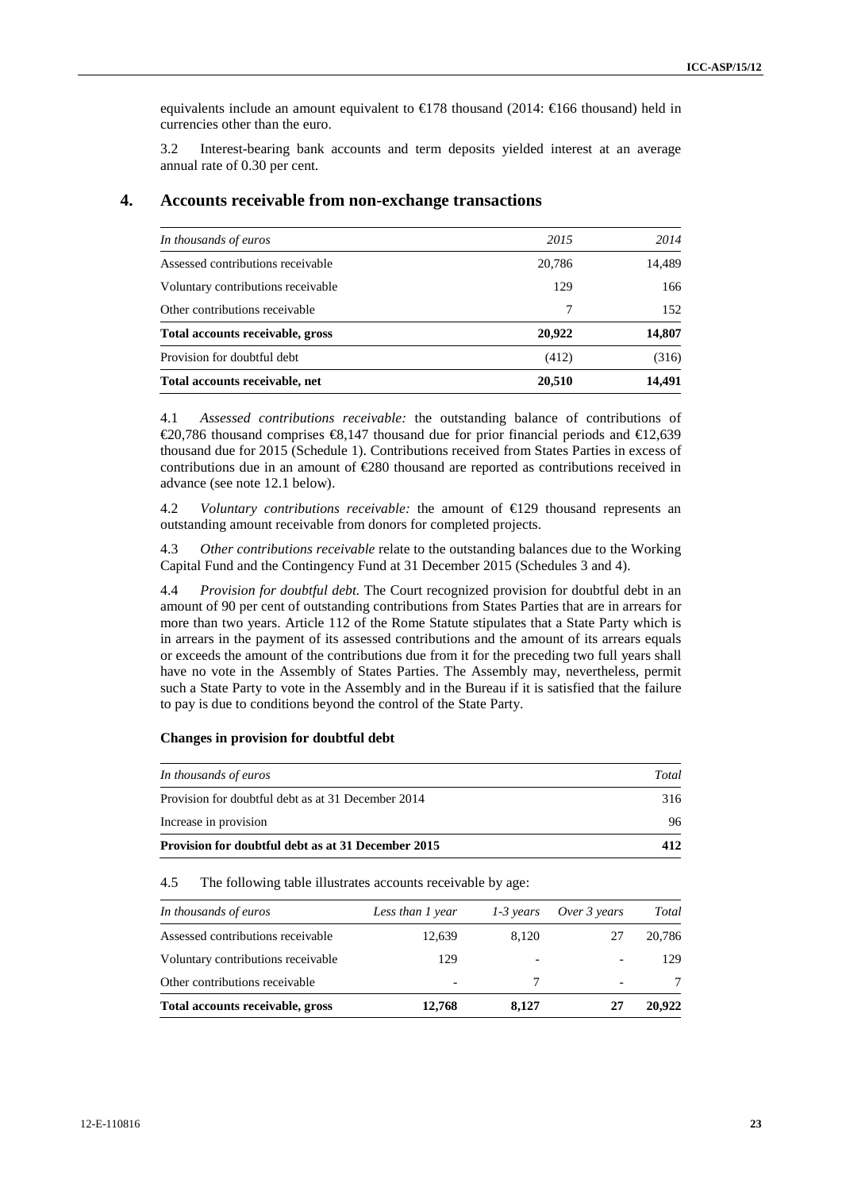equivalents include an amount equivalent to €178 thousand (2014: €166 thousand) held in currencies other than the euro.

3.2 Interest-bearing bank accounts and term deposits yielded interest at an average annual rate of 0.30 per cent.

## 4. Accounts receivable from non-exchange transactions

| *In thousands of euros* | *2015* | *2014* |
|---|---|---|
| Assessed contributions receivable | 20,786 | 14,489 |
| Voluntary contributions receivable | 129 | 166 |
| Other contributions receivable | 7 | 152 |
| **Total accounts receivable, gross** | **20,922** | **14,807** |
| Provision for doubtful debt | (412) | (316) |
| **Total accounts receivable, net** | **20,510** | **14,491** |

4.1 *Assessed contributions receivable:* the outstanding balance of contributions of €20,786 thousand comprises €8,147 thousand due for prior financial periods and €12,639 thousand due for 2015 (Schedule 1). Contributions received from States Parties in excess of contributions due in an amount of €280 thousand are reported as contributions received in advance (see note 12.1 below).

4.2 *Voluntary contributions receivable:* the amount of €129 thousand represents an outstanding amount receivable from donors for completed projects.

4.3 *Other contributions receivable* relate to the outstanding balances due to the Working Capital Fund and the Contingency Fund at 31 December 2015 (Schedules 3 and 4).

4.4 *Provision for doubtful debt.* The Court recognized provision for doubtful debt in an amount of 90 per cent of outstanding contributions from States Parties that are in arrears for more than two years. Article 112 of the Rome Statute stipulates that a State Party which is in arrears in the payment of its assessed contributions and the amount of its arrears equals or exceeds the amount of the contributions due from it for the preceding two full years shall have no vote in the Assembly of States Parties. The Assembly may, nevertheless, permit such a State Party to vote in the Assembly and in the Bureau if it is satisfied that the failure to pay is due to conditions beyond the control of the State Party.

**Changes in provision for doubtful debt**

| *In thousands of euros* | *Total* |
|---|---|
| Provision for doubtful debt as at 31 December 2014 | 316 |
| Increase in provision | 96 |
| **Provision for doubtful debt as at 31 December 2015** | **412** |

4.5 The following table illustrates accounts receivable by age:

| *In thousands of euros* | *Less than 1 year* | *1-3 years* | *Over 3 years* | *Total* |
|---|---|---|---|---|
| Assessed contributions receivable | 12,639 | 8,120 | 27 | 20,786 |
| Voluntary contributions receivable | 129 | - | - | 129 |
| Other contributions receivable | - | 7 | - | 7 |
| **Total accounts receivable, gross** | **12,768** | **8,127** | **27** | **20,922** |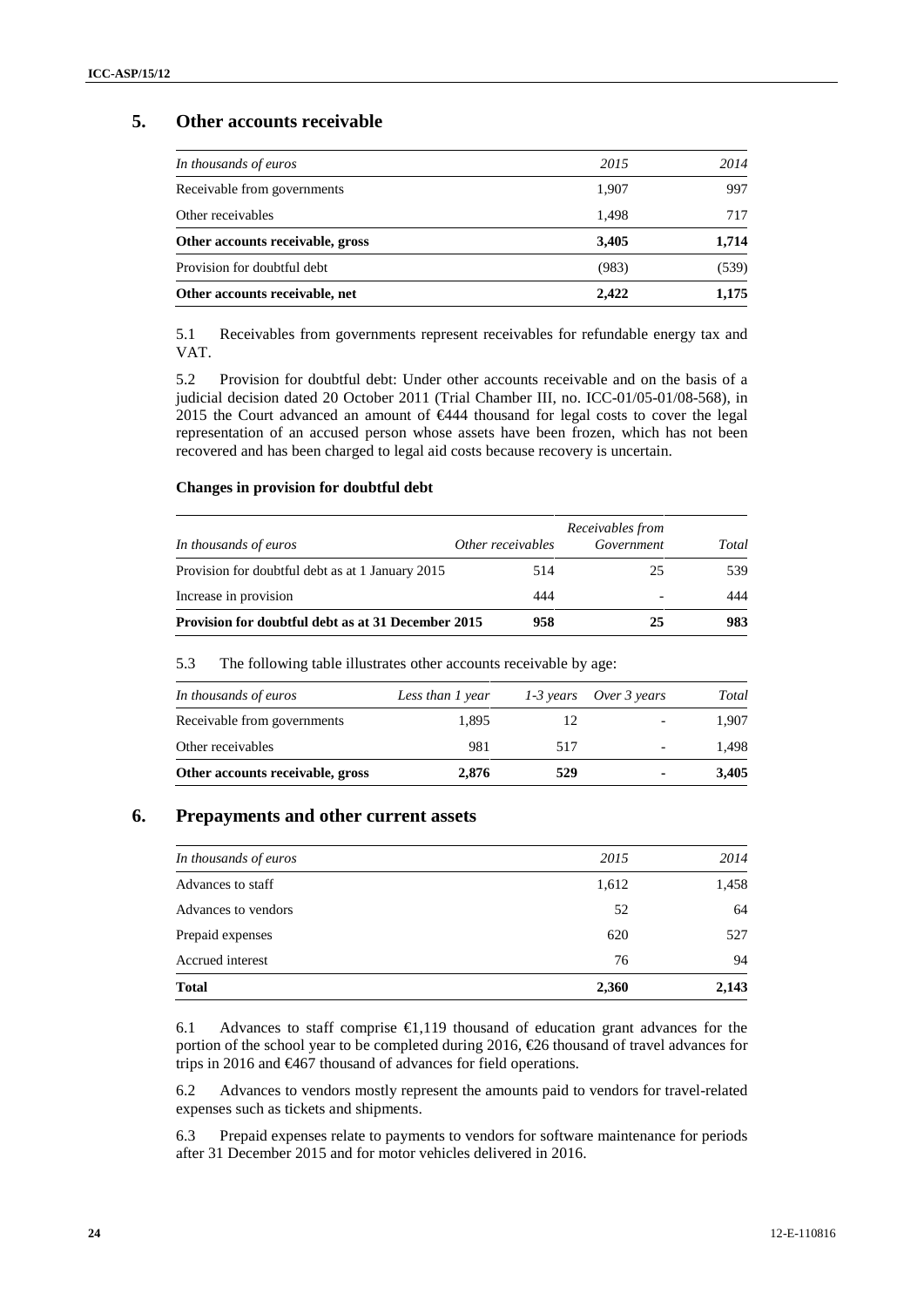## 5. Other accounts receivable

| *In thousands of euros* | *2015* | *2014* |
|---|---|---|
| Receivable from governments | 1,907 | 997 |
| Other receivables | 1,498 | 717 |
| **Other accounts receivable, gross** | **3,405** | **1,714** |
| Provision for doubtful debt | (983) | (539) |
| **Other accounts receivable, net** | **2,422** | **1,175** |

5.1 Receivables from governments represent receivables for refundable energy tax and VAT.

5.2 Provision for doubtful debt: Under other accounts receivable and on the basis of a judicial decision dated 20 October 2011 (Trial Chamber III, no. ICC-01/05-01/08-568), in 2015 the Court advanced an amount of €444 thousand for legal costs to cover the legal representation of an accused person whose assets have been frozen, which has not been recovered and has been charged to legal aid costs because recovery is uncertain.

**Changes in provision for doubtful debt**

| *In thousands of euros* | *Other receivables* | *Receivables from Government* | *Total* |
|---|---|---|---|
| Provision for doubtful debt as at 1 January 2015 | 514 | 25 | 539 |
| Increase in provision | 444 | - | 444 |
| **Provision for doubtful debt as at 31 December 2015** | **958** | **25** | **983** |

5.3 The following table illustrates other accounts receivable by age:

| *In thousands of euros* | *Less than 1 year* | *1-3 years* | *Over 3 years* | *Total* |
|---|---|---|---|---|
| Receivable from governments | 1,895 | 12 | - | 1,907 |
| Other receivables | 981 | 517 | - | 1,498 |
| **Other accounts receivable, gross** | **2,876** | **529** | **-** | **3,405** |

## 6. Prepayments and other current assets

| *In thousands of euros* | *2015* | *2014* |
|---|---|---|
| Advances to staff | 1,612 | 1,458 |
| Advances to vendors | 52 | 64 |
| Prepaid expenses | 620 | 527 |
| Accrued interest | 76 | 94 |
| **Total** | **2,360** | **2,143** |

6.1 Advances to staff comprise €1,119 thousand of education grant advances for the portion of the school year to be completed during 2016, €26 thousand of travel advances for trips in 2016 and €467 thousand of advances for field operations.

6.2 Advances to vendors mostly represent the amounts paid to vendors for travel-related expenses such as tickets and shipments.

6.3 Prepaid expenses relate to payments to vendors for software maintenance for periods after 31 December 2015 and for motor vehicles delivered in 2016.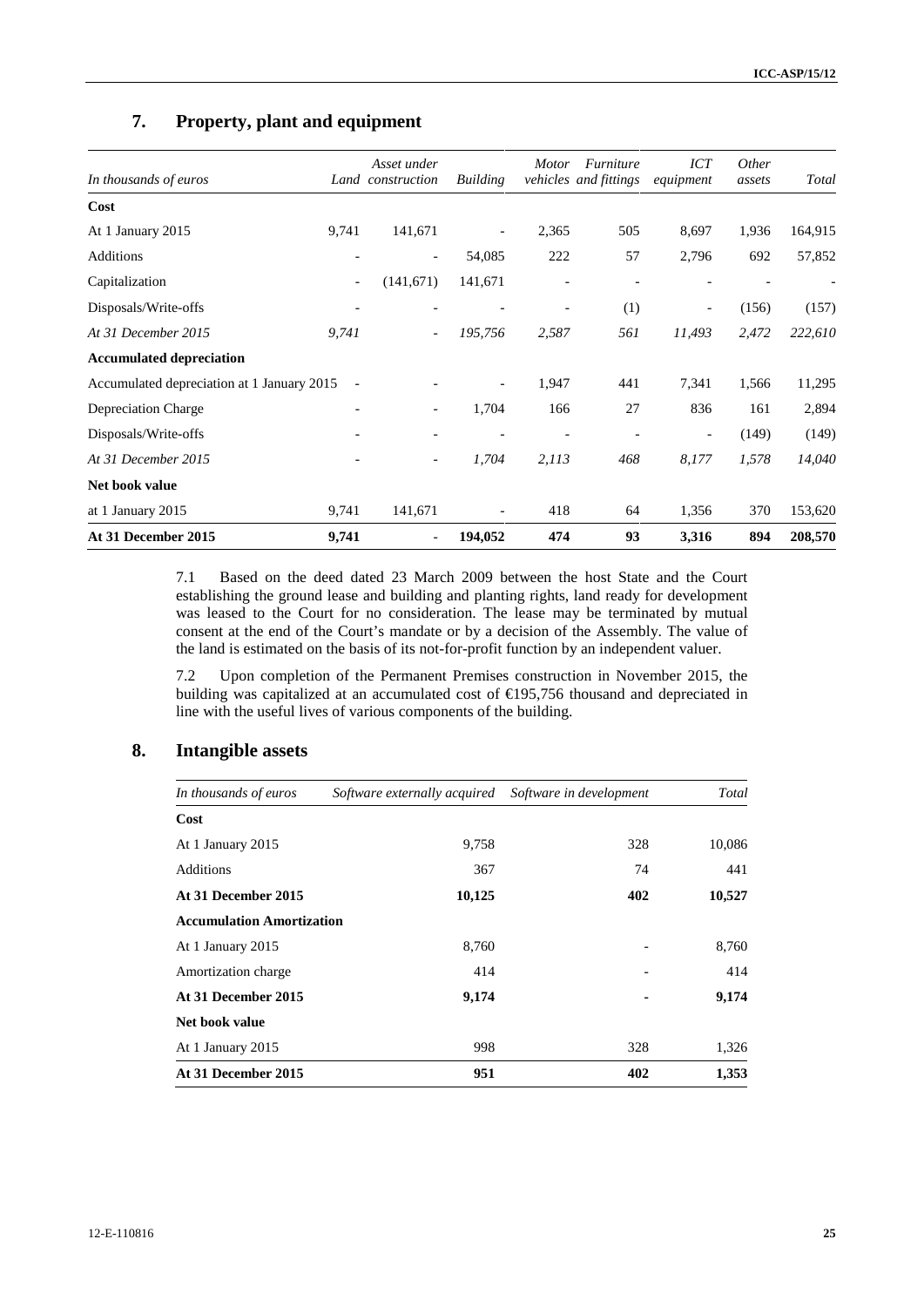## 7. Property, plant and equipment

| *In thousands of euros* | *Land* | *Asset under construction* | *Building* | *Motor vehicles* | *Furniture and fittings* | *ICT equipment* | *Other assets* | *Total* |
|---|---|---|---|---|---|---|---|---|
| **Cost** | | | | | | | | |
| At 1 January 2015 | 9,741 | 141,671 | - | 2,365 | 505 | 8,697 | 1,936 | 164,915 |
| Additions | - | - | 54,085 | 222 | 57 | 2,796 | 692 | 57,852 |
| Capitalization | - | (141,671) | 141,671 | - | - | - | - | - |
| Disposals/Write-offs | - | - | - | - | (1) | - | (156) | (157) |
| *At 31 December 2015* | *9,741* | - | *195,756* | *2,587* | *561* | *11,493* | *2,472* | *222,610* |
| **Accumulated depreciation** | | | | | | | | |
| Accumulated depreciation at 1 January 2015 | - | - | - | 1,947 | 441 | 7,341 | 1,566 | 11,295 |
| Depreciation Charge | - | - | 1,704 | 166 | 27 | 836 | 161 | 2,894 |
| Disposals/Write-offs | - | - | - | - | - | - | (149) | (149) |
| *At 31 December 2015* | - | - | *1,704* | *2,113* | *468* | *8,177* | *1,578* | *14,040* |
| **Net book value** | | | | | | | | |
| at 1 January 2015 | 9,741 | 141,671 | - | 418 | 64 | 1,356 | 370 | 153,620 |
| **At 31 December 2015** | **9,741** | - | **194,052** | **474** | **93** | **3,316** | **894** | **208,570** |

7.1 Based on the deed dated 23 March 2009 between the host State and the Court establishing the ground lease and building and planting rights, land ready for development was leased to the Court for no consideration. The lease may be terminated by mutual consent at the end of the Court's mandate or by a decision of the Assembly. The value of the land is estimated on the basis of its not-for-profit function by an independent valuer.

7.2 Upon completion of the Permanent Premises construction in November 2015, the building was capitalized at an accumulated cost of €195,756 thousand and depreciated in line with the useful lives of various components of the building.

## 8. Intangible assets

| *In thousands of euros* | *Software externally acquired* | *Software in development* | *Total* |
|---|---|---|---|
| **Cost** | | | |
| At 1 January 2015 | 9,758 | 328 | 10,086 |
| Additions | 367 | 74 | 441 |
| **At 31 December 2015** | **10,125** | **402** | **10,527** |
| **Accumulation Amortization** | | | |
| At 1 January 2015 | 8,760 | - | 8,760 |
| Amortization charge | 414 | - | 414 |
| **At 31 December 2015** | **9,174** | **-** | **9,174** |
| **Net book value** | | | |
| At 1 January 2015 | 998 | 328 | 1,326 |
| **At 31 December 2015** | **951** | **402** | **1,353** |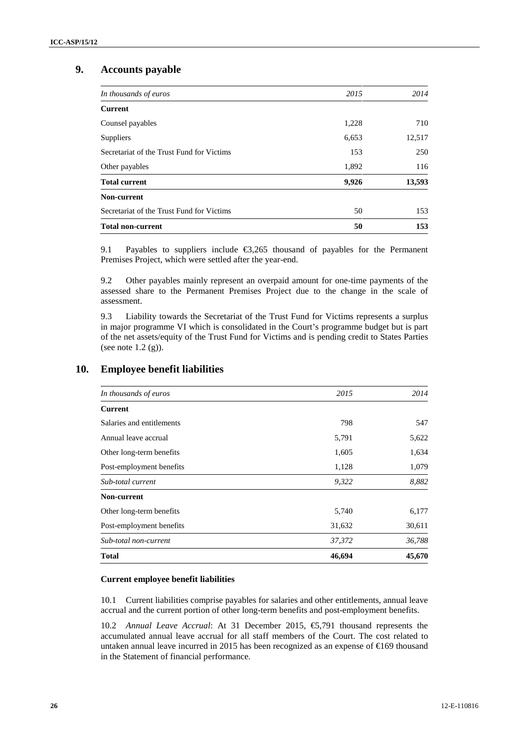## 9. Accounts payable

| *In thousands of euros* | *2015* | *2014* |
|---|---|---|
| **Current** | | |
| Counsel payables | 1,228 | 710 |
| Suppliers | 6,653 | 12,517 |
| Secretariat of the Trust Fund for Victims | 153 | 250 |
| Other payables | 1,892 | 116 |
| **Total current** | **9,926** | **13,593** |
| **Non-current** | | |
| Secretariat of the Trust Fund for Victims | 50 | 153 |
| **Total non-current** | **50** | **153** |

9.1 Payables to suppliers include €3,265 thousand of payables for the Permanent Premises Project, which were settled after the year-end.

9.2 Other payables mainly represent an overpaid amount for one-time payments of the assessed share to the Permanent Premises Project due to the change in the scale of assessment.

9.3 Liability towards the Secretariat of the Trust Fund for Victims represents a surplus in major programme VI which is consolidated in the Court's programme budget but is part of the net assets/equity of the Trust Fund for Victims and is pending credit to States Parties (see note 1.2 (g)).

## 10. Employee benefit liabilities

| *In thousands of euros* | *2015* | *2014* |
|---|---|---|
| **Current** | | |
| Salaries and entitlements | 798 | 547 |
| Annual leave accrual | 5,791 | 5,622 |
| Other long-term benefits | 1,605 | 1,634 |
| Post-employment benefits | 1,128 | 1,079 |
| *Sub-total current* | *9,322* | *8,882* |
| **Non-current** | | |
| Other long-term benefits | 5,740 | 6,177 |
| Post-employment benefits | 31,632 | 30,611 |
| *Sub-total non-current* | *37,372* | *36,788* |
| **Total** | **46,694** | **45,670** |

**Current employee benefit liabilities**

10.1 Current liabilities comprise payables for salaries and other entitlements, annual leave accrual and the current portion of other long-term benefits and post-employment benefits.

10.2 *Annual Leave Accrual*: At 31 December 2015, €5,791 thousand represents the accumulated annual leave accrual for all staff members of the Court. The cost related to untaken annual leave incurred in 2015 has been recognized as an expense of €169 thousand in the Statement of financial performance.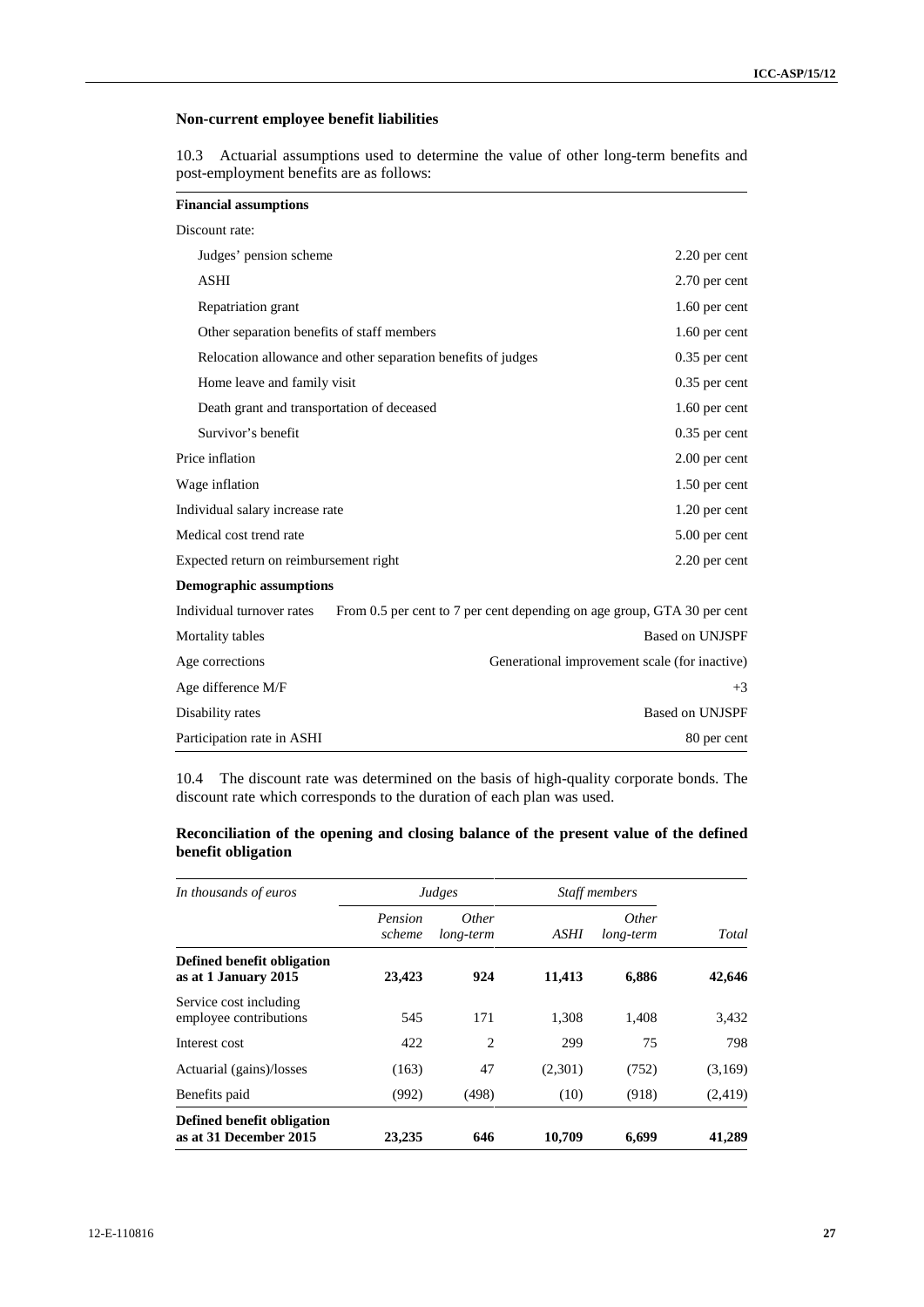### Non-current employee benefit liabilities

10.3 Actuarial assumptions used to determine the value of other long-term benefits and post-employment benefits are as follows:

| **Financial assumptions** | |
|---|---|
| Discount rate: | |
| Judges' pension scheme | 2.20 per cent |
| ASHI | 2.70 per cent |
| Repatriation grant | 1.60 per cent |
| Other separation benefits of staff members | 1.60 per cent |
| Relocation allowance and other separation benefits of judges | 0.35 per cent |
| Home leave and family visit | 0.35 per cent |
| Death grant and transportation of deceased | 1.60 per cent |
| Survivor's benefit | 0.35 per cent |
| Price inflation | 2.00 per cent |
| Wage inflation | 1.50 per cent |
| Individual salary increase rate | 1.20 per cent |
| Medical cost trend rate | 5.00 per cent |
| Expected return on reimbursement right | 2.20 per cent |
| **Demographic assumptions** | |
| Individual turnover rates | From 0.5 per cent to 7 per cent depending on age group, GTA 30 per cent |
| Mortality tables | Based on UNJSPF |
| Age corrections | Generational improvement scale (for inactive) |
| Age difference M/F | +3 |
| Disability rates | Based on UNJSPF |
| Participation rate in ASHI | 80 per cent |

10.4 The discount rate was determined on the basis of high-quality corporate bonds. The discount rate which corresponds to the duration of each plan was used.

### Reconciliation of the opening and closing balance of the present value of the defined benefit obligation

| *In thousands of euros* | *Judges* | | *Staff members* | | |
|---|---|---|---|---|---|
| | *Pension scheme* | *Other long-term* | *ASHI* | *Other long-term* | *Total* |
| **Defined benefit obligation as at 1 January 2015** | **23,423** | **924** | **11,413** | **6,886** | **42,646** |
| Service cost including employee contributions | 545 | 171 | 1,308 | 1,408 | 3,432 |
| Interest cost | 422 | 2 | 299 | 75 | 798 |
| Actuarial (gains)/losses | (163) | 47 | (2,301) | (752) | (3,169) |
| Benefits paid | (992) | (498) | (10) | (918) | (2,419) |
| **Defined benefit obligation as at 31 December 2015** | **23,235** | **646** | **10,709** | **6,699** | **41,289** |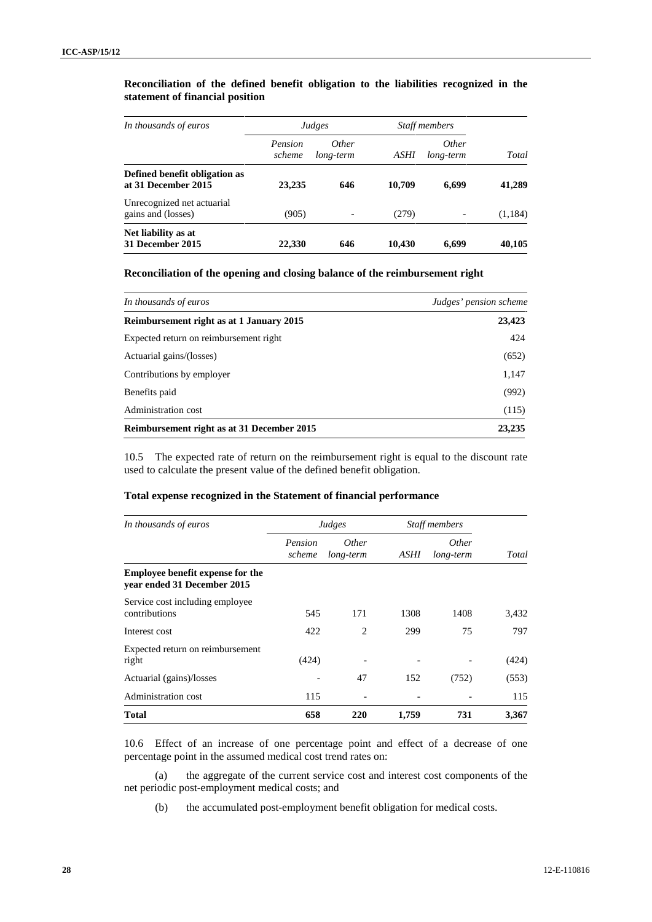**Reconciliation of the defined benefit obligation to the liabilities recognized in the statement of financial position**

| *In thousands of euros* | *Judges* | | *Staff members* | | |
|---|---|---|---|---|---|
| | *Pension scheme* | *Other long-term* | *ASHI* | *Other long-term* | *Total* |
| **Defined benefit obligation as at 31 December 2015** | **23,235** | **646** | **10,709** | **6,699** | **41,289** |
| Unrecognized net actuarial gains and (losses) | (905) | - | (279) | - | (1,184) |
| **Net liability as at 31 December 2015** | **22,330** | **646** | **10,430** | **6,699** | **40,105** |

**Reconciliation of the opening and closing balance of the reimbursement right**

| *In thousands of euros* | *Judges' pension scheme* |
|---|---|
| **Reimbursement right as at 1 January 2015** | **23,423** |
| Expected return on reimbursement right | 424 |
| Actuarial gains/(losses) | (652) |
| Contributions by employer | 1,147 |
| Benefits paid | (992) |
| Administration cost | (115) |
| **Reimbursement right as at 31 December 2015** | **23,235** |

10.5 The expected rate of return on the reimbursement right is equal to the discount rate used to calculate the present value of the defined benefit obligation.

**Total expense recognized in the Statement of financial performance**

| *In thousands of euros* | *Judges* | | *Staff members* | | |
|---|---|---|---|---|---|
| | *Pension scheme* | *Other long-term* | *ASHI* | *Other long-term* | *Total* |
| **Employee benefit expense for the year ended 31 December 2015** | | | | | |
| Service cost including employee contributions | 545 | 171 | 1308 | 1408 | 3,432 |
| Interest cost | 422 | 2 | 299 | 75 | 797 |
| Expected return on reimbursement right | (424) | - | - | - | (424) |
| Actuarial (gains)/losses | - | 47 | 152 | (752) | (553) |
| Administration cost | 115 | - | - | - | 115 |
| **Total** | **658** | **220** | **1,759** | **731** | **3,367** |

10.6 Effect of an increase of one percentage point and effect of a decrease of one percentage point in the assumed medical cost trend rates on:

(a) the aggregate of the current service cost and interest cost components of the net periodic post-employment medical costs; and

(b) the accumulated post-employment benefit obligation for medical costs.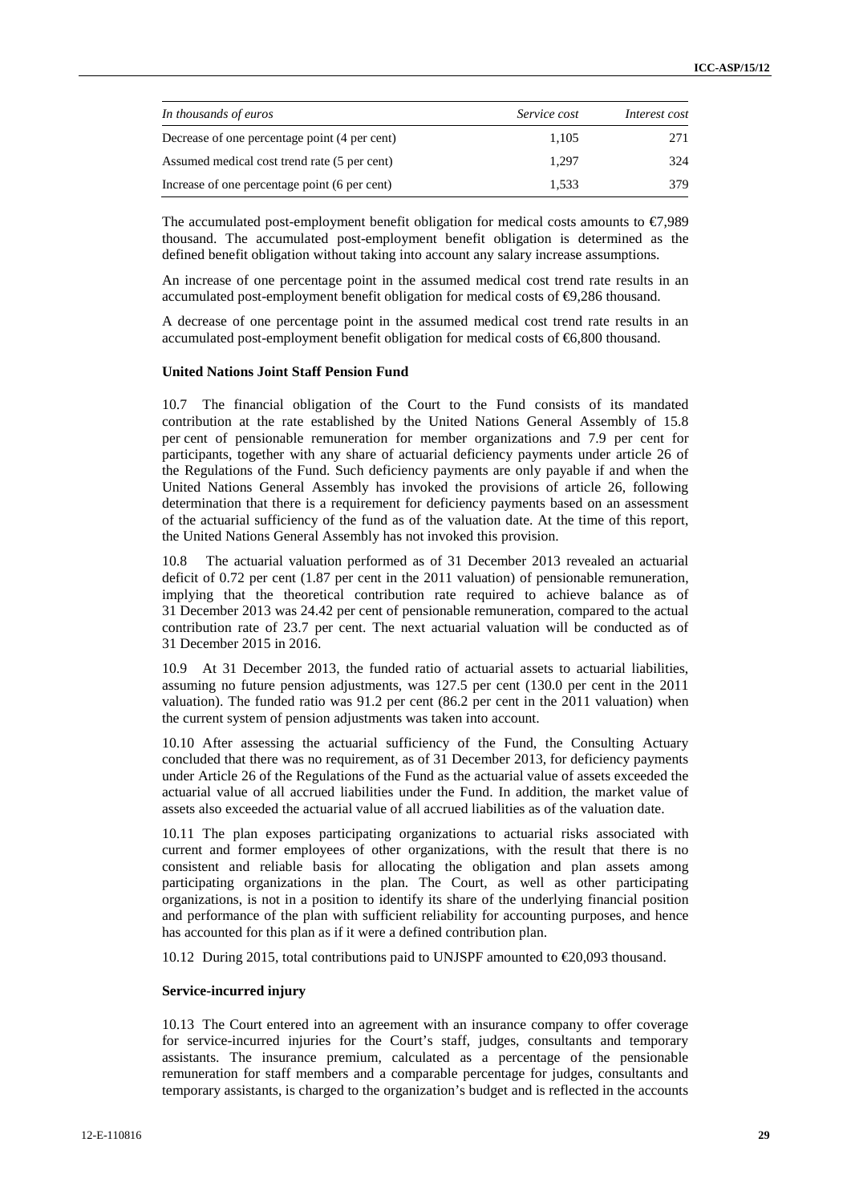| *In thousands of euros* | *Service cost* | *Interest cost* |
| --- | --- | --- |
| Decrease of one percentage point (4 per cent) | 1,105 | 271 |
| Assumed medical cost trend rate (5 per cent) | 1,297 | 324 |
| Increase of one percentage point (6 per cent) | 1,533 | 379 |

The accumulated post-employment benefit obligation for medical costs amounts to €7,989 thousand. The accumulated post-employment benefit obligation is determined as the defined benefit obligation without taking into account any salary increase assumptions.

An increase of one percentage point in the assumed medical cost trend rate results in an accumulated post-employment benefit obligation for medical costs of €9,286 thousand.

A decrease of one percentage point in the assumed medical cost trend rate results in an accumulated post-employment benefit obligation for medical costs of €6,800 thousand.

**United Nations Joint Staff Pension Fund**

10.7 The financial obligation of the Court to the Fund consists of its mandated contribution at the rate established by the United Nations General Assembly of 15.8 per cent of pensionable remuneration for member organizations and 7.9 per cent for participants, together with any share of actuarial deficiency payments under article 26 of the Regulations of the Fund. Such deficiency payments are only payable if and when the United Nations General Assembly has invoked the provisions of article 26, following determination that there is a requirement for deficiency payments based on an assessment of the actuarial sufficiency of the fund as of the valuation date. At the time of this report, the United Nations General Assembly has not invoked this provision.

10.8 The actuarial valuation performed as of 31 December 2013 revealed an actuarial deficit of 0.72 per cent (1.87 per cent in the 2011 valuation) of pensionable remuneration, implying that the theoretical contribution rate required to achieve balance as of 31 December 2013 was 24.42 per cent of pensionable remuneration, compared to the actual contribution rate of 23.7 per cent. The next actuarial valuation will be conducted as of 31 December 2015 in 2016.

10.9 At 31 December 2013, the funded ratio of actuarial assets to actuarial liabilities, assuming no future pension adjustments, was 127.5 per cent (130.0 per cent in the 2011 valuation). The funded ratio was 91.2 per cent (86.2 per cent in the 2011 valuation) when the current system of pension adjustments was taken into account.

10.10 After assessing the actuarial sufficiency of the Fund, the Consulting Actuary concluded that there was no requirement, as of 31 December 2013, for deficiency payments under Article 26 of the Regulations of the Fund as the actuarial value of assets exceeded the actuarial value of all accrued liabilities under the Fund. In addition, the market value of assets also exceeded the actuarial value of all accrued liabilities as of the valuation date.

10.11 The plan exposes participating organizations to actuarial risks associated with current and former employees of other organizations, with the result that there is no consistent and reliable basis for allocating the obligation and plan assets among participating organizations in the plan. The Court, as well as other participating organizations, is not in a position to identify its share of the underlying financial position and performance of the plan with sufficient reliability for accounting purposes, and hence has accounted for this plan as if it were a defined contribution plan.

10.12 During 2015, total contributions paid to UNJSPF amounted to €20,093 thousand.

**Service-incurred injury**

10.13 The Court entered into an agreement with an insurance company to offer coverage for service-incurred injuries for the Court's staff, judges, consultants and temporary assistants. The insurance premium, calculated as a percentage of the pensionable remuneration for staff members and a comparable percentage for judges, consultants and temporary assistants, is charged to the organization's budget and is reflected in the accounts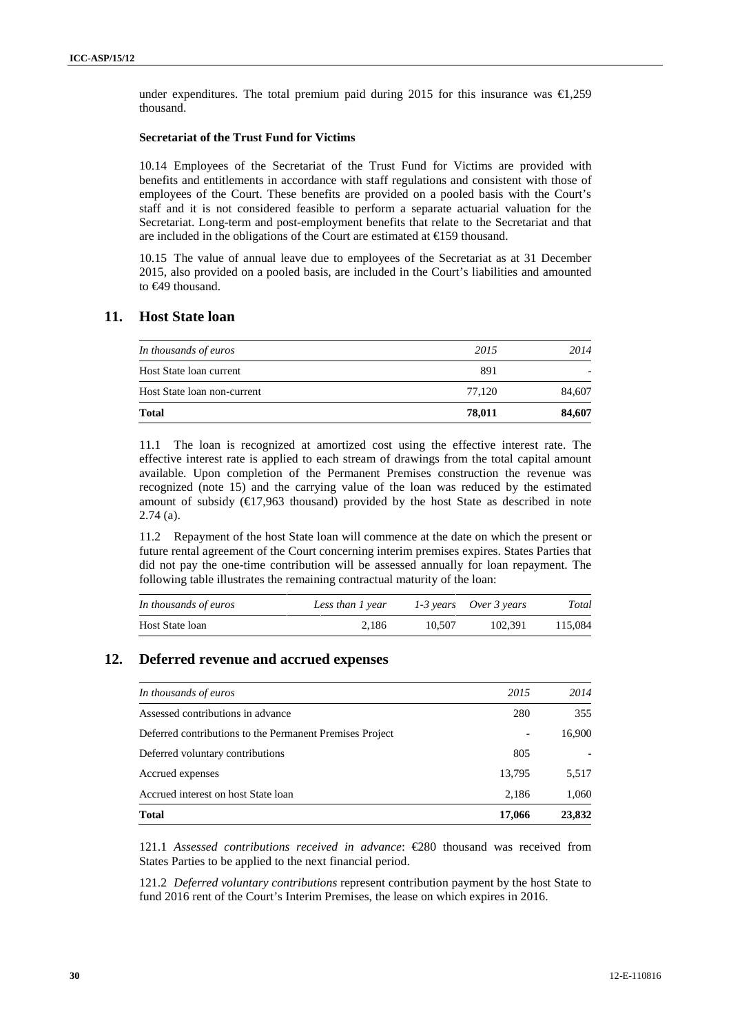under expenditures. The total premium paid during 2015 for this insurance was €1,259 thousand.

**Secretariat of the Trust Fund for Victims**

10.14 Employees of the Secretariat of the Trust Fund for Victims are provided with benefits and entitlements in accordance with staff regulations and consistent with those of employees of the Court. These benefits are provided on a pooled basis with the Court's staff and it is not considered feasible to perform a separate actuarial valuation for the Secretariat. Long-term and post-employment benefits that relate to the Secretariat and that are included in the obligations of the Court are estimated at €159 thousand.

10.15 The value of annual leave due to employees of the Secretariat as at 31 December 2015, also provided on a pooled basis, are included in the Court's liabilities and amounted to €49 thousand.

## 11. Host State loan

| *In thousands of euros* | *2015* | *2014* |
|---|---|---|
| Host State loan current | 891 | - |
| Host State loan non-current | 77,120 | 84,607 |
| **Total** | **78,011** | **84,607** |

11.1 The loan is recognized at amortized cost using the effective interest rate. The effective interest rate is applied to each stream of drawings from the total capital amount available. Upon completion of the Permanent Premises construction the revenue was recognized (note 15) and the carrying value of the loan was reduced by the estimated amount of subsidy (€17,963 thousand) provided by the host State as described in note 2.74 (a).

11.2 Repayment of the host State loan will commence at the date on which the present or future rental agreement of the Court concerning interim premises expires. States Parties that did not pay the one-time contribution will be assessed annually for loan repayment. The following table illustrates the remaining contractual maturity of the loan:

| *In thousands of euros* | *Less than 1 year* | *1-3 years* | *Over 3 years* | *Total* |
|---|---|---|---|---|
| Host State loan | 2,186 | 10,507 | 102,391 | 115,084 |

## 12. Deferred revenue and accrued expenses

| *In thousands of euros* | *2015* | *2014* |
|---|---|---|
| Assessed contributions in advance | 280 | 355 |
| Deferred contributions to the Permanent Premises Project | - | 16,900 |
| Deferred voluntary contributions | 805 | - |
| Accrued expenses | 13,795 | 5,517 |
| Accrued interest on host State loan | 2,186 | 1,060 |
| **Total** | **17,066** | **23,832** |

121.1 *Assessed contributions received in advance*: €280 thousand was received from States Parties to be applied to the next financial period.

121.2 *Deferred voluntary contributions* represent contribution payment by the host State to fund 2016 rent of the Court's Interim Premises, the lease on which expires in 2016.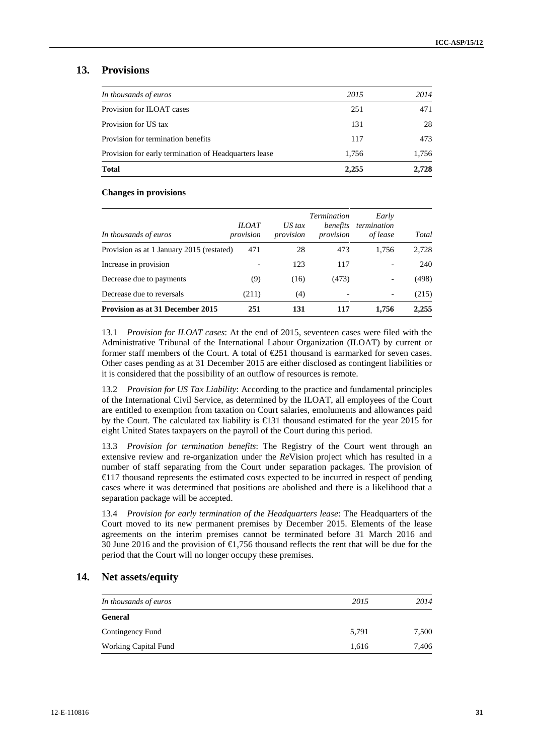## 13. Provisions

| *In thousands of euros* | *2015* | *2014* |
|---|---|---|
| Provision for ILOAT cases | 251 | 471 |
| Provision for US tax | 131 | 28 |
| Provision for termination benefits | 117 | 473 |
| Provision for early termination of Headquarters lease | 1,756 | 1,756 |
| **Total** | **2,255** | **2,728** |

**Changes in provisions**

| *In thousands of euros* | *ILOAT provision* | *US tax provision* | *Termination benefits provision* | *Early termination of lease* | *Total* |
|---|---|---|---|---|---|
| Provision as at 1 January 2015 (restated) | 471 | 28 | 473 | 1,756 | 2,728 |
| Increase in provision | - | 123 | 117 | - | 240 |
| Decrease due to payments | (9) | (16) | (473) | - | (498) |
| Decrease due to reversals | (211) | (4) | - | - | (215) |
| **Provision as at 31 December 2015** | **251** | **131** | **117** | **1,756** | **2,255** |

13.1 *Provision for ILOAT cases*: At the end of 2015, seventeen cases were filed with the Administrative Tribunal of the International Labour Organization (ILOAT) by current or former staff members of the Court. A total of €251 thousand is earmarked for seven cases. Other cases pending as at 31 December 2015 are either disclosed as contingent liabilities or it is considered that the possibility of an outflow of resources is remote.

13.2 *Provision for US Tax Liability*: According to the practice and fundamental principles of the International Civil Service, as determined by the ILOAT, all employees of the Court are entitled to exemption from taxation on Court salaries, emoluments and allowances paid by the Court. The calculated tax liability is €131 thousand estimated for the year 2015 for eight United States taxpayers on the payroll of the Court during this period.

13.3 *Provision for termination benefits*: The Registry of the Court went through an extensive review and re-organization under the *Re*Vision project which has resulted in a number of staff separating from the Court under separation packages. The provision of €117 thousand represents the estimated costs expected to be incurred in respect of pending cases where it was determined that positions are abolished and there is a likelihood that a separation package will be accepted.

13.4 *Provision for early termination of the Headquarters lease*: The Headquarters of the Court moved to its new permanent premises by December 2015. Elements of the lease agreements on the interim premises cannot be terminated before 31 March 2016 and 30 June 2016 and the provision of €1,756 thousand reflects the rent that will be due for the period that the Court will no longer occupy these premises.

## 14. Net assets/equity

| *In thousands of euros* | *2015* | *2014* |
|---|---|---|
| **General** | | |
| Contingency Fund | 5,791 | 7,500 |
| Working Capital Fund | 1,616 | 7,406 |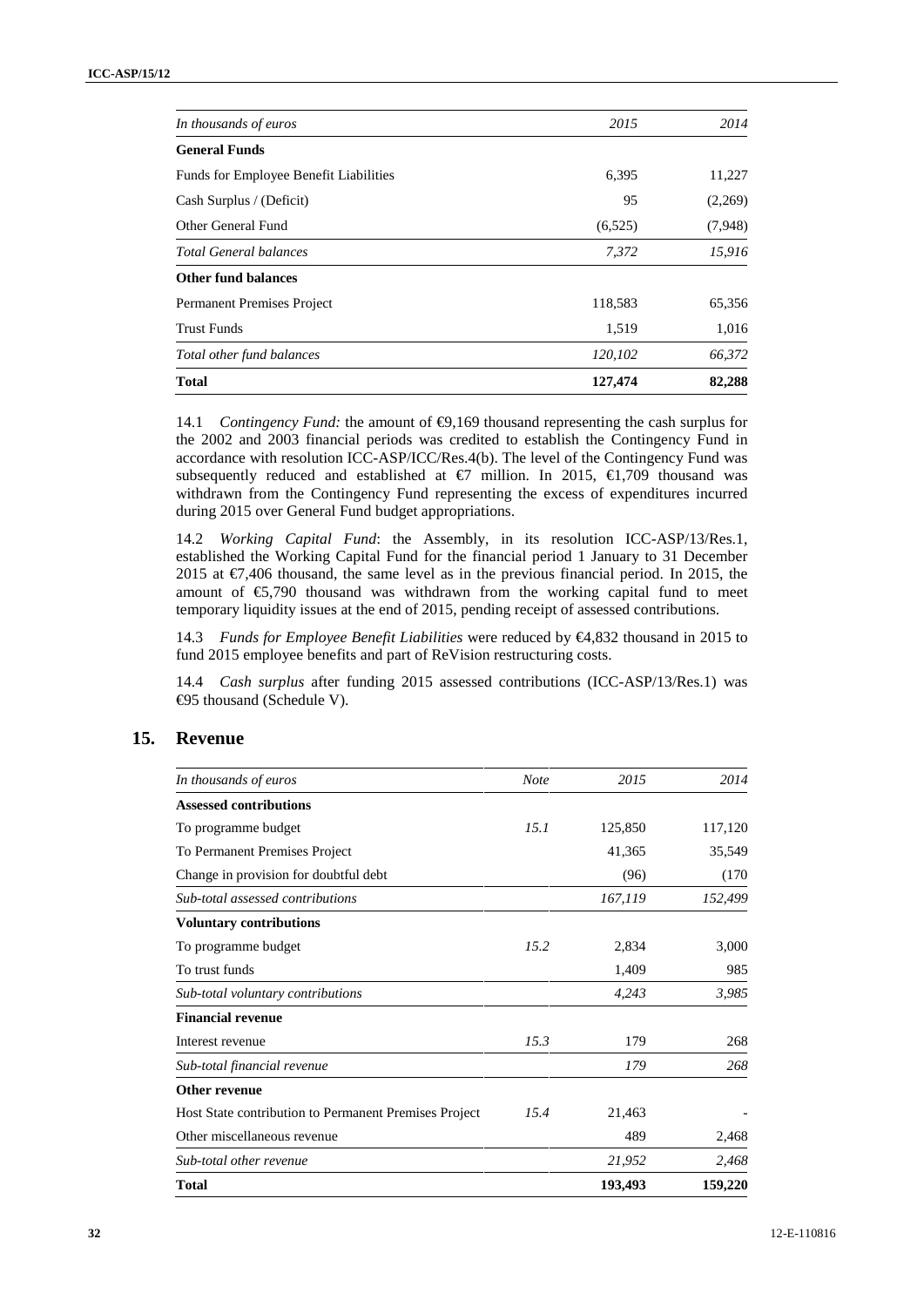| *In thousands of euros* | *2015* | *2014* |
|---|---|---|
| **General Funds** | | |
| Funds for Employee Benefit Liabilities | 6,395 | 11,227 |
| Cash Surplus / (Deficit) | 95 | (2,269) |
| Other General Fund | (6,525) | (7,948) |
| *Total General balances* | *7,372* | *15,916* |
| **Other fund balances** | | |
| Permanent Premises Project | 118,583 | 65,356 |
| Trust Funds | 1,519 | 1,016 |
| *Total other fund balances* | *120,102* | *66,372* |
| **Total** | **127,474** | **82,288** |

14.1 *Contingency Fund:* the amount of €9,169 thousand representing the cash surplus for the 2002 and 2003 financial periods was credited to establish the Contingency Fund in accordance with resolution ICC-ASP/ICC/Res.4(b). The level of the Contingency Fund was subsequently reduced and established at €7 million. In 2015, €1,709 thousand was withdrawn from the Contingency Fund representing the excess of expenditures incurred during 2015 over General Fund budget appropriations.

14.2 *Working Capital Fund*: the Assembly, in its resolution ICC-ASP/13/Res.1, established the Working Capital Fund for the financial period 1 January to 31 December 2015 at €7,406 thousand, the same level as in the previous financial period. In 2015, the amount of €5,790 thousand was withdrawn from the working capital fund to meet temporary liquidity issues at the end of 2015, pending receipt of assessed contributions.

14.3 *Funds for Employee Benefit Liabilities* were reduced by €4,832 thousand in 2015 to fund 2015 employee benefits and part of ReVision restructuring costs.

14.4 *Cash surplus* after funding 2015 assessed contributions (ICC-ASP/13/Res.1) was €95 thousand (Schedule V).

## 15. Revenue

| *In thousands of euros* | *Note* | *2015* | *2014* |
|---|---|---|---|
| **Assessed contributions** | | | |
| To programme budget | *15.1* | 125,850 | 117,120 |
| To Permanent Premises Project | | 41,365 | 35,549 |
| Change in provision for doubtful debt | | (96) | (170 |
| *Sub-total assessed contributions* | | *167,119* | *152,499* |
| **Voluntary contributions** | | | |
| To programme budget | *15.2* | 2,834 | 3,000 |
| To trust funds | | 1,409 | 985 |
| *Sub-total voluntary contributions* | | *4,243* | *3,985* |
| **Financial revenue** | | | |
| Interest revenue | *15.3* | 179 | 268 |
| *Sub-total financial revenue* | | *179* | *268* |
| **Other revenue** | | | |
| Host State contribution to Permanent Premises Project | *15.4* | 21,463 | - |
| Other miscellaneous revenue | | 489 | 2,468 |
| *Sub-total other revenue* | | *21,952* | *2,468* |
| **Total** | | **193,493** | **159,220** |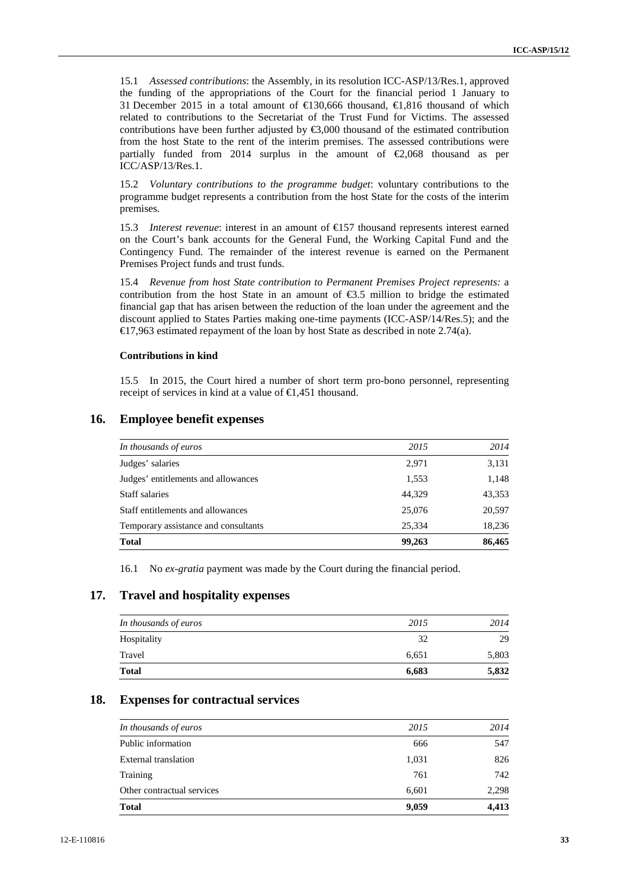15.1 *Assessed contributions*: the Assembly, in its resolution ICC-ASP/13/Res.1, approved the funding of the appropriations of the Court for the financial period 1 January to 31 December 2015 in a total amount of €130,666 thousand, €1,816 thousand of which related to contributions to the Secretariat of the Trust Fund for Victims. The assessed contributions have been further adjusted by €3,000 thousand of the estimated contribution from the host State to the rent of the interim premises. The assessed contributions were partially funded from 2014 surplus in the amount of €2,068 thousand as per ICC/ASP/13/Res.1.

15.2 *Voluntary contributions to the programme budget*: voluntary contributions to the programme budget represents a contribution from the host State for the costs of the interim premises.

15.3 *Interest revenue*: interest in an amount of €157 thousand represents interest earned on the Court's bank accounts for the General Fund, the Working Capital Fund and the Contingency Fund. The remainder of the interest revenue is earned on the Permanent Premises Project funds and trust funds.

15.4 *Revenue from host State contribution to Permanent Premises Project represents:* a contribution from the host State in an amount of €3.5 million to bridge the estimated financial gap that has arisen between the reduction of the loan under the agreement and the discount applied to States Parties making one-time payments (ICC-ASP/14/Res.5); and the €17,963 estimated repayment of the loan by host State as described in note 2.74(a).

**Contributions in kind**

15.5 In 2015, the Court hired a number of short term pro-bono personnel, representing receipt of services in kind at a value of €1,451 thousand.

## 16. Employee benefit expenses

| *In thousands of euros* | *2015* | *2014* |
|---|---|---|
| Judges' salaries | 2,971 | 3,131 |
| Judges' entitlements and allowances | 1,553 | 1,148 |
| Staff salaries | 44,329 | 43,353 |
| Staff entitlements and allowances | 25,076 | 20,597 |
| Temporary assistance and consultants | 25,334 | 18,236 |
| **Total** | **99,263** | **86,465** |

16.1 No *ex-gratia* payment was made by the Court during the financial period.

## 17. Travel and hospitality expenses

| *In thousands of euros* | *2015* | *2014* |
|---|---|---|
| Hospitality | 32 | 29 |
| Travel | 6,651 | 5,803 |
| **Total** | **6,683** | **5,832** |

## 18. Expenses for contractual services

| *In thousands of euros* | *2015* | *2014* |
|---|---|---|
| Public information | 666 | 547 |
| External translation | 1,031 | 826 |
| Training | 761 | 742 |
| Other contractual services | 6,601 | 2,298 |
| **Total** | **9,059** | **4,413** |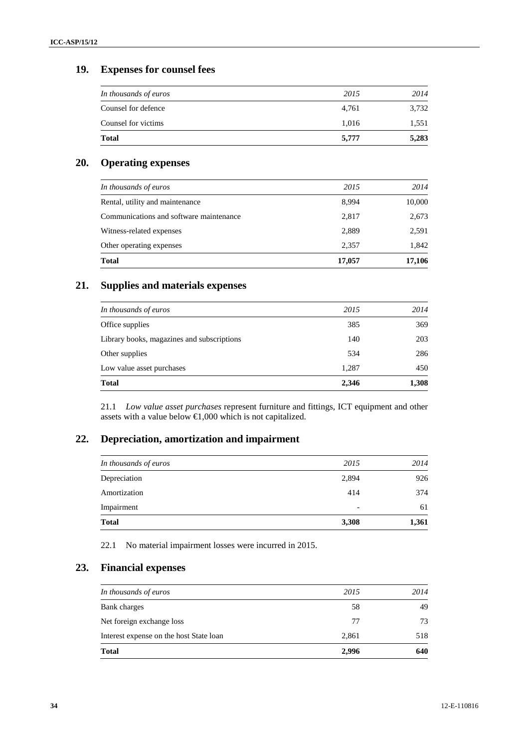## 19. Expenses for counsel fees

| *In thousands of euros* | *2015* | *2014* |
|---|---|---|
| Counsel for defence | 4,761 | 3,732 |
| Counsel for victims | 1,016 | 1,551 |
| **Total** | **5,777** | **5,283** |

## 20. Operating expenses

| *In thousands of euros* | *2015* | *2014* |
|---|---|---|
| Rental, utility and maintenance | 8,994 | 10,000 |
| Communications and software maintenance | 2,817 | 2,673 |
| Witness-related expenses | 2,889 | 2,591 |
| Other operating expenses | 2,357 | 1,842 |
| **Total** | **17,057** | **17,106** |

## 21. Supplies and materials expenses

| *In thousands of euros* | *2015* | *2014* |
|---|---|---|
| Office supplies | 385 | 369 |
| Library books, magazines and subscriptions | 140 | 203 |
| Other supplies | 534 | 286 |
| Low value asset purchases | 1,287 | 450 |
| **Total** | **2,346** | **1,308** |

21.1 *Low value asset purchases* represent furniture and fittings, ICT equipment and other assets with a value below €1,000 which is not capitalized.

## 22. Depreciation, amortization and impairment

| *In thousands of euros* | *2015* | *2014* |
|---|---|---|
| Depreciation | 2,894 | 926 |
| Amortization | 414 | 374 |
| Impairment | - | 61 |
| **Total** | **3,308** | **1,361** |

22.1 No material impairment losses were incurred in 2015.

## 23. Financial expenses

| *In thousands of euros* | *2015* | *2014* |
|---|---|---|
| Bank charges | 58 | 49 |
| Net foreign exchange loss | 77 | 73 |
| Interest expense on the host State loan | 2,861 | 518 |
| **Total** | **2,996** | **640** |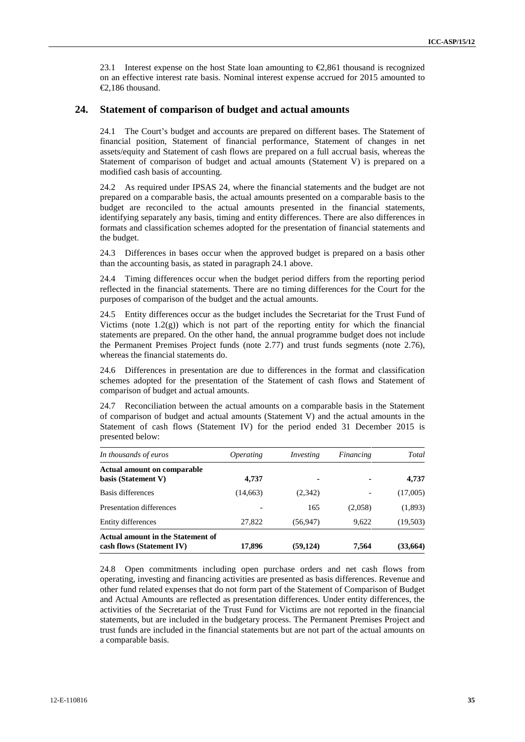23.1 Interest expense on the host State loan amounting to €2,861 thousand is recognized on an effective interest rate basis. Nominal interest expense accrued for 2015 amounted to €2,186 thousand.

## 24. Statement of comparison of budget and actual amounts

24.1 The Court's budget and accounts are prepared on different bases. The Statement of financial position, Statement of financial performance, Statement of changes in net assets/equity and Statement of cash flows are prepared on a full accrual basis, whereas the Statement of comparison of budget and actual amounts (Statement V) is prepared on a modified cash basis of accounting.

24.2 As required under IPSAS 24, where the financial statements and the budget are not prepared on a comparable basis, the actual amounts presented on a comparable basis to the budget are reconciled to the actual amounts presented in the financial statements, identifying separately any basis, timing and entity differences. There are also differences in formats and classification schemes adopted for the presentation of financial statements and the budget.

24.3 Differences in bases occur when the approved budget is prepared on a basis other than the accounting basis, as stated in paragraph 24.1 above.

24.4 Timing differences occur when the budget period differs from the reporting period reflected in the financial statements. There are no timing differences for the Court for the purposes of comparison of the budget and the actual amounts.

24.5 Entity differences occur as the budget includes the Secretariat for the Trust Fund of Victims (note 1.2(g)) which is not part of the reporting entity for which the financial statements are prepared. On the other hand, the annual programme budget does not include the Permanent Premises Project funds (note 2.77) and trust funds segments (note 2.76), whereas the financial statements do.

24.6 Differences in presentation are due to differences in the format and classification schemes adopted for the presentation of the Statement of cash flows and Statement of comparison of budget and actual amounts.

24.7 Reconciliation between the actual amounts on a comparable basis in the Statement of comparison of budget and actual amounts (Statement V) and the actual amounts in the Statement of cash flows (Statement IV) for the period ended 31 December 2015 is presented below:

| *In thousands of euros* | *Operating* | *Investing* | *Financing* | *Total* |
|---|---|---|---|---|
| **Actual amount on comparable basis (Statement V)** | **4,737** | **-** | **-** | **4,737** |
| Basis differences | (14,663) | (2,342) | - | (17,005) |
| Presentation differences | - | 165 | (2,058) | (1,893) |
| Entity differences | 27,822 | (56,947) | 9,622 | (19,503) |
| **Actual amount in the Statement of cash flows (Statement IV)** | **17,896** | **(59,124)** | **7,564** | **(33,664)** |

24.8 Open commitments including open purchase orders and net cash flows from operating, investing and financing activities are presented as basis differences. Revenue and other fund related expenses that do not form part of the Statement of Comparison of Budget and Actual Amounts are reflected as presentation differences. Under entity differences, the activities of the Secretariat of the Trust Fund for Victims are not reported in the financial statements, but are included in the budgetary process. The Permanent Premises Project and trust funds are included in the financial statements but are not part of the actual amounts on a comparable basis.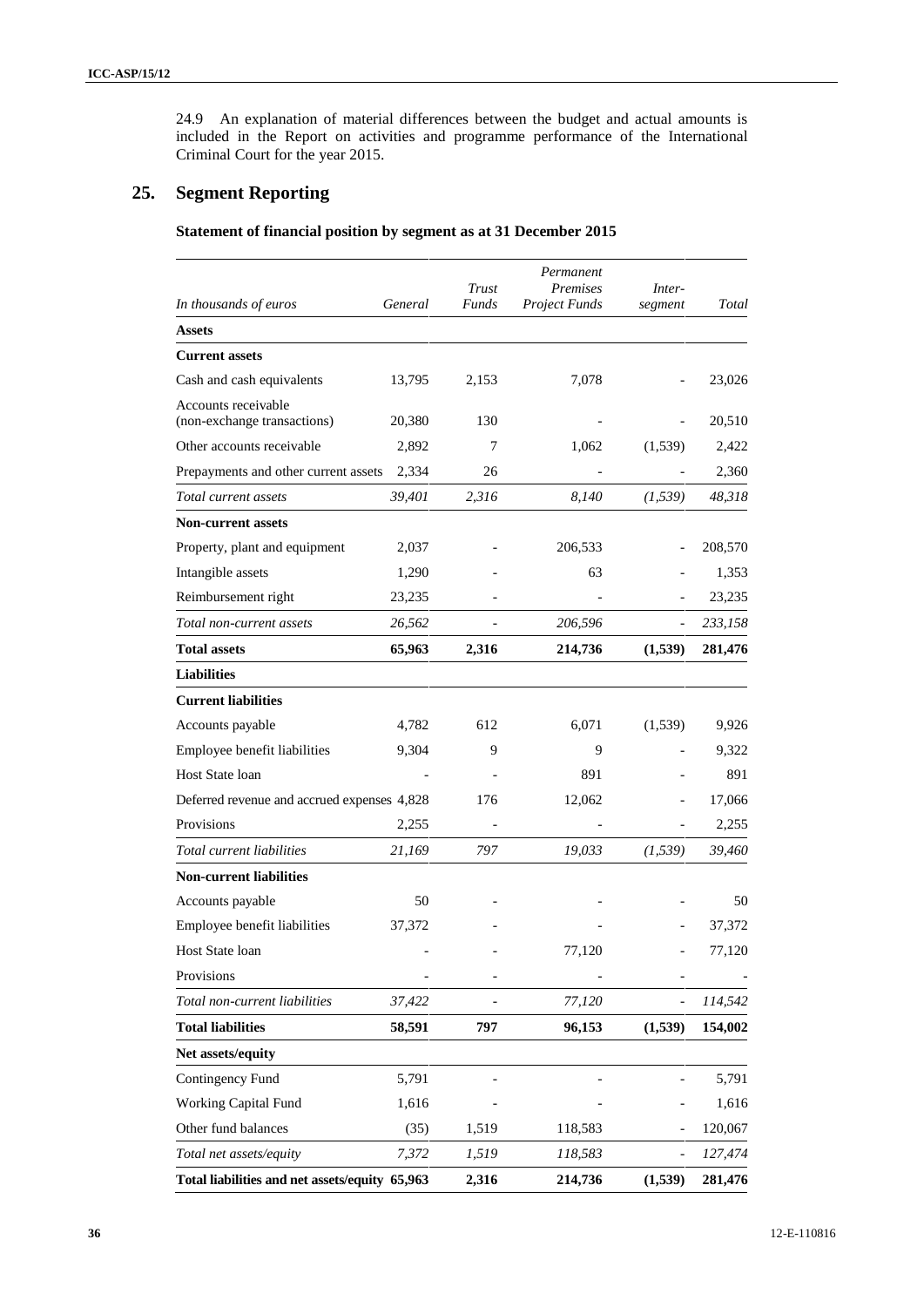24.9 An explanation of material differences between the budget and actual amounts is included in the Report on activities and programme performance of the International Criminal Court for the year 2015.

## 25. Segment Reporting

### Statement of financial position by segment as at 31 December 2015

| *In thousands of euros* | *General* | *Trust Funds* | *Permanent Premises Project Funds* | *Inter-segment* | *Total* |
|---|---|---|---|---|---|
| **Assets** | | | | | |
| **Current assets** | | | | | |
| Cash and cash equivalents | 13,795 | 2,153 | 7,078 | - | 23,026 |
| Accounts receivable (non-exchange transactions) | 20,380 | 130 | - | - | 20,510 |
| Other accounts receivable | 2,892 | 7 | 1,062 | (1,539) | 2,422 |
| Prepayments and other current assets | 2,334 | 26 | - | - | 2,360 |
| *Total current assets* | *39,401* | *2,316* | *8,140* | *(1,539)* | *48,318* |
| **Non-current assets** | | | | | |
| Property, plant and equipment | 2,037 | - | 206,533 | - | 208,570 |
| Intangible assets | 1,290 | - | 63 | - | 1,353 |
| Reimbursement right | 23,235 | - | - | - | 23,235 |
| *Total non-current assets* | *26,562* | - | *206,596* | - | *233,158* |
| **Total assets** | **65,963** | **2,316** | **214,736** | **(1,539)** | **281,476** |
| **Liabilities** | | | | | |
| **Current liabilities** | | | | | |
| Accounts payable | 4,782 | 612 | 6,071 | (1,539) | 9,926 |
| Employee benefit liabilities | 9,304 | 9 | 9 | - | 9,322 |
| Host State loan | - | - | 891 | - | 891 |
| Deferred revenue and accrued expenses | 4,828 | 176 | 12,062 | - | 17,066 |
| Provisions | 2,255 | - | - | - | 2,255 |
| *Total current liabilities* | *21,169* | *797* | *19,033* | *(1,539)* | *39,460* |
| **Non-current liabilities** | | | | | |
| Accounts payable | 50 | - | - | - | 50 |
| Employee benefit liabilities | 37,372 | - | - | - | 37,372 |
| Host State loan | - | - | 77,120 | - | 77,120 |
| Provisions | - | - | - | - | - |
| *Total non-current liabilities* | *37,422* | - | *77,120* | - | *114,542* |
| **Total liabilities** | **58,591** | **797** | **96,153** | **(1,539)** | **154,002** |
| **Net assets/equity** | | | | | |
| Contingency Fund | 5,791 | - | - | - | 5,791 |
| Working Capital Fund | 1,616 | - | - | - | 1,616 |
| Other fund balances | (35) | 1,519 | 118,583 | - | 120,067 |
| *Total net assets/equity* | *7,372* | *1,519* | *118,583* | - | *127,474* |
| **Total liabilities and net assets/equity** | **65,963** | **2,316** | **214,736** | **(1,539)** | **281,476** |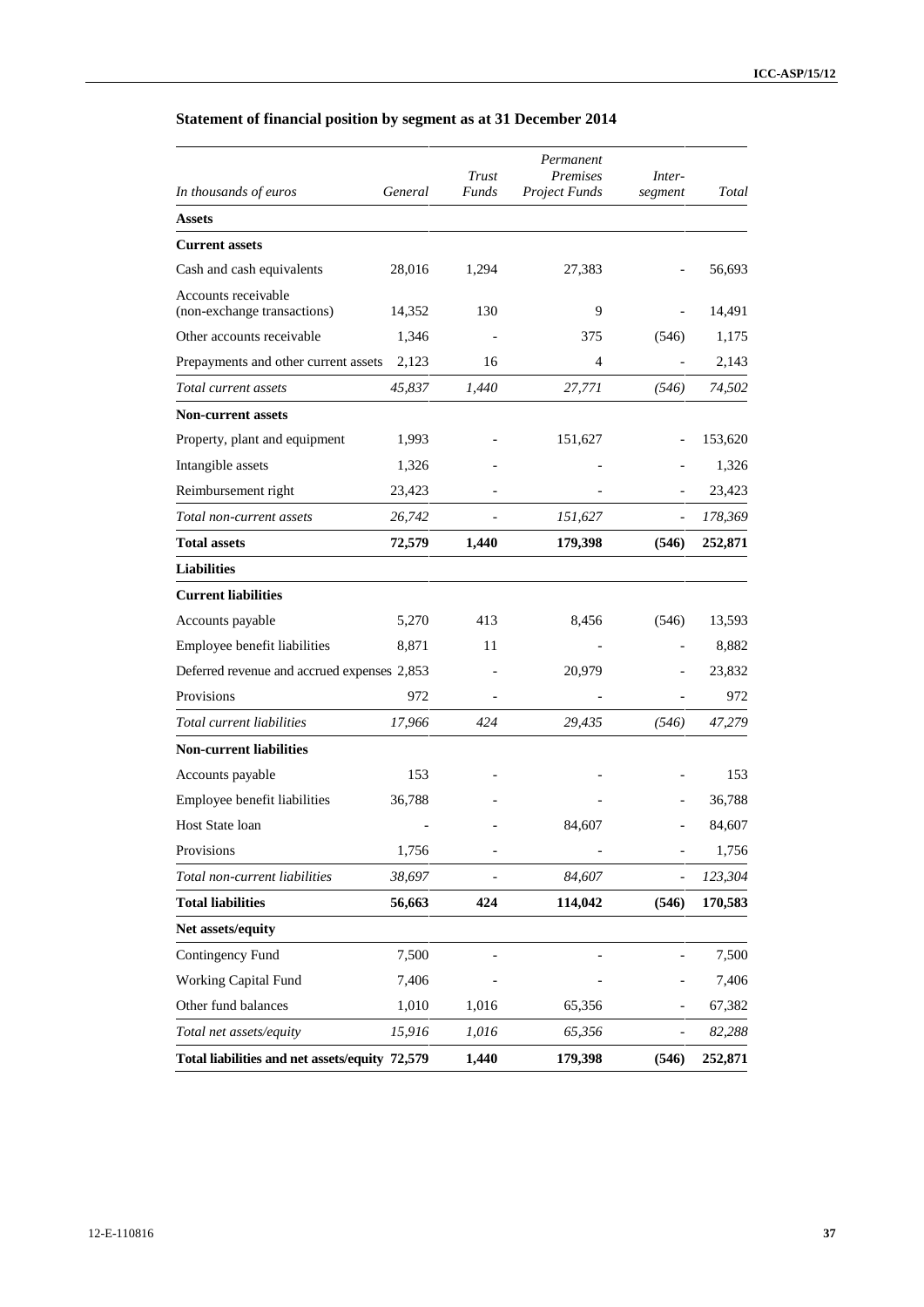## Statement of financial position by segment as at 31 December 2014

| *In thousands of euros* | *General* | *Trust Funds* | *Permanent Premises Project Funds* | *Inter-segment* | *Total* |
|---|---|---|---|---|---|
| **Assets** | | | | | |
| **Current assets** | | | | | |
| Cash and cash equivalents | 28,016 | 1,294 | 27,383 | - | 56,693 |
| Accounts receivable (non-exchange transactions) | 14,352 | 130 | 9 | - | 14,491 |
| Other accounts receivable | 1,346 | - | 375 | (546) | 1,175 |
| Prepayments and other current assets | 2,123 | 16 | 4 | - | 2,143 |
| *Total current assets* | *45,837* | *1,440* | *27,771* | *(546)* | *74,502* |
| **Non-current assets** | | | | | |
| Property, plant and equipment | 1,993 | - | 151,627 | - | 153,620 |
| Intangible assets | 1,326 | - | - | - | 1,326 |
| Reimbursement right | 23,423 | - | - | - | 23,423 |
| *Total non-current assets* | *26,742* | - | *151,627* | - | *178,369* |
| **Total assets** | **72,579** | **1,440** | **179,398** | **(546)** | **252,871** |
| **Liabilities** | | | | | |
| **Current liabilities** | | | | | |
| Accounts payable | 5,270 | 413 | 8,456 | (546) | 13,593 |
| Employee benefit liabilities | 8,871 | 11 | - | - | 8,882 |
| Deferred revenue and accrued expenses | 2,853 | - | 20,979 | - | 23,832 |
| Provisions | 972 | - | - | - | 972 |
| *Total current liabilities* | *17,966* | *424* | *29,435* | *(546)* | *47,279* |
| **Non-current liabilities** | | | | | |
| Accounts payable | 153 | - | - | - | 153 |
| Employee benefit liabilities | 36,788 | - | - | - | 36,788 |
| Host State loan | - | - | 84,607 | - | 84,607 |
| Provisions | 1,756 | - | - | - | 1,756 |
| *Total non-current liabilities* | *38,697* | - | *84,607* | - | *123,304* |
| **Total liabilities** | **56,663** | **424** | **114,042** | **(546)** | **170,583** |
| **Net assets/equity** | | | | | |
| Contingency Fund | 7,500 | - | - | - | 7,500 |
| Working Capital Fund | 7,406 | - | - | - | 7,406 |
| Other fund balances | 1,010 | 1,016 | 65,356 | - | 67,382 |
| *Total net assets/equity* | *15,916* | *1,016* | *65,356* | - | *82,288* |
| **Total liabilities and net assets/equity** | **72,579** | **1,440** | **179,398** | **(546)** | **252,871** |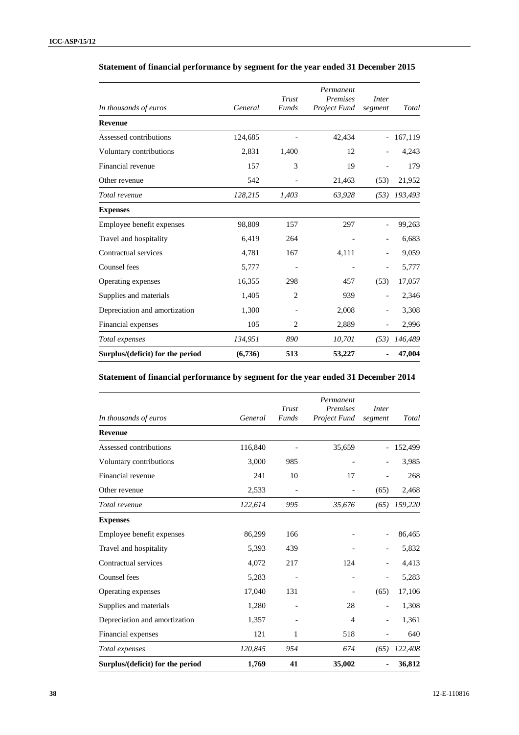## Statement of financial performance by segment for the year ended 31 December 2015

| *In thousands of euros* | *General* | *Trust Funds* | *Permanent Premises Project Fund* | *Inter segment* | *Total* |
|---|---|---|---|---|---|
| **Revenue** | | | | | |
| Assessed contributions | 124,685 | - | 42,434 | - | 167,119 |
| Voluntary contributions | 2,831 | 1,400 | 12 | - | 4,243 |
| Financial revenue | 157 | 3 | 19 | - | 179 |
| Other revenue | 542 | - | 21,463 | (53) | 21,952 |
| *Total revenue* | *128,215* | *1,403* | *63,928* | *(53)* | *193,493* |
| **Expenses** | | | | | |
| Employee benefit expenses | 98,809 | 157 | 297 | - | 99,263 |
| Travel and hospitality | 6,419 | 264 | - | - | 6,683 |
| Contractual services | 4,781 | 167 | 4,111 | - | 9,059 |
| Counsel fees | 5,777 | - | - | - | 5,777 |
| Operating expenses | 16,355 | 298 | 457 | (53) | 17,057 |
| Supplies and materials | 1,405 | 2 | 939 | - | 2,346 |
| Depreciation and amortization | 1,300 | - | 2,008 | - | 3,308 |
| Financial expenses | 105 | 2 | 2,889 | - | 2,996 |
| *Total expenses* | *134,951* | *890* | *10,701* | *(53)* | *146,489* |
| **Surplus/(deficit) for the period** | **(6,736)** | **513** | **53,227** | **-** | **47,004** |

## Statement of financial performance by segment for the year ended 31 December 2014

| *In thousands of euros* | *General* | *Trust Funds* | *Permanent Premises Project Fund* | *Inter segment* | *Total* |
|---|---|---|---|---|---|
| **Revenue** | | | | | |
| Assessed contributions | 116,840 | - | 35,659 | - | 152,499 |
| Voluntary contributions | 3,000 | 985 | - | - | 3,985 |
| Financial revenue | 241 | 10 | 17 | - | 268 |
| Other revenue | 2,533 | - | - | (65) | 2,468 |
| *Total revenue* | *122,614* | *995* | *35,676* | *(65)* | *159,220* |
| **Expenses** | | | | | |
| Employee benefit expenses | 86,299 | 166 | - | - | 86,465 |
| Travel and hospitality | 5,393 | 439 | - | - | 5,832 |
| Contractual services | 4,072 | 217 | 124 | - | 4,413 |
| Counsel fees | 5,283 | - | - | - | 5,283 |
| Operating expenses | 17,040 | 131 | - | (65) | 17,106 |
| Supplies and materials | 1,280 | - | 28 | - | 1,308 |
| Depreciation and amortization | 1,357 | - | 4 | - | 1,361 |
| Financial expenses | 121 | 1 | 518 | - | 640 |
| *Total expenses* | *120,845* | *954* | *674* | *(65)* | *122,408* |
| **Surplus/(deficit) for the period** | **1,769** | **41** | **35,002** | **-** | **36,812** |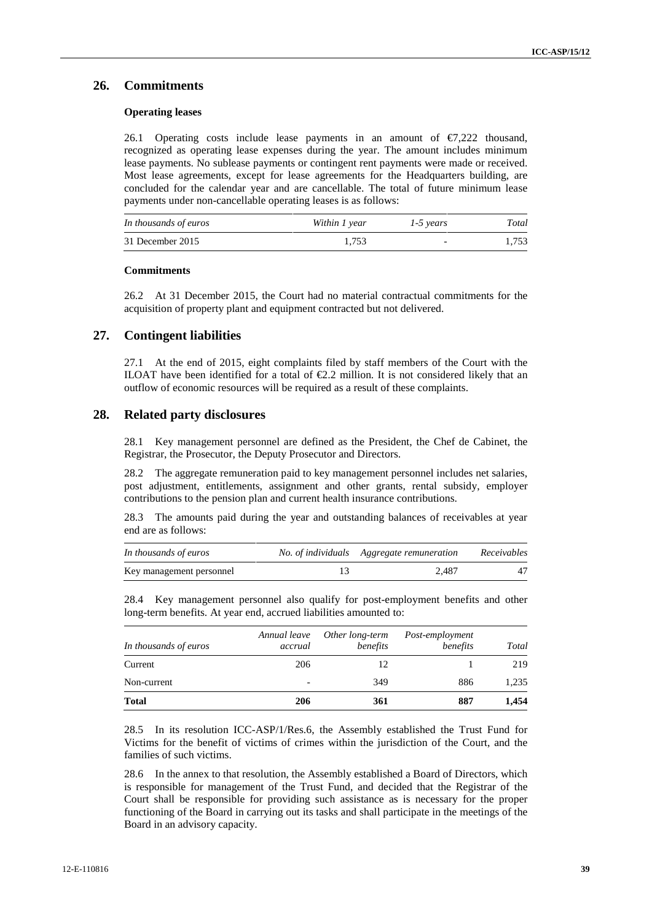## 26. Commitments

### Operating leases

26.1 Operating costs include lease payments in an amount of €7,222 thousand, recognized as operating lease expenses during the year. The amount includes minimum lease payments. No sublease payments or contingent rent payments were made or received. Most lease agreements, except for lease agreements for the Headquarters building, are concluded for the calendar year and are cancellable. The total of future minimum lease payments under non-cancellable operating leases is as follows:

| *In thousands of euros* | *Within 1 year* | *1-5 years* | *Total* |
|---|---|---|---|
| 31 December 2015 | 1,753 | - | 1,753 |

### Commitments

26.2 At 31 December 2015, the Court had no material contractual commitments for the acquisition of property plant and equipment contracted but not delivered.

## 27. Contingent liabilities

27.1 At the end of 2015, eight complaints filed by staff members of the Court with the ILOAT have been identified for a total of €2.2 million. It is not considered likely that an outflow of economic resources will be required as a result of these complaints.

## 28. Related party disclosures

28.1 Key management personnel are defined as the President, the Chef de Cabinet, the Registrar, the Prosecutor, the Deputy Prosecutor and Directors.

28.2 The aggregate remuneration paid to key management personnel includes net salaries, post adjustment, entitlements, assignment and other grants, rental subsidy, employer contributions to the pension plan and current health insurance contributions.

28.3 The amounts paid during the year and outstanding balances of receivables at year end are as follows:

| *In thousands of euros* | *No. of individuals* | *Aggregate remuneration* | *Receivables* |
|---|---|---|---|
| Key management personnel | 13 | 2,487 | 47 |

28.4 Key management personnel also qualify for post-employment benefits and other long-term benefits. At year end, accrued liabilities amounted to:

| *In thousands of euros* | *Annual leave accrual* | *Other long-term benefits* | *Post-employment benefits* | *Total* |
|---|---|---|---|---|
| Current | 206 | 12 | 1 | 219 |
| Non-current | - | 349 | 886 | 1,235 |
| **Total** | **206** | **361** | **887** | **1,454** |

28.5 In its resolution ICC-ASP/1/Res.6, the Assembly established the Trust Fund for Victims for the benefit of victims of crimes within the jurisdiction of the Court, and the families of such victims.

28.6 In the annex to that resolution, the Assembly established a Board of Directors, which is responsible for management of the Trust Fund, and decided that the Registrar of the Court shall be responsible for providing such assistance as is necessary for the proper functioning of the Board in carrying out its tasks and shall participate in the meetings of the Board in an advisory capacity.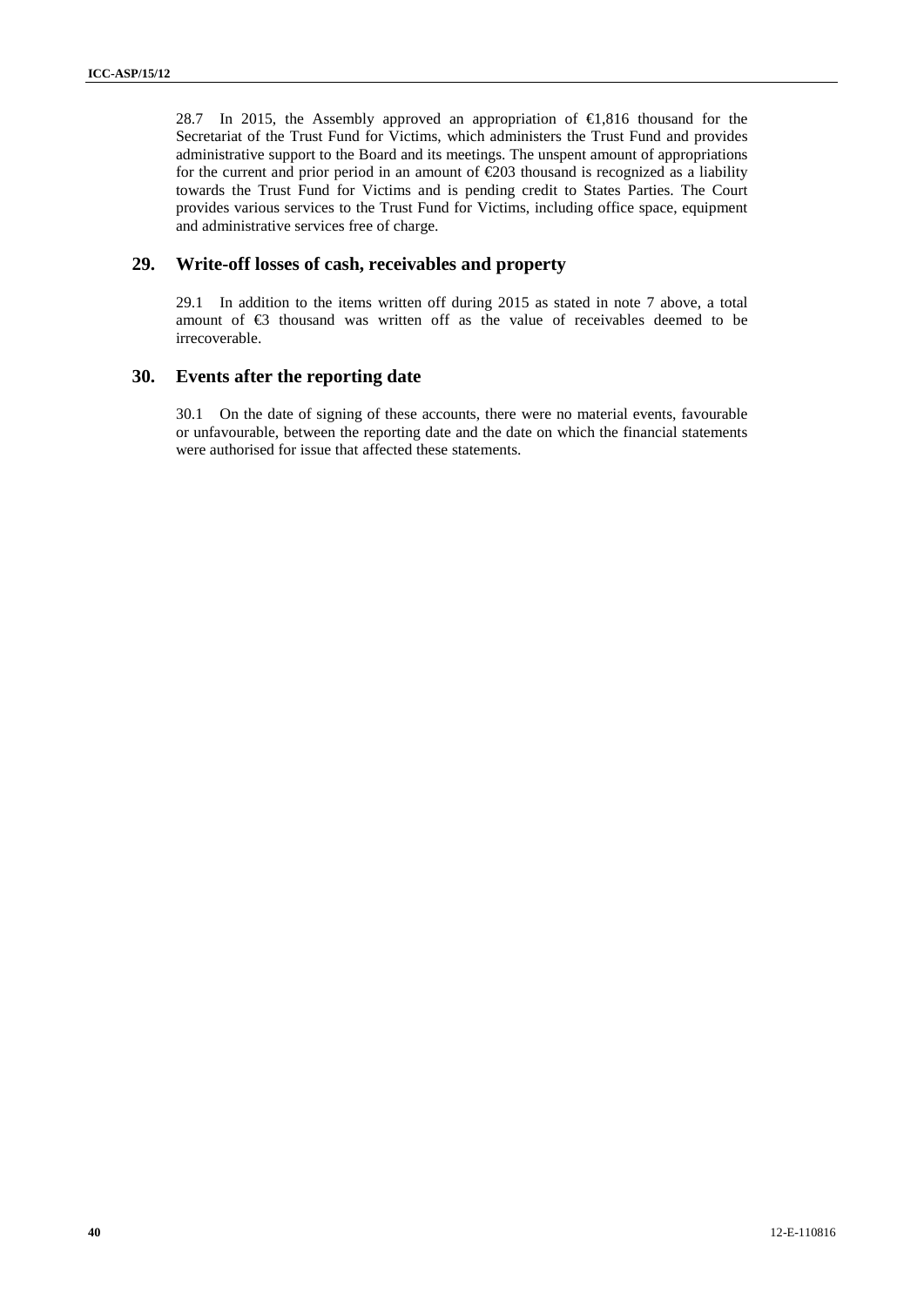28.7 In 2015, the Assembly approved an appropriation of €1,816 thousand for the Secretariat of the Trust Fund for Victims, which administers the Trust Fund and provides administrative support to the Board and its meetings. The unspent amount of appropriations for the current and prior period in an amount of €203 thousand is recognized as a liability towards the Trust Fund for Victims and is pending credit to States Parties. The Court provides various services to the Trust Fund for Victims, including office space, equipment and administrative services free of charge.

## 29. Write-off losses of cash, receivables and property

29.1 In addition to the items written off during 2015 as stated in note 7 above, a total amount of €3 thousand was written off as the value of receivables deemed to be irrecoverable.

## 30. Events after the reporting date

30.1 On the date of signing of these accounts, there were no material events, favourable or unfavourable, between the reporting date and the date on which the financial statements were authorised for issue that affected these statements.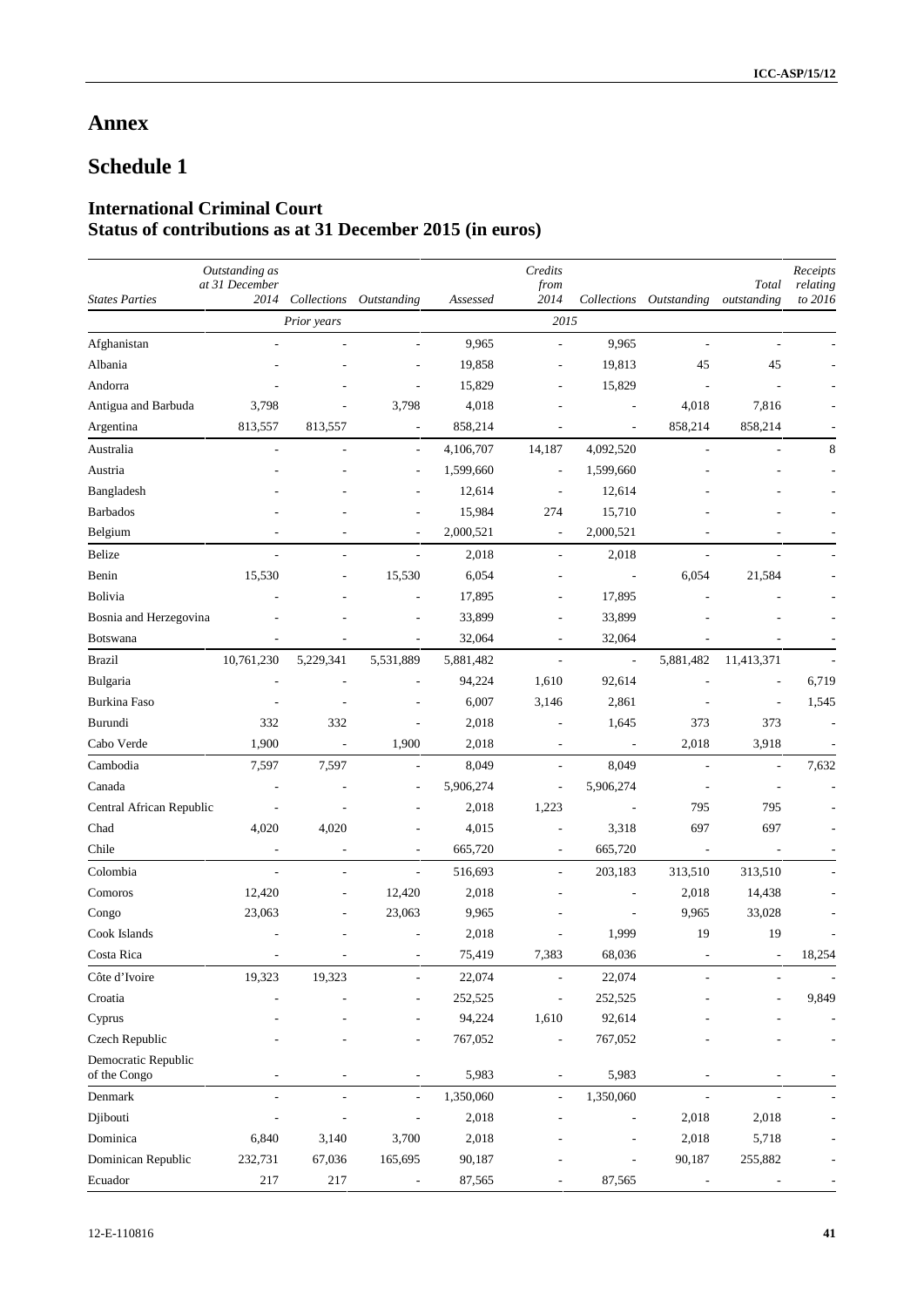# Annex

# Schedule 1

## International Criminal Court
## Status of contributions as at 31 December 2015 (in euros)

| States Parties | Outstanding as at 31 December 2014 | Collections | Outstanding | Assessed | Credits from 2014 | Collections | Outstanding | Total outstanding | Receipts relating to 2016 |
|---|---|---|---|---|---|---|---|---|---|
| | Prior years | | | 2015 | | | | | |
| Afghanistan | - | - | - | 9,965 | - | 9,965 | - | - | - |
| Albania | - | - | - | 19,858 | - | 19,813 | 45 | 45 | - |
| Andorra | - | - | - | 15,829 | - | 15,829 | - | - | - |
| Antigua and Barbuda | 3,798 | - | 3,798 | 4,018 | - | - | 4,018 | 7,816 | - |
| Argentina | 813,557 | 813,557 | - | 858,214 | - | - | 858,214 | 858,214 | - |
| Australia | - | - | - | 4,106,707 | 14,187 | 4,092,520 | - | - | 8 |
| Austria | - | - | - | 1,599,660 | - | 1,599,660 | - | - | - |
| Bangladesh | - | - | - | 12,614 | - | 12,614 | - | - | - |
| Barbados | - | - | - | 15,984 | 274 | 15,710 | - | - | - |
| Belgium | - | - | - | 2,000,521 | - | 2,000,521 | - | - | - |
| Belize | - | - | - | 2,018 | - | 2,018 | - | - | - |
| Benin | 15,530 | - | 15,530 | 6,054 | - | - | 6,054 | 21,584 | - |
| Bolivia | - | - | - | 17,895 | - | 17,895 | - | - | - |
| Bosnia and Herzegovina | - | - | - | 33,899 | - | 33,899 | - | - | - |
| Botswana | - | - | - | 32,064 | - | 32,064 | - | - | - |
| Brazil | 10,761,230 | 5,229,341 | 5,531,889 | 5,881,482 | - | - | 5,881,482 | 11,413,371 | - |
| Bulgaria | - | - | - | 94,224 | 1,610 | 92,614 | - | - | 6,719 |
| Burkina Faso | - | - | - | 6,007 | 3,146 | 2,861 | - | - | 1,545 |
| Burundi | 332 | 332 | - | 2,018 | - | 1,645 | 373 | 373 | - |
| Cabo Verde | 1,900 | - | 1,900 | 2,018 | - | - | 2,018 | 3,918 | - |
| Cambodia | 7,597 | 7,597 | - | 8,049 | - | 8,049 | - | - | 7,632 |
| Canada | - | - | - | 5,906,274 | - | 5,906,274 | - | - | - |
| Central African Republic | - | - | - | 2,018 | 1,223 | - | 795 | 795 | - |
| Chad | 4,020 | 4,020 | - | 4,015 | - | 3,318 | 697 | 697 | - |
| Chile | - | - | - | 665,720 | - | 665,720 | - | - | - |
| Colombia | - | - | - | 516,693 | - | 203,183 | 313,510 | 313,510 | - |
| Comoros | 12,420 | - | 12,420 | 2,018 | - | - | 2,018 | 14,438 | - |
| Congo | 23,063 | - | 23,063 | 9,965 | - | - | 9,965 | 33,028 | - |
| Cook Islands | - | - | - | 2,018 | - | 1,999 | 19 | 19 | - |
| Costa Rica | - | - | - | 75,419 | 7,383 | 68,036 | - | - | 18,254 |
| Côte d'Ivoire | 19,323 | 19,323 | - | 22,074 | - | 22,074 | - | - | - |
| Croatia | - | - | - | 252,525 | - | 252,525 | - | - | 9,849 |
| Cyprus | - | - | - | 94,224 | 1,610 | 92,614 | - | - | - |
| Czech Republic | - | - | - | 767,052 | - | 767,052 | - | - | - |
| Democratic Republic of the Congo | - | - | - | 5,983 | - | 5,983 | - | - | - |
| Denmark | - | - | - | 1,350,060 | - | 1,350,060 | - | - | - |
| Djibouti | - | - | - | 2,018 | - | - | 2,018 | 2,018 | - |
| Dominica | 6,840 | 3,140 | 3,700 | 2,018 | - | - | 2,018 | 5,718 | - |
| Dominican Republic | 232,731 | 67,036 | 165,695 | 90,187 | - | - | 90,187 | 255,882 | - |
| Ecuador | 217 | 217 | - | 87,565 | - | 87,565 | - | - | - |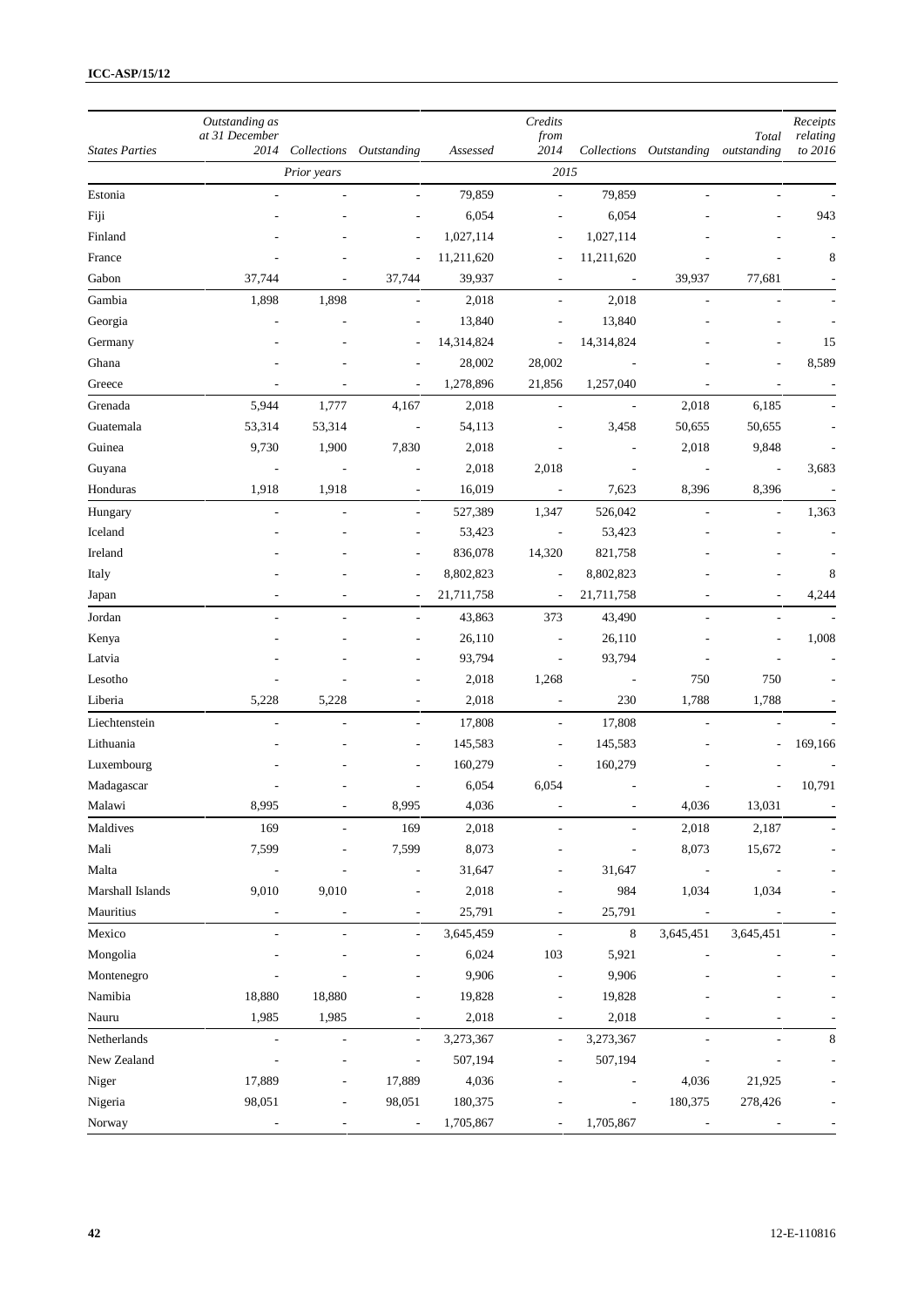| States Parties | Outstanding as at 31 December 2014 | Collections | Outstanding | Assessed | Credits from 2014 | Collections | Outstanding | Total outstanding | Receipts relating to 2016 |
|---|---|---|---|---|---|---|---|---|---|
| | | Prior years | | | 2015 | | | | |
| Estonia | - | - | - | 79,859 | - | 79,859 | - | - | - |
| Fiji | - | - | - | 6,054 | - | 6,054 | - | - | 943 |
| Finland | - | - | - | 1,027,114 | - | 1,027,114 | - | - | - |
| France | - | - | - | 11,211,620 | - | 11,211,620 | - | - | 8 |
| Gabon | 37,744 | - | 37,744 | 39,937 | - | - | 39,937 | 77,681 | - |
| Gambia | 1,898 | 1,898 | - | 2,018 | - | 2,018 | - | - | - |
| Georgia | - | - | - | 13,840 | - | 13,840 | - | - | - |
| Germany | - | - | - | 14,314,824 | - | 14,314,824 | - | - | 15 |
| Ghana | - | - | - | 28,002 | 28,002 | - | - | - | 8,589 |
| Greece | - | - | - | 1,278,896 | 21,856 | 1,257,040 | - | - | - |
| Grenada | 5,944 | 1,777 | 4,167 | 2,018 | - | - | 2,018 | 6,185 | - |
| Guatemala | 53,314 | 53,314 | - | 54,113 | - | 3,458 | 50,655 | 50,655 | - |
| Guinea | 9,730 | 1,900 | 7,830 | 2,018 | - | - | 2,018 | 9,848 | - |
| Guyana | - | - | - | 2,018 | 2,018 | - | - | - | 3,683 |
| Honduras | 1,918 | 1,918 | - | 16,019 | - | 7,623 | 8,396 | 8,396 | - |
| Hungary | - | - | - | 527,389 | 1,347 | 526,042 | - | - | 1,363 |
| Iceland | - | - | - | 53,423 | - | 53,423 | - | - | - |
| Ireland | - | - | - | 836,078 | 14,320 | 821,758 | - | - | - |
| Italy | - | - | - | 8,802,823 | - | 8,802,823 | - | - | 8 |
| Japan | - | - | - | 21,711,758 | - | 21,711,758 | - | - | 4,244 |
| Jordan | - | - | - | 43,863 | 373 | 43,490 | - | - | - |
| Kenya | - | - | - | 26,110 | - | 26,110 | - | - | 1,008 |
| Latvia | - | - | - | 93,794 | - | 93,794 | - | - | - |
| Lesotho | - | - | - | 2,018 | 1,268 | - | 750 | 750 | - |
| Liberia | 5,228 | 5,228 | - | 2,018 | - | 230 | 1,788 | 1,788 | - |
| Liechtenstein | - | - | - | 17,808 | - | 17,808 | - | - | - |
| Lithuania | - | - | - | 145,583 | - | 145,583 | - | - | 169,166 |
| Luxembourg | - | - | - | 160,279 | - | 160,279 | - | - | - |
| Madagascar | - | - | - | 6,054 | 6,054 | - | - | - | 10,791 |
| Malawi | 8,995 | - | 8,995 | 4,036 | - | - | 4,036 | 13,031 | - |
| Maldives | 169 | - | 169 | 2,018 | - | - | 2,018 | 2,187 | - |
| Mali | 7,599 | - | 7,599 | 8,073 | - | - | 8,073 | 15,672 | - |
| Malta | - | - | - | 31,647 | - | 31,647 | - | - | - |
| Marshall Islands | 9,010 | 9,010 | - | 2,018 | - | 984 | 1,034 | 1,034 | - |
| Mauritius | - | - | - | 25,791 | - | 25,791 | - | - | - |
| Mexico | - | - | - | 3,645,459 | - | 8 | 3,645,451 | 3,645,451 | - |
| Mongolia | - | - | - | 6,024 | 103 | 5,921 | - | - | - |
| Montenegro | - | - | - | 9,906 | - | 9,906 | - | - | - |
| Namibia | 18,880 | 18,880 | - | 19,828 | - | 19,828 | - | - | - |
| Nauru | 1,985 | 1,985 | - | 2,018 | - | 2,018 | - | - | - |
| Netherlands | - | - | - | 3,273,367 | - | 3,273,367 | - | - | 8 |
| New Zealand | - | - | - | 507,194 | - | 507,194 | - | - | - |
| Niger | 17,889 | - | 17,889 | 4,036 | - | - | 4,036 | 21,925 | - |
| Nigeria | 98,051 | - | 98,051 | 180,375 | - | - | 180,375 | 278,426 | - |
| Norway | - | - | - | 1,705,867 | - | 1,705,867 | - | - | - |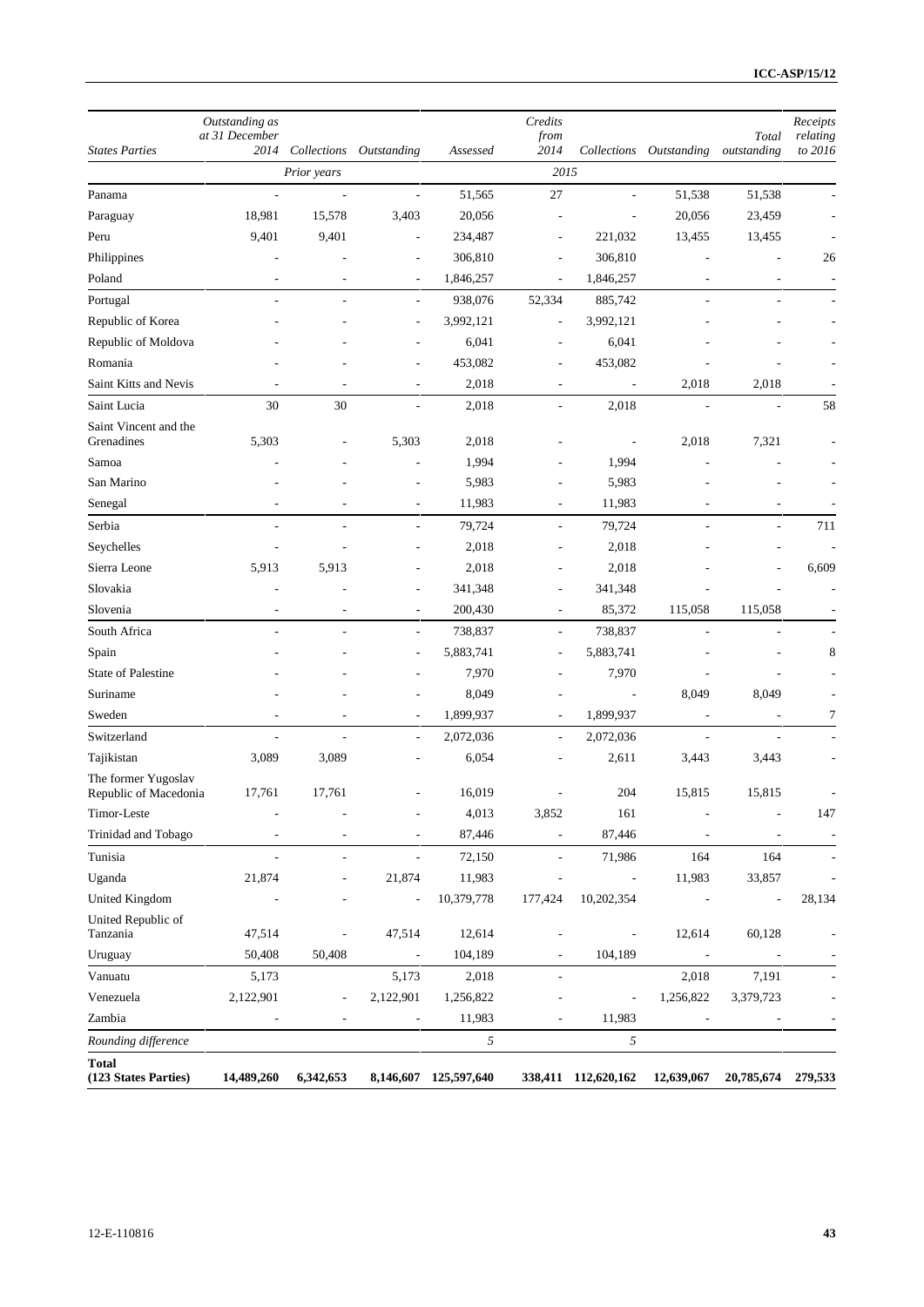| States Parties | Outstanding as at 31 December 2014 | Collections | Outstanding | Assessed | Credits from 2014 | Collections | Outstanding | Total outstanding | Receipts relating to 2016 |
|---|---|---|---|---|---|---|---|---|---|
| | | Prior years | | | 2015 | | | | |
| Panama | - | - | - | 51,565 | 27 | - | 51,538 | 51,538 | - |
| Paraguay | 18,981 | 15,578 | 3,403 | 20,056 | - | - | 20,056 | 23,459 | - |
| Peru | 9,401 | 9,401 | - | 234,487 | - | 221,032 | 13,455 | 13,455 | - |
| Philippines | - | - | - | 306,810 | - | 306,810 | - | - | 26 |
| Poland | - | - | - | 1,846,257 | - | 1,846,257 | - | - | - |
| Portugal | - | - | - | 938,076 | 52,334 | 885,742 | - | - | - |
| Republic of Korea | - | - | - | 3,992,121 | - | 3,992,121 | - | - | - |
| Republic of Moldova | - | - | - | 6,041 | - | 6,041 | - | - | - |
| Romania | - | - | - | 453,082 | - | 453,082 | - | - | - |
| Saint Kitts and Nevis | - | - | - | 2,018 | - | - | 2,018 | 2,018 | - |
| Saint Lucia | 30 | 30 | - | 2,018 | - | 2,018 | - | - | 58 |
| Saint Vincent and the Grenadines | 5,303 | - | 5,303 | 2,018 | - | - | 2,018 | 7,321 | - |
| Samoa | - | - | - | 1,994 | - | 1,994 | - | - | - |
| San Marino | - | - | - | 5,983 | - | 5,983 | - | - | - |
| Senegal | - | - | - | 11,983 | - | 11,983 | - | - | - |
| Serbia | - | - | - | 79,724 | - | 79,724 | - | - | 711 |
| Seychelles | - | - | - | 2,018 | - | 2,018 | - | - | - |
| Sierra Leone | 5,913 | 5,913 | - | 2,018 | - | 2,018 | - | - | 6,609 |
| Slovakia | - | - | - | 341,348 | - | 341,348 | - | - | - |
| Slovenia | - | - | - | 200,430 | - | 85,372 | 115,058 | 115,058 | - |
| South Africa | - | - | - | 738,837 | - | 738,837 | - | - | - |
| Spain | - | - | - | 5,883,741 | - | 5,883,741 | - | - | 8 |
| State of Palestine | - | - | - | 7,970 | - | 7,970 | - | - | - |
| Suriname | - | - | - | 8,049 | - | - | 8,049 | 8,049 | - |
| Sweden | - | - | - | 1,899,937 | - | 1,899,937 | - | - | 7 |
| Switzerland | - | - | - | 2,072,036 | - | 2,072,036 | - | - | - |
| Tajikistan | 3,089 | 3,089 | - | 6,054 | - | 2,611 | 3,443 | 3,443 | - |
| The former Yugoslav Republic of Macedonia | 17,761 | 17,761 | - | 16,019 | - | 204 | 15,815 | 15,815 | - |
| Timor-Leste | - | - | - | 4,013 | 3,852 | 161 | - | - | 147 |
| Trinidad and Tobago | - | - | - | 87,446 | - | 87,446 | - | - | - |
| Tunisia | - | - | - | 72,150 | - | 71,986 | 164 | 164 | - |
| Uganda | 21,874 | - | 21,874 | 11,983 | - | - | 11,983 | 33,857 | - |
| United Kingdom | - | - | - | 10,379,778 | 177,424 | 10,202,354 | - | - | 28,134 |
| United Republic of Tanzania | 47,514 | - | 47,514 | 12,614 | - | - | 12,614 | 60,128 | - |
| Uruguay | 50,408 | 50,408 | - | 104,189 | - | 104,189 | - | - | - |
| Vanuatu | 5,173 | | 5,173 | 2,018 | - | | 2,018 | 7,191 | - |
| Venezuela | 2,122,901 | - | 2,122,901 | 1,256,822 | - | - | 1,256,822 | 3,379,723 | - |
| Zambia | - | - | - | 11,983 | - | 11,983 | - | - | - |
| *Rounding difference* | | | | *5* | | *5* | | | |
| **Total (123 States Parties)** | **14,489,260** | **6,342,653** | **8,146,607** | **125,597,640** | **338,411** | **112,620,162** | **12,639,067** | **20,785,674** | **279,533** |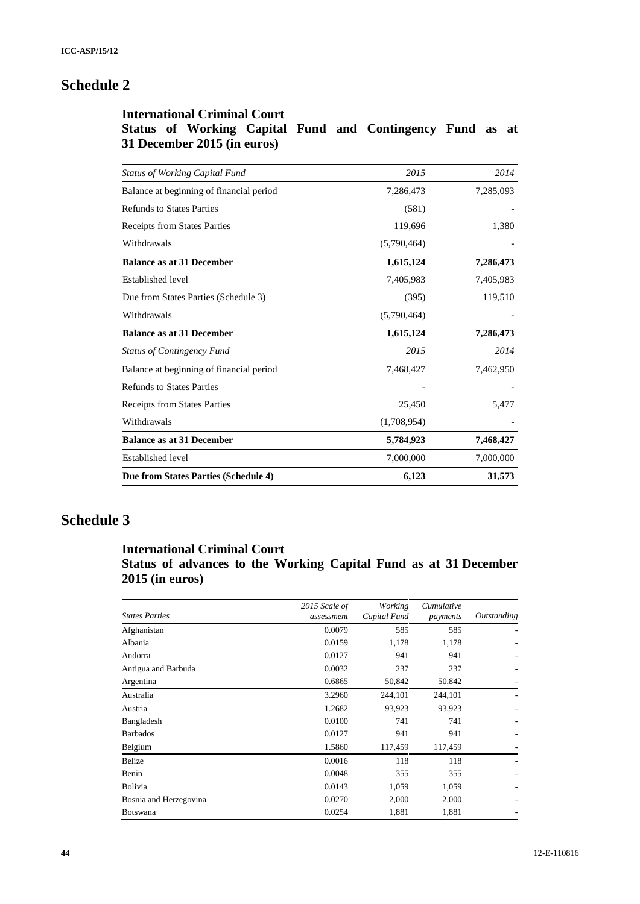# Schedule 2

## International Criminal Court
## Status of Working Capital Fund and Contingency Fund as at 31 December 2015 (in euros)

| *Status of Working Capital Fund* | *2015* | *2014* |
|---|---|---|
| Balance at beginning of financial period | 7,286,473 | 7,285,093 |
| Refunds to States Parties | (581) | - |
| Receipts from States Parties | 119,696 | 1,380 |
| Withdrawals | (5,790,464) | - |
| **Balance as at 31 December** | **1,615,124** | **7,286,473** |
| Established level | 7,405,983 | 7,405,983 |
| Due from States Parties (Schedule 3) | (395) | 119,510 |
| Withdrawals | (5,790,464) | - |
| **Balance as at 31 December** | **1,615,124** | **7,286,473** |
| *Status of Contingency Fund* | *2015* | *2014* |
| Balance at beginning of financial period | 7,468,427 | 7,462,950 |
| Refunds to States Parties | - | - |
| Receipts from States Parties | 25,450 | 5,477 |
| Withdrawals | (1,708,954) | - |
| **Balance as at 31 December** | **5,784,923** | **7,468,427** |
| Established level | 7,000,000 | 7,000,000 |
| **Due from States Parties (Schedule 4)** | **6,123** | **31,573** |

# Schedule 3

## International Criminal Court
## Status of advances to the Working Capital Fund as at 31 December 2015 (in euros)

| *States Parties* | *2015 Scale of assessment* | *Working Capital Fund* | *Cumulative payments* | *Outstanding* |
|---|---|---|---|---|
| Afghanistan | 0.0079 | 585 | 585 | - |
| Albania | 0.0159 | 1,178 | 1,178 | - |
| Andorra | 0.0127 | 941 | 941 | - |
| Antigua and Barbuda | 0.0032 | 237 | 237 | - |
| Argentina | 0.6865 | 50,842 | 50,842 | - |
| Australia | 3.2960 | 244,101 | 244,101 | - |
| Austria | 1.2682 | 93,923 | 93,923 | - |
| Bangladesh | 0.0100 | 741 | 741 | - |
| Barbados | 0.0127 | 941 | 941 | - |
| Belgium | 1.5860 | 117,459 | 117,459 | - |
| Belize | 0.0016 | 118 | 118 | - |
| Benin | 0.0048 | 355 | 355 | - |
| Bolivia | 0.0143 | 1,059 | 1,059 | - |
| Bosnia and Herzegovina | 0.0270 | 2,000 | 2,000 | - |
| Botswana | 0.0254 | 1,881 | 1,881 | - |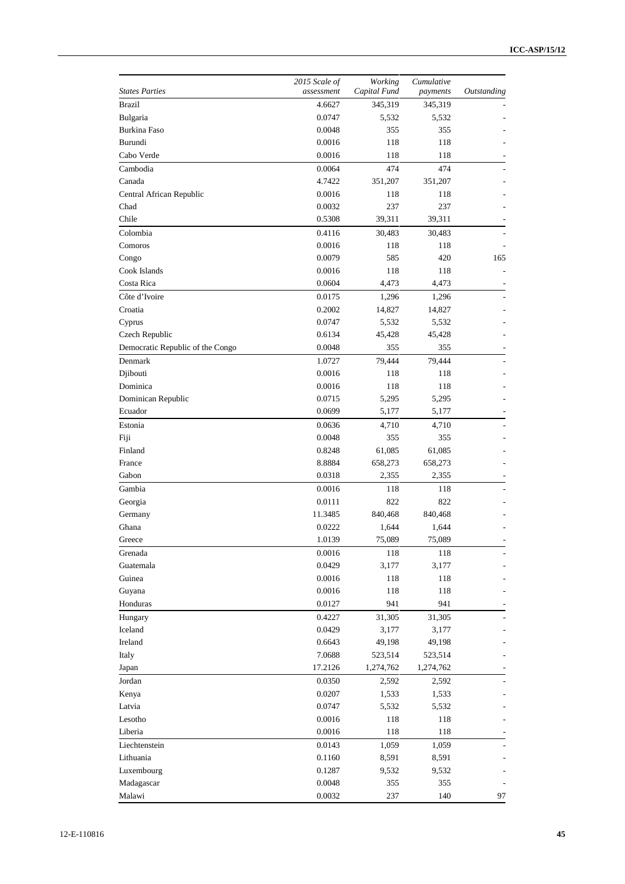| States Parties | 2015 Scale of assessment | Working Capital Fund | Cumulative payments | Outstanding |
|---|---|---|---|---|
| Brazil | 4.6627 | 345,319 | 345,319 | - |
| Bulgaria | 0.0747 | 5,532 | 5,532 | - |
| Burkina Faso | 0.0048 | 355 | 355 | - |
| Burundi | 0.0016 | 118 | 118 | - |
| Cabo Verde | 0.0016 | 118 | 118 | - |
| Cambodia | 0.0064 | 474 | 474 | - |
| Canada | 4.7422 | 351,207 | 351,207 | - |
| Central African Republic | 0.0016 | 118 | 118 | - |
| Chad | 0.0032 | 237 | 237 | - |
| Chile | 0.5308 | 39,311 | 39,311 | - |
| Colombia | 0.4116 | 30,483 | 30,483 | - |
| Comoros | 0.0016 | 118 | 118 | - |
| Congo | 0.0079 | 585 | 420 | 165 |
| Cook Islands | 0.0016 | 118 | 118 | - |
| Costa Rica | 0.0604 | 4,473 | 4,473 | - |
| Côte d'Ivoire | 0.0175 | 1,296 | 1,296 | - |
| Croatia | 0.2002 | 14,827 | 14,827 | - |
| Cyprus | 0.0747 | 5,532 | 5,532 | - |
| Czech Republic | 0.6134 | 45,428 | 45,428 | - |
| Democratic Republic of the Congo | 0.0048 | 355 | 355 | - |
| Denmark | 1.0727 | 79,444 | 79,444 | - |
| Djibouti | 0.0016 | 118 | 118 | - |
| Dominica | 0.0016 | 118 | 118 | - |
| Dominican Republic | 0.0715 | 5,295 | 5,295 | - |
| Ecuador | 0.0699 | 5,177 | 5,177 | - |
| Estonia | 0.0636 | 4,710 | 4,710 | - |
| Fiji | 0.0048 | 355 | 355 | - |
| Finland | 0.8248 | 61,085 | 61,085 | - |
| France | 8.8884 | 658,273 | 658,273 | - |
| Gabon | 0.0318 | 2,355 | 2,355 | - |
| Gambia | 0.0016 | 118 | 118 | - |
| Georgia | 0.0111 | 822 | 822 | - |
| Germany | 11.3485 | 840,468 | 840,468 | - |
| Ghana | 0.0222 | 1,644 | 1,644 | - |
| Greece | 1.0139 | 75,089 | 75,089 | - |
| Grenada | 0.0016 | 118 | 118 | - |
| Guatemala | 0.0429 | 3,177 | 3,177 | - |
| Guinea | 0.0016 | 118 | 118 | - |
| Guyana | 0.0016 | 118 | 118 | - |
| Honduras | 0.0127 | 941 | 941 | - |
| Hungary | 0.4227 | 31,305 | 31,305 | - |
| Iceland | 0.0429 | 3,177 | 3,177 | - |
| Ireland | 0.6643 | 49,198 | 49,198 | - |
| Italy | 7.0688 | 523,514 | 523,514 | - |
| Japan | 17.2126 | 1,274,762 | 1,274,762 | - |
| Jordan | 0.0350 | 2,592 | 2,592 | - |
| Kenya | 0.0207 | 1,533 | 1,533 | - |
| Latvia | 0.0747 | 5,532 | 5,532 | - |
| Lesotho | 0.0016 | 118 | 118 | - |
| Liberia | 0.0016 | 118 | 118 | - |
| Liechtenstein | 0.0143 | 1,059 | 1,059 | - |
| Lithuania | 0.1160 | 8,591 | 8,591 | - |
| Luxembourg | 0.1287 | 9,532 | 9,532 | - |
| Madagascar | 0.0048 | 355 | 355 | - |
| Malawi | 0.0032 | 237 | 140 | 97 |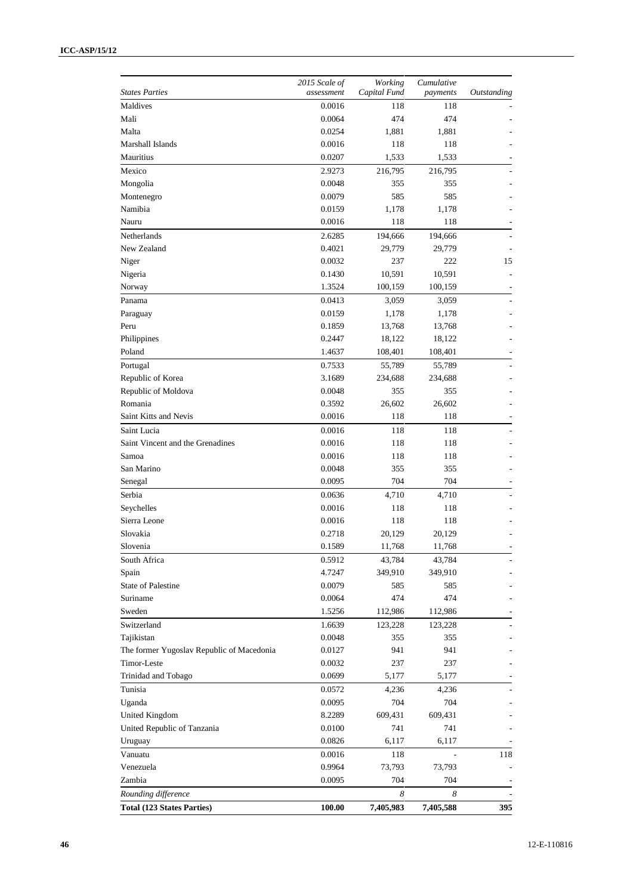| *States Parties* | *2015 Scale of assessment* | *Working Capital Fund* | *Cumulative payments* | *Outstanding* |
|---|---|---|---|---|
| Maldives | 0.0016 | 118 | 118 | - |
| Mali | 0.0064 | 474 | 474 | - |
| Malta | 0.0254 | 1,881 | 1,881 | - |
| Marshall Islands | 0.0016 | 118 | 118 | - |
| Mauritius | 0.0207 | 1,533 | 1,533 | - |
| Mexico | 2.9273 | 216,795 | 216,795 | - |
| Mongolia | 0.0048 | 355 | 355 | - |
| Montenegro | 0.0079 | 585 | 585 | - |
| Namibia | 0.0159 | 1,178 | 1,178 | - |
| Nauru | 0.0016 | 118 | 118 | - |
| Netherlands | 2.6285 | 194,666 | 194,666 | - |
| New Zealand | 0.4021 | 29,779 | 29,779 | - |
| Niger | 0.0032 | 237 | 222 | 15 |
| Nigeria | 0.1430 | 10,591 | 10,591 | - |
| Norway | 1.3524 | 100,159 | 100,159 | - |
| Panama | 0.0413 | 3,059 | 3,059 | - |
| Paraguay | 0.0159 | 1,178 | 1,178 | - |
| Peru | 0.1859 | 13,768 | 13,768 | - |
| Philippines | 0.2447 | 18,122 | 18,122 | - |
| Poland | 1.4637 | 108,401 | 108,401 | - |
| Portugal | 0.7533 | 55,789 | 55,789 | - |
| Republic of Korea | 3.1689 | 234,688 | 234,688 | - |
| Republic of Moldova | 0.0048 | 355 | 355 | - |
| Romania | 0.3592 | 26,602 | 26,602 | - |
| Saint Kitts and Nevis | 0.0016 | 118 | 118 | - |
| Saint Lucia | 0.0016 | 118 | 118 | - |
| Saint Vincent and the Grenadines | 0.0016 | 118 | 118 | - |
| Samoa | 0.0016 | 118 | 118 | - |
| San Marino | 0.0048 | 355 | 355 | - |
| Senegal | 0.0095 | 704 | 704 | - |
| Serbia | 0.0636 | 4,710 | 4,710 | - |
| Seychelles | 0.0016 | 118 | 118 | - |
| Sierra Leone | 0.0016 | 118 | 118 | - |
| Slovakia | 0.2718 | 20,129 | 20,129 | - |
| Slovenia | 0.1589 | 11,768 | 11,768 | - |
| South Africa | 0.5912 | 43,784 | 43,784 | - |
| Spain | 4.7247 | 349,910 | 349,910 | - |
| State of Palestine | 0.0079 | 585 | 585 | - |
| Suriname | 0.0064 | 474 | 474 | - |
| Sweden | 1.5256 | 112,986 | 112,986 | - |
| Switzerland | 1.6639 | 123,228 | 123,228 | - |
| Tajikistan | 0.0048 | 355 | 355 | - |
| The former Yugoslav Republic of Macedonia | 0.0127 | 941 | 941 | - |
| Timor-Leste | 0.0032 | 237 | 237 | - |
| Trinidad and Tobago | 0.0699 | 5,177 | 5,177 | - |
| Tunisia | 0.0572 | 4,236 | 4,236 | - |
| Uganda | 0.0095 | 704 | 704 | - |
| United Kingdom | 8.2289 | 609,431 | 609,431 | - |
| United Republic of Tanzania | 0.0100 | 741 | 741 | - |
| Uruguay | 0.0826 | 6,117 | 6,117 | - |
| Vanuatu | 0.0016 | 118 | - | 118 |
| Venezuela | 0.9964 | 73,793 | 73,793 | - |
| Zambia | 0.0095 | 704 | 704 | - |
| *Rounding difference* | | *8* | *8* | - |
| **Total (123 States Parties)** | **100.00** | **7,405,983** | **7,405,588** | **395** |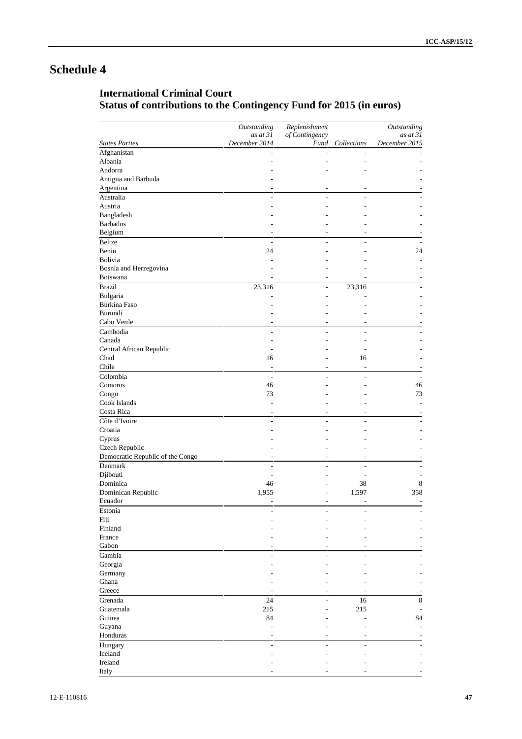# Schedule 4

## International Criminal Court
## Status of contributions to the Contingency Fund for 2015 (in euros)

| *States Parties* | *Outstanding as at 31 December 2014* | *Replenishment of Contingency Fund* | *Collections* | *Outstanding as at 31 December 2015* |
|---|---|---|---|---|
| Afghanistan | - | - | - | - |
| Albania | - | - | - | - |
| Andorra | - | - | - | - |
| Antigua and Barbuda | - | | | - |
| Argentina | - | - | - | - |
| Australia | - | - | - | - |
| Austria | - | - | - | - |
| Bangladesh | - | - | - | - |
| Barbados | - | - | - | - |
| Belgium | - | - | - | - |
| Belize | - | - | - | - |
| Benin | 24 | - | - | 24 |
| Bolivia | - | - | - | - |
| Bosnia and Herzegovina | - | - | - | - |
| Botswana | - | - | - | - |
| Brazil | 23,316 | - | 23,316 | - |
| Bulgaria | - | - | - | - |
| Burkina Faso | - | - | - | - |
| Burundi | - | - | - | - |
| Cabo Verde | - | - | - | - |
| Cambodia | - | - | - | - |
| Canada | - | - | - | - |
| Central African Republic | - | - | - | - |
| Chad | 16 | - | 16 | - |
| Chile | - | - | - | - |
| Colombia | - | - | - | - |
| Comoros | 46 | - | - | 46 |
| Congo | 73 | - | - | 73 |
| Cook Islands | - | - | - | - |
| Costa Rica | - | - | - | - |
| Côte d'Ivoire | - | - | - | - |
| Croatia | - | - | - | - |
| Cyprus | - | - | - | - |
| Czech Republic | - | - | - | - |
| Democratic Republic of the Congo | - | - | - | - |
| Denmark | - | - | - | - |
| Djibouti | - | - | - | - |
| Dominica | 46 | - | 38 | 8 |
| Dominican Republic | 1,955 | - | 1,597 | 358 |
| Ecuador | - | - | - | - |
| Estonia | - | - | - | - |
| Fiji | - | - | - | - |
| Finland | - | - | - | - |
| France | - | - | - | - |
| Gabon | - | - | - | - |
| Gambia | - | - | - | - |
| Georgia | - | - | - | - |
| Germany | - | - | - | - |
| Ghana | - | - | - | - |
| Greece | - | - | - | - |
| Grenada | 24 | - | 16 | 8 |
| Guatemala | 215 | - | 215 | - |
| Guinea | 84 | - | - | 84 |
| Guyana | - | - | - | - |
| Honduras | - | - | - | - |
| Hungary | - | - | - | - |
| Iceland | - | - | - | - |
| Ireland | - | - | - | - |
| Italy | - | - | - | - |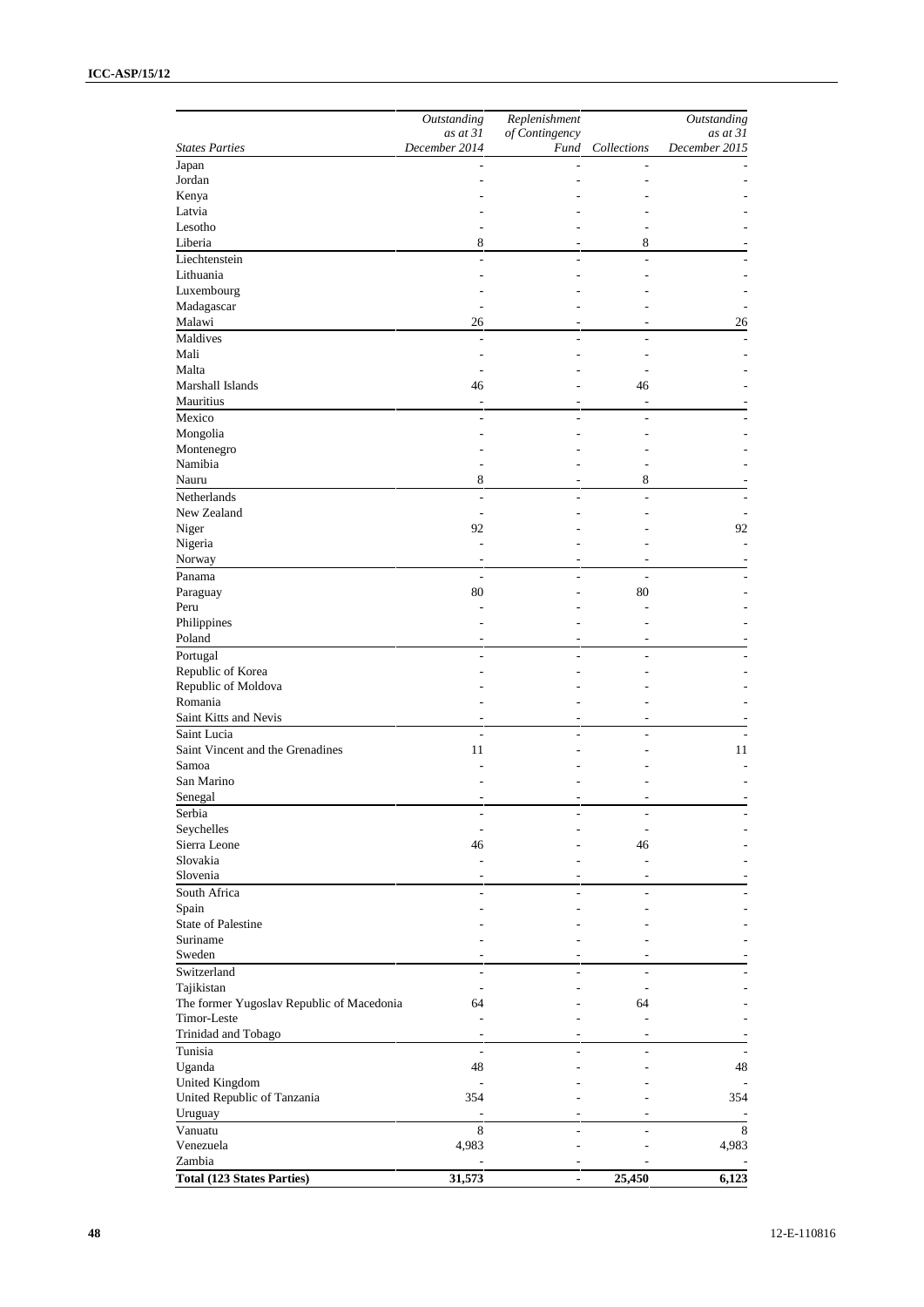| States Parties | Outstanding as at 31 December 2014 | Replenishment of Contingency Fund | Collections | Outstanding as at 31 December 2015 |
|---|---|---|---|---|
| Japan | - | - | - | - |
| Jordan | - | - | - | - |
| Kenya | - | - | - | - |
| Latvia | - | - | - | - |
| Lesotho | - | - | - | - |
| Liberia | 8 | - | 8 | - |
| Liechtenstein | - | - | - | - |
| Lithuania | - | - | - | - |
| Luxembourg | - | - | - | - |
| Madagascar | - | - | - | - |
| Malawi | 26 | - | - | 26 |
| Maldives | - | - | - | - |
| Mali | - | - | - | - |
| Malta | - | - | - | - |
| Marshall Islands | 46 | - | 46 | - |
| Mauritius | - | - | - | - |
| Mexico | - | - | - | - |
| Mongolia | - | - | - | - |
| Montenegro | - | - | - | - |
| Namibia | - | - | - | - |
| Nauru | 8 | - | 8 | - |
| Netherlands | - | - | - | - |
| New Zealand | - | - | - | - |
| Niger | 92 | - | - | 92 |
| Nigeria | - | - | - | - |
| Norway | - | - | - | - |
| Panama | - | - | - | - |
| Paraguay | 80 | - | 80 | - |
| Peru | - | - | - | - |
| Philippines | - | - | - | - |
| Poland | - | - | - | - |
| Portugal | - | - | - | - |
| Republic of Korea | - | - | - | - |
| Republic of Moldova | - | - | - | - |
| Romania | - | - | - | - |
| Saint Kitts and Nevis | - | - | - | - |
| Saint Lucia | - | - | - | - |
| Saint Vincent and the Grenadines | 11 | - | - | 11 |
| Samoa | - | - | - | - |
| San Marino | - | - | - | - |
| Senegal | - | - | - | - |
| Serbia | - | - | - | - |
| Seychelles | - | - | - | - |
| Sierra Leone | 46 | - | 46 | - |
| Slovakia | - | - | - | - |
| Slovenia | - | - | - | - |
| South Africa | - | - | - | - |
| Spain | - | - | - | - |
| State of Palestine | - | - | - | - |
| Suriname | - | - | - | - |
| Sweden | - | - | - | - |
| Switzerland | - | - | - | - |
| Tajikistan | - | - | - | - |
| The former Yugoslav Republic of Macedonia | 64 | - | 64 | - |
| Timor-Leste | - | - | - | - |
| Trinidad and Tobago | - | - | - | - |
| Tunisia | - | - | - | - |
| Uganda | 48 | - | - | 48 |
| United Kingdom | - | - | - | - |
| United Republic of Tanzania | 354 | - | - | 354 |
| Uruguay | - | - | - | - |
| Vanuatu | 8 | - | - | 8 |
| Venezuela | 4,983 | - | - | 4,983 |
| Zambia | - | - | - | - |
| **Total (123 States Parties)** | **31,573** | **-** | **25,450** | **6,123** |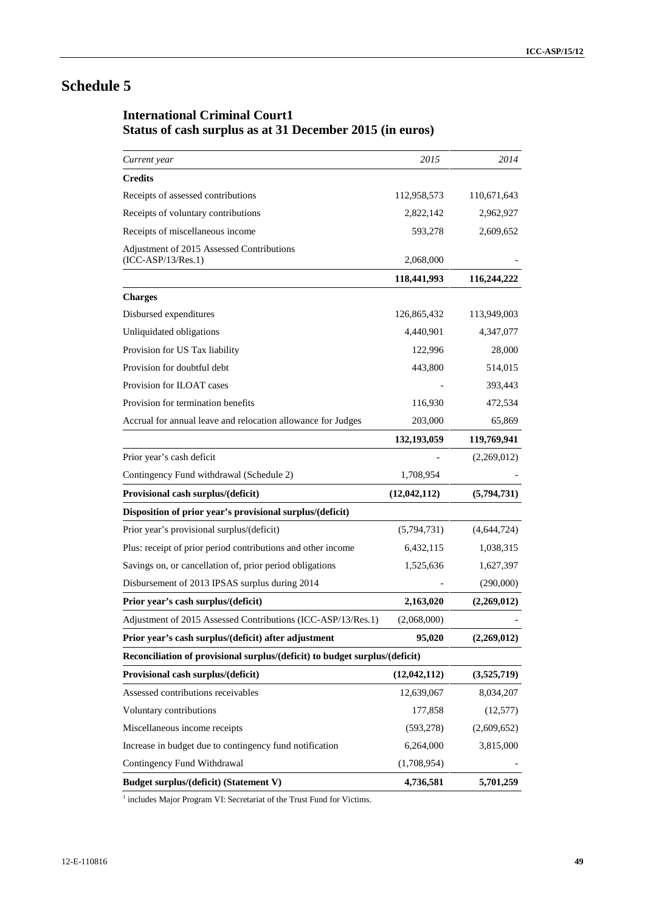# Schedule 5

## International Criminal Court[1]
## Status of cash surplus as at 31 December 2015 (in euros)

| *Current year* | *2015* | *2014* |
|---|---|---|
| **Credits** | | |
| Receipts of assessed contributions | 112,958,573 | 110,671,643 |
| Receipts of voluntary contributions | 2,822,142 | 2,962,927 |
| Receipts of miscellaneous income | 593,278 | 2,609,652 |
| Adjustment of 2015 Assessed Contributions (ICC-ASP/13/Res.1) | 2,068,000 | - |
| | **118,441,993** | **116,244,222** |
| **Charges** | | |
| Disbursed expenditures | 126,865,432 | 113,949,003 |
| Unliquidated obligations | 4,440,901 | 4,347,077 |
| Provision for US Tax liability | 122,996 | 28,000 |
| Provision for doubtful debt | 443,800 | 514,015 |
| Provision for ILOAT cases | - | 393,443 |
| Provision for termination benefits | 116,930 | 472,534 |
| Accrual for annual leave and relocation allowance for Judges | 203,000 | 65,869 |
| | **132,193,059** | **119,769,941** |
| Prior year's cash deficit | - | (2,269,012) |
| Contingency Fund withdrawal (Schedule 2) | 1,708,954 | - |
| **Provisional cash surplus/(deficit)** | **(12,042,112)** | **(5,794,731)** |
| **Disposition of prior year's provisional surplus/(deficit)** | | |
| Prior year's provisional surplus/(deficit) | (5,794,731) | (4,644,724) |
| Plus: receipt of prior period contributions and other income | 6,432,115 | 1,038,315 |
| Savings on, or cancellation of, prior period obligations | 1,525,636 | 1,627,397 |
| Disbursement of 2013 IPSAS surplus during 2014 | - | (290,000) |
| **Prior year's cash surplus/(deficit)** | **2,163,020** | **(2,269,012)** |
| Adjustment of 2015 Assessed Contributions (ICC-ASP/13/Res.1) | (2,068,000) | - |
| **Prior year's cash surplus/(deficit) after adjustment** | **95,020** | **(2,269,012)** |
| **Reconciliation of provisional surplus/(deficit) to budget surplus/(deficit)** | | |
| **Provisional cash surplus/(deficit)** | **(12,042,112)** | **(3,525,719)** |
| Assessed contributions receivables | 12,639,067 | 8,034,207 |
| Voluntary contributions | 177,858 | (12,577) |
| Miscellaneous income receipts | (593,278) | (2,609,652) |
| Increase in budget due to contingency fund notification | 6,264,000 | 3,815,000 |
| Contingency Fund Withdrawal | (1,708,954) | - |
| **Budget surplus/(deficit) (Statement V)** | **4,736,581** | **5,701,259** |

[1] includes Major Program VI: Secretariat of the Trust Fund for Victims.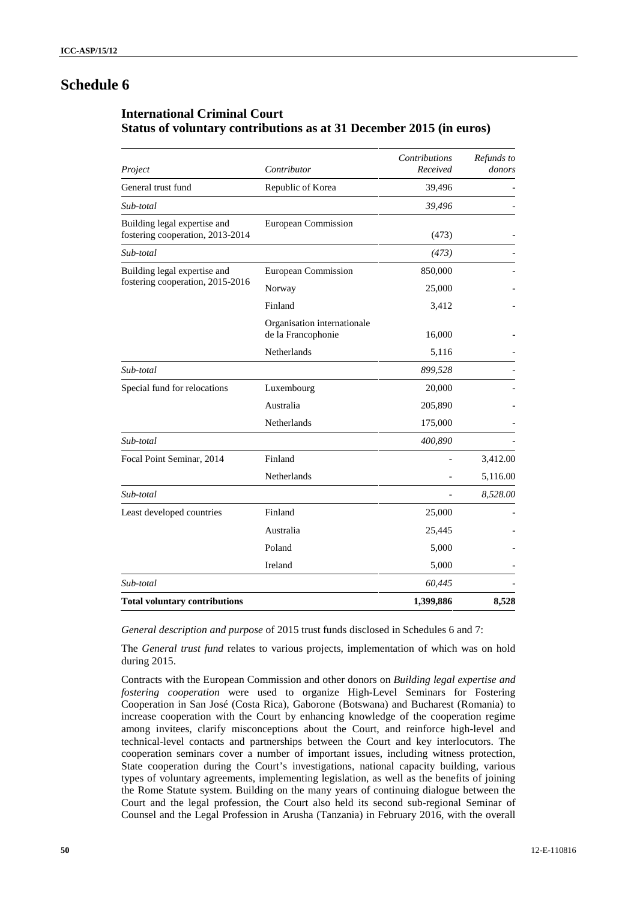# Schedule 6

## International Criminal Court
## Status of voluntary contributions as at 31 December 2015 (in euros)

| *Project* | *Contributor* | *Contributions Received* | *Refunds to donors* |
|---|---|---|---|
| General trust fund | Republic of Korea | 39,496 | - |
| *Sub-total* | | *39,496* | - |
| Building legal expertise and fostering cooperation, 2013-2014 | European Commission | (473) | - |
| *Sub-total* | | *(473)* | - |
| Building legal expertise and fostering cooperation, 2015-2016 | European Commission | 850,000 | - |
| | Norway | 25,000 | - |
| | Finland | 3,412 | - |
| | Organisation internationale de la Francophonie | 16,000 | - |
| | Netherlands | 5,116 | - |
| *Sub-total* | | *899,528* | - |
| Special fund for relocations | Luxembourg | 20,000 | - |
| | Australia | 205,890 | - |
| | Netherlands | 175,000 | - |
| *Sub-total* | | *400,890* | - |
| Focal Point Seminar, 2014 | Finland | - | 3,412.00 |
| | Netherlands | - | 5,116.00 |
| *Sub-total* | | - | *8,528.00* |
| Least developed countries | Finland | 25,000 | - |
| | Australia | 25,445 | - |
| | Poland | 5,000 | - |
| | Ireland | 5,000 | - |
| *Sub-total* | | *60,445* | - |
| **Total voluntary contributions** | | **1,399,886** | **8,528** |

*General description and purpose* of 2015 trust funds disclosed in Schedules 6 and 7:

The *General trust fund* relates to various projects, implementation of which was on hold during 2015.

Contracts with the European Commission and other donors on *Building legal expertise and fostering cooperation* were used to organize High-Level Seminars for Fostering Cooperation in San José (Costa Rica), Gaborone (Botswana) and Bucharest (Romania) to increase cooperation with the Court by enhancing knowledge of the cooperation regime among invitees, clarify misconceptions about the Court, and reinforce high-level and technical-level contacts and partnerships between the Court and key interlocutors. The cooperation seminars cover a number of important issues, including witness protection, State cooperation during the Court's investigations, national capacity building, various types of voluntary agreements, implementing legislation, as well as the benefits of joining the Rome Statute system. Building on the many years of continuing dialogue between the Court and the legal profession, the Court also held its second sub-regional Seminar of Counsel and the Legal Profession in Arusha (Tanzania) in February 2016, with the overall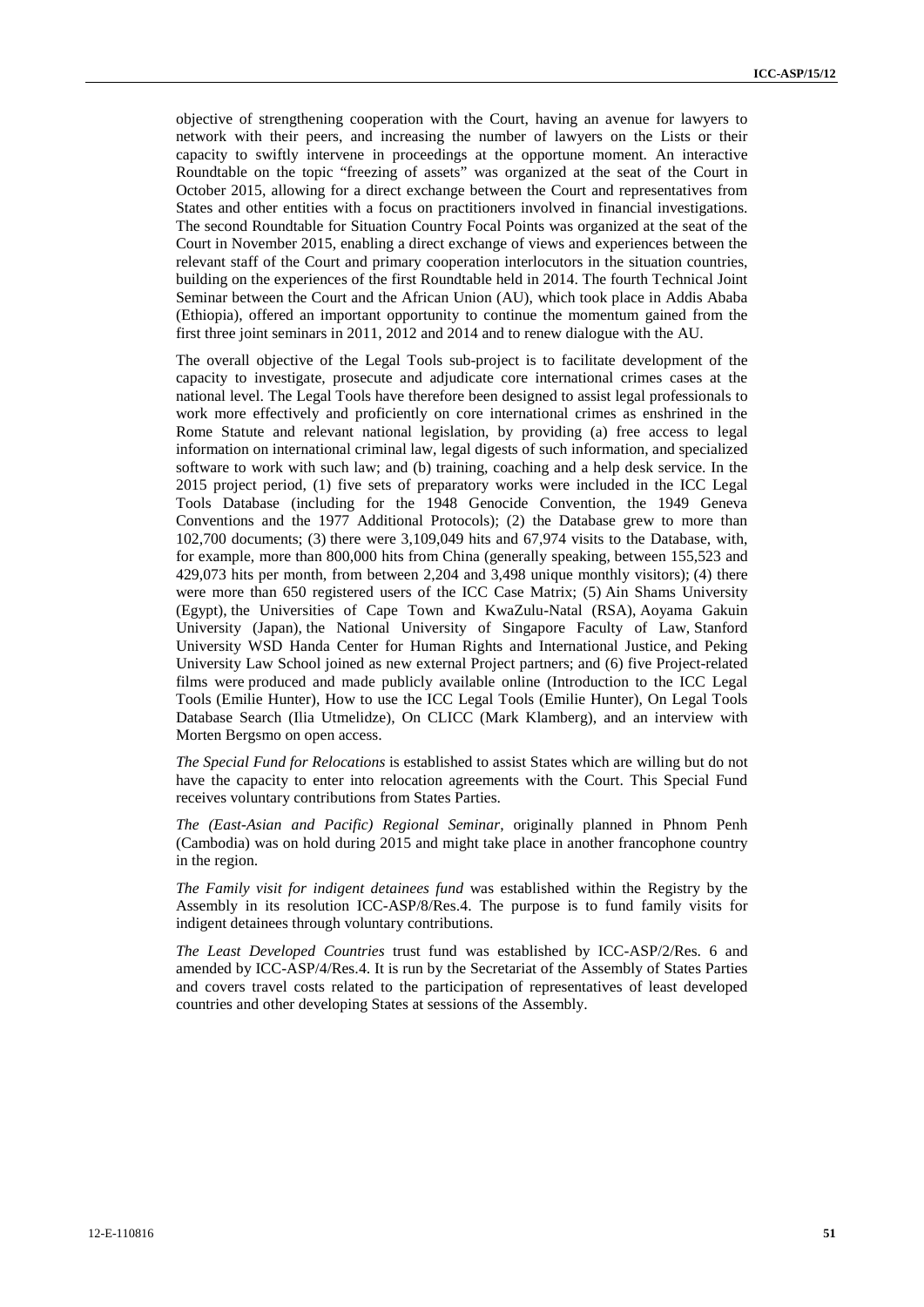objective of strengthening cooperation with the Court, having an avenue for lawyers to network with their peers, and increasing the number of lawyers on the Lists or their capacity to swiftly intervene in proceedings at the opportune moment. An interactive Roundtable on the topic "freezing of assets" was organized at the seat of the Court in October 2015, allowing for a direct exchange between the Court and representatives from States and other entities with a focus on practitioners involved in financial investigations. The second Roundtable for Situation Country Focal Points was organized at the seat of the Court in November 2015, enabling a direct exchange of views and experiences between the relevant staff of the Court and primary cooperation interlocutors in the situation countries, building on the experiences of the first Roundtable held in 2014. The fourth Technical Joint Seminar between the Court and the African Union (AU), which took place in Addis Ababa (Ethiopia), offered an important opportunity to continue the momentum gained from the first three joint seminars in 2011, 2012 and 2014 and to renew dialogue with the AU.

The overall objective of the Legal Tools sub-project is to facilitate development of the capacity to investigate, prosecute and adjudicate core international crimes cases at the national level. The Legal Tools have therefore been designed to assist legal professionals to work more effectively and proficiently on core international crimes as enshrined in the Rome Statute and relevant national legislation, by providing (a) free access to legal information on international criminal law, legal digests of such information, and specialized software to work with such law; and (b) training, coaching and a help desk service. In the 2015 project period, (1) five sets of preparatory works were included in the ICC Legal Tools Database (including for the 1948 Genocide Convention, the 1949 Geneva Conventions and the 1977 Additional Protocols); (2) the Database grew to more than 102,700 documents; (3) there were 3,109,049 hits and 67,974 visits to the Database, with, for example, more than 800,000 hits from China (generally speaking, between 155,523 and 429,073 hits per month, from between 2,204 and 3,498 unique monthly visitors); (4) there were more than 650 registered users of the ICC Case Matrix; (5) Ain Shams University (Egypt), the Universities of Cape Town and KwaZulu-Natal (RSA), Aoyama Gakuin University (Japan), the National University of Singapore Faculty of Law, Stanford University WSD Handa Center for Human Rights and International Justice, and Peking University Law School joined as new external Project partners; and (6) five Project-related films were produced and made publicly available online (Introduction to the ICC Legal Tools (Emilie Hunter), How to use the ICC Legal Tools (Emilie Hunter), On Legal Tools Database Search (Ilia Utmelidze), On CLICC (Mark Klamberg), and an interview with Morten Bergsmo on open access.

*The Special Fund for Relocations* is established to assist States which are willing but do not have the capacity to enter into relocation agreements with the Court. This Special Fund receives voluntary contributions from States Parties.

*The (East-Asian and Pacific) Regional Seminar*, originally planned in Phnom Penh (Cambodia) was on hold during 2015 and might take place in another francophone country in the region.

*The Family visit for indigent detainees fund* was established within the Registry by the Assembly in its resolution ICC-ASP/8/Res.4. The purpose is to fund family visits for indigent detainees through voluntary contributions.

*The Least Developed Countries* trust fund was established by ICC-ASP/2/Res. 6 and amended by ICC-ASP/4/Res.4. It is run by the Secretariat of the Assembly of States Parties and covers travel costs related to the participation of representatives of least developed countries and other developing States at sessions of the Assembly.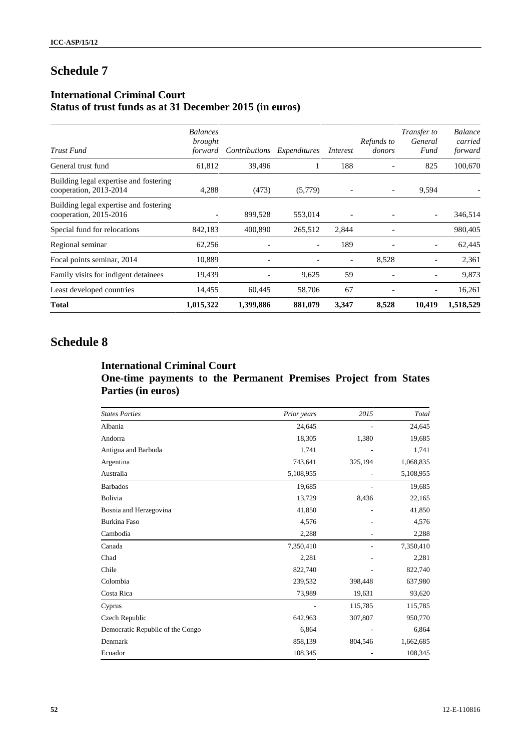# Schedule 7

## International Criminal Court
## Status of trust funds as at 31 December 2015 (in euros)

| *Trust Fund* | *Balances brought forward* | *Contributions* | *Expenditures* | *Interest* | *Refunds to donors* | *Transfer to General Fund* | *Balance carried forward* |
|---|---|---|---|---|---|---|---|
| General trust fund | 61,812 | 39,496 | 1 | 188 | - | 825 | 100,670 |
| Building legal expertise and fostering cooperation, 2013-2014 | 4,288 | (473) | (5,779) | - | - | 9,594 | - |
| Building legal expertise and fostering cooperation, 2015-2016 | - | 899,528 | 553,014 | - | - | - | 346,514 |
| Special fund for relocations | 842,183 | 400,890 | 265,512 | 2,844 | - | | 980,405 |
| Regional seminar | 62,256 | - | - | 189 | - | - | 62,445 |
| Focal points seminar, 2014 | 10,889 | - | - | - | 8,528 | - | 2,361 |
| Family visits for indigent detainees | 19,439 | - | 9,625 | 59 | - | - | 9,873 |
| Least developed countries | 14,455 | 60,445 | 58,706 | 67 | - | - | 16,261 |
| **Total** | **1,015,322** | **1,399,886** | **881,079** | **3,347** | **8,528** | **10,419** | **1,518,529** |

# Schedule 8

## International Criminal Court
## One-time payments to the Permanent Premises Project from States Parties (in euros)

| *States Parties* | *Prior years* | *2015* | *Total* |
|---|---|---|---|
| Albania | 24,645 | - | 24,645 |
| Andorra | 18,305 | 1,380 | 19,685 |
| Antigua and Barbuda | 1,741 | - | 1,741 |
| Argentina | 743,641 | 325,194 | 1,068,835 |
| Australia | 5,108,955 | - | 5,108,955 |
| Barbados | 19,685 | - | 19,685 |
| Bolivia | 13,729 | 8,436 | 22,165 |
| Bosnia and Herzegovina | 41,850 | - | 41,850 |
| Burkina Faso | 4,576 | - | 4,576 |
| Cambodia | 2,288 | - | 2,288 |
| Canada | 7,350,410 | - | 7,350,410 |
| Chad | 2,281 | - | 2,281 |
| Chile | 822,740 | - | 822,740 |
| Colombia | 239,532 | 398,448 | 637,980 |
| Costa Rica | 73,989 | 19,631 | 93,620 |
| Cyprus | - | 115,785 | 115,785 |
| Czech Republic | 642,963 | 307,807 | 950,770 |
| Democratic Republic of the Congo | 6,864 | - | 6,864 |
| Denmark | 858,139 | 804,546 | 1,662,685 |
| Ecuador | 108,345 | - | 108,345 |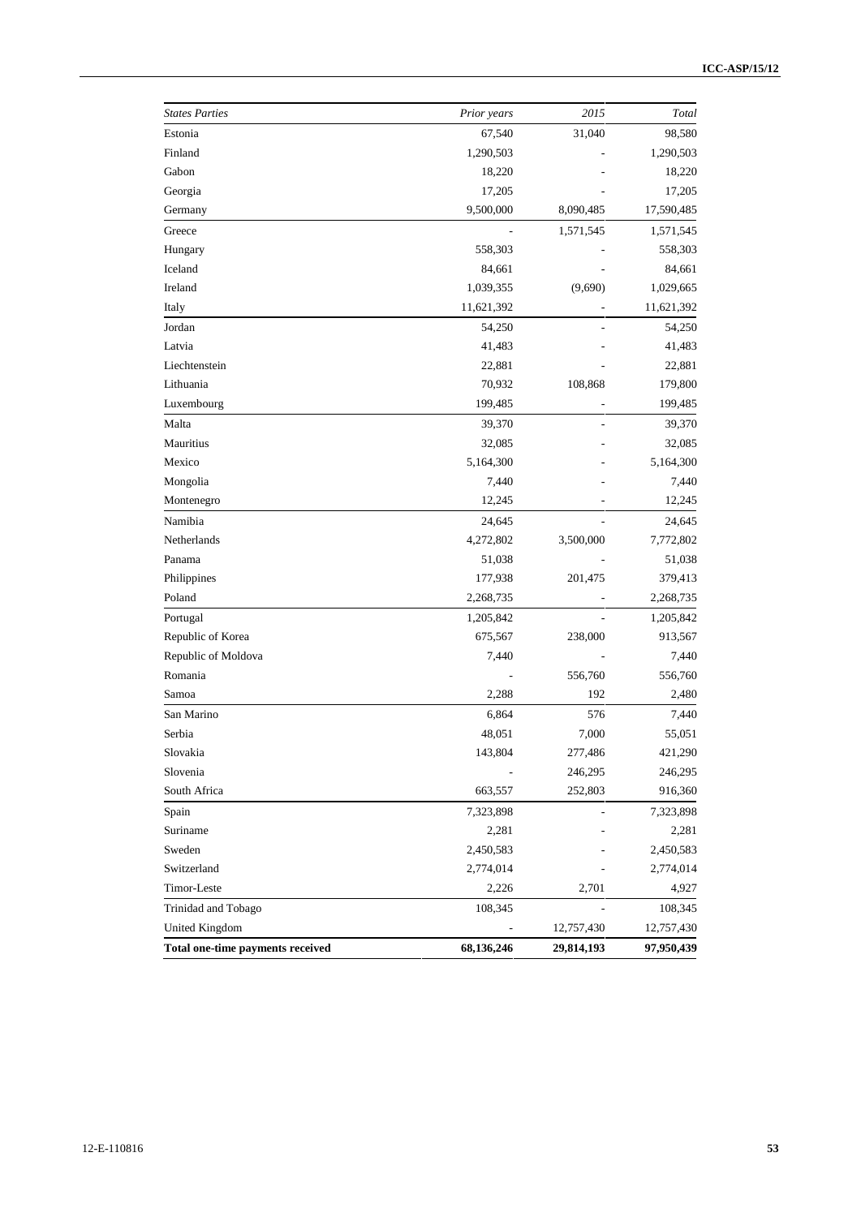| *States Parties* | *Prior years* | *2015* | *Total* |
| --- | --- | --- | --- |
| Estonia | 67,540 | 31,040 | 98,580 |
| Finland | 1,290,503 | - | 1,290,503 |
| Gabon | 18,220 | - | 18,220 |
| Georgia | 17,205 | - | 17,205 |
| Germany | 9,500,000 | 8,090,485 | 17,590,485 |
| Greece | - | 1,571,545 | 1,571,545 |
| Hungary | 558,303 | - | 558,303 |
| Iceland | 84,661 | - | 84,661 |
| Ireland | 1,039,355 | (9,690) | 1,029,665 |
| Italy | 11,621,392 | - | 11,621,392 |
| Jordan | 54,250 | - | 54,250 |
| Latvia | 41,483 | - | 41,483 |
| Liechtenstein | 22,881 | - | 22,881 |
| Lithuania | 70,932 | 108,868 | 179,800 |
| Luxembourg | 199,485 | - | 199,485 |
| Malta | 39,370 | - | 39,370 |
| Mauritius | 32,085 | - | 32,085 |
| Mexico | 5,164,300 | - | 5,164,300 |
| Mongolia | 7,440 | - | 7,440 |
| Montenegro | 12,245 | - | 12,245 |
| Namibia | 24,645 | - | 24,645 |
| Netherlands | 4,272,802 | 3,500,000 | 7,772,802 |
| Panama | 51,038 | - | 51,038 |
| Philippines | 177,938 | 201,475 | 379,413 |
| Poland | 2,268,735 | - | 2,268,735 |
| Portugal | 1,205,842 | - | 1,205,842 |
| Republic of Korea | 675,567 | 238,000 | 913,567 |
| Republic of Moldova | 7,440 | - | 7,440 |
| Romania | - | 556,760 | 556,760 |
| Samoa | 2,288 | 192 | 2,480 |
| San Marino | 6,864 | 576 | 7,440 |
| Serbia | 48,051 | 7,000 | 55,051 |
| Slovakia | 143,804 | 277,486 | 421,290 |
| Slovenia | - | 246,295 | 246,295 |
| South Africa | 663,557 | 252,803 | 916,360 |
| Spain | 7,323,898 | - | 7,323,898 |
| Suriname | 2,281 | - | 2,281 |
| Sweden | 2,450,583 | - | 2,450,583 |
| Switzerland | 2,774,014 | - | 2,774,014 |
| Timor-Leste | 2,226 | 2,701 | 4,927 |
| Trinidad and Tobago | 108,345 | - | 108,345 |
| United Kingdom | - | 12,757,430 | 12,757,430 |
| **Total one-time payments received** | **68,136,246** | **29,814,193** | **97,950,439** |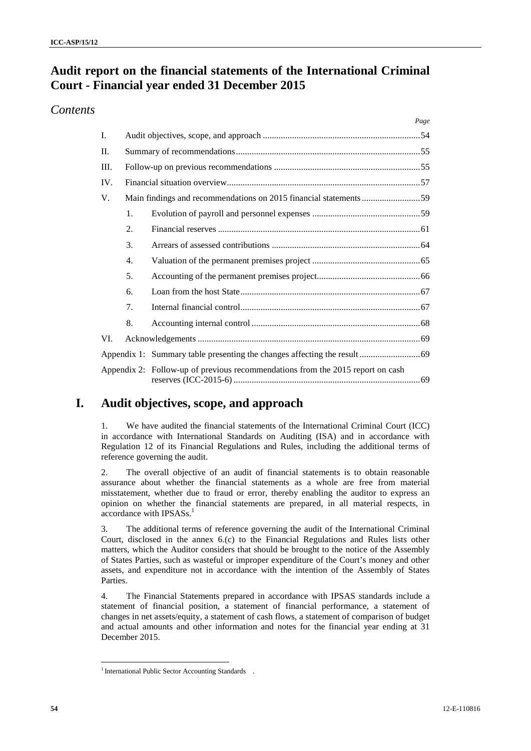# Audit report on the financial statements of the International Criminal Court - Financial year ended 31 December 2015

## *Contents*

| | | | Page |
|---|---|---|---|
| I. | Audit objectives, scope, and approach | | 54 |
| II. | Summary of recommendations | | 55 |
| III. | Follow-up on previous recommendations | | 55 |
| IV. | Financial situation overview | | 57 |
| V. | Main findings and recommendations on 2015 financial statements | | 59 |
| | 1. | Evolution of payroll and personnel expenses | 59 |
| | 2. | Financial reserves | 61 |
| | 3. | Arrears of assessed contributions | 64 |
| | 4. | Valuation of the permanent premises project | 65 |
| | 5. | Accounting of the permanent premises project | 66 |
| | 6. | Loan from the host State | 67 |
| | 7. | Internal financial control | 67 |
| | 8. | Accounting internal control | 68 |
| VI. | Acknowledgements | | 69 |
| Appendix 1: | Summary table presenting the changes affecting the result | | 69 |
| Appendix 2: | Follow-up of previous recommendations from the 2015 report on cash reserves (ICC-2015-6) | | 69 |

# I. Audit objectives, scope, and approach

1. We have audited the financial statements of the International Criminal Court (ICC) in accordance with International Standards on Auditing (ISA) and in accordance with Regulation 12 of its Financial Regulations and Rules, including the additional terms of reference governing the audit.

2. The overall objective of an audit of financial statements is to obtain reasonable assurance about whether the financial statements as a whole are free from material misstatement, whether due to fraud or error, thereby enabling the auditor to express an opinion on whether the financial statements are prepared, in all material respects, in accordance with IPSASs.[1]

3. The additional terms of reference governing the audit of the International Criminal Court, disclosed in the annex 6.(c) to the Financial Regulations and Rules lists other matters, which the Auditor considers that should be brought to the notice of the Assembly of States Parties, such as wasteful or improper expenditure of the Court's money and other assets, and expenditure not in accordance with the intention of the Assembly of States Parties.

4. The Financial Statements prepared in accordance with IPSAS standards include a statement of financial position, a statement of financial performance, a statement of changes in net assets/equity, a statement of cash flows, a statement of comparison of budget and actual amounts and other information and notes for the financial year ending at 31 December 2015.

[1] International Public Sector Accounting Standards .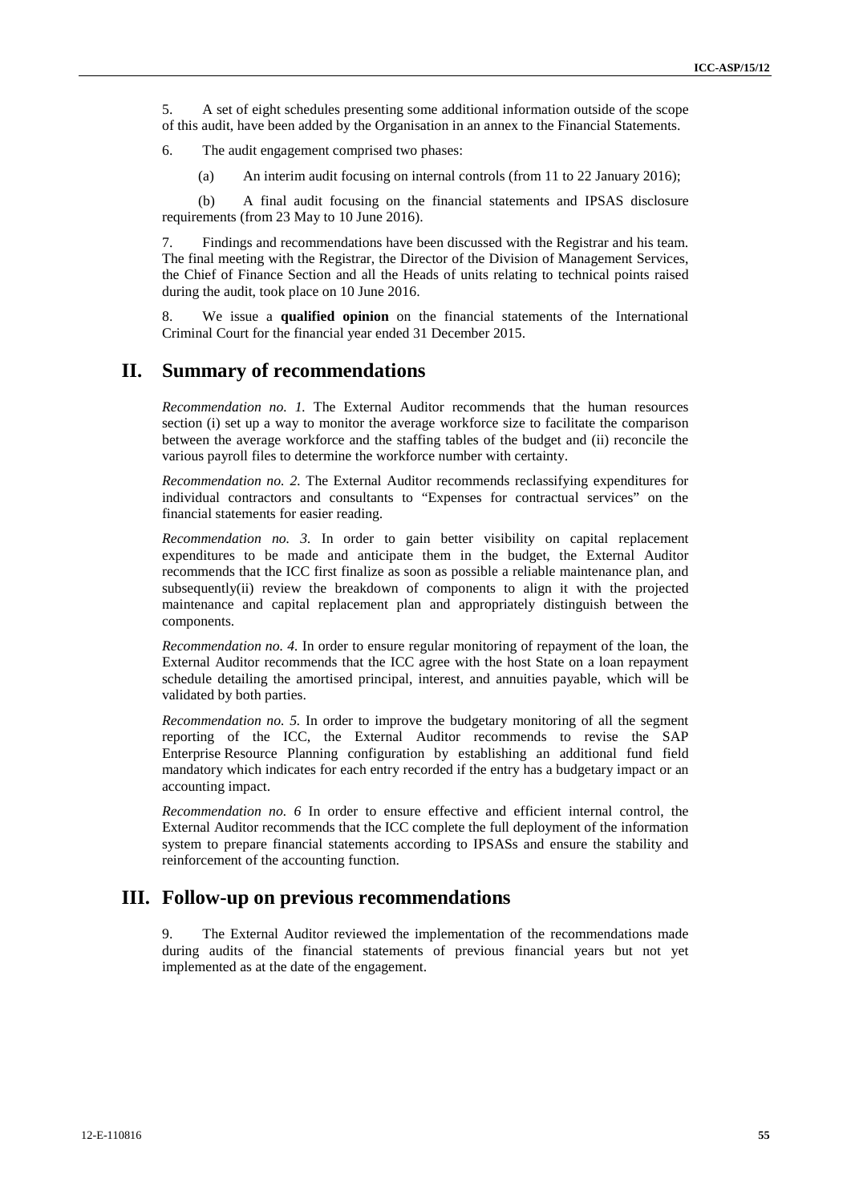5. A set of eight schedules presenting some additional information outside of the scope of this audit, have been added by the Organisation in an annex to the Financial Statements.

6. The audit engagement comprised two phases:

(a) An interim audit focusing on internal controls (from 11 to 22 January 2016);

(b) A final audit focusing on the financial statements and IPSAS disclosure requirements (from 23 May to 10 June 2016).

7. Findings and recommendations have been discussed with the Registrar and his team. The final meeting with the Registrar, the Director of the Division of Management Services, the Chief of Finance Section and all the Heads of units relating to technical points raised during the audit, took place on 10 June 2016.

8. We issue a **qualified opinion** on the financial statements of the International Criminal Court for the financial year ended 31 December 2015.

# II. Summary of recommendations

*Recommendation no. 1.* The External Auditor recommends that the human resources section (i) set up a way to monitor the average workforce size to facilitate the comparison between the average workforce and the staffing tables of the budget and (ii) reconcile the various payroll files to determine the workforce number with certainty.

*Recommendation no. 2.* The External Auditor recommends reclassifying expenditures for individual contractors and consultants to "Expenses for contractual services" on the financial statements for easier reading.

*Recommendation no. 3.* In order to gain better visibility on capital replacement expenditures to be made and anticipate them in the budget, the External Auditor recommends that the ICC first finalize as soon as possible a reliable maintenance plan, and subsequently(ii) review the breakdown of components to align it with the projected maintenance and capital replacement plan and appropriately distinguish between the components.

*Recommendation no. 4.* In order to ensure regular monitoring of repayment of the loan, the External Auditor recommends that the ICC agree with the host State on a loan repayment schedule detailing the amortised principal, interest, and annuities payable, which will be validated by both parties.

*Recommendation no. 5.* In order to improve the budgetary monitoring of all the segment reporting of the ICC, the External Auditor recommends to revise the SAP Enterprise Resource Planning configuration by establishing an additional fund field mandatory which indicates for each entry recorded if the entry has a budgetary impact or an accounting impact.

*Recommendation no. 6* In order to ensure effective and efficient internal control, the External Auditor recommends that the ICC complete the full deployment of the information system to prepare financial statements according to IPSASs and ensure the stability and reinforcement of the accounting function.

# III. Follow-up on previous recommendations

9. The External Auditor reviewed the implementation of the recommendations made during audits of the financial statements of previous financial years but not yet implemented as at the date of the engagement.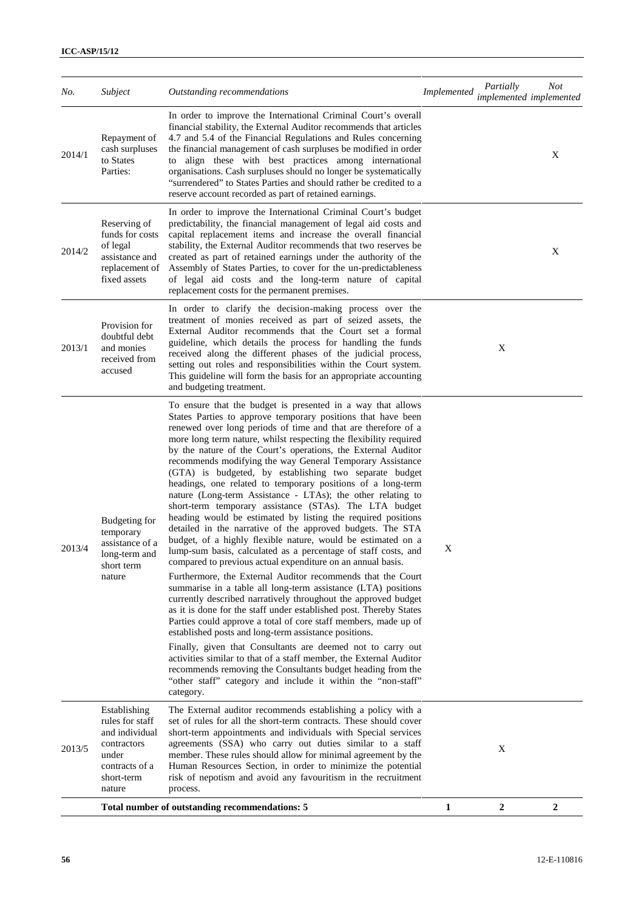| No. | Subject | Outstanding recommendations | Implemented | Partially implemented | Not implemented |
|---|---|---|---|---|---|
| 2014/1 | Repayment of cash surpluses to States Parties: | In order to improve the International Criminal Court's overall financial stability, the External Auditor recommends that articles 4.7 and 5.4 of the Financial Regulations and Rules concerning the financial management of cash surpluses be modified in order to align these with best practices among international organisations. Cash surpluses should no longer be systematically "surrendered" to States Parties and should rather be credited to a reserve account recorded as part of retained earnings. | | | X |
| 2014/2 | Reserving of funds for costs of legal assistance and replacement of fixed assets | In order to improve the International Criminal Court's budget predictability, the financial management of legal aid costs and capital replacement items and increase the overall financial stability, the External Auditor recommends that two reserves be created as part of retained earnings under the authority of the Assembly of States Parties, to cover for the un-predictableness of legal aid costs and the long-term nature of capital replacement costs for the permanent premises. | | | X |
| 2013/1 | Provision for doubtful debt and monies received from accused | In order to clarify the decision-making process over the treatment of monies received as part of seized assets, the External Auditor recommends that the Court set a formal guideline, which details the process for handling the funds received along the different phases of the judicial process, setting out roles and responsibilities within the Court system. This guideline will form the basis for an appropriate accounting and budgeting treatment. | | X | |
| 2013/4 | Budgeting for temporary assistance of a long-term and short term nature | To ensure that the budget is presented in a way that allows States Parties to approve temporary positions that have been renewed over long periods of time and that are therefore of a more long term nature, whilst respecting the flexibility required by the nature of the Court's operations, the External Auditor recommends modifying the way General Temporary Assistance (GTA) is budgeted, by establishing two separate budget headings, one related to temporary positions of a long-term nature (Long-term Assistance - LTAs); the other relating to short-term temporary assistance (STAs). The LTA budget heading would be estimated by listing the required positions detailed in the narrative of the approved budgets. The STA budget, of a highly flexible nature, would be estimated on a lump-sum basis, calculated as a percentage of staff costs, and compared to previous actual expenditure on an annual basis.<br><br>Furthermore, the External Auditor recommends that the Court summarise in a table all long-term assistance (LTA) positions currently described narratively throughout the approved budget as it is done for the staff under established post. Thereby States Parties could approve a total of core staff members, made up of established posts and long-term assistance positions.<br><br>Finally, given that Consultants are deemed not to carry out activities similar to that of a staff member, the External Auditor recommends removing the Consultants budget heading from the "other staff" category and include it within the "non-staff" category. | X | | |
| 2013/5 | Establishing rules for staff and individual contractors under contracts of a short-term nature | The External auditor recommends establishing a policy with a set of rules for all the short-term contracts. These should cover short-term appointments and individuals with Special services agreements (SSA) who carry out duties similar to a staff member. These rules should allow for minimal agreement by the Human Resources Section, in order to minimize the potential risk of nepotism and avoid any favouritism in the recruitment process. | | X | |
| | | **Total number of outstanding recommendations: 5** | **1** | **2** | **2** |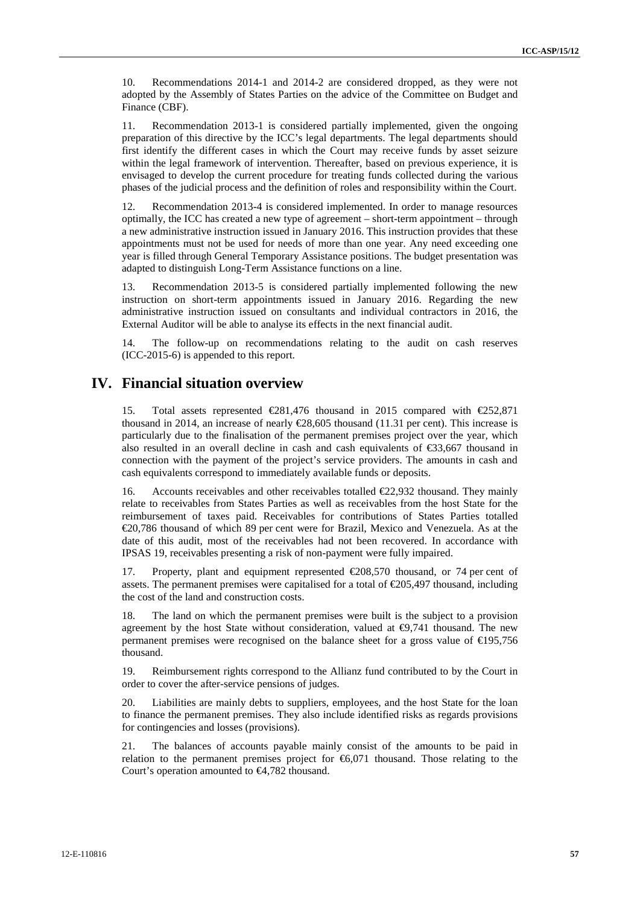10. Recommendations 2014-1 and 2014-2 are considered dropped, as they were not adopted by the Assembly of States Parties on the advice of the Committee on Budget and Finance (CBF).

11. Recommendation 2013-1 is considered partially implemented, given the ongoing preparation of this directive by the ICC's legal departments. The legal departments should first identify the different cases in which the Court may receive funds by asset seizure within the legal framework of intervention. Thereafter, based on previous experience, it is envisaged to develop the current procedure for treating funds collected during the various phases of the judicial process and the definition of roles and responsibility within the Court.

12. Recommendation 2013-4 is considered implemented. In order to manage resources optimally, the ICC has created a new type of agreement – short-term appointment – through a new administrative instruction issued in January 2016. This instruction provides that these appointments must not be used for needs of more than one year. Any need exceeding one year is filled through General Temporary Assistance positions. The budget presentation was adapted to distinguish Long-Term Assistance functions on a line.

13. Recommendation 2013-5 is considered partially implemented following the new instruction on short-term appointments issued in January 2016. Regarding the new administrative instruction issued on consultants and individual contractors in 2016, the External Auditor will be able to analyse its effects in the next financial audit.

14. The follow-up on recommendations relating to the audit on cash reserves (ICC-2015-6) is appended to this report.

# IV. Financial situation overview

15. Total assets represented €281,476 thousand in 2015 compared with €252,871 thousand in 2014, an increase of nearly €28,605 thousand (11.31 per cent). This increase is particularly due to the finalisation of the permanent premises project over the year, which also resulted in an overall decline in cash and cash equivalents of €33,667 thousand in connection with the payment of the project's service providers. The amounts in cash and cash equivalents correspond to immediately available funds or deposits.

16. Accounts receivables and other receivables totalled €22,932 thousand. They mainly relate to receivables from States Parties as well as receivables from the host State for the reimbursement of taxes paid. Receivables for contributions of States Parties totalled €20,786 thousand of which 89 per cent were for Brazil, Mexico and Venezuela. As at the date of this audit, most of the receivables had not been recovered. In accordance with IPSAS 19, receivables presenting a risk of non-payment were fully impaired.

17. Property, plant and equipment represented €208,570 thousand, or 74 per cent of assets. The permanent premises were capitalised for a total of €205,497 thousand, including the cost of the land and construction costs.

18. The land on which the permanent premises were built is the subject to a provision agreement by the host State without consideration, valued at €9,741 thousand. The new permanent premises were recognised on the balance sheet for a gross value of €195,756 thousand.

19. Reimbursement rights correspond to the Allianz fund contributed to by the Court in order to cover the after-service pensions of judges.

20. Liabilities are mainly debts to suppliers, employees, and the host State for the loan to finance the permanent premises. They also include identified risks as regards provisions for contingencies and losses (provisions).

21. The balances of accounts payable mainly consist of the amounts to be paid in relation to the permanent premises project for €6,071 thousand. Those relating to the Court's operation amounted to €4,782 thousand.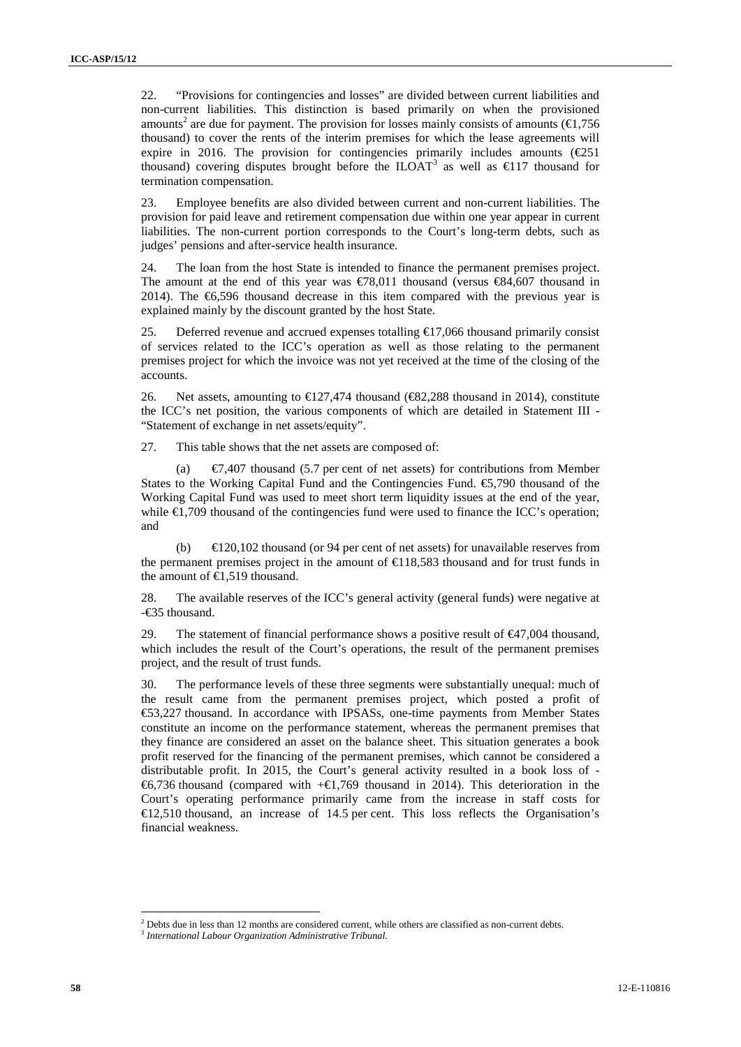22. "Provisions for contingencies and losses" are divided between current liabilities and non-current liabilities. This distinction is based primarily on when the provisioned amounts[2] are due for payment. The provision for losses mainly consists of amounts (€1,756 thousand) to cover the rents of the interim premises for which the lease agreements will expire in 2016. The provision for contingencies primarily includes amounts (€251 thousand) covering disputes brought before the ILOAT[3] as well as €117 thousand for termination compensation.

23. Employee benefits are also divided between current and non-current liabilities. The provision for paid leave and retirement compensation due within one year appear in current liabilities. The non-current portion corresponds to the Court's long-term debts, such as judges' pensions and after-service health insurance.

24. The loan from the host State is intended to finance the permanent premises project. The amount at the end of this year was €78,011 thousand (versus €84,607 thousand in 2014). The €6,596 thousand decrease in this item compared with the previous year is explained mainly by the discount granted by the host State.

25. Deferred revenue and accrued expenses totalling €17,066 thousand primarily consist of services related to the ICC's operation as well as those relating to the permanent premises project for which the invoice was not yet received at the time of the closing of the accounts.

26. Net assets, amounting to €127,474 thousand (€82,288 thousand in 2014), constitute the ICC's net position, the various components of which are detailed in Statement III - "Statement of exchange in net assets/equity".

27. This table shows that the net assets are composed of:

(a) €7,407 thousand (5.7 per cent of net assets) for contributions from Member States to the Working Capital Fund and the Contingencies Fund. €5,790 thousand of the Working Capital Fund was used to meet short term liquidity issues at the end of the year, while €1,709 thousand of the contingencies fund were used to finance the ICC's operation; and

(b) €120,102 thousand (or 94 per cent of net assets) for unavailable reserves from the permanent premises project in the amount of €118,583 thousand and for trust funds in the amount of €1,519 thousand.

28. The available reserves of the ICC's general activity (general funds) were negative at -€35 thousand.

29. The statement of financial performance shows a positive result of €47,004 thousand, which includes the result of the Court's operations, the result of the permanent premises project, and the result of trust funds.

30. The performance levels of these three segments were substantially unequal: much of the result came from the permanent premises project, which posted a profit of €53,227 thousand. In accordance with IPSASs, one-time payments from Member States constitute an income on the performance statement, whereas the permanent premises that they finance are considered an asset on the balance sheet. This situation generates a book profit reserved for the financing of the permanent premises, which cannot be considered a distributable profit. In 2015, the Court's general activity resulted in a book loss of -€6,736 thousand (compared with +€1,769 thousand in 2014). This deterioration in the Court's operating performance primarily came from the increase in staff costs for €12,510 thousand, an increase of 14.5 per cent. This loss reflects the Organisation's financial weakness.

[2] Debts due in less than 12 months are considered current, while others are classified as non-current debts.

[3] *International Labour Organization Administrative Tribunal.*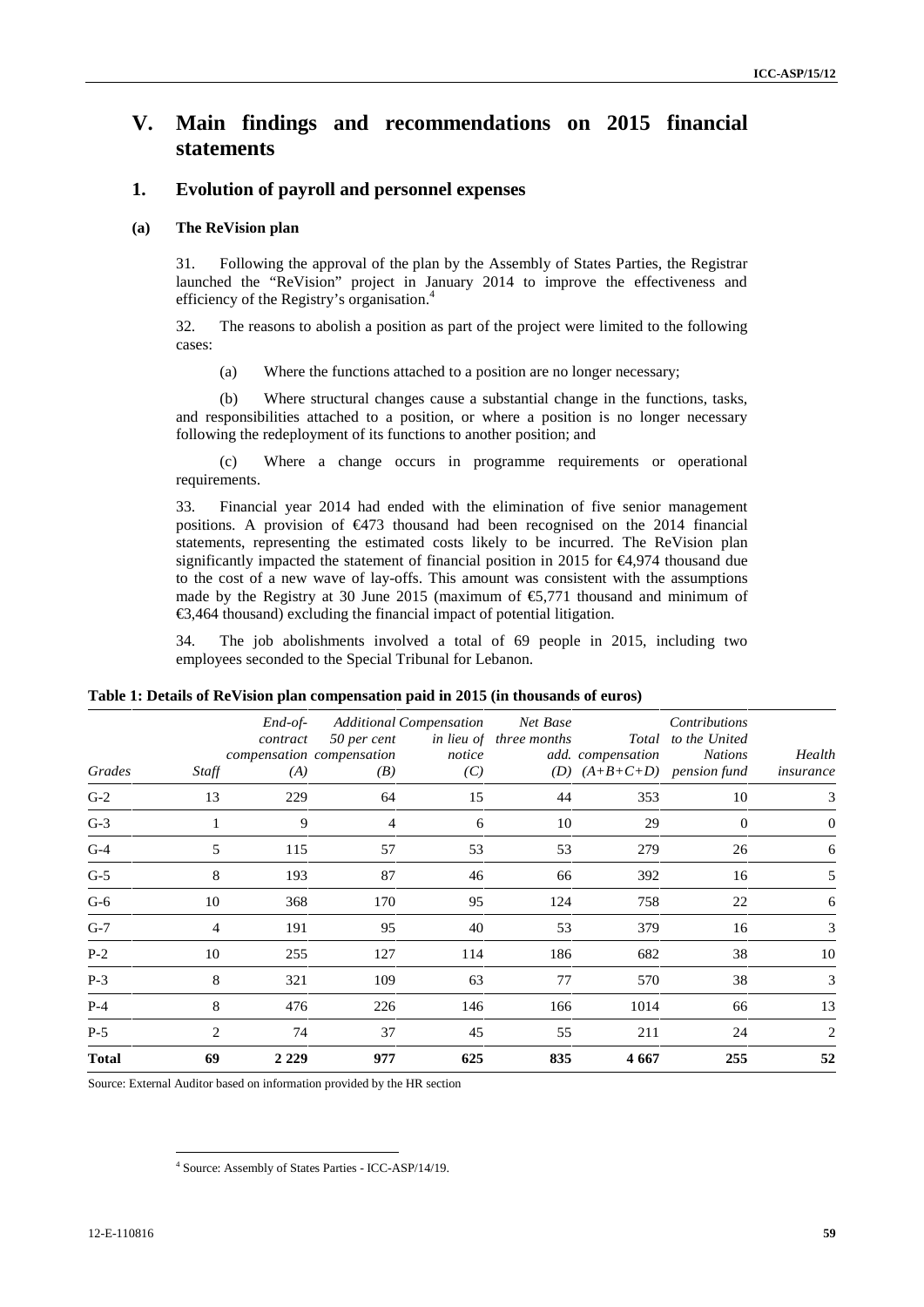# V. Main findings and recommendations on 2015 financial statements

## 1. Evolution of payroll and personnel expenses

### (a) The ReVision plan

31. Following the approval of the plan by the Assembly of States Parties, the Registrar launched the "ReVision" project in January 2014 to improve the effectiveness and efficiency of the Registry's organisation.[4]

32. The reasons to abolish a position as part of the project were limited to the following cases:

(a) Where the functions attached to a position are no longer necessary;

(b) Where structural changes cause a substantial change in the functions, tasks, and responsibilities attached to a position, or where a position is no longer necessary following the redeployment of its functions to another position; and

(c) Where a change occurs in programme requirements or operational requirements.

33. Financial year 2014 had ended with the elimination of five senior management positions. A provision of €473 thousand had been recognised on the 2014 financial statements, representing the estimated costs likely to be incurred. The ReVision plan significantly impacted the statement of financial position in 2015 for €4,974 thousand due to the cost of a new wave of lay-offs. This amount was consistent with the assumptions made by the Registry at 30 June 2015 (maximum of €5,771 thousand and minimum of €3,464 thousand) excluding the financial impact of potential litigation.

34. The job abolishments involved a total of 69 people in 2015, including two employees seconded to the Special Tribunal for Lebanon.

**Table 1: Details of ReVision plan compensation paid in 2015 (in thousands of euros)**

| *Grades* | *Staff* | *End-of-contract compensation (A)* | *Additional 50 per cent compensation (B)* | *Compensation in lieu of notice (C)* | *Net Base three months add. (D)* | *Total compensation (A+B+C+D)* | *Contributions to the United Nations pension fund* | *Health insurance* |
|---|---|---|---|---|---|---|---|---|
| G-2 | 13 | 229 | 64 | 15 | 44 | 353 | 10 | 3 |
| G-3 | 1 | 9 | 4 | 6 | 10 | 29 | 0 | 0 |
| G-4 | 5 | 115 | 57 | 53 | 53 | 279 | 26 | 6 |
| G-5 | 8 | 193 | 87 | 46 | 66 | 392 | 16 | 5 |
| G-6 | 10 | 368 | 170 | 95 | 124 | 758 | 22 | 6 |
| G-7 | 4 | 191 | 95 | 40 | 53 | 379 | 16 | 3 |
| P-2 | 10 | 255 | 127 | 114 | 186 | 682 | 38 | 10 |
| P-3 | 8 | 321 | 109 | 63 | 77 | 570 | 38 | 3 |
| P-4 | 8 | 476 | 226 | 146 | 166 | 1014 | 66 | 13 |
| P-5 | 2 | 74 | 37 | 45 | 55 | 211 | 24 | 2 |
| **Total** | **69** | **2 229** | **977** | **625** | **835** | **4 667** | **255** | **52** |

Source: External Auditor based on information provided by the HR section

[4] Source: Assembly of States Parties - ICC-ASP/14/19.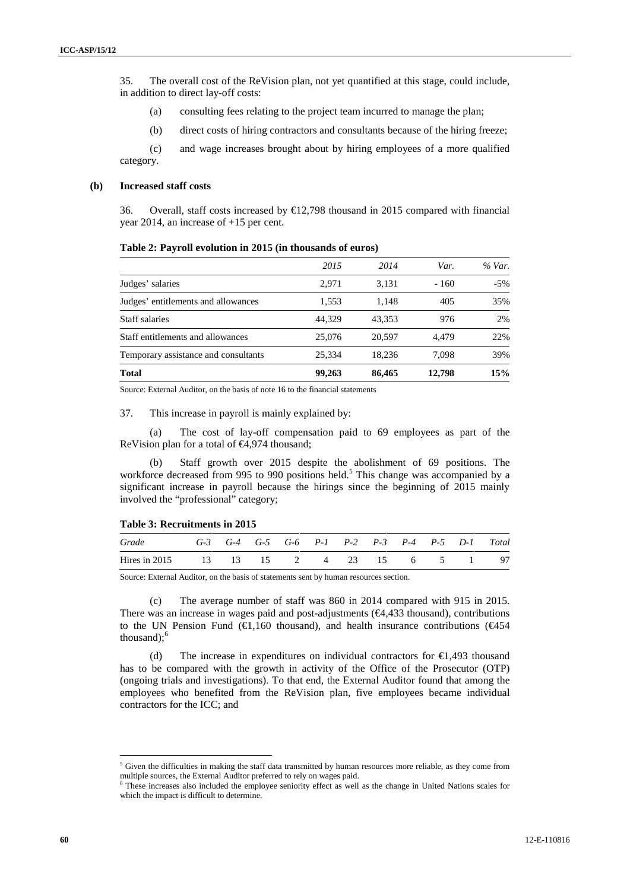35. The overall cost of the ReVision plan, not yet quantified at this stage, could include, in addition to direct lay-off costs:

(a) consulting fees relating to the project team incurred to manage the plan;

(b) direct costs of hiring contractors and consultants because of the hiring freeze;

(c) and wage increases brought about by hiring employees of a more qualified category.

### (b) Increased staff costs

36. Overall, staff costs increased by €12,798 thousand in 2015 compared with financial year 2014, an increase of +15 per cent.

**Table 2: Payroll evolution in 2015 (in thousands of euros)**

| | *2015* | *2014* | *Var.* | *% Var.* |
|---|---|---|---|---|
| Judges' salaries | 2,971 | 3,131 | - 160 | -5% |
| Judges' entitlements and allowances | 1,553 | 1,148 | 405 | 35% |
| Staff salaries | 44,329 | 43,353 | 976 | 2% |
| Staff entitlements and allowances | 25,076 | 20,597 | 4,479 | 22% |
| Temporary assistance and consultants | 25,334 | 18,236 | 7,098 | 39% |
| **Total** | **99,263** | **86,465** | **12,798** | **15%** |

Source: External Auditor, on the basis of note 16 to the financial statements

37. This increase in payroll is mainly explained by:

(a) The cost of lay-off compensation paid to 69 employees as part of the ReVision plan for a total of €4,974 thousand;

(b) Staff growth over 2015 despite the abolishment of 69 positions. The workforce decreased from 995 to 990 positions held.[5] This change was accompanied by a significant increase in payroll because the hirings since the beginning of 2015 mainly involved the "professional" category;

**Table 3: Recruitments in 2015**

| *Grade* | *G-3* | *G-4* | *G-5* | *G-6* | *P-1* | *P-2* | *P-3* | *P-4* | *P-5* | *D-1* | *Total* |
|---|---|---|---|---|---|---|---|---|---|---|---|
| Hires in 2015 | 13 | 13 | 15 | 2 | 4 | 23 | 15 | 6 | 5 | 1 | 97 |

Source: External Auditor, on the basis of statements sent by human resources section.

(c) The average number of staff was 860 in 2014 compared with 915 in 2015. There was an increase in wages paid and post-adjustments (€4,433 thousand), contributions to the UN Pension Fund (€1,160 thousand), and health insurance contributions (€454 thousand);[6]

(d) The increase in expenditures on individual contractors for €1,493 thousand has to be compared with the growth in activity of the Office of the Prosecutor (OTP) (ongoing trials and investigations). To that end, the External Auditor found that among the employees who benefited from the ReVision plan, five employees became individual contractors for the ICC; and

---

[5] Given the difficulties in making the staff data transmitted by human resources more reliable, as they come from multiple sources, the External Auditor preferred to rely on wages paid.

[6] These increases also included the employee seniority effect as well as the change in United Nations scales for which the impact is difficult to determine.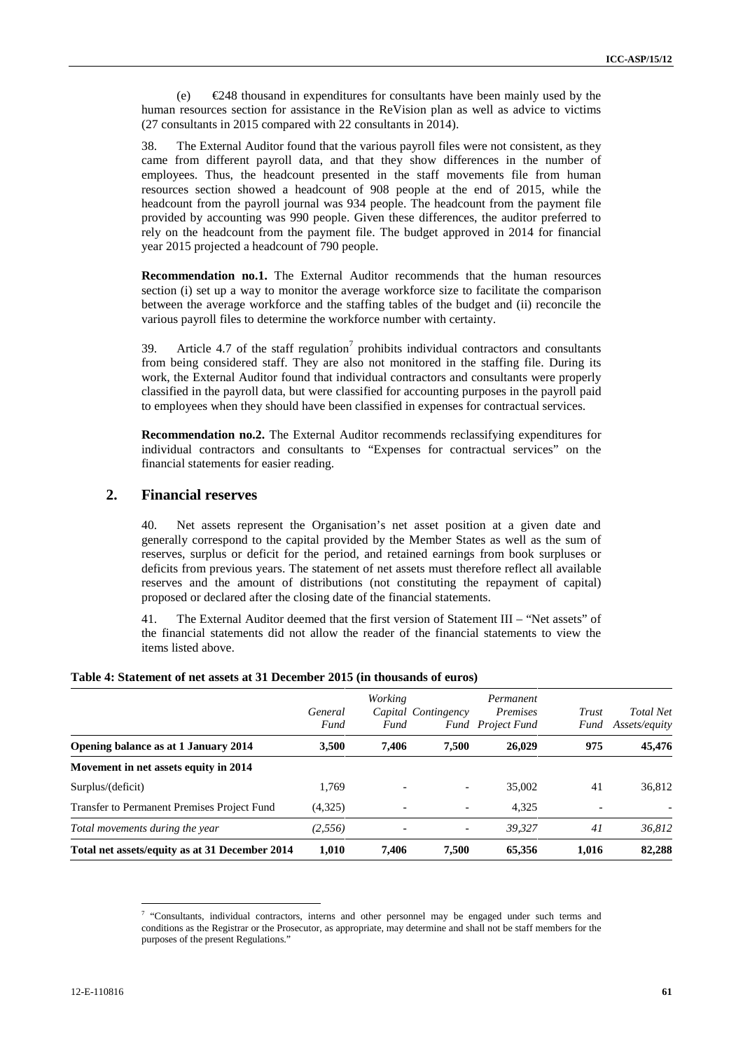(e) €248 thousand in expenditures for consultants have been mainly used by the human resources section for assistance in the ReVision plan as well as advice to victims (27 consultants in 2015 compared with 22 consultants in 2014).

38. The External Auditor found that the various payroll files were not consistent, as they came from different payroll data, and that they show differences in the number of employees. Thus, the headcount presented in the staff movements file from human resources section showed a headcount of 908 people at the end of 2015, while the headcount from the payroll journal was 934 people. The headcount from the payment file provided by accounting was 990 people. Given these differences, the auditor preferred to rely on the headcount from the payment file. The budget approved in 2014 for financial year 2015 projected a headcount of 790 people.

**Recommendation no.1.** The External Auditor recommends that the human resources section (i) set up a way to monitor the average workforce size to facilitate the comparison between the average workforce and the staffing tables of the budget and (ii) reconcile the various payroll files to determine the workforce number with certainty.

39. Article 4.7 of the staff regulation[7] prohibits individual contractors and consultants from being considered staff. They are also not monitored in the staffing file. During its work, the External Auditor found that individual contractors and consultants were properly classified in the payroll data, but were classified for accounting purposes in the payroll paid to employees when they should have been classified in expenses for contractual services.

**Recommendation no.2.** The External Auditor recommends reclassifying expenditures for individual contractors and consultants to "Expenses for contractual services" on the financial statements for easier reading.

## 2. Financial reserves

40. Net assets represent the Organisation's net asset position at a given date and generally correspond to the capital provided by the Member States as well as the sum of reserves, surplus or deficit for the period, and retained earnings from book surpluses or deficits from previous years. The statement of net assets must therefore reflect all available reserves and the amount of distributions (not constituting the repayment of capital) proposed or declared after the closing date of the financial statements.

41. The External Auditor deemed that the first version of Statement III – "Net assets" of the financial statements did not allow the reader of the financial statements to view the items listed above.

**Table 4: Statement of net assets at 31 December 2015 (in thousands of euros)**

| | *General Fund* | *Working Capital Fund* | *Contingency Fund* | *Permanent Premises Project Fund* | *Trust Fund* | *Total Net Assets/equity* |
|---|---|---|---|---|---|---|
| **Opening balance as at 1 January 2014** | **3,500** | **7,406** | **7,500** | **26,029** | **975** | **45,476** |
| **Movement in net assets equity in 2014** | | | | | | |
| Surplus/(deficit) | 1,769 | - | - | 35,002 | 41 | 36,812 |
| Transfer to Permanent Premises Project Fund | (4,325) | - | - | 4,325 | - | - |
| *Total movements during the year* | *(2,556)* | - | - | *39,327* | *41* | *36,812* |
| **Total net assets/equity as at 31 December 2014** | **1,010** | **7,406** | **7,500** | **65,356** | **1,016** | **82,288** |

---

[7] "Consultants, individual contractors, interns and other personnel may be engaged under such terms and conditions as the Registrar or the Prosecutor, as appropriate, may determine and shall not be staff members for the purposes of the present Regulations."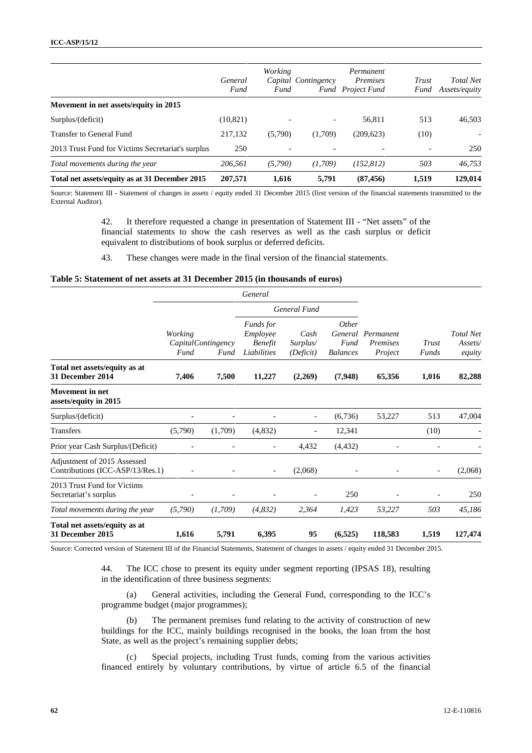| | General Fund | Working Capital Fund | Contingency Fund | Permanent Premises Project Fund | Trust Fund | Total Net Assets/equity |
|---|---|---|---|---|---|---|
| **Movement in net assets/equity in 2015** | | | | | | |
| Surplus/(deficit) | (10,821) | - | - | 56,811 | 513 | 46,503 |
| Transfer to General Fund | 217,132 | (5,790) | (1,709) | (209,623) | (10) | - |
| 2013 Trust Fund for Victims Secretariat's surplus | 250 | - | - | - | - | 250 |
| *Total movements during the year* | *206,561* | *(5,790)* | *(1,709)* | *(152,812)* | *503* | *46,753* |
| **Total net assets/equity as at 31 December 2015** | **207,571** | **1,616** | **5,791** | **(87,456)** | **1,519** | **129,014** |

Source: Statement III - Statement of changes in assets / equity ended 31 December 2015 (first version of the financial statements transmitted to the External Auditor).

42. It therefore requested a change in presentation of Statement III - "Net assets" of the financial statements to show the cash reserves as well as the cash surplus or deficit equivalent to distributions of book surplus or deferred deficits.

43. These changes were made in the final version of the financial statements.

**Table 5: Statement of net assets at 31 December 2015 (in thousands of euros)**

| | *General* | | | | | | | |
|---|---|---|---|---|---|---|---|---|
| | | | *General Fund* | | | | | |
| | *Working Capital Fund* | *Contingency Fund* | *Funds for Employee Benefit Liabilities* | *Cash Surplus/ (Deficit)* | *Other General Fund Balances* | *Permanent Premises Project* | *Trust Funds* | *Total Net Assets/ equity* |
| **Total net assets/equity as at 31 December 2014** | **7,406** | **7,500** | **11,227** | **(2,269)** | **(7,948)** | **65,356** | **1,016** | **82,288** |
| **Movement in net assets/equity in 2015** | | | | | | | | |
| Surplus/(deficit) | - | - | - | - | (6,736) | 53,227 | 513 | 47,004 |
| Transfers | (5,790) | (1,709) | (4,832) | - | 12,341 | | (10) | - |
| Prior year Cash Surplus/(Deficit) | - | - | - | 4,432 | (4,432) | - | - | - |
| Adjustment of 2015 Assessed Contributions (ICC-ASP/13/Res.1) | - | - | - | (2,068) | - | - | - | (2,068) |
| 2013 Trust Fund for Victims Secretariat's surplus | - | - | - | - | 250 | - | - | 250 |
| *Total movements during the year* | *(5,790)* | *(1,709)* | *(4,832)* | *2,364* | *1,423* | *53,227* | *503* | *45,186* |
| **Total net assets/equity as at 31 December 2015** | **1,616** | **5,791** | **6,395** | **95** | **(6,525)** | **118,583** | **1,519** | **127,474** |

Source: Corrected version of Statement III of the Financial Statements, Statement of changes in assets / equity ended 31 December 2015.

44. The ICC chose to present its equity under segment reporting (IPSAS 18), resulting in the identification of three business segments:

(a) General activities, including the General Fund, corresponding to the ICC's programme budget (major programmes);

(b) The permanent premises fund relating to the activity of construction of new buildings for the ICC, mainly buildings recognised in the books, the loan from the host State, as well as the project's remaining supplier debts;

(c) Special projects, including Trust funds, coming from the various activities financed entirely by voluntary contributions, by virtue of article 6.5 of the financial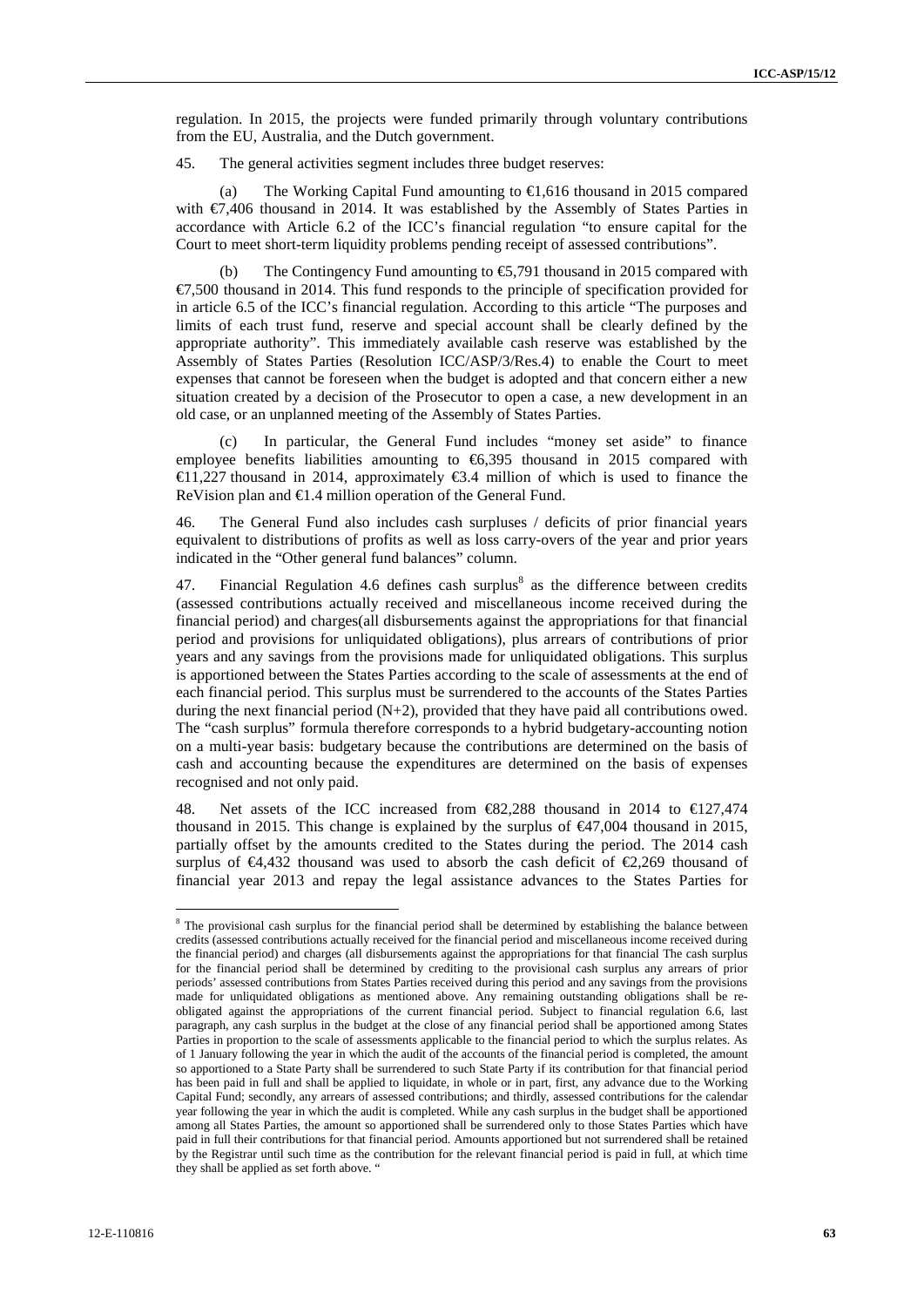regulation. In 2015, the projects were funded primarily through voluntary contributions from the EU, Australia, and the Dutch government.

45. The general activities segment includes three budget reserves:

(a) The Working Capital Fund amounting to €1,616 thousand in 2015 compared with €7,406 thousand in 2014. It was established by the Assembly of States Parties in accordance with Article 6.2 of the ICC's financial regulation "to ensure capital for the Court to meet short-term liquidity problems pending receipt of assessed contributions".

(b) The Contingency Fund amounting to €5,791 thousand in 2015 compared with €7,500 thousand in 2014. This fund responds to the principle of specification provided for in article 6.5 of the ICC's financial regulation. According to this article "The purposes and limits of each trust fund, reserve and special account shall be clearly defined by the appropriate authority". This immediately available cash reserve was established by the Assembly of States Parties (Resolution ICC/ASP/3/Res.4) to enable the Court to meet expenses that cannot be foreseen when the budget is adopted and that concern either a new situation created by a decision of the Prosecutor to open a case, a new development in an old case, or an unplanned meeting of the Assembly of States Parties.

(c) In particular, the General Fund includes "money set aside" to finance employee benefits liabilities amounting to €6,395 thousand in 2015 compared with €11,227 thousand in 2014, approximately €3.4 million of which is used to finance the ReVision plan and €1.4 million operation of the General Fund.

46. The General Fund also includes cash surpluses / deficits of prior financial years equivalent to distributions of profits as well as loss carry-overs of the year and prior years indicated in the "Other general fund balances" column.

47. Financial Regulation 4.6 defines cash surplus[8] as the difference between credits (assessed contributions actually received and miscellaneous income received during the financial period) and charges(all disbursements against the appropriations for that financial period and provisions for unliquidated obligations), plus arrears of contributions of prior years and any savings from the provisions made for unliquidated obligations. This surplus is apportioned between the States Parties according to the scale of assessments at the end of each financial period. This surplus must be surrendered to the accounts of the States Parties during the next financial period (N+2), provided that they have paid all contributions owed. The "cash surplus" formula therefore corresponds to a hybrid budgetary-accounting notion on a multi-year basis: budgetary because the contributions are determined on the basis of cash and accounting because the expenditures are determined on the basis of expenses recognised and not only paid.

48. Net assets of the ICC increased from €82,288 thousand in 2014 to €127,474 thousand in 2015. This change is explained by the surplus of €47,004 thousand in 2015, partially offset by the amounts credited to the States during the period. The 2014 cash surplus of €4,432 thousand was used to absorb the cash deficit of €2,269 thousand of financial year 2013 and repay the legal assistance advances to the States Parties for

---

[8] The provisional cash surplus for the financial period shall be determined by establishing the balance between credits (assessed contributions actually received for the financial period and miscellaneous income received during the financial period) and charges (all disbursements against the appropriations for that financial The cash surplus for the financial period shall be determined by crediting to the provisional cash surplus any arrears of prior periods' assessed contributions from States Parties received during this period and any savings from the provisions made for unliquidated obligations as mentioned above. Any remaining outstanding obligations shall be re-obligated against the appropriations of the current financial period. Subject to financial regulation 6.6, last paragraph, any cash surplus in the budget at the close of any financial period shall be apportioned among States Parties in proportion to the scale of assessments applicable to the financial period to which the surplus relates. As of 1 January following the year in which the audit of the accounts of the financial period is completed, the amount so apportioned to a State Party shall be surrendered to such State Party if its contribution for that financial period has been paid in full and shall be applied to liquidate, in whole or in part, first, any advance due to the Working Capital Fund; secondly, any arrears of assessed contributions; and thirdly, assessed contributions for the calendar year following the year in which the audit is completed. While any cash surplus in the budget shall be apportioned among all States Parties, the amount so apportioned shall be surrendered only to those States Parties which have paid in full their contributions for that financial period. Amounts apportioned but not surrendered shall be retained by the Registrar until such time as the contribution for the relevant financial period is paid in full, at which time they shall be applied as set forth above. "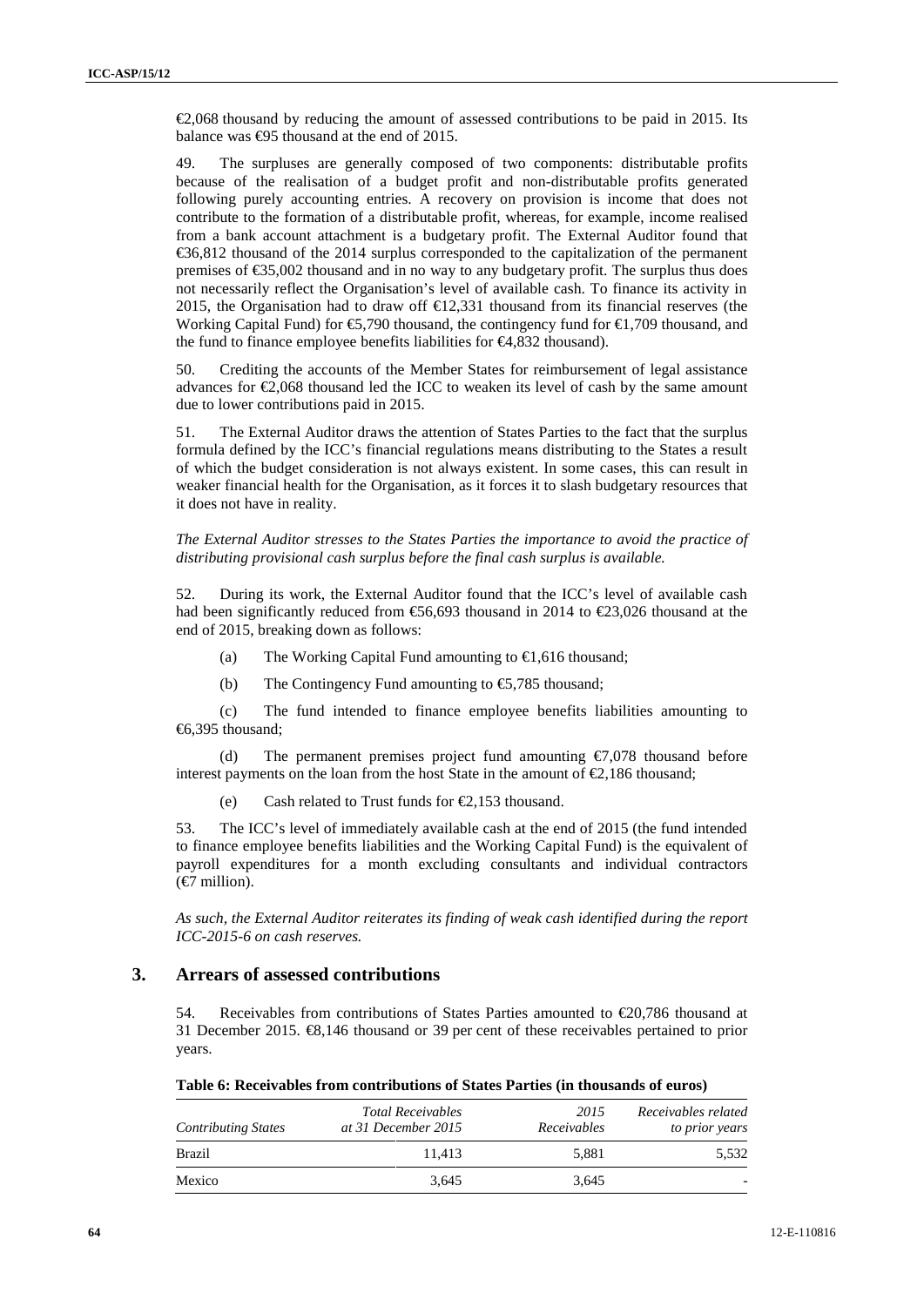€2,068 thousand by reducing the amount of assessed contributions to be paid in 2015. Its balance was €95 thousand at the end of 2015.

49. The surpluses are generally composed of two components: distributable profits because of the realisation of a budget profit and non-distributable profits generated following purely accounting entries. A recovery on provision is income that does not contribute to the formation of a distributable profit, whereas, for example, income realised from a bank account attachment is a budgetary profit. The External Auditor found that €36,812 thousand of the 2014 surplus corresponded to the capitalization of the permanent premises of €35,002 thousand and in no way to any budgetary profit. The surplus thus does not necessarily reflect the Organisation's level of available cash. To finance its activity in 2015, the Organisation had to draw off €12,331 thousand from its financial reserves (the Working Capital Fund) for €5,790 thousand, the contingency fund for €1,709 thousand, and the fund to finance employee benefits liabilities for €4,832 thousand).

50. Crediting the accounts of the Member States for reimbursement of legal assistance advances for €2,068 thousand led the ICC to weaken its level of cash by the same amount due to lower contributions paid in 2015.

51. The External Auditor draws the attention of States Parties to the fact that the surplus formula defined by the ICC's financial regulations means distributing to the States a result of which the budget consideration is not always existent. In some cases, this can result in weaker financial health for the Organisation, as it forces it to slash budgetary resources that it does not have in reality.

*The External Auditor stresses to the States Parties the importance to avoid the practice of distributing provisional cash surplus before the final cash surplus is available.*

52. During its work, the External Auditor found that the ICC's level of available cash had been significantly reduced from €56,693 thousand in 2014 to €23,026 thousand at the end of 2015, breaking down as follows:

(a) The Working Capital Fund amounting to €1,616 thousand;

(b) The Contingency Fund amounting to €5,785 thousand;

(c) The fund intended to finance employee benefits liabilities amounting to €6,395 thousand;

(d) The permanent premises project fund amounting €7,078 thousand before interest payments on the loan from the host State in the amount of €2,186 thousand;

(e) Cash related to Trust funds for €2,153 thousand.

53. The ICC's level of immediately available cash at the end of 2015 (the fund intended to finance employee benefits liabilities and the Working Capital Fund) is the equivalent of payroll expenditures for a month excluding consultants and individual contractors (€7 million).

*As such, the External Auditor reiterates its finding of weak cash identified during the report ICC-2015-6 on cash reserves.*

## 3. Arrears of assessed contributions

54. Receivables from contributions of States Parties amounted to €20,786 thousand at 31 December 2015. €8,146 thousand or 39 per cent of these receivables pertained to prior years.

**Table 6: Receivables from contributions of States Parties (in thousands of euros)**

| *Contributing States* | *Total Receivables at 31 December 2015* | *2015 Receivables* | *Receivables related to prior years* |
|---|---|---|---|
| Brazil | 11,413 | 5,881 | 5,532 |
| Mexico | 3,645 | 3,645 | - |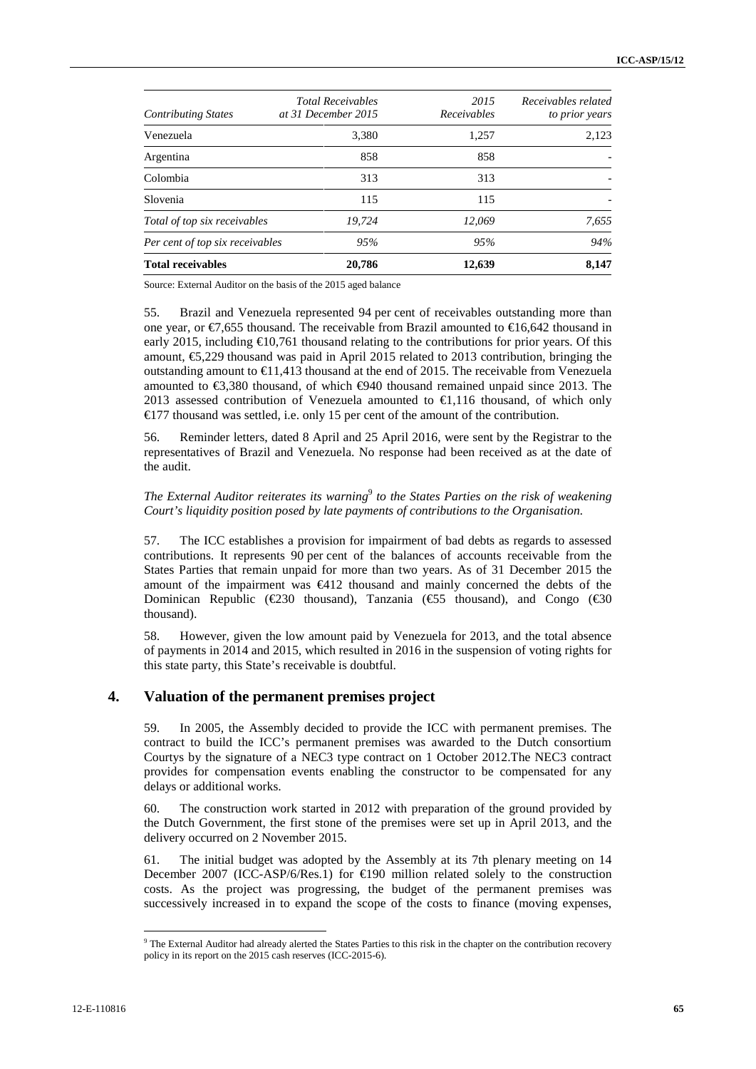| *Contributing States* | *Total Receivables at 31 December 2015* | *2015 Receivables* | *Receivables related to prior years* |
|---|---|---|---|
| Venezuela | 3,380 | 1,257 | 2,123 |
| Argentina | 858 | 858 | - |
| Colombia | 313 | 313 | - |
| Slovenia | 115 | 115 | - |
| *Total of top six receivables* | *19,724* | *12,069* | *7,655* |
| *Per cent of top six receivables* | *95%* | *95%* | *94%* |
| **Total receivables** | **20,786** | **12,639** | **8,147** |

Source: External Auditor on the basis of the 2015 aged balance

55. Brazil and Venezuela represented 94 per cent of receivables outstanding more than one year, or €7,655 thousand. The receivable from Brazil amounted to €16,642 thousand in early 2015, including €10,761 thousand relating to the contributions for prior years. Of this amount, €5,229 thousand was paid in April 2015 related to 2013 contribution, bringing the outstanding amount to €11,413 thousand at the end of 2015. The receivable from Venezuela amounted to €3,380 thousand, of which €940 thousand remained unpaid since 2013. The 2013 assessed contribution of Venezuela amounted to €1,116 thousand, of which only €177 thousand was settled, i.e. only 15 per cent of the amount of the contribution.

56. Reminder letters, dated 8 April and 25 April 2016, were sent by the Registrar to the representatives of Brazil and Venezuela. No response had been received as at the date of the audit.

*The External Auditor reiterates its warning*[9] *to the States Parties on the risk of weakening Court's liquidity position posed by late payments of contributions to the Organisation.*

57. The ICC establishes a provision for impairment of bad debts as regards to assessed contributions. It represents 90 per cent of the balances of accounts receivable from the States Parties that remain unpaid for more than two years. As of 31 December 2015 the amount of the impairment was €412 thousand and mainly concerned the debts of the Dominican Republic (€230 thousand), Tanzania (€55 thousand), and Congo (€30 thousand).

58. However, given the low amount paid by Venezuela for 2013, and the total absence of payments in 2014 and 2015, which resulted in 2016 in the suspension of voting rights for this state party, this State's receivable is doubtful.

## 4. Valuation of the permanent premises project

59. In 2005, the Assembly decided to provide the ICC with permanent premises. The contract to build the ICC's permanent premises was awarded to the Dutch consortium Courtys by the signature of a NEC3 type contract on 1 October 2012.The NEC3 contract provides for compensation events enabling the constructor to be compensated for any delays or additional works.

60. The construction work started in 2012 with preparation of the ground provided by the Dutch Government, the first stone of the premises were set up in April 2013, and the delivery occurred on 2 November 2015.

61. The initial budget was adopted by the Assembly at its 7th plenary meeting on 14 December 2007 (ICC-ASP/6/Res.1) for €190 million related solely to the construction costs. As the project was progressing, the budget of the permanent premises was successively increased in to expand the scope of the costs to finance (moving expenses,

[9] The External Auditor had already alerted the States Parties to this risk in the chapter on the contribution recovery policy in its report on the 2015 cash reserves (ICC-2015-6).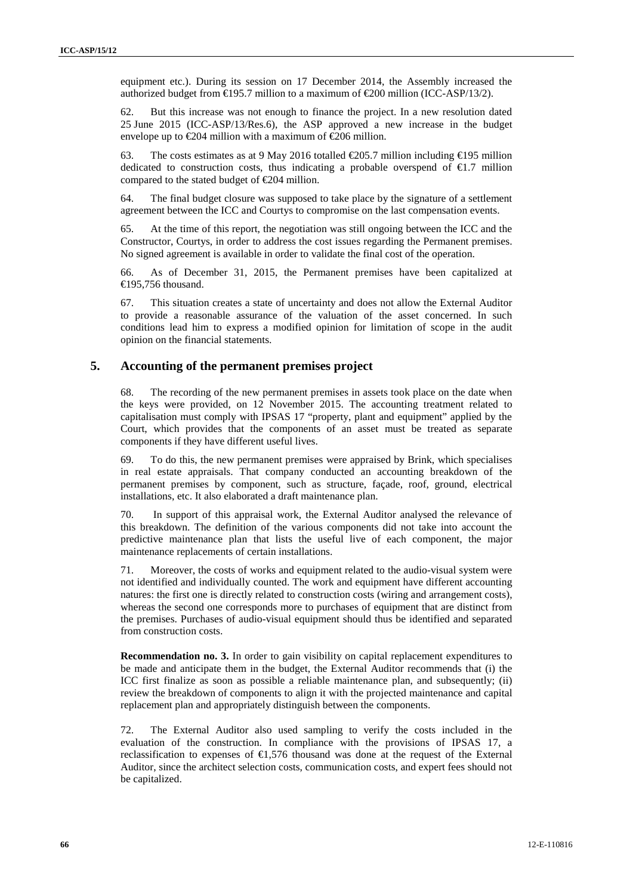equipment etc.). During its session on 17 December 2014, the Assembly increased the authorized budget from €195.7 million to a maximum of €200 million (ICC-ASP/13/2).

62. But this increase was not enough to finance the project. In a new resolution dated 25 June 2015 (ICC-ASP/13/Res.6), the ASP approved a new increase in the budget envelope up to €204 million with a maximum of €206 million.

63. The costs estimates as at 9 May 2016 totalled €205.7 million including €195 million dedicated to construction costs, thus indicating a probable overspend of €1.7 million compared to the stated budget of €204 million.

64. The final budget closure was supposed to take place by the signature of a settlement agreement between the ICC and Courtys to compromise on the last compensation events.

65. At the time of this report, the negotiation was still ongoing between the ICC and the Constructor, Courtys, in order to address the cost issues regarding the Permanent premises. No signed agreement is available in order to validate the final cost of the operation.

66. As of December 31, 2015, the Permanent premises have been capitalized at €195,756 thousand.

67. This situation creates a state of uncertainty and does not allow the External Auditor to provide a reasonable assurance of the valuation of the asset concerned. In such conditions lead him to express a modified opinion for limitation of scope in the audit opinion on the financial statements.

## 5. Accounting of the permanent premises project

68. The recording of the new permanent premises in assets took place on the date when the keys were provided, on 12 November 2015. The accounting treatment related to capitalisation must comply with IPSAS 17 "property, plant and equipment" applied by the Court, which provides that the components of an asset must be treated as separate components if they have different useful lives.

69. To do this, the new permanent premises were appraised by Brink, which specialises in real estate appraisals. That company conducted an accounting breakdown of the permanent premises by component, such as structure, façade, roof, ground, electrical installations, etc. It also elaborated a draft maintenance plan.

70. In support of this appraisal work, the External Auditor analysed the relevance of this breakdown. The definition of the various components did not take into account the predictive maintenance plan that lists the useful live of each component, the major maintenance replacements of certain installations.

71. Moreover, the costs of works and equipment related to the audio-visual system were not identified and individually counted. The work and equipment have different accounting natures: the first one is directly related to construction costs (wiring and arrangement costs), whereas the second one corresponds more to purchases of equipment that are distinct from the premises. Purchases of audio-visual equipment should thus be identified and separated from construction costs.

**Recommendation no. 3.** In order to gain visibility on capital replacement expenditures to be made and anticipate them in the budget, the External Auditor recommends that (i) the ICC first finalize as soon as possible a reliable maintenance plan, and subsequently; (ii) review the breakdown of components to align it with the projected maintenance and capital replacement plan and appropriately distinguish between the components.

72. The External Auditor also used sampling to verify the costs included in the evaluation of the construction. In compliance with the provisions of IPSAS 17, a reclassification to expenses of €1,576 thousand was done at the request of the External Auditor, since the architect selection costs, communication costs, and expert fees should not be capitalized.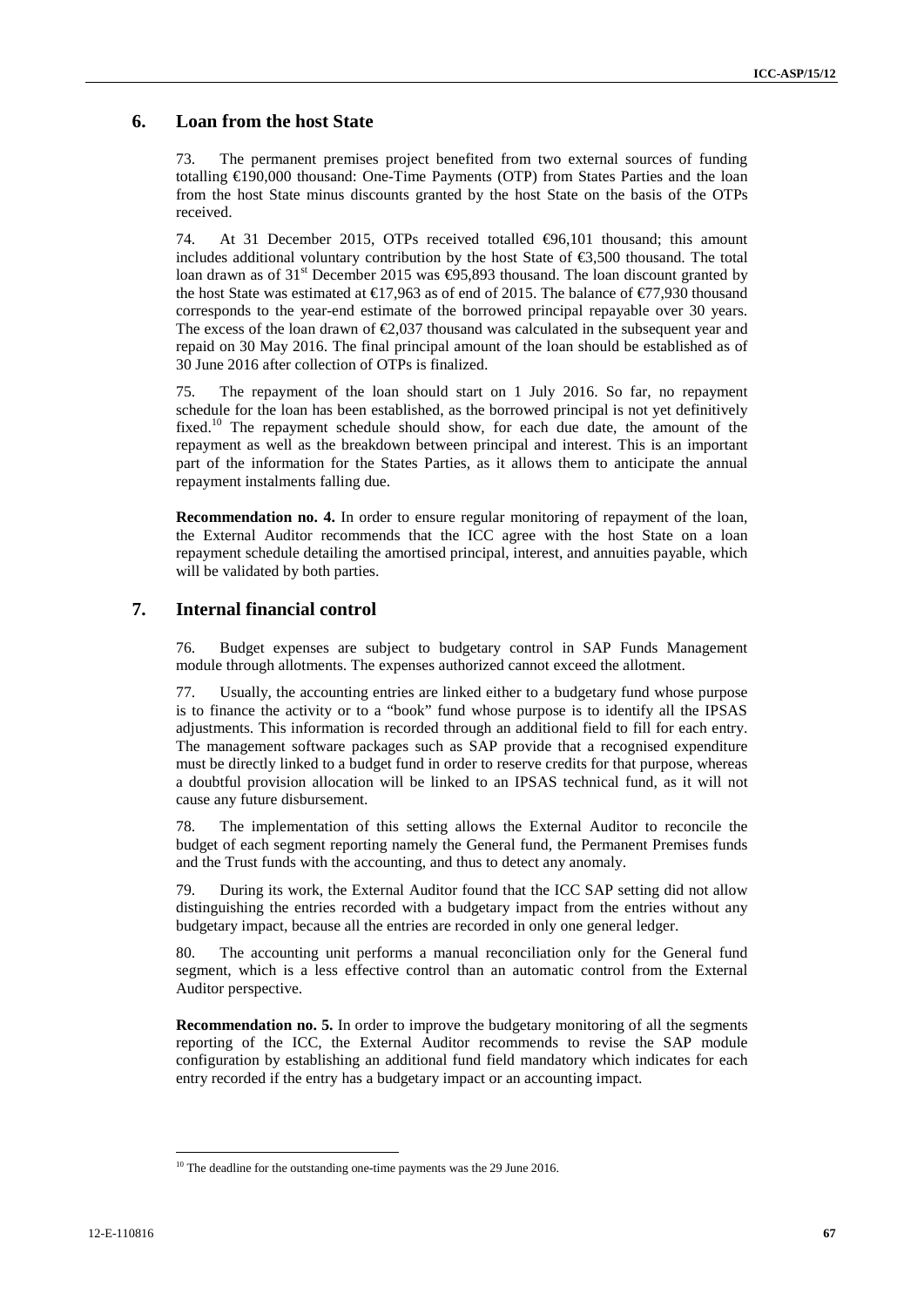## 6. Loan from the host State

73. The permanent premises project benefited from two external sources of funding totalling €190,000 thousand: One-Time Payments (OTP) from States Parties and the loan from the host State minus discounts granted by the host State on the basis of the OTPs received.

74. At 31 December 2015, OTPs received totalled €96,101 thousand; this amount includes additional voluntary contribution by the host State of €3,500 thousand. The total loan drawn as of 31st December 2015 was €95,893 thousand. The loan discount granted by the host State was estimated at €17,963 as of end of 2015. The balance of €77,930 thousand corresponds to the year-end estimate of the borrowed principal repayable over 30 years. The excess of the loan drawn of €2,037 thousand was calculated in the subsequent year and repaid on 30 May 2016. The final principal amount of the loan should be established as of 30 June 2016 after collection of OTPs is finalized.

75. The repayment of the loan should start on 1 July 2016. So far, no repayment schedule for the loan has been established, as the borrowed principal is not yet definitively fixed.[10] The repayment schedule should show, for each due date, the amount of the repayment as well as the breakdown between principal and interest. This is an important part of the information for the States Parties, as it allows them to anticipate the annual repayment instalments falling due.

**Recommendation no. 4.** In order to ensure regular monitoring of repayment of the loan, the External Auditor recommends that the ICC agree with the host State on a loan repayment schedule detailing the amortised principal, interest, and annuities payable, which will be validated by both parties.

## 7. Internal financial control

76. Budget expenses are subject to budgetary control in SAP Funds Management module through allotments. The expenses authorized cannot exceed the allotment.

77. Usually, the accounting entries are linked either to a budgetary fund whose purpose is to finance the activity or to a "book" fund whose purpose is to identify all the IPSAS adjustments. This information is recorded through an additional field to fill for each entry. The management software packages such as SAP provide that a recognised expenditure must be directly linked to a budget fund in order to reserve credits for that purpose, whereas a doubtful provision allocation will be linked to an IPSAS technical fund, as it will not cause any future disbursement.

78. The implementation of this setting allows the External Auditor to reconcile the budget of each segment reporting namely the General fund, the Permanent Premises funds and the Trust funds with the accounting, and thus to detect any anomaly.

79. During its work, the External Auditor found that the ICC SAP setting did not allow distinguishing the entries recorded with a budgetary impact from the entries without any budgetary impact, because all the entries are recorded in only one general ledger.

80. The accounting unit performs a manual reconciliation only for the General fund segment, which is a less effective control than an automatic control from the External Auditor perspective.

**Recommendation no. 5.** In order to improve the budgetary monitoring of all the segments reporting of the ICC, the External Auditor recommends to revise the SAP module configuration by establishing an additional fund field mandatory which indicates for each entry recorded if the entry has a budgetary impact or an accounting impact.

---

[10] The deadline for the outstanding one-time payments was the 29 June 2016.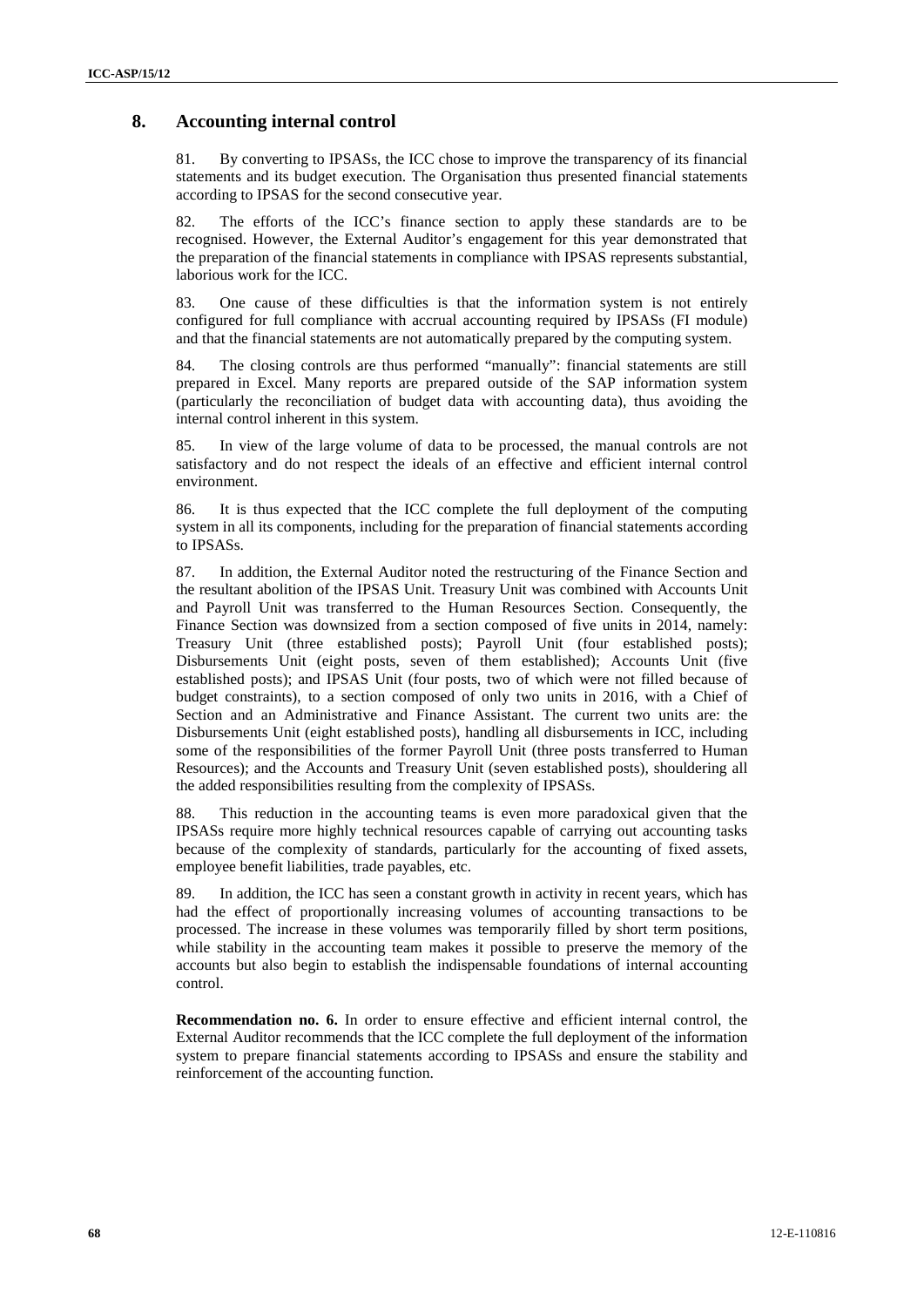## 8. Accounting internal control

81. By converting to IPSASs, the ICC chose to improve the transparency of its financial statements and its budget execution. The Organisation thus presented financial statements according to IPSAS for the second consecutive year.

82. The efforts of the ICC's finance section to apply these standards are to be recognised. However, the External Auditor's engagement for this year demonstrated that the preparation of the financial statements in compliance with IPSAS represents substantial, laborious work for the ICC.

83. One cause of these difficulties is that the information system is not entirely configured for full compliance with accrual accounting required by IPSASs (FI module) and that the financial statements are not automatically prepared by the computing system.

84. The closing controls are thus performed "manually": financial statements are still prepared in Excel. Many reports are prepared outside of the SAP information system (particularly the reconciliation of budget data with accounting data), thus avoiding the internal control inherent in this system.

85. In view of the large volume of data to be processed, the manual controls are not satisfactory and do not respect the ideals of an effective and efficient internal control environment.

86. It is thus expected that the ICC complete the full deployment of the computing system in all its components, including for the preparation of financial statements according to IPSASs.

87. In addition, the External Auditor noted the restructuring of the Finance Section and the resultant abolition of the IPSAS Unit. Treasury Unit was combined with Accounts Unit and Payroll Unit was transferred to the Human Resources Section. Consequently, the Finance Section was downsized from a section composed of five units in 2014, namely: Treasury Unit (three established posts); Payroll Unit (four established posts); Disbursements Unit (eight posts, seven of them established); Accounts Unit (five established posts); and IPSAS Unit (four posts, two of which were not filled because of budget constraints), to a section composed of only two units in 2016, with a Chief of Section and an Administrative and Finance Assistant. The current two units are: the Disbursements Unit (eight established posts), handling all disbursements in ICC, including some of the responsibilities of the former Payroll Unit (three posts transferred to Human Resources); and the Accounts and Treasury Unit (seven established posts), shouldering all the added responsibilities resulting from the complexity of IPSASs.

88. This reduction in the accounting teams is even more paradoxical given that the IPSASs require more highly technical resources capable of carrying out accounting tasks because of the complexity of standards, particularly for the accounting of fixed assets, employee benefit liabilities, trade payables, etc.

89. In addition, the ICC has seen a constant growth in activity in recent years, which has had the effect of proportionally increasing volumes of accounting transactions to be processed. The increase in these volumes was temporarily filled by short term positions, while stability in the accounting team makes it possible to preserve the memory of the accounts but also begin to establish the indispensable foundations of internal accounting control.

**Recommendation no. 6.** In order to ensure effective and efficient internal control, the External Auditor recommends that the ICC complete the full deployment of the information system to prepare financial statements according to IPSASs and ensure the stability and reinforcement of the accounting function.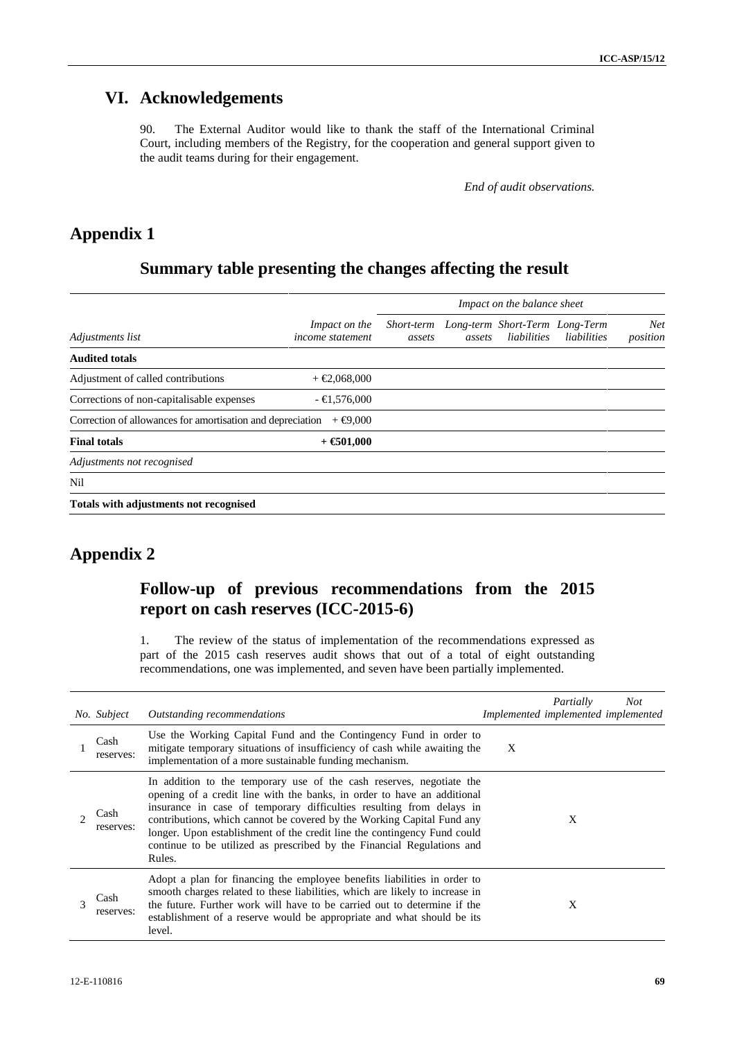# VI. Acknowledgements

90. The External Auditor would like to thank the staff of the International Criminal Court, including members of the Registry, for the cooperation and general support given to the audit teams during for their engagement.

*End of audit observations.*

# Appendix 1

## Summary table presenting the changes affecting the result

| | | *Impact on the balance sheet* | | | | |
|---|---|---|---|---|---|---|
| *Adjustments list* | *Impact on the income statement* | *Short-term assets* | *Long-term assets* | *Short-Term liabilities* | *Long-Term liabilities* | *Net position* |
| **Audited totals** | | | | | | |
| Adjustment of called contributions | + €2,068,000 | | | | | |
| Corrections of non-capitalisable expenses | - €1,576,000 | | | | | |
| Correction of allowances for amortisation and depreciation | + €9,000 | | | | | |
| **Final totals** | **+ €501,000** | | | | | |
| *Adjustments not recognised* | | | | | | |
| Nil | | | | | | |
| **Totals with adjustments not recognised** | | | | | | |

# Appendix 2

## Follow-up of previous recommendations from the 2015 report on cash reserves (ICC-2015-6)

1. The review of the status of implementation of the recommendations expressed as part of the 2015 cash reserves audit shows that out of a total of eight outstanding recommendations, one was implemented, and seven have been partially implemented.

| *No.* | *Subject* | *Outstanding recommendations* | *Implemented* | *Partially implemented* | *Not implemented* |
|---|---|---|---|---|---|
| 1 | Cash reserves: | Use the Working Capital Fund and the Contingency Fund in order to mitigate temporary situations of insufficiency of cash while awaiting the implementation of a more sustainable funding mechanism. | X | | |
| 2 | Cash reserves: | In addition to the temporary use of the cash reserves, negotiate the opening of a credit line with the banks, in order to have an additional insurance in case of temporary difficulties resulting from delays in contributions, which cannot be covered by the Working Capital Fund any longer. Upon establishment of the credit line the contingency Fund could continue to be utilized as prescribed by the Financial Regulations and Rules. | | X | |
| 3 | Cash reserves: | Adopt a plan for financing the employee benefits liabilities in order to smooth charges related to these liabilities, which are likely to increase in the future. Further work will have to be carried out to determine if the establishment of a reserve would be appropriate and what should be its level. | | X | |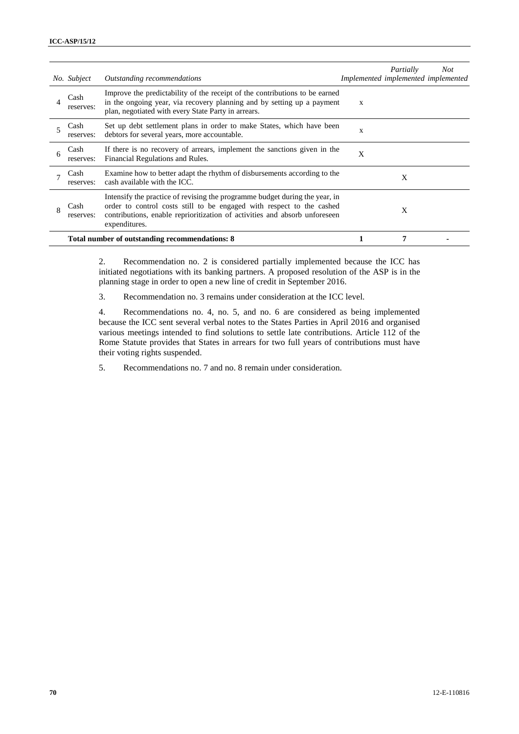| No. | Subject | Outstanding recommendations | Implemented | Partially implemented | Not implemented |
|---|---|---|---|---|---|
| 4 | Cash reserves: | Improve the predictability of the receipt of the contributions to be earned in the ongoing year, via recovery planning and by setting up a payment plan, negotiated with every State Party in arrears. | x | | |
| 5 | Cash reserves: | Set up debt settlement plans in order to make States, which have been debtors for several years, more accountable. | x | | |
| 6 | Cash reserves: | If there is no recovery of arrears, implement the sanctions given in the Financial Regulations and Rules. | X | | |
| 7 | Cash reserves: | Examine how to better adapt the rhythm of disbursements according to the cash available with the ICC. | | X | |
| 8 | Cash reserves: | Intensify the practice of revising the programme budget during the year, in order to control costs still to be engaged with respect to the cashed contributions, enable reprioritization of activities and absorb unforeseen expenditures. | | X | |
| | | **Total number of outstanding recommendations: 8** | **1** | **7** | **-** |

2. Recommendation no. 2 is considered partially implemented because the ICC has initiated negotiations with its banking partners. A proposed resolution of the ASP is in the planning stage in order to open a new line of credit in September 2016.

3. Recommendation no. 3 remains under consideration at the ICC level.

4. Recommendations no. 4, no. 5, and no. 6 are considered as being implemented because the ICC sent several verbal notes to the States Parties in April 2016 and organised various meetings intended to find solutions to settle late contributions. Article 112 of the Rome Statute provides that States in arrears for two full years of contributions must have their voting rights suspended.

5. Recommendations no. 7 and no. 8 remain under consideration.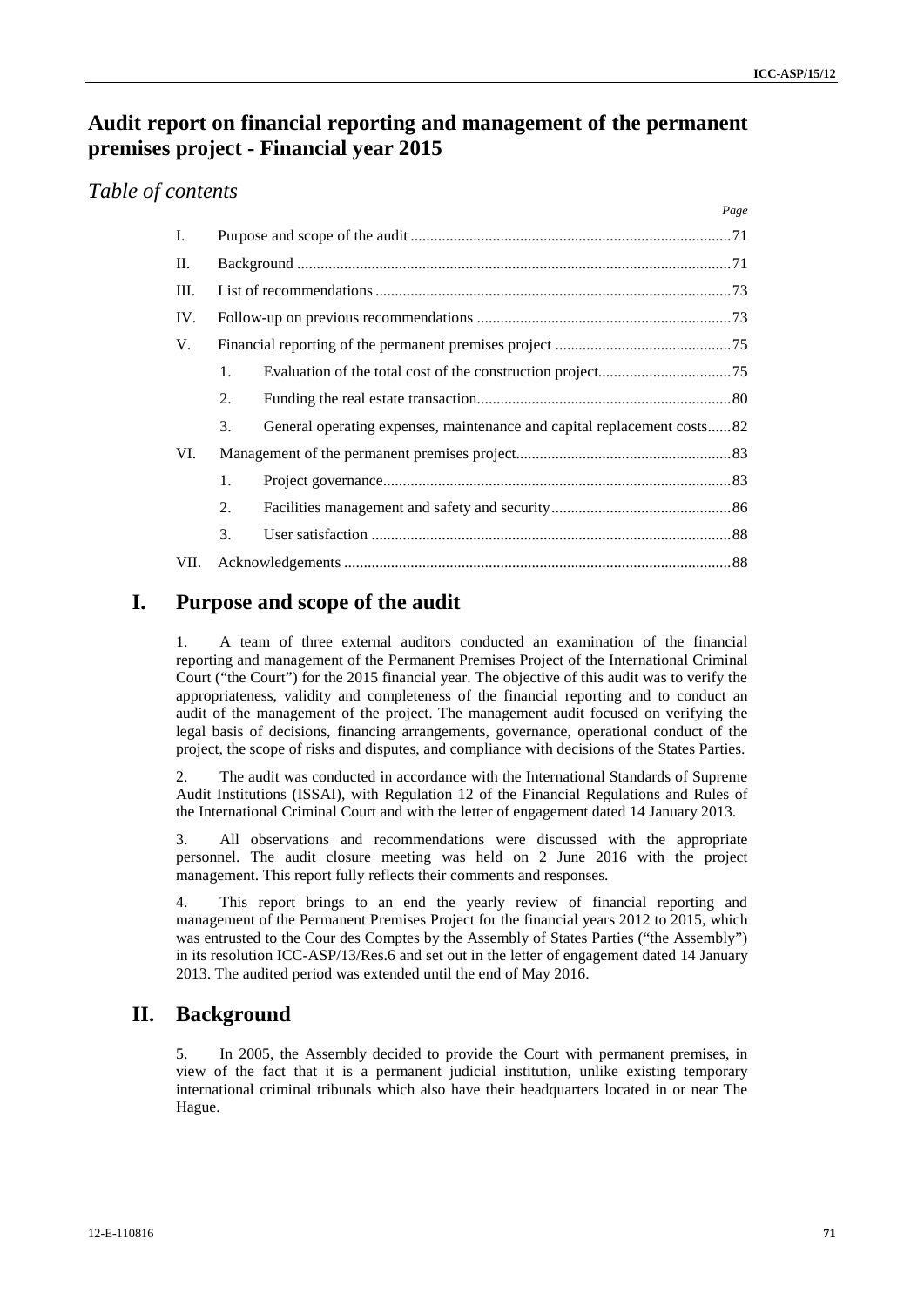# Audit report on financial reporting and management of the permanent premises project - Financial year 2015

## *Table of contents*

| | | | Page |
|---|---|---|---|
| I. | Purpose and scope of the audit | | 71 |
| II. | Background | | 71 |
| III. | List of recommendations | | 73 |
| IV. | Follow-up on previous recommendations | | 73 |
| V. | Financial reporting of the permanent premises project | | 75 |
| | 1. | Evaluation of the total cost of the construction project | 75 |
| | 2. | Funding the real estate transaction | 80 |
| | 3. | General operating expenses, maintenance and capital replacement costs | 82 |
| VI. | Management of the permanent premises project | | 83 |
| | 1. | Project governance | 83 |
| | 2. | Facilities management and safety and security | 86 |
| | 3. | User satisfaction | 88 |
| VII. | Acknowledgements | | 88 |

## I. Purpose and scope of the audit

1. A team of three external auditors conducted an examination of the financial reporting and management of the Permanent Premises Project of the International Criminal Court ("the Court") for the 2015 financial year. The objective of this audit was to verify the appropriateness, validity and completeness of the financial reporting and to conduct an audit of the management of the project. The management audit focused on verifying the legal basis of decisions, financing arrangements, governance, operational conduct of the project, the scope of risks and disputes, and compliance with decisions of the States Parties.

2. The audit was conducted in accordance with the International Standards of Supreme Audit Institutions (ISSAI), with Regulation 12 of the Financial Regulations and Rules of the International Criminal Court and with the letter of engagement dated 14 January 2013.

3. All observations and recommendations were discussed with the appropriate personnel. The audit closure meeting was held on 2 June 2016 with the project management. This report fully reflects their comments and responses.

4. This report brings to an end the yearly review of financial reporting and management of the Permanent Premises Project for the financial years 2012 to 2015, which was entrusted to the Cour des Comptes by the Assembly of States Parties ("the Assembly") in its resolution ICC-ASP/13/Res.6 and set out in the letter of engagement dated 14 January 2013. The audited period was extended until the end of May 2016.

## II. Background

5. In 2005, the Assembly decided to provide the Court with permanent premises, in view of the fact that it is a permanent judicial institution, unlike existing temporary international criminal tribunals which also have their headquarters located in or near The Hague.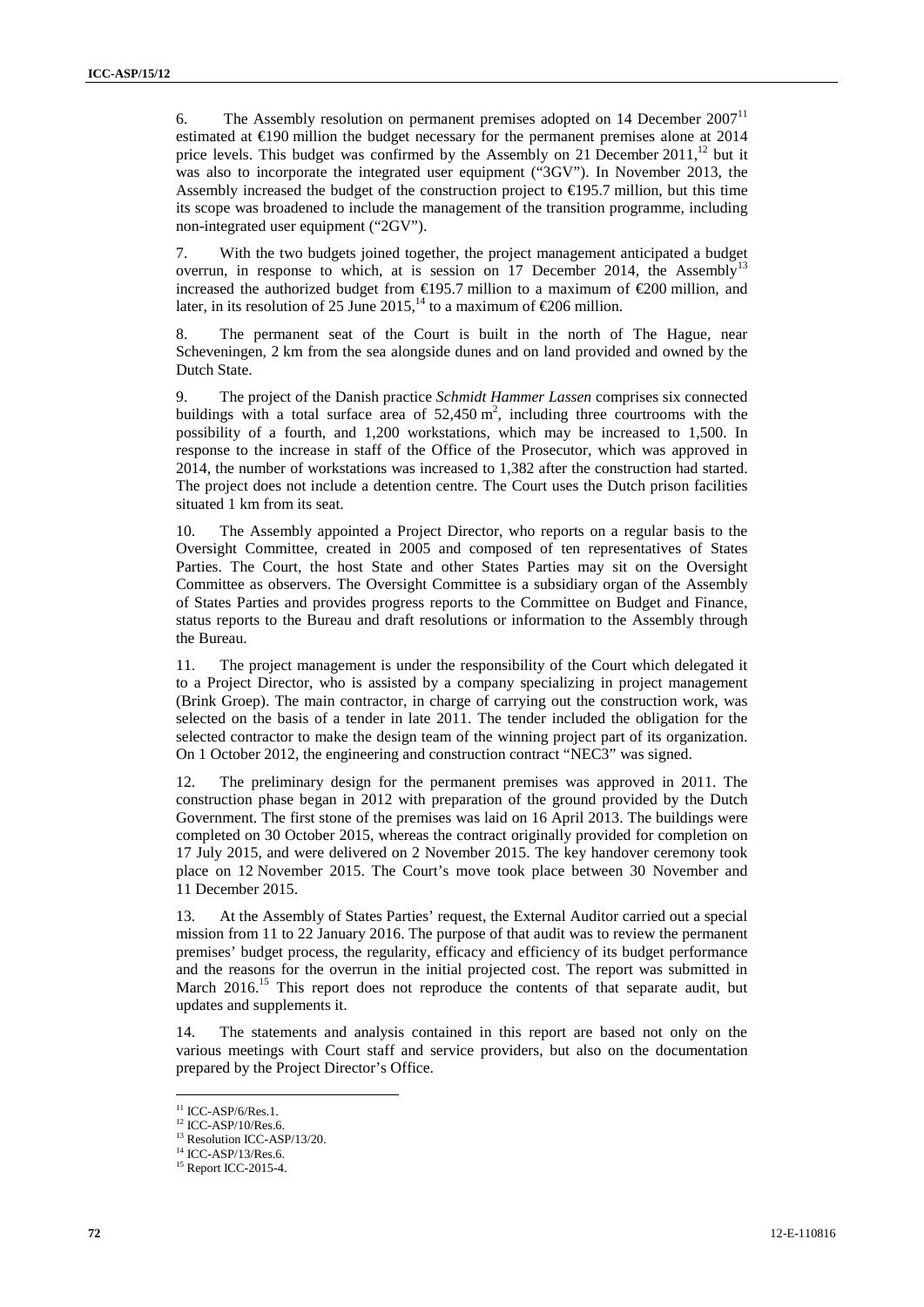6. The Assembly resolution on permanent premises adopted on 14 December 2007[11] estimated at €190 million the budget necessary for the permanent premises alone at 2014 price levels. This budget was confirmed by the Assembly on 21 December 2011,[12] but it was also to incorporate the integrated user equipment ("3GV"). In November 2013, the Assembly increased the budget of the construction project to €195.7 million, but this time its scope was broadened to include the management of the transition programme, including non-integrated user equipment ("2GV").

7. With the two budgets joined together, the project management anticipated a budget overrun, in response to which, at is session on 17 December 2014, the Assembly[13] increased the authorized budget from €195.7 million to a maximum of €200 million, and later, in its resolution of 25 June 2015,[14] to a maximum of €206 million.

8. The permanent seat of the Court is built in the north of The Hague, near Scheveningen, 2 km from the sea alongside dunes and on land provided and owned by the Dutch State.

9. The project of the Danish practice *Schmidt Hammer Lassen* comprises six connected buildings with a total surface area of 52,450 m$^2$, including three courtrooms with the possibility of a fourth, and 1,200 workstations, which may be increased to 1,500. In response to the increase in staff of the Office of the Prosecutor, which was approved in 2014, the number of workstations was increased to 1,382 after the construction had started. The project does not include a detention centre. The Court uses the Dutch prison facilities situated 1 km from its seat.

10. The Assembly appointed a Project Director, who reports on a regular basis to the Oversight Committee, created in 2005 and composed of ten representatives of States Parties. The Court, the host State and other States Parties may sit on the Oversight Committee as observers. The Oversight Committee is a subsidiary organ of the Assembly of States Parties and provides progress reports to the Committee on Budget and Finance, status reports to the Bureau and draft resolutions or information to the Assembly through the Bureau.

11. The project management is under the responsibility of the Court which delegated it to a Project Director, who is assisted by a company specializing in project management (Brink Groep). The main contractor, in charge of carrying out the construction work, was selected on the basis of a tender in late 2011. The tender included the obligation for the selected contractor to make the design team of the winning project part of its organization. On 1 October 2012, the engineering and construction contract "NEC3" was signed.

12. The preliminary design for the permanent premises was approved in 2011. The construction phase began in 2012 with preparation of the ground provided by the Dutch Government. The first stone of the premises was laid on 16 April 2013. The buildings were completed on 30 October 2015, whereas the contract originally provided for completion on 17 July 2015, and were delivered on 2 November 2015. The key handover ceremony took place on 12 November 2015. The Court's move took place between 30 November and 11 December 2015.

13. At the Assembly of States Parties' request, the External Auditor carried out a special mission from 11 to 22 January 2016. The purpose of that audit was to review the permanent premises' budget process, the regularity, efficacy and efficiency of its budget performance and the reasons for the overrun in the initial projected cost. The report was submitted in March 2016.[15] This report does not reproduce the contents of that separate audit, but updates and supplements it.

14. The statements and analysis contained in this report are based not only on the various meetings with Court staff and service providers, but also on the documentation prepared by the Project Director's Office.

[11] ICC-ASP/6/Res.1.
[12] ICC-ASP/10/Res.6.
[13] Resolution ICC-ASP/13/20.
[14] ICC-ASP/13/Res.6.
[15] Report ICC-2015-4.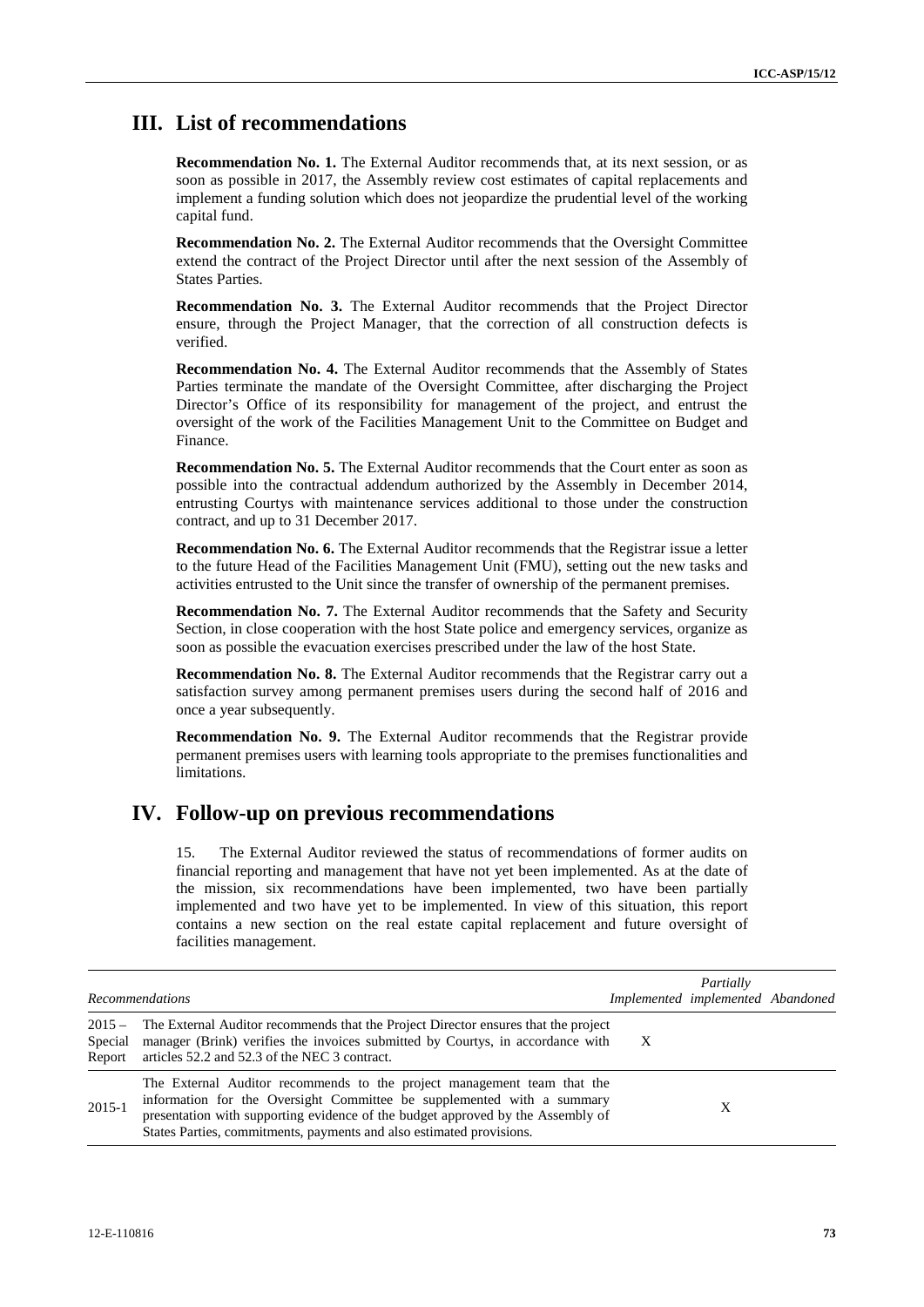## III. List of recommendations

**Recommendation No. 1.** The External Auditor recommends that, at its next session, or as soon as possible in 2017, the Assembly review cost estimates of capital replacements and implement a funding solution which does not jeopardize the prudential level of the working capital fund.

**Recommendation No. 2.** The External Auditor recommends that the Oversight Committee extend the contract of the Project Director until after the next session of the Assembly of States Parties.

**Recommendation No. 3.** The External Auditor recommends that the Project Director ensure, through the Project Manager, that the correction of all construction defects is verified.

**Recommendation No. 4.** The External Auditor recommends that the Assembly of States Parties terminate the mandate of the Oversight Committee, after discharging the Project Director's Office of its responsibility for management of the project, and entrust the oversight of the work of the Facilities Management Unit to the Committee on Budget and Finance.

**Recommendation No. 5.** The External Auditor recommends that the Court enter as soon as possible into the contractual addendum authorized by the Assembly in December 2014, entrusting Courtys with maintenance services additional to those under the construction contract, and up to 31 December 2017.

**Recommendation No. 6.** The External Auditor recommends that the Registrar issue a letter to the future Head of the Facilities Management Unit (FMU), setting out the new tasks and activities entrusted to the Unit since the transfer of ownership of the permanent premises.

**Recommendation No. 7.** The External Auditor recommends that the Safety and Security Section, in close cooperation with the host State police and emergency services, organize as soon as possible the evacuation exercises prescribed under the law of the host State.

**Recommendation No. 8.** The External Auditor recommends that the Registrar carry out a satisfaction survey among permanent premises users during the second half of 2016 and once a year subsequently.

**Recommendation No. 9.** The External Auditor recommends that the Registrar provide permanent premises users with learning tools appropriate to the premises functionalities and limitations.

## IV. Follow-up on previous recommendations

15. The External Auditor reviewed the status of recommendations of former audits on financial reporting and management that have not yet been implemented. As at the date of the mission, six recommendations have been implemented, two have been partially implemented and two have yet to be implemented. In view of this situation, this report contains a new section on the real estate capital replacement and future oversight of facilities management.

| *Recommendations* | | *Implemented* | *Partially implemented* | *Abandoned* |
|---|---|---|---|---|
| 2015 – Special Report | The External Auditor recommends that the Project Director ensures that the project manager (Brink) verifies the invoices submitted by Courtys, in accordance with articles 52.2 and 52.3 of the NEC 3 contract. | X | | |
| 2015-1 | The External Auditor recommends to the project management team that the information for the Oversight Committee be supplemented with a summary presentation with supporting evidence of the budget approved by the Assembly of States Parties, commitments, payments and also estimated provisions. | | X | |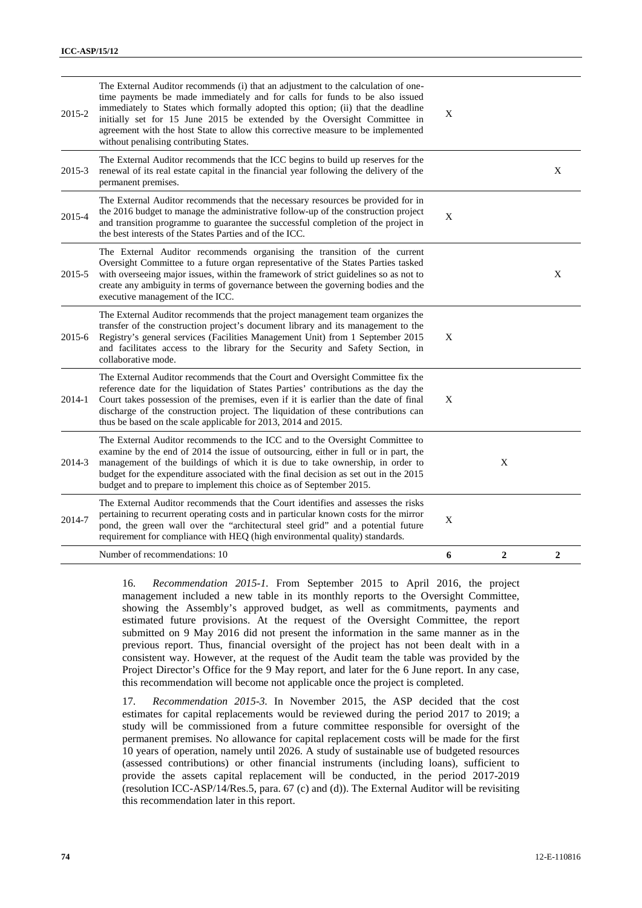| | | | | |
|---|---|---|---|---|
| 2015-2 | The External Auditor recommends (i) that an adjustment to the calculation of one-time payments be made immediately and for calls for funds to be also issued immediately to States which formally adopted this option; (ii) that the deadline initially set for 15 June 2015 be extended by the Oversight Committee in agreement with the host State to allow this corrective measure to be implemented without penalising contributing States. | X | | |
| 2015-3 | The External Auditor recommends that the ICC begins to build up reserves for the renewal of its real estate capital in the financial year following the delivery of the permanent premises. | | | X |
| 2015-4 | The External Auditor recommends that the necessary resources be provided for in the 2016 budget to manage the administrative follow-up of the construction project and transition programme to guarantee the successful completion of the project in the best interests of the States Parties and of the ICC. | X | | |
| 2015-5 | The External Auditor recommends organising the transition of the current Oversight Committee to a future organ representative of the States Parties tasked with overseeing major issues, within the framework of strict guidelines so as not to create any ambiguity in terms of governance between the governing bodies and the executive management of the ICC. | | | X |
| 2015-6 | The External Auditor recommends that the project management team organizes the transfer of the construction project's document library and its management to the Registry's general services (Facilities Management Unit) from 1 September 2015 and facilitates access to the library for the Security and Safety Section, in collaborative mode. | X | | |
| 2014-1 | The External Auditor recommends that the Court and Oversight Committee fix the reference date for the liquidation of States Parties' contributions as the day the Court takes possession of the premises, even if it is earlier than the date of final discharge of the construction project. The liquidation of these contributions can thus be based on the scale applicable for 2013, 2014 and 2015. | X | | |
| 2014-3 | The External Auditor recommends to the ICC and to the Oversight Committee to examine by the end of 2014 the issue of outsourcing, either in full or in part, the management of the buildings of which it is due to take ownership, in order to budget for the expenditure associated with the final decision as set out in the 2015 budget and to prepare to implement this choice as of September 2015. | | X | |
| 2014-7 | The External Auditor recommends that the Court identifies and assesses the risks pertaining to recurrent operating costs and in particular known costs for the mirror pond, the green wall over the "architectural steel grid" and a potential future requirement for compliance with HEQ (high environmental quality) standards. | X | | |
| | Number of recommendations: 10 | **6** | **2** | **2** |

16. *Recommendation 2015-1.* From September 2015 to April 2016, the project management included a new table in its monthly reports to the Oversight Committee, showing the Assembly's approved budget, as well as commitments, payments and estimated future provisions. At the request of the Oversight Committee, the report submitted on 9 May 2016 did not present the information in the same manner as in the previous report. Thus, financial oversight of the project has not been dealt with in a consistent way. However, at the request of the Audit team the table was provided by the Project Director's Office for the 9 May report, and later for the 6 June report. In any case, this recommendation will become not applicable once the project is completed.

17. *Recommendation 2015-3.* In November 2015, the ASP decided that the cost estimates for capital replacements would be reviewed during the period 2017 to 2019; a study will be commissioned from a future committee responsible for oversight of the permanent premises. No allowance for capital replacement costs will be made for the first 10 years of operation, namely until 2026. A study of sustainable use of budgeted resources (assessed contributions) or other financial instruments (including loans), sufficient to provide the assets capital replacement will be conducted, in the period 2017-2019 (resolution ICC-ASP/14/Res.5, para. 67 (c) and (d)). The External Auditor will be revisiting this recommendation later in this report.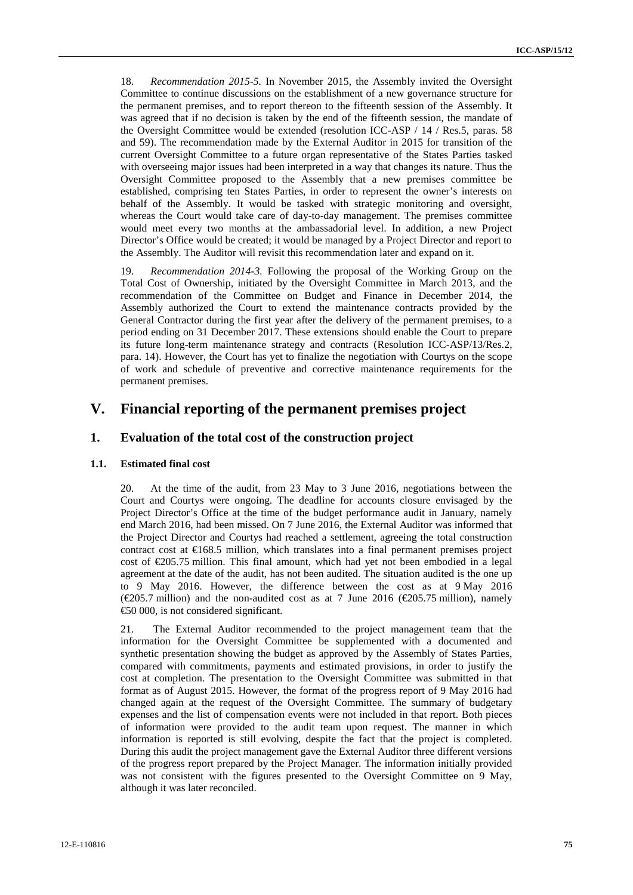18. *Recommendation 2015-5.* In November 2015, the Assembly invited the Oversight Committee to continue discussions on the establishment of a new governance structure for the permanent premises, and to report thereon to the fifteenth session of the Assembly. It was agreed that if no decision is taken by the end of the fifteenth session, the mandate of the Oversight Committee would be extended (resolution ICC-ASP / 14 / Res.5, paras. 58 and 59). The recommendation made by the External Auditor in 2015 for transition of the current Oversight Committee to a future organ representative of the States Parties tasked with overseeing major issues had been interpreted in a way that changes its nature. Thus the Oversight Committee proposed to the Assembly that a new premises committee be established, comprising ten States Parties, in order to represent the owner's interests on behalf of the Assembly. It would be tasked with strategic monitoring and oversight, whereas the Court would take care of day-to-day management. The premises committee would meet every two months at the ambassadorial level. In addition, a new Project Director's Office would be created; it would be managed by a Project Director and report to the Assembly. The Auditor will revisit this recommendation later and expand on it.

19. *Recommendation 2014-3.* Following the proposal of the Working Group on the Total Cost of Ownership, initiated by the Oversight Committee in March 2013, and the recommendation of the Committee on Budget and Finance in December 2014, the Assembly authorized the Court to extend the maintenance contracts provided by the General Contractor during the first year after the delivery of the permanent premises, to a period ending on 31 December 2017. These extensions should enable the Court to prepare its future long-term maintenance strategy and contracts (Resolution ICC-ASP/13/Res.2, para. 14). However, the Court has yet to finalize the negotiation with Courtys on the scope of work and schedule of preventive and corrective maintenance requirements for the permanent premises.

# V. Financial reporting of the permanent premises project

## 1. Evaluation of the total cost of the construction project

### 1.1. Estimated final cost

20. At the time of the audit, from 23 May to 3 June 2016, negotiations between the Court and Courtys were ongoing. The deadline for accounts closure envisaged by the Project Director's Office at the time of the budget performance audit in January, namely end March 2016, had been missed. On 7 June 2016, the External Auditor was informed that the Project Director and Courtys had reached a settlement, agreeing the total construction contract cost at €168.5 million, which translates into a final permanent premises project cost of €205.75 million. This final amount, which had yet not been embodied in a legal agreement at the date of the audit, has not been audited. The situation audited is the one up to 9 May 2016. However, the difference between the cost as at 9 May 2016 (€205.7 million) and the non-audited cost as at 7 June 2016 (€205.75 million), namely €50 000, is not considered significant.

21. The External Auditor recommended to the project management team that the information for the Oversight Committee be supplemented with a documented and synthetic presentation showing the budget as approved by the Assembly of States Parties, compared with commitments, payments and estimated provisions, in order to justify the cost at completion. The presentation to the Oversight Committee was submitted in that format as of August 2015. However, the format of the progress report of 9 May 2016 had changed again at the request of the Oversight Committee. The summary of budgetary expenses and the list of compensation events were not included in that report. Both pieces of information were provided to the audit team upon request. The manner in which information is reported is still evolving, despite the fact that the project is completed. During this audit the project management gave the External Auditor three different versions of the progress report prepared by the Project Manager. The information initially provided was not consistent with the figures presented to the Oversight Committee on 9 May, although it was later reconciled.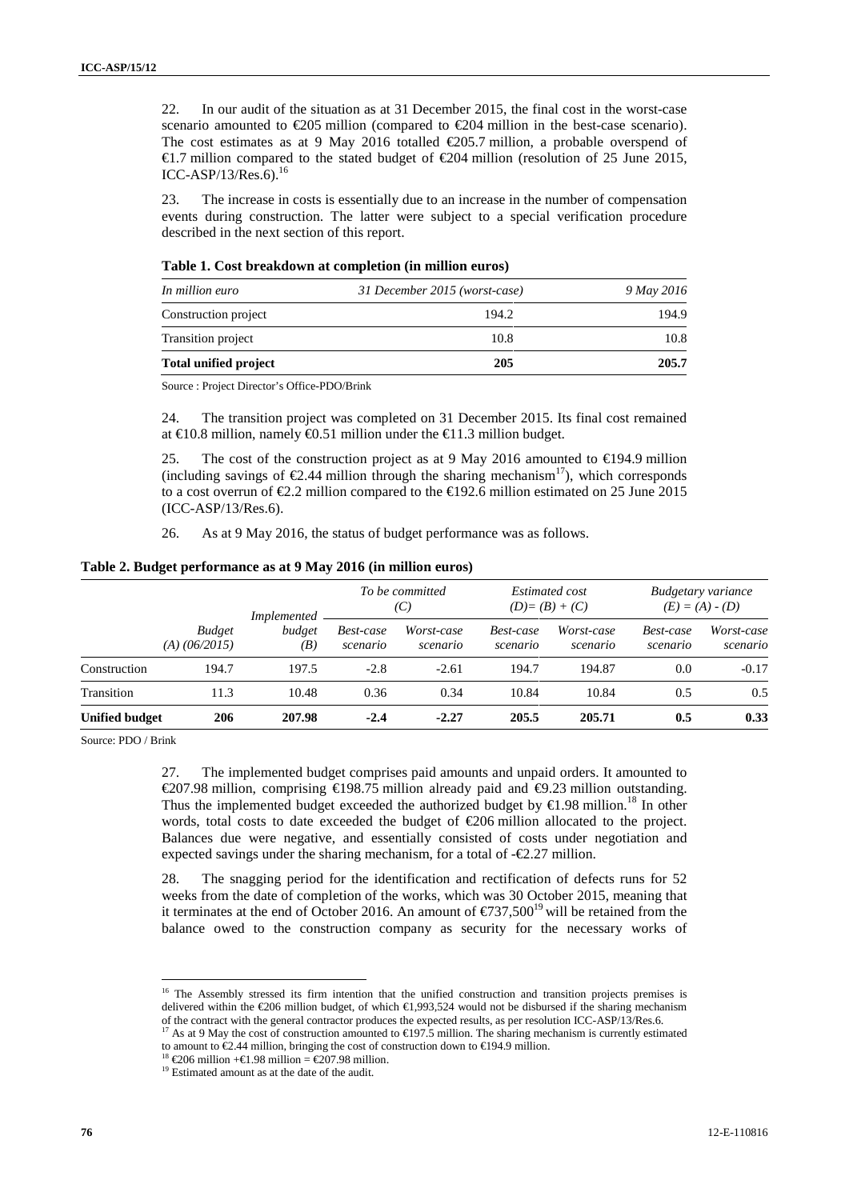22. In our audit of the situation as at 31 December 2015, the final cost in the worst-case scenario amounted to €205 million (compared to €204 million in the best-case scenario). The cost estimates as at 9 May 2016 totalled €205.7 million, a probable overspend of €1.7 million compared to the stated budget of €204 million (resolution of 25 June 2015, ICC-ASP/13/Res.6).[16]

23. The increase in costs is essentially due to an increase in the number of compensation events during construction. The latter were subject to a special verification procedure described in the next section of this report.

**Table 1. Cost breakdown at completion (in million euros)**

| *In million euro* | *31 December 2015 (worst-case)* | *9 May 2016* |
|---|---|---|
| Construction project | 194.2 | 194.9 |
| Transition project | 10.8 | 10.8 |
| **Total unified project** | **205** | **205.7** |

Source : Project Director's Office-PDO/Brink

24. The transition project was completed on 31 December 2015. Its final cost remained at €10.8 million, namely €0.51 million under the €11.3 million budget.

25. The cost of the construction project as at 9 May 2016 amounted to €194.9 million (including savings of €2.44 million through the sharing mechanism[17]), which corresponds to a cost overrun of €2.2 million compared to the €192.6 million estimated on 25 June 2015 (ICC-ASP/13/Res.6).

26. As at 9 May 2016, the status of budget performance was as follows.

**Table 2. Budget performance as at 9 May 2016 (in million euros)**

| | *Budget (A) (06/2015)* | *Implemented budget (B)* | *To be committed (C)* | | *Estimated cost (D)= (B) + (C)* | | *Budgetary variance (E) = (A) - (D)* | |
|---|---|---|---|---|---|---|---|---|
| | | | *Best-case scenario* | *Worst-case scenario* | *Best-case scenario* | *Worst-case scenario* | *Best-case scenario* | *Worst-case scenario* |
| Construction | 194.7 | 197.5 | -2.8 | -2.61 | 194.7 | 194.87 | 0.0 | -0.17 |
| Transition | 11.3 | 10.48 | 0.36 | 0.34 | 10.84 | 10.84 | 0.5 | 0.5 |
| **Unified budget** | **206** | **207.98** | **-2.4** | **-2.27** | **205.5** | **205.71** | **0.5** | **0.33** |

Source: PDO / Brink

27. The implemented budget comprises paid amounts and unpaid orders. It amounted to €207.98 million, comprising €198.75 million already paid and €9.23 million outstanding. Thus the implemented budget exceeded the authorized budget by €1.98 million.[18] In other words, total costs to date exceeded the budget of €206 million allocated to the project. Balances due were negative, and essentially consisted of costs under negotiation and expected savings under the sharing mechanism, for a total of -€2.27 million.

28. The snagging period for the identification and rectification of defects runs for 52 weeks from the date of completion of the works, which was 30 October 2015, meaning that it terminates at the end of October 2016. An amount of €737,500[19] will be retained from the balance owed to the construction company as security for the necessary works of

---

[16] The Assembly stressed its firm intention that the unified construction and transition projects premises is delivered within the €206 million budget, of which €1,993,524 would not be disbursed if the sharing mechanism of the contract with the general contractor produces the expected results, as per resolution ICC-ASP/13/Res.6.

[17] As at 9 May the cost of construction amounted to €197.5 million. The sharing mechanism is currently estimated to amount to €2.44 million, bringing the cost of construction down to €194.9 million.

[18] €206 million +€1.98 million = €207.98 million.

[19] Estimated amount as at the date of the audit.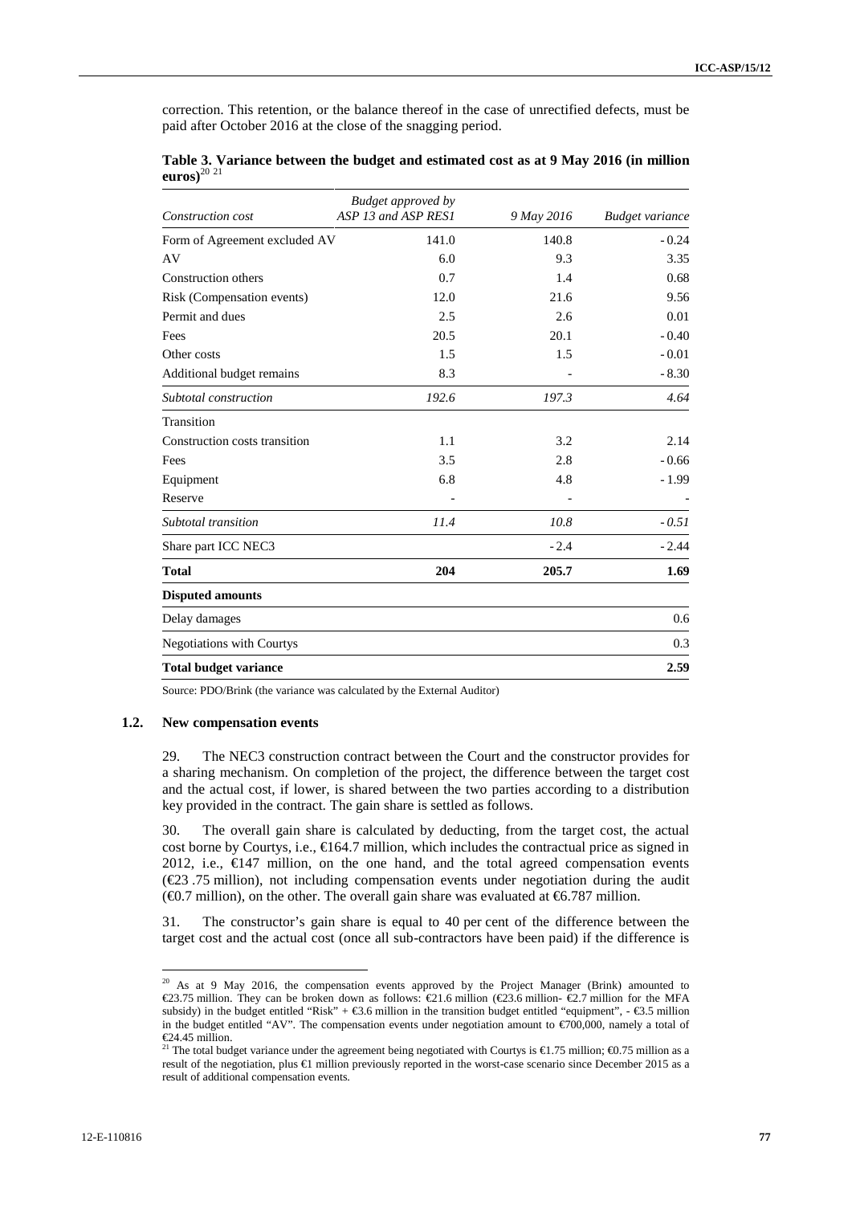correction. This retention, or the balance thereof in the case of unrectified defects, must be paid after October 2016 at the close of the snagging period.

**Table 3. Variance between the budget and estimated cost as at 9 May 2016 (in million euros)**[20] [21]

| *Construction cost* | *Budget approved by ASP 13 and ASP RES1* | *9 May 2016* | *Budget variance* |
|---|---|---|---|
| Form of Agreement excluded AV | 141.0 | 140.8 | - 0.24 |
| AV | 6.0 | 9.3 | 3.35 |
| Construction others | 0.7 | 1.4 | 0.68 |
| Risk (Compensation events) | 12.0 | 21.6 | 9.56 |
| Permit and dues | 2.5 | 2.6 | 0.01 |
| Fees | 20.5 | 20.1 | - 0.40 |
| Other costs | 1.5 | 1.5 | - 0.01 |
| Additional budget remains | 8.3 | - | - 8.30 |
| *Subtotal construction* | *192.6* | *197.3* | *4.64* |
| Transition | | | |
| Construction costs transition | 1.1 | 3.2 | 2.14 |
| Fees | 3.5 | 2.8 | - 0.66 |
| Equipment | 6.8 | 4.8 | - 1.99 |
| Reserve | - | - | - |
| *Subtotal transition* | *11.4* | *10.8* | *- 0.51* |
| Share part ICC NEC3 | | - 2.4 | - 2.44 |
| **Total** | **204** | **205.7** | **1.69** |
| **Disputed amounts** | | | |
| Delay damages | | | 0.6 |
| Negotiations with Courtys | | | 0.3 |
| **Total budget variance** | | | **2.59** |

Source: PDO/Brink (the variance was calculated by the External Auditor)

### 1.2. New compensation events

29. The NEC3 construction contract between the Court and the constructor provides for a sharing mechanism. On completion of the project, the difference between the target cost and the actual cost, if lower, is shared between the two parties according to a distribution key provided in the contract. The gain share is settled as follows.

30. The overall gain share is calculated by deducting, from the target cost, the actual cost borne by Courtys, i.e., €164.7 million, which includes the contractual price as signed in 2012, i.e., €147 million, on the one hand, and the total agreed compensation events (€23 .75 million), not including compensation events under negotiation during the audit (€0.7 million), on the other. The overall gain share was evaluated at €6.787 million.

31. The constructor's gain share is equal to 40 per cent of the difference between the target cost and the actual cost (once all sub-contractors have been paid) if the difference is

---

[20] As at 9 May 2016, the compensation events approved by the Project Manager (Brink) amounted to €23.75 million. They can be broken down as follows: €21.6 million (€23.6 million- €2.7 million for the MFA subsidy) in the budget entitled "Risk" + €3.6 million in the transition budget entitled "equipment", - €3.5 million in the budget entitled "AV". The compensation events under negotiation amount to €700,000, namely a total of €24.45 million.

[21] The total budget variance under the agreement being negotiated with Courtys is €1.75 million; €0.75 million as a result of the negotiation, plus €1 million previously reported in the worst-case scenario since December 2015 as a result of additional compensation events.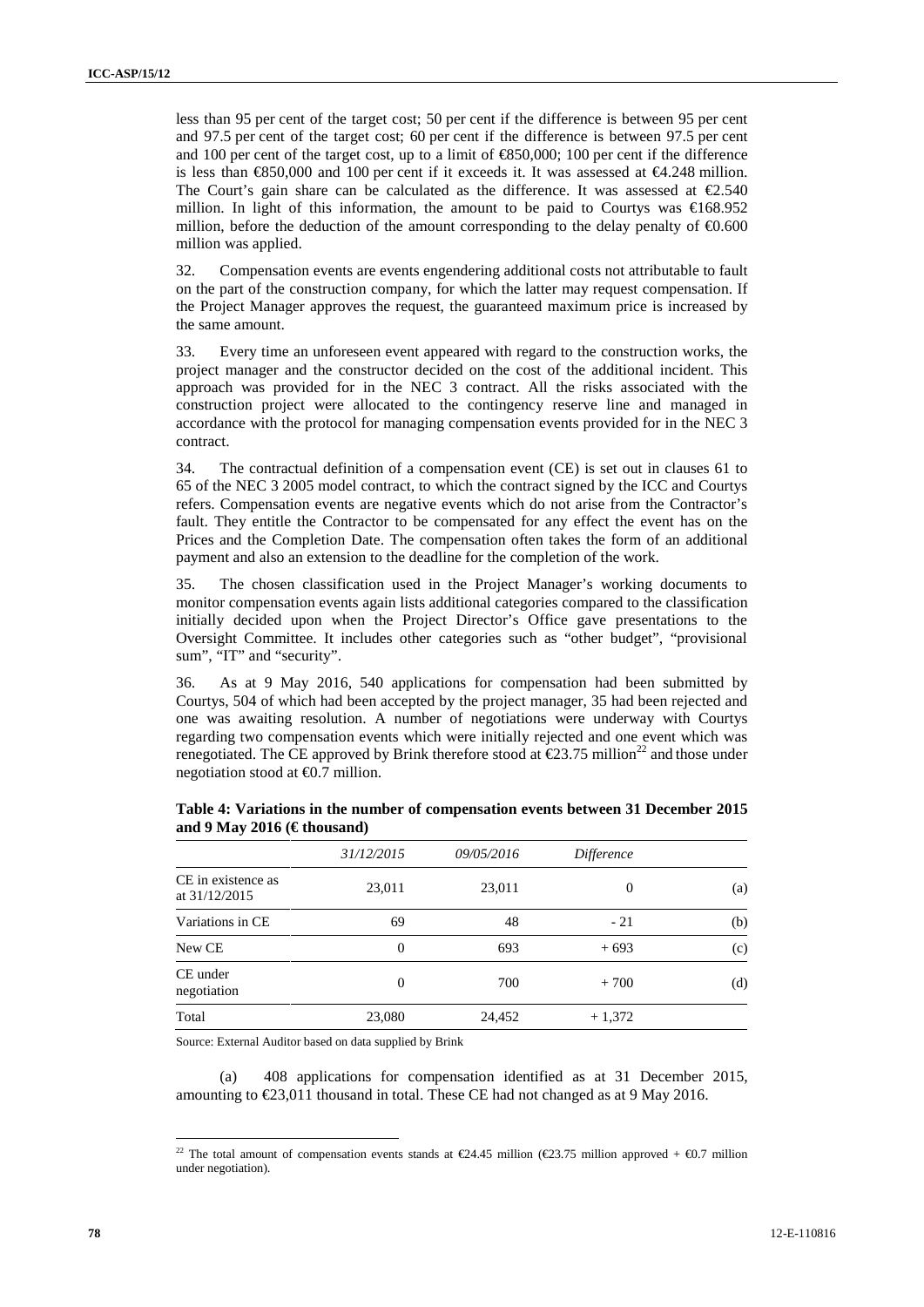less than 95 per cent of the target cost; 50 per cent if the difference is between 95 per cent and 97.5 per cent of the target cost; 60 per cent if the difference is between 97.5 per cent and 100 per cent of the target cost, up to a limit of €850,000; 100 per cent if the difference is less than €850,000 and 100 per cent if it exceeds it. It was assessed at €4.248 million. The Court's gain share can be calculated as the difference. It was assessed at €2.540 million. In light of this information, the amount to be paid to Courtys was €168.952 million, before the deduction of the amount corresponding to the delay penalty of €0.600 million was applied.

32. Compensation events are events engendering additional costs not attributable to fault on the part of the construction company, for which the latter may request compensation. If the Project Manager approves the request, the guaranteed maximum price is increased by the same amount.

33. Every time an unforeseen event appeared with regard to the construction works, the project manager and the constructor decided on the cost of the additional incident. This approach was provided for in the NEC 3 contract. All the risks associated with the construction project were allocated to the contingency reserve line and managed in accordance with the protocol for managing compensation events provided for in the NEC 3 contract.

34. The contractual definition of a compensation event (CE) is set out in clauses 61 to 65 of the NEC 3 2005 model contract, to which the contract signed by the ICC and Courtys refers. Compensation events are negative events which do not arise from the Contractor's fault. They entitle the Contractor to be compensated for any effect the event has on the Prices and the Completion Date. The compensation often takes the form of an additional payment and also an extension to the deadline for the completion of the work.

35. The chosen classification used in the Project Manager's working documents to monitor compensation events again lists additional categories compared to the classification initially decided upon when the Project Director's Office gave presentations to the Oversight Committee. It includes other categories such as "other budget", "provisional sum", "IT" and "security".

36. As at 9 May 2016, 540 applications for compensation had been submitted by Courtys, 504 of which had been accepted by the project manager, 35 had been rejected and one was awaiting resolution. A number of negotiations were underway with Courtys regarding two compensation events which were initially rejected and one event which was renegotiated. The CE approved by Brink therefore stood at €23.75 million[22] and those under negotiation stood at €0.7 million.

**Table 4: Variations in the number of compensation events between 31 December 2015 and 9 May 2016 (€ thousand)**

| | *31/12/2015* | *09/05/2016* | *Difference* | |
|---|---|---|---|---|
| CE in existence as at 31/12/2015 | 23,011 | 23,011 | 0 | (a) |
| Variations in CE | 69 | 48 | - 21 | (b) |
| New CE | 0 | 693 | + 693 | (c) |
| CE under negotiation | 0 | 700 | + 700 | (d) |
| Total | 23,080 | 24,452 | + 1,372 | |

Source: External Auditor based on data supplied by Brink

(a) 408 applications for compensation identified as at 31 December 2015, amounting to €23,011 thousand in total. These CE had not changed as at 9 May 2016.

[22] The total amount of compensation events stands at €24.45 million (€23.75 million approved + €0.7 million under negotiation).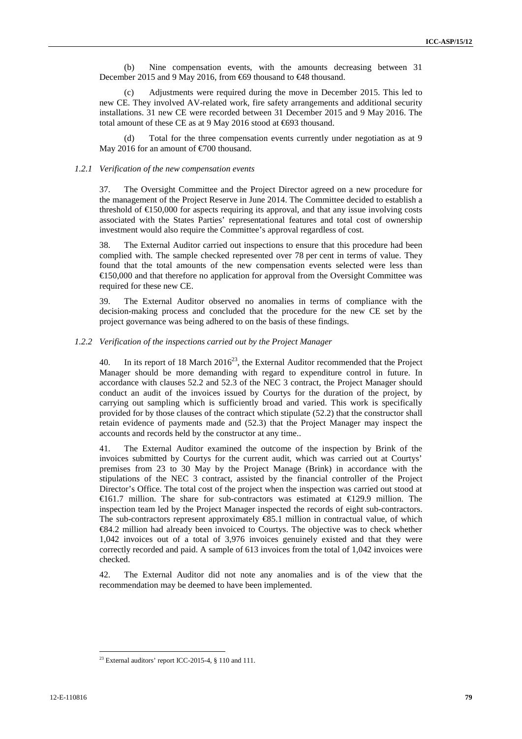(b) Nine compensation events, with the amounts decreasing between 31 December 2015 and 9 May 2016, from €69 thousand to €48 thousand.

(c) Adjustments were required during the move in December 2015. This led to new CE. They involved AV-related work, fire safety arrangements and additional security installations. 31 new CE were recorded between 31 December 2015 and 9 May 2016. The total amount of these CE as at 9 May 2016 stood at €693 thousand.

(d) Total for the three compensation events currently under negotiation as at 9 May 2016 for an amount of €700 thousand.

### *1.2.1 Verification of the new compensation events*

37. The Oversight Committee and the Project Director agreed on a new procedure for the management of the Project Reserve in June 2014. The Committee decided to establish a threshold of €150,000 for aspects requiring its approval, and that any issue involving costs associated with the States Parties' representational features and total cost of ownership investment would also require the Committee's approval regardless of cost.

38. The External Auditor carried out inspections to ensure that this procedure had been complied with. The sample checked represented over 78 per cent in terms of value. They found that the total amounts of the new compensation events selected were less than €150,000 and that therefore no application for approval from the Oversight Committee was required for these new CE.

39. The External Auditor observed no anomalies in terms of compliance with the decision-making process and concluded that the procedure for the new CE set by the project governance was being adhered to on the basis of these findings.

### *1.2.2 Verification of the inspections carried out by the Project Manager*

40. In its report of 18 March 2016[23], the External Auditor recommended that the Project Manager should be more demanding with regard to expenditure control in future. In accordance with clauses 52.2 and 52.3 of the NEC 3 contract, the Project Manager should conduct an audit of the invoices issued by Courtys for the duration of the project, by carrying out sampling which is sufficiently broad and varied. This work is specifically provided for by those clauses of the contract which stipulate (52.2) that the constructor shall retain evidence of payments made and (52.3) that the Project Manager may inspect the accounts and records held by the constructor at any time..

41. The External Auditor examined the outcome of the inspection by Brink of the invoices submitted by Courtys for the current audit, which was carried out at Courtys' premises from 23 to 30 May by the Project Manage (Brink) in accordance with the stipulations of the NEC 3 contract, assisted by the financial controller of the Project Director's Office. The total cost of the project when the inspection was carried out stood at €161.7 million. The share for sub-contractors was estimated at €129.9 million. The inspection team led by the Project Manager inspected the records of eight sub-contractors. The sub-contractors represent approximately €85.1 million in contractual value, of which €84.2 million had already been invoiced to Courtys. The objective was to check whether 1,042 invoices out of a total of 3,976 invoices genuinely existed and that they were correctly recorded and paid. A sample of 613 invoices from the total of 1,042 invoices were checked.

42. The External Auditor did not note any anomalies and is of the view that the recommendation may be deemed to have been implemented.

[23] External auditors' report ICC-2015-4, § 110 and 111.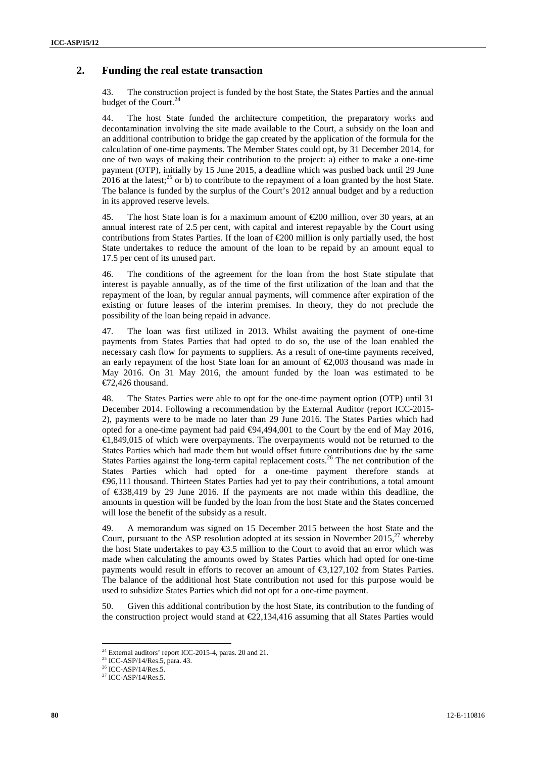## 2. Funding the real estate transaction

43. The construction project is funded by the host State, the States Parties and the annual budget of the Court.[24]

44. The host State funded the architecture competition, the preparatory works and decontamination involving the site made available to the Court, a subsidy on the loan and an additional contribution to bridge the gap created by the application of the formula for the calculation of one-time payments. The Member States could opt, by 31 December 2014, for one of two ways of making their contribution to the project: a) either to make a one-time payment (OTP), initially by 15 June 2015, a deadline which was pushed back until 29 June 2016 at the latest;[25] or b) to contribute to the repayment of a loan granted by the host State. The balance is funded by the surplus of the Court's 2012 annual budget and by a reduction in its approved reserve levels.

45. The host State loan is for a maximum amount of €200 million, over 30 years, at an annual interest rate of 2.5 per cent, with capital and interest repayable by the Court using contributions from States Parties. If the loan of €200 million is only partially used, the host State undertakes to reduce the amount of the loan to be repaid by an amount equal to 17.5 per cent of its unused part.

46. The conditions of the agreement for the loan from the host State stipulate that interest is payable annually, as of the time of the first utilization of the loan and that the repayment of the loan, by regular annual payments, will commence after expiration of the existing or future leases of the interim premises. In theory, they do not preclude the possibility of the loan being repaid in advance.

47. The loan was first utilized in 2013. Whilst awaiting the payment of one-time payments from States Parties that had opted to do so, the use of the loan enabled the necessary cash flow for payments to suppliers. As a result of one-time payments received, an early repayment of the host State loan for an amount of €2,003 thousand was made in May 2016. On 31 May 2016, the amount funded by the loan was estimated to be €72,426 thousand.

48. The States Parties were able to opt for the one-time payment option (OTP) until 31 December 2014. Following a recommendation by the External Auditor (report ICC-2015-2), payments were to be made no later than 29 June 2016. The States Parties which had opted for a one-time payment had paid €94,494,001 to the Court by the end of May 2016, €1,849,015 of which were overpayments. The overpayments would not be returned to the States Parties which had made them but would offset future contributions due by the same States Parties against the long-term capital replacement costs.[26] The net contribution of the States Parties which had opted for a one-time payment therefore stands at €96,111 thousand. Thirteen States Parties had yet to pay their contributions, a total amount of €338,419 by 29 June 2016. If the payments are not made within this deadline, the amounts in question will be funded by the loan from the host State and the States concerned will lose the benefit of the subsidy as a result.

49. A memorandum was signed on 15 December 2015 between the host State and the Court, pursuant to the ASP resolution adopted at its session in November 2015,[27] whereby the host State undertakes to pay €3.5 million to the Court to avoid that an error which was made when calculating the amounts owed by States Parties which had opted for one-time payments would result in efforts to recover an amount of €3,127,102 from States Parties. The balance of the additional host State contribution not used for this purpose would be used to subsidize States Parties which did not opt for a one-time payment.

50. Given this additional contribution by the host State, its contribution to the funding of the construction project would stand at €22,134,416 assuming that all States Parties would

---

[24] External auditors' report ICC-2015-4, paras. 20 and 21.

[25] ICC-ASP/14/Res.5, para. 43.

[26] ICC-ASP/14/Res.5.

[27] ICC-ASP/14/Res.5.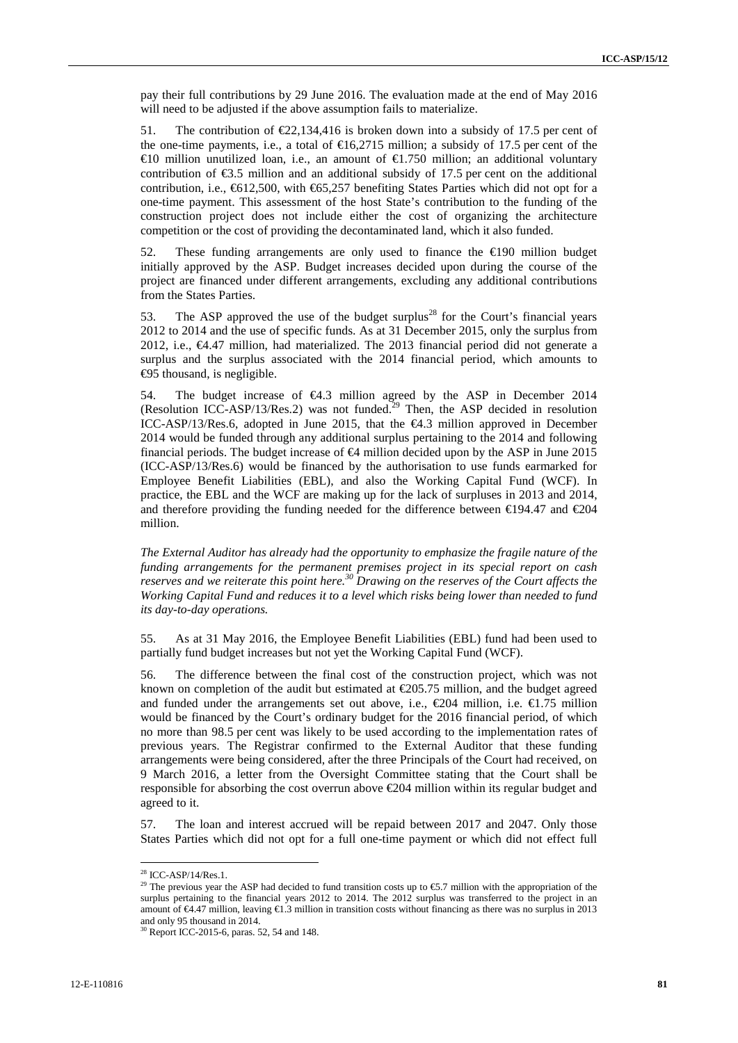pay their full contributions by 29 June 2016. The evaluation made at the end of May 2016 will need to be adjusted if the above assumption fails to materialize.

51. The contribution of €22,134,416 is broken down into a subsidy of 17.5 per cent of the one-time payments, i.e., a total of €16,2715 million; a subsidy of 17.5 per cent of the €10 million unutilized loan, i.e., an amount of €1.750 million; an additional voluntary contribution of €3.5 million and an additional subsidy of 17.5 per cent on the additional contribution, i.e., €612,500, with €65,257 benefiting States Parties which did not opt for a one-time payment. This assessment of the host State's contribution to the funding of the construction project does not include either the cost of organizing the architecture competition or the cost of providing the decontaminated land, which it also funded.

52. These funding arrangements are only used to finance the €190 million budget initially approved by the ASP. Budget increases decided upon during the course of the project are financed under different arrangements, excluding any additional contributions from the States Parties.

53. The ASP approved the use of the budget surplus[28] for the Court's financial years 2012 to 2014 and the use of specific funds. As at 31 December 2015, only the surplus from 2012, i.e., €4.47 million, had materialized. The 2013 financial period did not generate a surplus and the surplus associated with the 2014 financial period, which amounts to €95 thousand, is negligible.

54. The budget increase of €4.3 million agreed by the ASP in December 2014 (Resolution ICC-ASP/13/Res.2) was not funded.[29] Then, the ASP decided in resolution ICC-ASP/13/Res.6, adopted in June 2015, that the €4.3 million approved in December 2014 would be funded through any additional surplus pertaining to the 2014 and following financial periods. The budget increase of €4 million decided upon by the ASP in June 2015 (ICC-ASP/13/Res.6) would be financed by the authorisation to use funds earmarked for Employee Benefit Liabilities (EBL), and also the Working Capital Fund (WCF). In practice, the EBL and the WCF are making up for the lack of surpluses in 2013 and 2014, and therefore providing the funding needed for the difference between €194.47 and €204 million.

*The External Auditor has already had the opportunity to emphasize the fragile nature of the funding arrangements for the permanent premises project in its special report on cash reserves and we reiterate this point here.[30] Drawing on the reserves of the Court affects the Working Capital Fund and reduces it to a level which risks being lower than needed to fund its day-to-day operations.*

55. As at 31 May 2016, the Employee Benefit Liabilities (EBL) fund had been used to partially fund budget increases but not yet the Working Capital Fund (WCF).

56. The difference between the final cost of the construction project, which was not known on completion of the audit but estimated at €205.75 million, and the budget agreed and funded under the arrangements set out above, i.e., €204 million, i.e. €1.75 million would be financed by the Court's ordinary budget for the 2016 financial period, of which no more than 98.5 per cent was likely to be used according to the implementation rates of previous years. The Registrar confirmed to the External Auditor that these funding arrangements were being considered, after the three Principals of the Court had received, on 9 March 2016, a letter from the Oversight Committee stating that the Court shall be responsible for absorbing the cost overrun above €204 million within its regular budget and agreed to it.

57. The loan and interest accrued will be repaid between 2017 and 2047. Only those States Parties which did not opt for a full one-time payment or which did not effect full

---

[28] ICC-ASP/14/Res.1.

[29] The previous year the ASP had decided to fund transition costs up to €5.7 million with the appropriation of the surplus pertaining to the financial years 2012 to 2014. The 2012 surplus was transferred to the project in an amount of €4.47 million, leaving €1.3 million in transition costs without financing as there was no surplus in 2013 and only 95 thousand in 2014.

[30] Report ICC-2015-6, paras. 52, 54 and 148.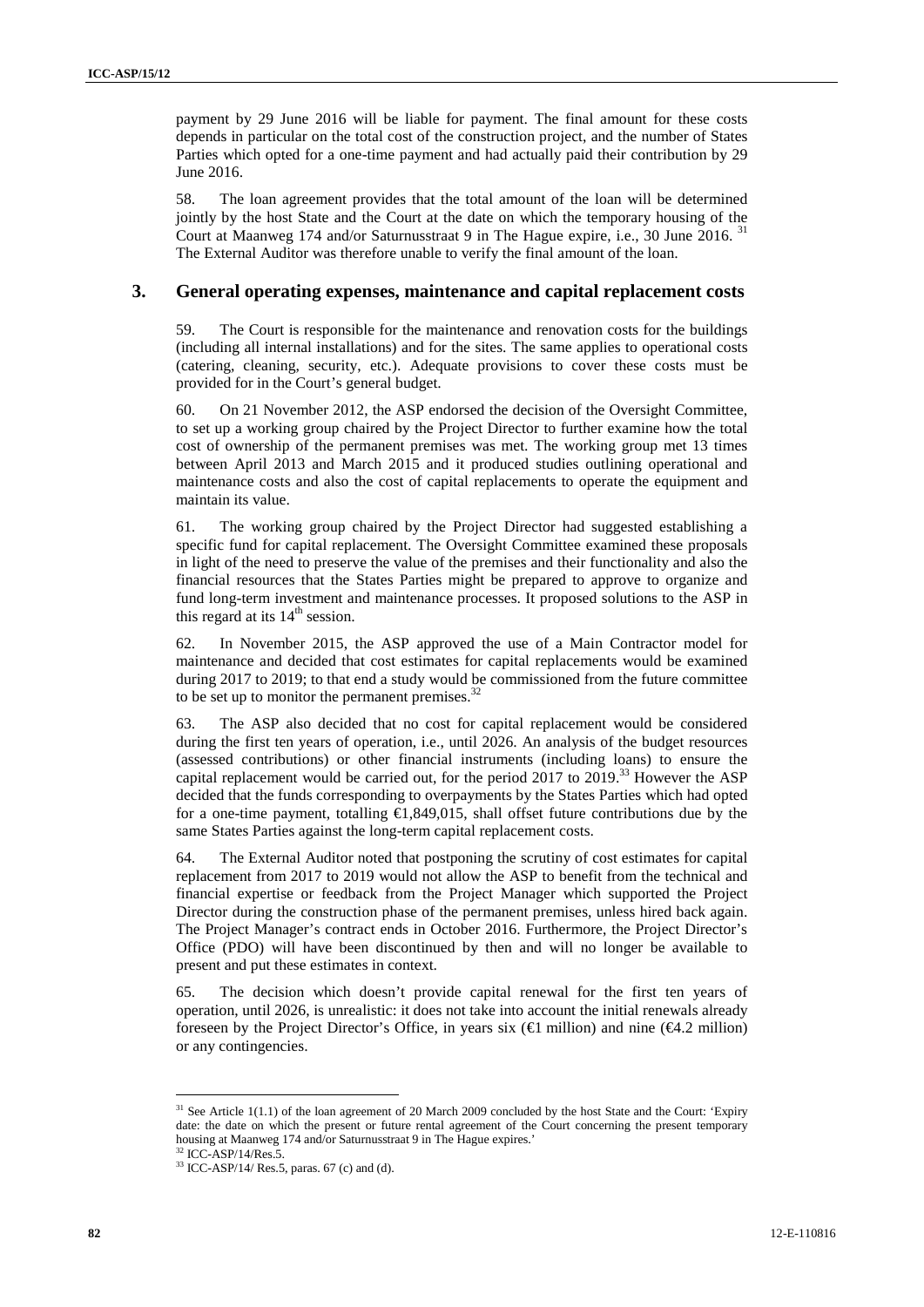payment by 29 June 2016 will be liable for payment. The final amount for these costs depends in particular on the total cost of the construction project, and the number of States Parties which opted for a one-time payment and had actually paid their contribution by 29 June 2016.

58. The loan agreement provides that the total amount of the loan will be determined jointly by the host State and the Court at the date on which the temporary housing of the Court at Maanweg 174 and/or Saturnusstraat 9 in The Hague expire, i.e., 30 June 2016. [31] The External Auditor was therefore unable to verify the final amount of the loan.

## 3. General operating expenses, maintenance and capital replacement costs

59. The Court is responsible for the maintenance and renovation costs for the buildings (including all internal installations) and for the sites. The same applies to operational costs (catering, cleaning, security, etc.). Adequate provisions to cover these costs must be provided for in the Court's general budget.

60. On 21 November 2012, the ASP endorsed the decision of the Oversight Committee, to set up a working group chaired by the Project Director to further examine how the total cost of ownership of the permanent premises was met. The working group met 13 times between April 2013 and March 2015 and it produced studies outlining operational and maintenance costs and also the cost of capital replacements to operate the equipment and maintain its value.

61. The working group chaired by the Project Director had suggested establishing a specific fund for capital replacement. The Oversight Committee examined these proposals in light of the need to preserve the value of the premises and their functionality and also the financial resources that the States Parties might be prepared to approve to organize and fund long-term investment and maintenance processes. It proposed solutions to the ASP in this regard at its 14th session.

62. In November 2015, the ASP approved the use of a Main Contractor model for maintenance and decided that cost estimates for capital replacements would be examined during 2017 to 2019; to that end a study would be commissioned from the future committee to be set up to monitor the permanent premises.[32]

63. The ASP also decided that no cost for capital replacement would be considered during the first ten years of operation, i.e., until 2026. An analysis of the budget resources (assessed contributions) or other financial instruments (including loans) to ensure the capital replacement would be carried out, for the period 2017 to 2019.[33] However the ASP decided that the funds corresponding to overpayments by the States Parties which had opted for a one-time payment, totalling €1,849,015, shall offset future contributions due by the same States Parties against the long-term capital replacement costs.

64. The External Auditor noted that postponing the scrutiny of cost estimates for capital replacement from 2017 to 2019 would not allow the ASP to benefit from the technical and financial expertise or feedback from the Project Manager which supported the Project Director during the construction phase of the permanent premises, unless hired back again. The Project Manager's contract ends in October 2016. Furthermore, the Project Director's Office (PDO) will have been discontinued by then and will no longer be available to present and put these estimates in context.

65. The decision which doesn't provide capital renewal for the first ten years of operation, until 2026, is unrealistic: it does not take into account the initial renewals already foreseen by the Project Director's Office, in years six (€1 million) and nine (€4.2 million) or any contingencies.

---

[31] See Article 1(1.1) of the loan agreement of 20 March 2009 concluded by the host State and the Court: 'Expiry date: the date on which the present or future rental agreement of the Court concerning the present temporary housing at Maanweg 174 and/or Saturnusstraat 9 in The Hague expires.'

[32] ICC-ASP/14/Res.5.

[33] ICC-ASP/14/ Res.5, paras. 67 (c) and (d).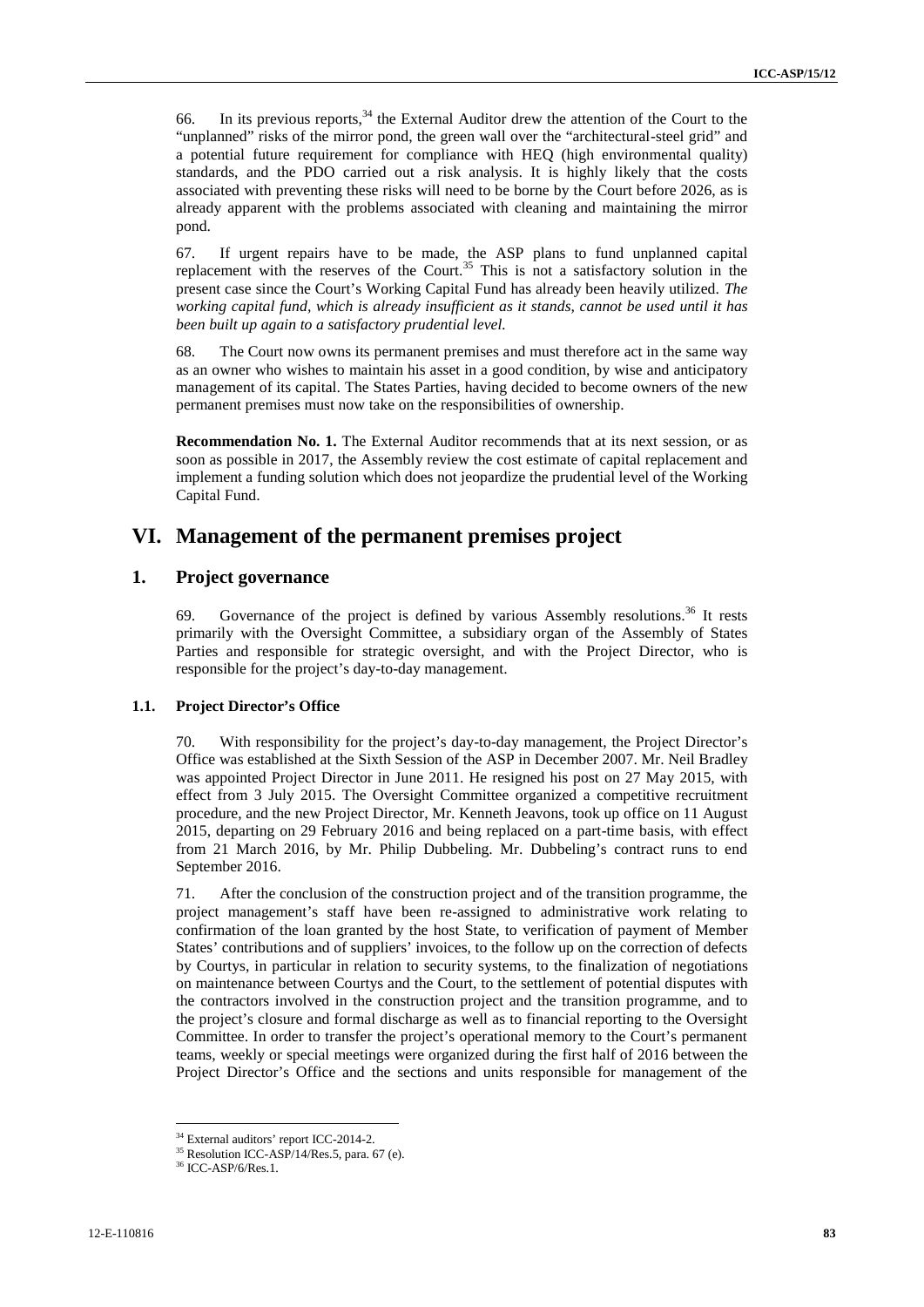66. In its previous reports,[34] the External Auditor drew the attention of the Court to the "unplanned" risks of the mirror pond, the green wall over the "architectural-steel grid" and a potential future requirement for compliance with HEQ (high environmental quality) standards, and the PDO carried out a risk analysis. It is highly likely that the costs associated with preventing these risks will need to be borne by the Court before 2026, as is already apparent with the problems associated with cleaning and maintaining the mirror pond.

67. If urgent repairs have to be made, the ASP plans to fund unplanned capital replacement with the reserves of the Court.[35] This is not a satisfactory solution in the present case since the Court's Working Capital Fund has already been heavily utilized. *The working capital fund, which is already insufficient as it stands, cannot be used until it has been built up again to a satisfactory prudential level.*

68. The Court now owns its permanent premises and must therefore act in the same way as an owner who wishes to maintain his asset in a good condition, by wise and anticipatory management of its capital. The States Parties, having decided to become owners of the new permanent premises must now take on the responsibilities of ownership.

**Recommendation No. 1.** The External Auditor recommends that at its next session, or as soon as possible in 2017, the Assembly review the cost estimate of capital replacement and implement a funding solution which does not jeopardize the prudential level of the Working Capital Fund.

# VI. Management of the permanent premises project

## 1. Project governance

69. Governance of the project is defined by various Assembly resolutions.[36] It rests primarily with the Oversight Committee, a subsidiary organ of the Assembly of States Parties and responsible for strategic oversight, and with the Project Director, who is responsible for the project's day-to-day management.

### 1.1. Project Director's Office

70. With responsibility for the project's day-to-day management, the Project Director's Office was established at the Sixth Session of the ASP in December 2007. Mr. Neil Bradley was appointed Project Director in June 2011. He resigned his post on 27 May 2015, with effect from 3 July 2015. The Oversight Committee organized a competitive recruitment procedure, and the new Project Director, Mr. Kenneth Jeavons, took up office on 11 August 2015, departing on 29 February 2016 and being replaced on a part-time basis, with effect from 21 March 2016, by Mr. Philip Dubbeling. Mr. Dubbeling's contract runs to end September 2016.

71. After the conclusion of the construction project and of the transition programme, the project management's staff have been re-assigned to administrative work relating to confirmation of the loan granted by the host State, to verification of payment of Member States' contributions and of suppliers' invoices, to the follow up on the correction of defects by Courtys, in particular in relation to security systems, to the finalization of negotiations on maintenance between Courtys and the Court, to the settlement of potential disputes with the contractors involved in the construction project and the transition programme, and to the project's closure and formal discharge as well as to financial reporting to the Oversight Committee. In order to transfer the project's operational memory to the Court's permanent teams, weekly or special meetings were organized during the first half of 2016 between the Project Director's Office and the sections and units responsible for management of the

[34] External auditors' report ICC-2014-2.

[35] Resolution ICC-ASP/14/Res.5, para. 67 (e).

[36] ICC-ASP/6/Res.1.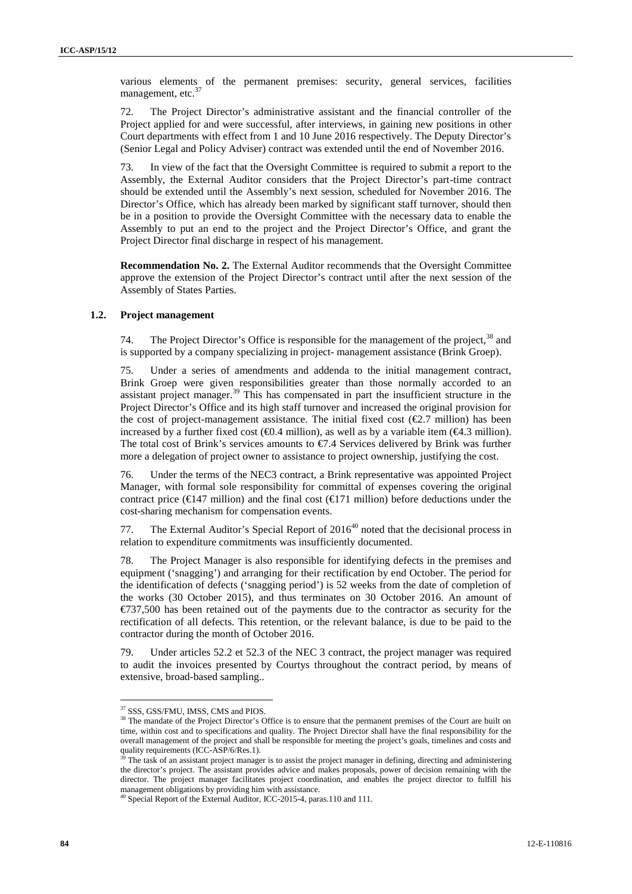various elements of the permanent premises: security, general services, facilities management, etc.[37]

72. The Project Director's administrative assistant and the financial controller of the Project applied for and were successful, after interviews, in gaining new positions in other Court departments with effect from 1 and 10 June 2016 respectively. The Deputy Director's (Senior Legal and Policy Adviser) contract was extended until the end of November 2016.

73. In view of the fact that the Oversight Committee is required to submit a report to the Assembly, the External Auditor considers that the Project Director's part-time contract should be extended until the Assembly's next session, scheduled for November 2016. The Director's Office, which has already been marked by significant staff turnover, should then be in a position to provide the Oversight Committee with the necessary data to enable the Assembly to put an end to the project and the Project Director's Office, and grant the Project Director final discharge in respect of his management.

**Recommendation No. 2.** The External Auditor recommends that the Oversight Committee approve the extension of the Project Director's contract until after the next session of the Assembly of States Parties.

### 1.2. Project management

74. The Project Director's Office is responsible for the management of the project,[38] and is supported by a company specializing in project- management assistance (Brink Groep).

75. Under a series of amendments and addenda to the initial management contract, Brink Groep were given responsibilities greater than those normally accorded to an assistant project manager.[39] This has compensated in part the insufficient structure in the Project Director's Office and its high staff turnover and increased the original provision for the cost of project-management assistance. The initial fixed cost (€2.7 million) has been increased by a further fixed cost (€0.4 million), as well as by a variable item (€4.3 million). The total cost of Brink's services amounts to €7.4 Services delivered by Brink was further more a delegation of project owner to assistance to project ownership, justifying the cost.

76. Under the terms of the NEC3 contract, a Brink representative was appointed Project Manager, with formal sole responsibility for committal of expenses covering the original contract price (€147 million) and the final cost (€171 million) before deductions under the cost-sharing mechanism for compensation events.

77. The External Auditor's Special Report of 2016[40] noted that the decisional process in relation to expenditure commitments was insufficiently documented.

78. The Project Manager is also responsible for identifying defects in the premises and equipment ('snagging') and arranging for their rectification by end October. The period for the identification of defects ('snagging period') is 52 weeks from the date of completion of the works (30 October 2015), and thus terminates on 30 October 2016. An amount of €737,500 has been retained out of the payments due to the contractor as security for the rectification of all defects. This retention, or the relevant balance, is due to be paid to the contractor during the month of October 2016.

79. Under articles 52.2 et 52.3 of the NEC 3 contract, the project manager was required to audit the invoices presented by Courtys throughout the contract period, by means of extensive, broad-based sampling..

---

[37] SSS, GSS/FMU, IMSS, CMS and PIOS.

[38] The mandate of the Project Director's Office is to ensure that the permanent premises of the Court are built on time, within cost and to specifications and quality. The Project Director shall have the final responsibility for the overall management of the project and shall be responsible for meeting the project's goals, timelines and costs and quality requirements (ICC-ASP/6/Res.1).

[39] The task of an assistant project manager is to assist the project manager in defining, directing and administering the director's project. The assistant provides advice and makes proposals, power of decision remaining with the director. The project manager facilitates project coordination, and enables the project director to fulfill his management obligations by providing him with assistance.

[40] Special Report of the External Auditor, ICC-2015-4, paras.110 and 111.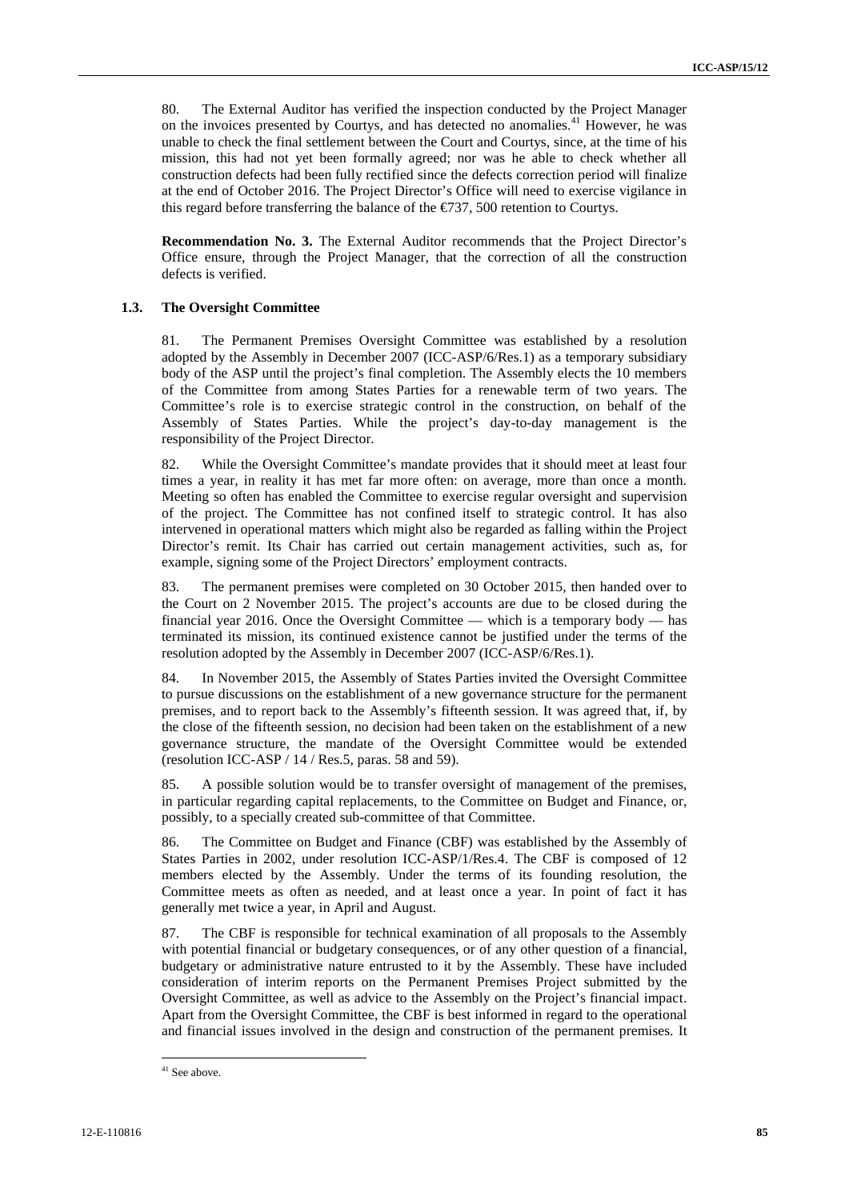80. The External Auditor has verified the inspection conducted by the Project Manager on the invoices presented by Courtys, and has detected no anomalies.[41] However, he was unable to check the final settlement between the Court and Courtys, since, at the time of his mission, this had not yet been formally agreed; nor was he able to check whether all construction defects had been fully rectified since the defects correction period will finalize at the end of October 2016. The Project Director's Office will need to exercise vigilance in this regard before transferring the balance of the €737, 500 retention to Courtys.

**Recommendation No. 3.** The External Auditor recommends that the Project Director's Office ensure, through the Project Manager, that the correction of all the construction defects is verified.

### 1.3. The Oversight Committee

81. The Permanent Premises Oversight Committee was established by a resolution adopted by the Assembly in December 2007 (ICC-ASP/6/Res.1) as a temporary subsidiary body of the ASP until the project's final completion. The Assembly elects the 10 members of the Committee from among States Parties for a renewable term of two years. The Committee's role is to exercise strategic control in the construction, on behalf of the Assembly of States Parties. While the project's day-to-day management is the responsibility of the Project Director.

82. While the Oversight Committee's mandate provides that it should meet at least four times a year, in reality it has met far more often: on average, more than once a month. Meeting so often has enabled the Committee to exercise regular oversight and supervision of the project. The Committee has not confined itself to strategic control. It has also intervened in operational matters which might also be regarded as falling within the Project Director's remit. Its Chair has carried out certain management activities, such as, for example, signing some of the Project Directors' employment contracts.

83. The permanent premises were completed on 30 October 2015, then handed over to the Court on 2 November 2015. The project's accounts are due to be closed during the financial year 2016. Once the Oversight Committee — which is a temporary body — has terminated its mission, its continued existence cannot be justified under the terms of the resolution adopted by the Assembly in December 2007 (ICC-ASP/6/Res.1).

84. In November 2015, the Assembly of States Parties invited the Oversight Committee to pursue discussions on the establishment of a new governance structure for the permanent premises, and to report back to the Assembly's fifteenth session. It was agreed that, if, by the close of the fifteenth session, no decision had been taken on the establishment of a new governance structure, the mandate of the Oversight Committee would be extended (resolution ICC-ASP / 14 / Res.5, paras. 58 and 59).

85. A possible solution would be to transfer oversight of management of the premises, in particular regarding capital replacements, to the Committee on Budget and Finance, or, possibly, to a specially created sub-committee of that Committee.

86. The Committee on Budget and Finance (CBF) was established by the Assembly of States Parties in 2002, under resolution ICC-ASP/1/Res.4. The CBF is composed of 12 members elected by the Assembly. Under the terms of its founding resolution, the Committee meets as often as needed, and at least once a year. In point of fact it has generally met twice a year, in April and August.

87. The CBF is responsible for technical examination of all proposals to the Assembly with potential financial or budgetary consequences, or of any other question of a financial, budgetary or administrative nature entrusted to it by the Assembly. These have included consideration of interim reports on the Permanent Premises Project submitted by the Oversight Committee, as well as advice to the Assembly on the Project's financial impact. Apart from the Oversight Committee, the CBF is best informed in regard to the operational and financial issues involved in the design and construction of the permanent premises. It

[41] See above.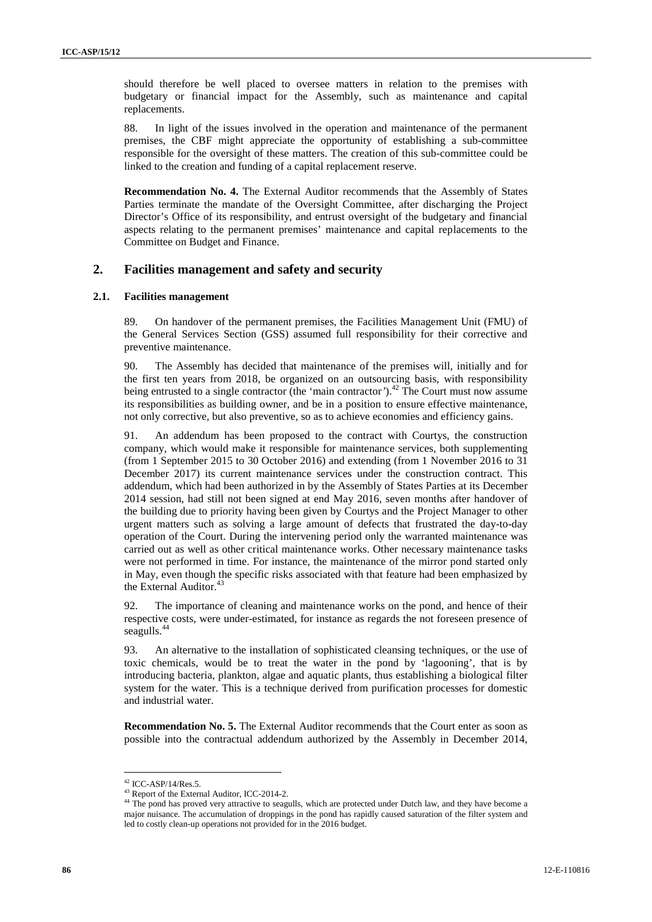should therefore be well placed to oversee matters in relation to the premises with budgetary or financial impact for the Assembly, such as maintenance and capital replacements.

88. In light of the issues involved in the operation and maintenance of the permanent premises, the CBF might appreciate the opportunity of establishing a sub-committee responsible for the oversight of these matters. The creation of this sub-committee could be linked to the creation and funding of a capital replacement reserve.

**Recommendation No. 4.** The External Auditor recommends that the Assembly of States Parties terminate the mandate of the Oversight Committee, after discharging the Project Director's Office of its responsibility, and entrust oversight of the budgetary and financial aspects relating to the permanent premises' maintenance and capital replacements to the Committee on Budget and Finance.

## 2. Facilities management and safety and security

### 2.1. Facilities management

89. On handover of the permanent premises, the Facilities Management Unit (FMU) of the General Services Section (GSS) assumed full responsibility for their corrective and preventive maintenance.

90. The Assembly has decided that maintenance of the premises will, initially and for the first ten years from 2018, be organized on an outsourcing basis, with responsibility being entrusted to a single contractor (the 'main contractor').[42] The Court must now assume its responsibilities as building owner, and be in a position to ensure effective maintenance, not only corrective, but also preventive, so as to achieve economies and efficiency gains.

91. An addendum has been proposed to the contract with Courtys, the construction company, which would make it responsible for maintenance services, both supplementing (from 1 September 2015 to 30 October 2016) and extending (from 1 November 2016 to 31 December 2017) its current maintenance services under the construction contract. This addendum, which had been authorized in by the Assembly of States Parties at its December 2014 session, had still not been signed at end May 2016, seven months after handover of the building due to priority having been given by Courtys and the Project Manager to other urgent matters such as solving a large amount of defects that frustrated the day-to-day operation of the Court. During the intervening period only the warranted maintenance was carried out as well as other critical maintenance works. Other necessary maintenance tasks were not performed in time. For instance, the maintenance of the mirror pond started only in May, even though the specific risks associated with that feature had been emphasized by the External Auditor.[43]

92. The importance of cleaning and maintenance works on the pond, and hence of their respective costs, were under-estimated, for instance as regards the not foreseen presence of seagulls.[44]

93. An alternative to the installation of sophisticated cleansing techniques, or the use of toxic chemicals, would be to treat the water in the pond by 'lagooning', that is by introducing bacteria, plankton, algae and aquatic plants, thus establishing a biological filter system for the water. This is a technique derived from purification processes for domestic and industrial water.

**Recommendation No. 5.** The External Auditor recommends that the Court enter as soon as possible into the contractual addendum authorized by the Assembly in December 2014,

---

[42] ICC-ASP/14/Res.5.

[43] Report of the External Auditor, ICC-2014-2.

[44] The pond has proved very attractive to seagulls, which are protected under Dutch law, and they have become a major nuisance. The accumulation of droppings in the pond has rapidly caused saturation of the filter system and led to costly clean-up operations not provided for in the 2016 budget.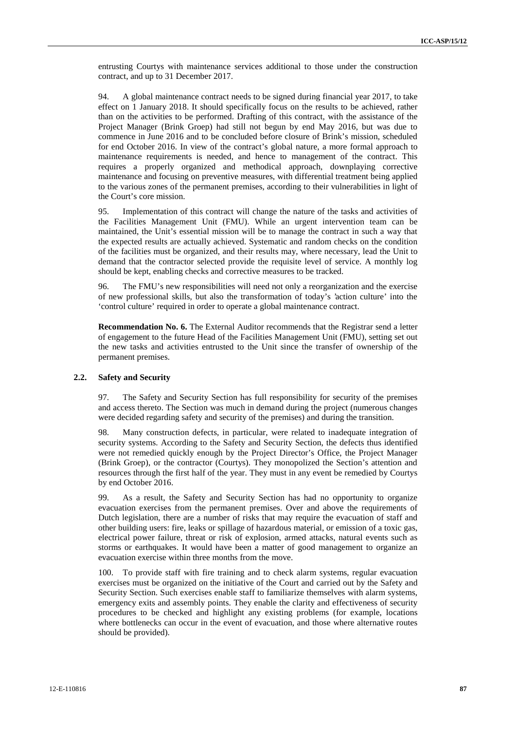entrusting Courtys with maintenance services additional to those under the construction contract, and up to 31 December 2017.

94. A global maintenance contract needs to be signed during financial year 2017, to take effect on 1 January 2018. It should specifically focus on the results to be achieved, rather than on the activities to be performed. Drafting of this contract, with the assistance of the Project Manager (Brink Groep) had still not begun by end May 2016, but was due to commence in June 2016 and to be concluded before closure of Brink's mission, scheduled for end October 2016. In view of the contract's global nature, a more formal approach to maintenance requirements is needed, and hence to management of the contract. This requires a properly organized and methodical approach, downplaying corrective maintenance and focusing on preventive measures, with differential treatment being applied to the various zones of the permanent premises, according to their vulnerabilities in light of the Court's core mission.

95. Implementation of this contract will change the nature of the tasks and activities of the Facilities Management Unit (FMU). While an urgent intervention team can be maintained, the Unit's essential mission will be to manage the contract in such a way that the expected results are actually achieved. Systematic and random checks on the condition of the facilities must be organized, and their results may, where necessary, lead the Unit to demand that the contractor selected provide the requisite level of service. A monthly log should be kept, enabling checks and corrective measures to be tracked.

96. The FMU's new responsibilities will need not only a reorganization and the exercise of new professional skills, but also the transformation of today's 'action culture' into the 'control culture' required in order to operate a global maintenance contract.

**Recommendation No. 6.** The External Auditor recommends that the Registrar send a letter of engagement to the future Head of the Facilities Management Unit (FMU), setting set out the new tasks and activities entrusted to the Unit since the transfer of ownership of the permanent premises.

### 2.2. Safety and Security

97. The Safety and Security Section has full responsibility for security of the premises and access thereto. The Section was much in demand during the project (numerous changes were decided regarding safety and security of the premises) and during the transition.

98. Many construction defects, in particular, were related to inadequate integration of security systems. According to the Safety and Security Section, the defects thus identified were not remedied quickly enough by the Project Director's Office, the Project Manager (Brink Groep), or the contractor (Courtys). They monopolized the Section's attention and resources through the first half of the year. They must in any event be remedied by Courtys by end October 2016.

99. As a result, the Safety and Security Section has had no opportunity to organize evacuation exercises from the permanent premises. Over and above the requirements of Dutch legislation, there are a number of risks that may require the evacuation of staff and other building users: fire, leaks or spillage of hazardous material, or emission of a toxic gas, electrical power failure, threat or risk of explosion, armed attacks, natural events such as storms or earthquakes. It would have been a matter of good management to organize an evacuation exercise within three months from the move.

100. To provide staff with fire training and to check alarm systems, regular evacuation exercises must be organized on the initiative of the Court and carried out by the Safety and Security Section. Such exercises enable staff to familiarize themselves with alarm systems, emergency exits and assembly points. They enable the clarity and effectiveness of security procedures to be checked and highlight any existing problems (for example, locations where bottlenecks can occur in the event of evacuation, and those where alternative routes should be provided).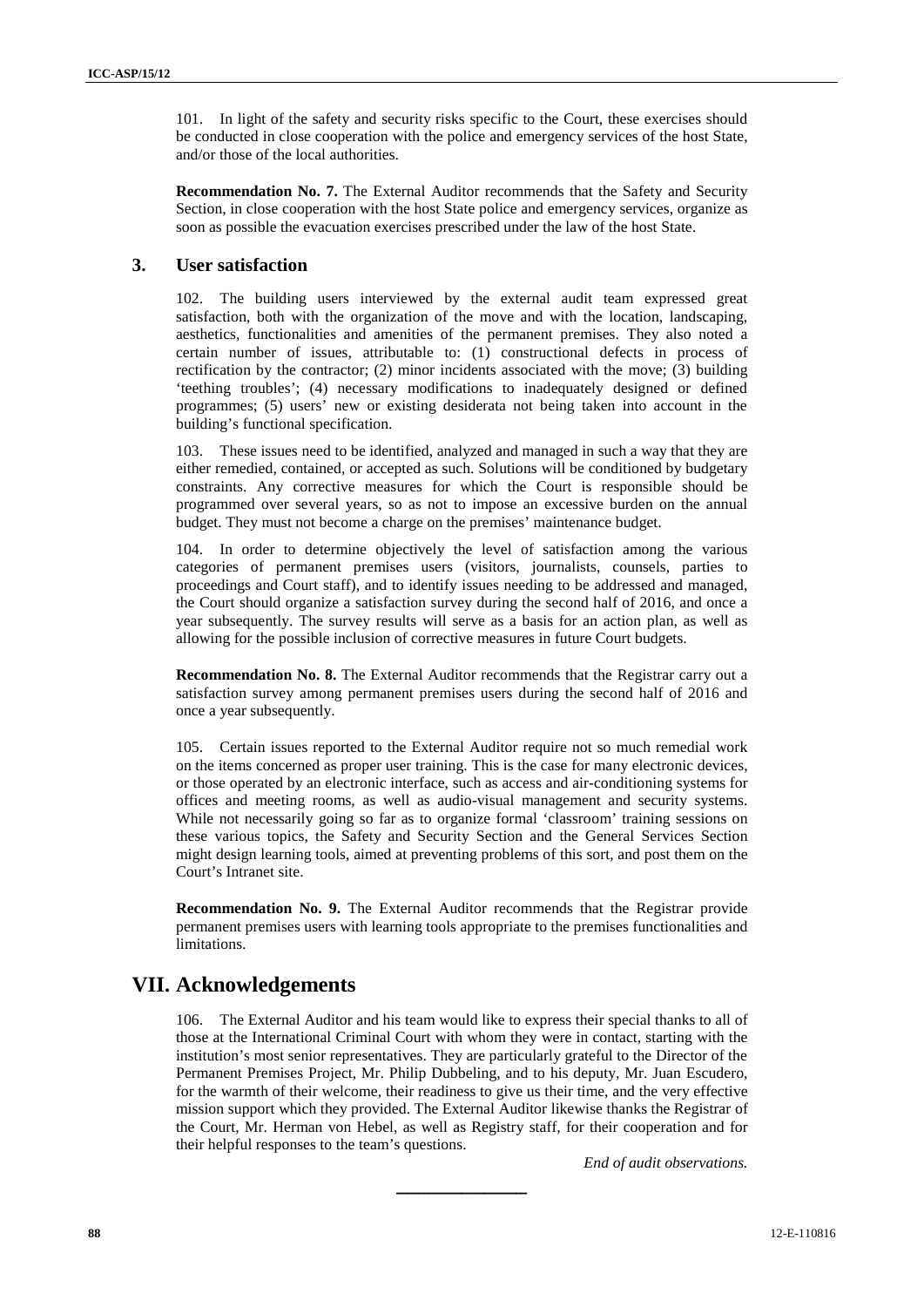101. In light of the safety and security risks specific to the Court, these exercises should be conducted in close cooperation with the police and emergency services of the host State, and/or those of the local authorities.

**Recommendation No. 7.** The External Auditor recommends that the Safety and Security Section, in close cooperation with the host State police and emergency services, organize as soon as possible the evacuation exercises prescribed under the law of the host State.

### 3. User satisfaction

102. The building users interviewed by the external audit team expressed great satisfaction, both with the organization of the move and with the location, landscaping, aesthetics, functionalities and amenities of the permanent premises. They also noted a certain number of issues, attributable to: (1) constructional defects in process of rectification by the contractor; (2) minor incidents associated with the move; (3) building 'teething troubles'; (4) necessary modifications to inadequately designed or defined programmes; (5) users' new or existing desiderata not being taken into account in the building's functional specification.

103. These issues need to be identified, analyzed and managed in such a way that they are either remedied, contained, or accepted as such. Solutions will be conditioned by budgetary constraints. Any corrective measures for which the Court is responsible should be programmed over several years, so as not to impose an excessive burden on the annual budget. They must not become a charge on the premises' maintenance budget.

104. In order to determine objectively the level of satisfaction among the various categories of permanent premises users (visitors, journalists, counsels, parties to proceedings and Court staff), and to identify issues needing to be addressed and managed, the Court should organize a satisfaction survey during the second half of 2016, and once a year subsequently. The survey results will serve as a basis for an action plan, as well as allowing for the possible inclusion of corrective measures in future Court budgets.

**Recommendation No. 8.** The External Auditor recommends that the Registrar carry out a satisfaction survey among permanent premises users during the second half of 2016 and once a year subsequently.

105. Certain issues reported to the External Auditor require not so much remedial work on the items concerned as proper user training. This is the case for many electronic devices, or those operated by an electronic interface, such as access and air-conditioning systems for offices and meeting rooms, as well as audio-visual management and security systems. While not necessarily going so far as to organize formal 'classroom' training sessions on these various topics, the Safety and Security Section and the General Services Section might design learning tools, aimed at preventing problems of this sort, and post them on the Court's Intranet site.

**Recommendation No. 9.** The External Auditor recommends that the Registrar provide permanent premises users with learning tools appropriate to the premises functionalities and limitations.

## VII. Acknowledgements

106. The External Auditor and his team would like to express their special thanks to all of those at the International Criminal Court with whom they were in contact, starting with the institution's most senior representatives. They are particularly grateful to the Director of the Permanent Premises Project, Mr. Philip Dubbeling, and to his deputy, Mr. Juan Escudero, for the warmth of their welcome, their readiness to give us their time, and the very effective mission support which they provided. The External Auditor likewise thanks the Registrar of the Court, Mr. Herman von Hebel, as well as Registry staff, for their cooperation and for their helpful responses to the team's questions.

*End of audit observations.*

---